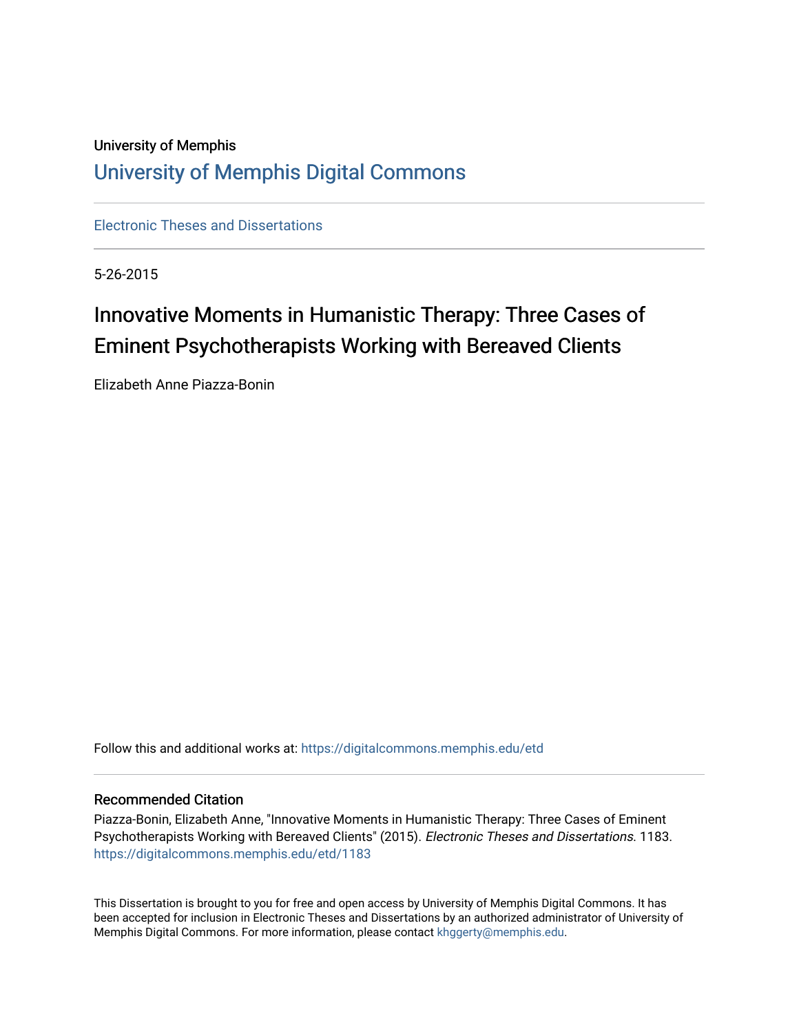University of Memphis

# University of Memphis Digital Commons

Electronic Theses and Dissertations

5-26-2015

## Innovative Moments in Humanistic Therapy: Three Cases of Eminent Psychotherapists Working with Bereaved Clients

Elizabeth Anne Piazza-Bonin

Follow this and additional works at: https://digitalcommons.memphis.edu/etd

### Recommended Citation

Piazza-Bonin, Elizabeth Anne, "Innovative Moments in Humanistic Therapy: Three Cases of Eminent Psychotherapists Working with Bereaved Clients" (2015). *Electronic Theses and Dissertations*. 1183.
https://digitalcommons.memphis.edu/etd/1183

This Dissertation is brought to you for free and open access by University of Memphis Digital Commons. It has been accepted for inclusion in Electronic Theses and Dissertations by an authorized administrator of University of Memphis Digital Commons. For more information, please contact khggerty@memphis.edu.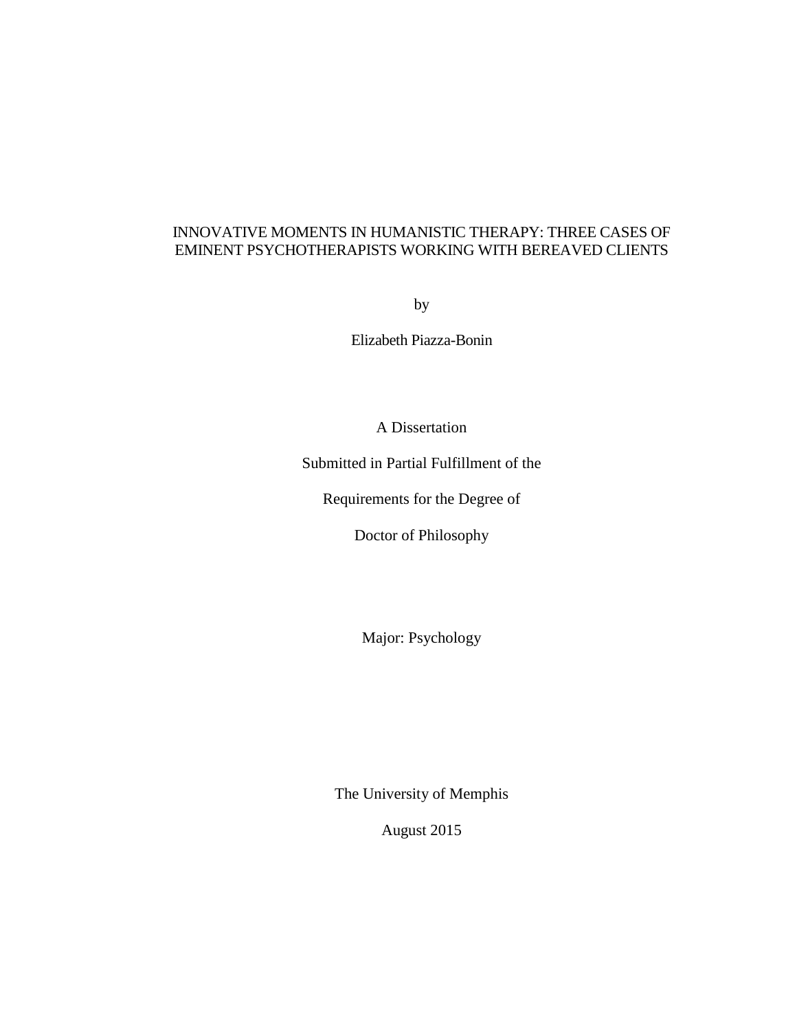INNOVATIVE MOMENTS IN HUMANISTIC THERAPY: THREE CASES OF EMINENT PSYCHOTHERAPISTS WORKING WITH BEREAVED CLIENTS

by

Elizabeth Piazza-Bonin

A Dissertation

Submitted in Partial Fulfillment of the

Requirements for the Degree of

Doctor of Philosophy

Major: Psychology

The University of Memphis

August 2015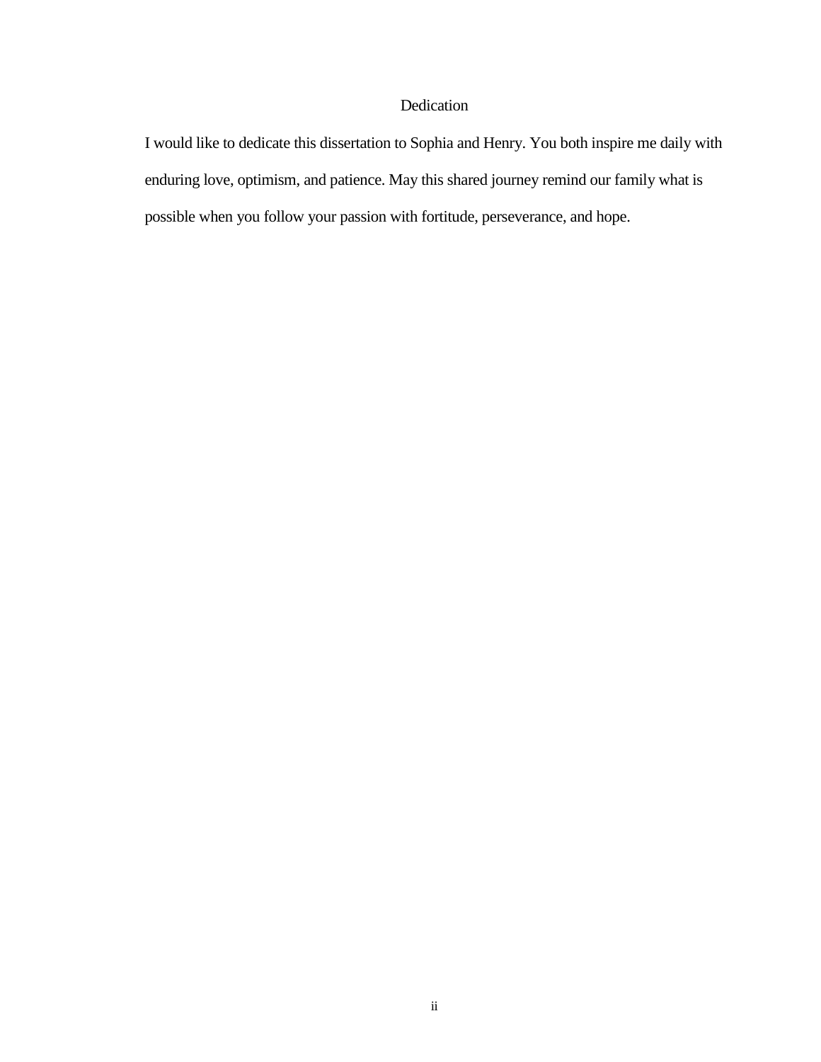# Dedication

I would like to dedicate this dissertation to Sophia and Henry. You both inspire me daily with enduring love, optimism, and patience. May this shared journey remind our family what is possible when you follow your passion with fortitude, perseverance, and hope.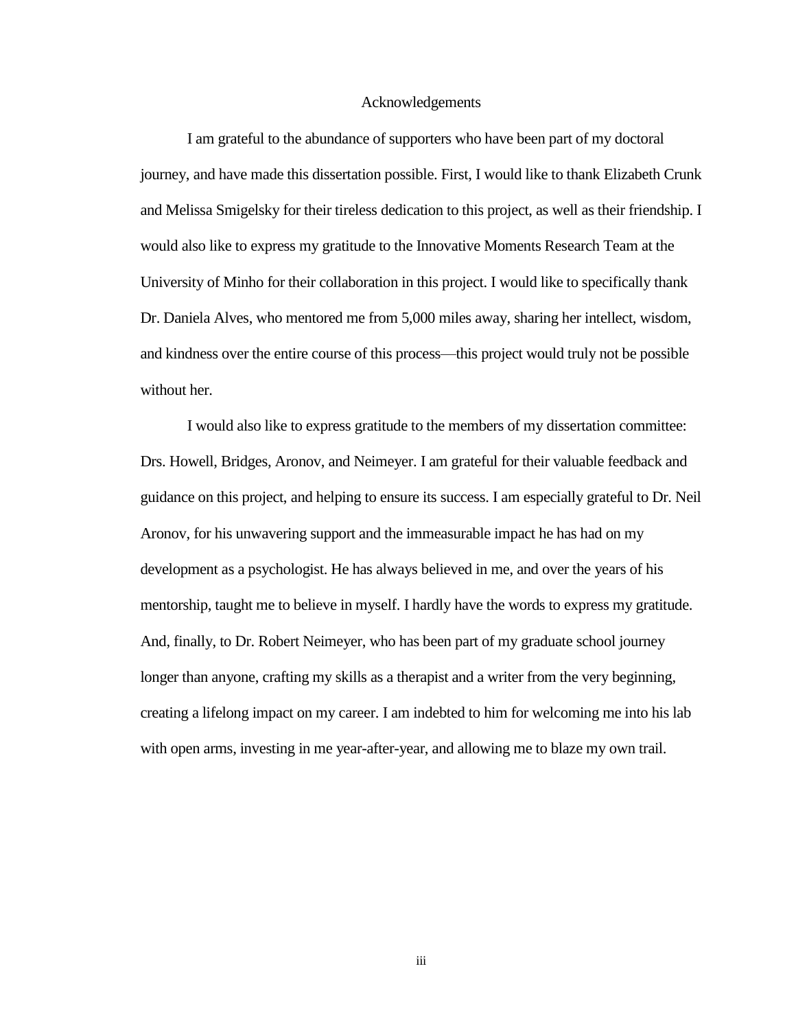# Acknowledgements

I am grateful to the abundance of supporters who have been part of my doctoral journey, and have made this dissertation possible. First, I would like to thank Elizabeth Crunk and Melissa Smigelsky for their tireless dedication to this project, as well as their friendship. I would also like to express my gratitude to the Innovative Moments Research Team at the University of Minho for their collaboration in this project. I would like to specifically thank Dr. Daniela Alves, who mentored me from 5,000 miles away, sharing her intellect, wisdom, and kindness over the entire course of this process—this project would truly not be possible without her.

I would also like to express gratitude to the members of my dissertation committee: Drs. Howell, Bridges, Aronov, and Neimeyer. I am grateful for their valuable feedback and guidance on this project, and helping to ensure its success. I am especially grateful to Dr. Neil Aronov, for his unwavering support and the immeasurable impact he has had on my development as a psychologist. He has always believed in me, and over the years of his mentorship, taught me to believe in myself. I hardly have the words to express my gratitude. And, finally, to Dr. Robert Neimeyer, who has been part of my graduate school journey longer than anyone, crafting my skills as a therapist and a writer from the very beginning, creating a lifelong impact on my career. I am indebted to him for welcoming me into his lab with open arms, investing in me year-after-year, and allowing me to blaze my own trail.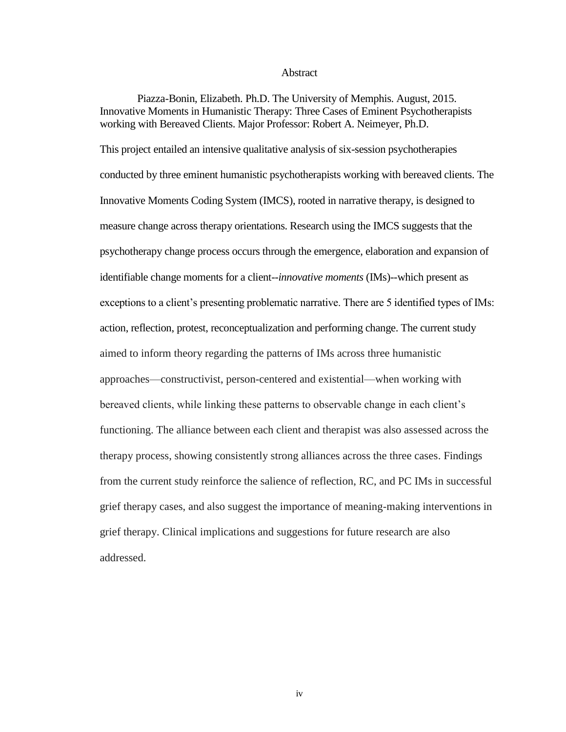# Abstract

Piazza-Bonin, Elizabeth. Ph.D. The University of Memphis. August, 2015. Innovative Moments in Humanistic Therapy: Three Cases of Eminent Psychotherapists working with Bereaved Clients. Major Professor: Robert A. Neimeyer, Ph.D.

This project entailed an intensive qualitative analysis of six-session psychotherapies conducted by three eminent humanistic psychotherapists working with bereaved clients. The Innovative Moments Coding System (IMCS), rooted in narrative therapy, is designed to measure change across therapy orientations. Research using the IMCS suggests that the psychotherapy change process occurs through the emergence, elaboration and expansion of identifiable change moments for a client--*innovative moments* (IMs)--which present as exceptions to a client's presenting problematic narrative. There are 5 identified types of IMs: action, reflection, protest, reconceptualization and performing change. The current study aimed to inform theory regarding the patterns of IMs across three humanistic approaches—constructivist, person-centered and existential—when working with bereaved clients, while linking these patterns to observable change in each client's functioning. The alliance between each client and therapist was also assessed across the therapy process, showing consistently strong alliances across the three cases. Findings from the current study reinforce the salience of reflection, RC, and PC IMs in successful grief therapy cases, and also suggest the importance of meaning-making interventions in grief therapy. Clinical implications and suggestions for future research are also addressed.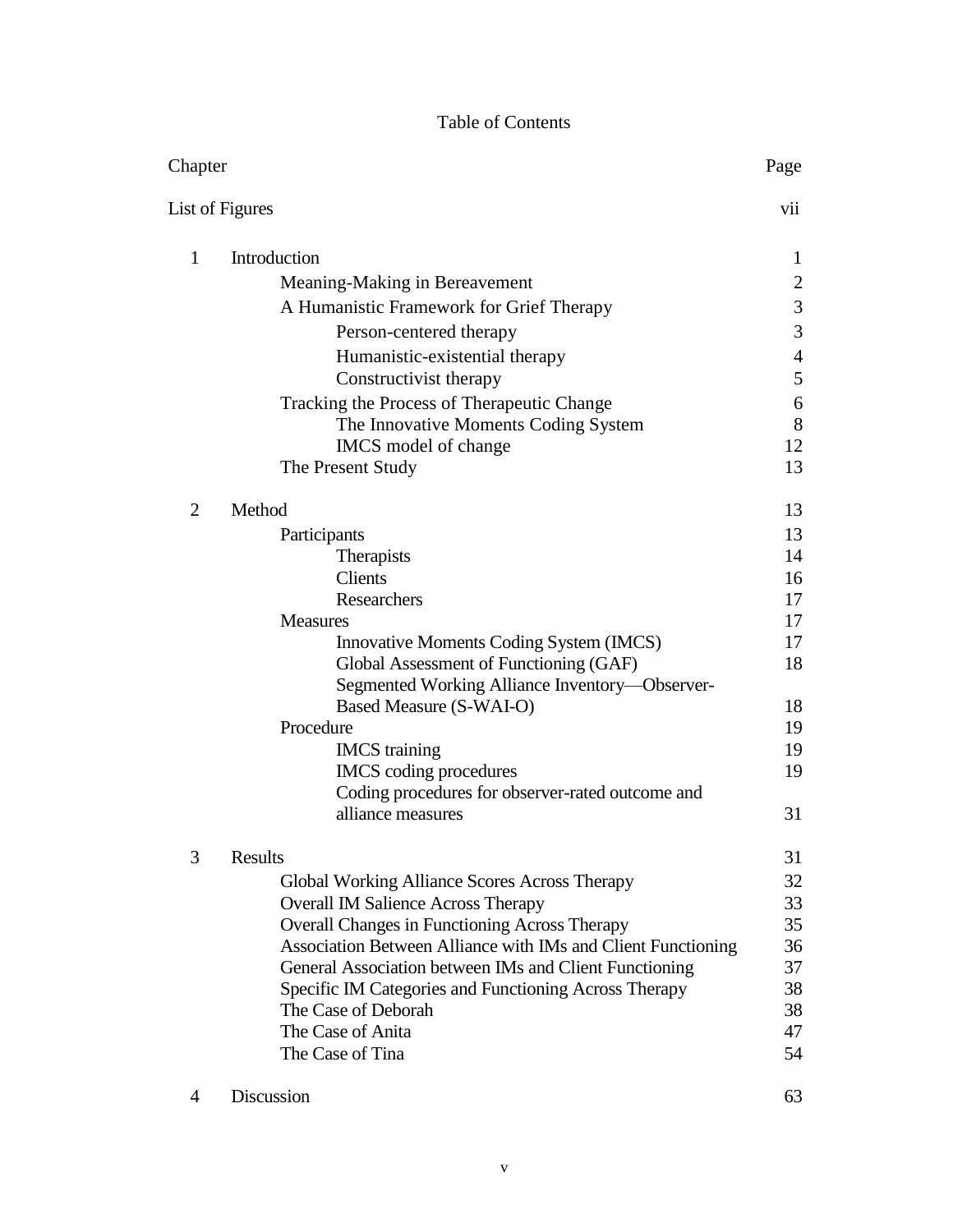# Table of Contents

| Chapter | | Page |
|---|---|---|
| List of Figures | | vii |
| 1 | Introduction | 1 |
| | Meaning-Making in Bereavement | 2 |
| | A Humanistic Framework for Grief Therapy | 3 |
| | Person-centered therapy | 3 |
| | Humanistic-existential therapy | 4 |
| | Constructivist therapy | 5 |
| | Tracking the Process of Therapeutic Change | 6 |
| | The Innovative Moments Coding System | 8 |
| | IMCS model of change | 12 |
| | The Present Study | 13 |
| 2 | Method | 13 |
| | Participants | 13 |
| | Therapists | 14 |
| | Clients | 16 |
| | Researchers | 17 |
| | Measures | 17 |
| | Innovative Moments Coding System (IMCS) | 17 |
| | Global Assessment of Functioning (GAF) | 18 |
| | Segmented Working Alliance Inventory—Observer-Based Measure (S-WAI-O) | 18 |
| | Procedure | 19 |
| | IMCS training | 19 |
| | IMCS coding procedures | 19 |
| | Coding procedures for observer-rated outcome and alliance measures | 31 |
| 3 | Results | 31 |
| | Global Working Alliance Scores Across Therapy | 32 |
| | Overall IM Salience Across Therapy | 33 |
| | Overall Changes in Functioning Across Therapy | 35 |
| | Association Between Alliance with IMs and Client Functioning | 36 |
| | General Association between IMs and Client Functioning | 37 |
| | Specific IM Categories and Functioning Across Therapy | 38 |
| | The Case of Deborah | 38 |
| | The Case of Anita | 47 |
| | The Case of Tina | 54 |
| 4 | Discussion | 63 |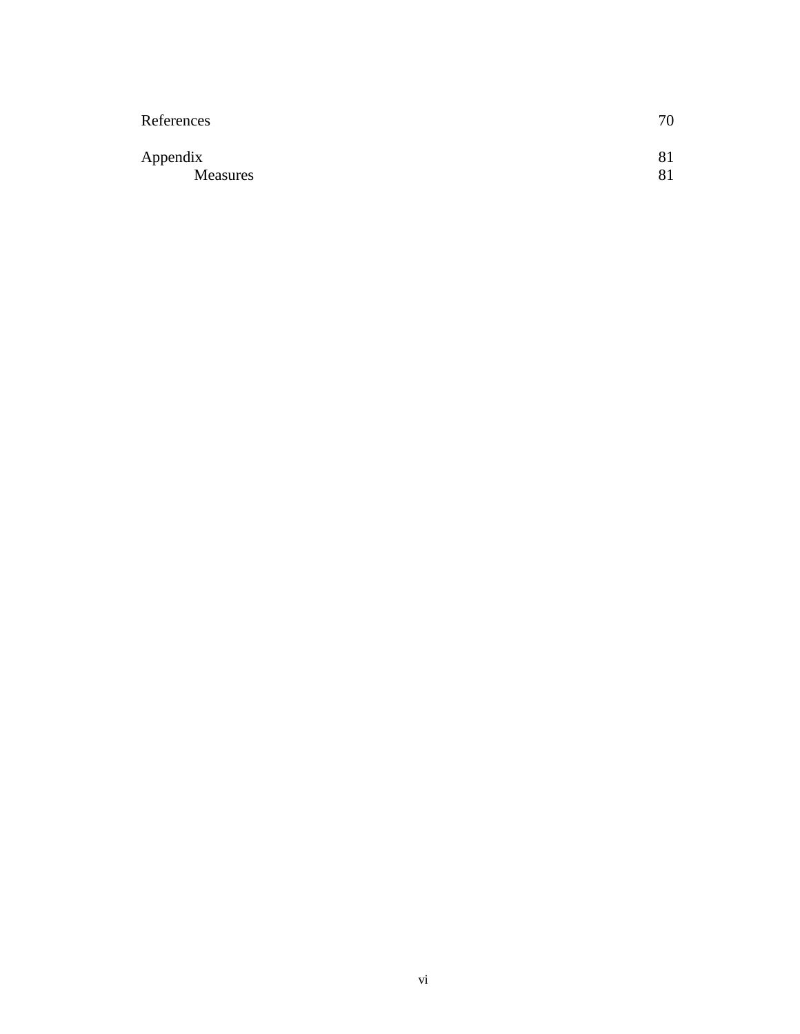| | |
|---|---|
| References | 70 |
| Appendix | 81 |
| Measures | 81 |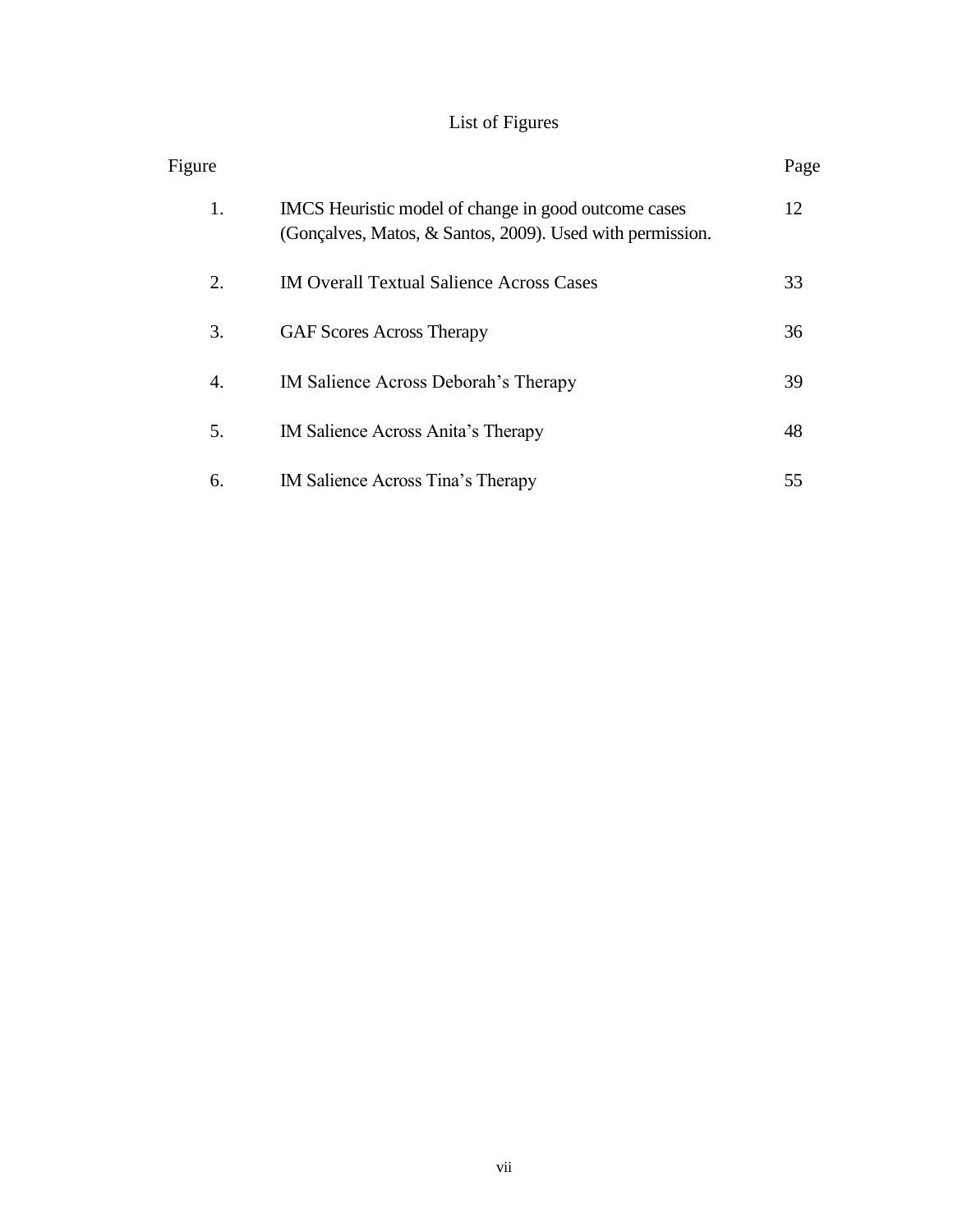# List of Figures

| Figure | | Page |
|---|---|---|
| 1. | IMCS Heuristic model of change in good outcome cases (Gonçalves, Matos, & Santos, 2009). Used with permission. | 12 |
| 2. | IM Overall Textual Salience Across Cases | 33 |
| 3. | GAF Scores Across Therapy | 36 |
| 4. | IM Salience Across Deborah's Therapy | 39 |
| 5. | IM Salience Across Anita's Therapy | 48 |
| 6. | IM Salience Across Tina's Therapy | 55 |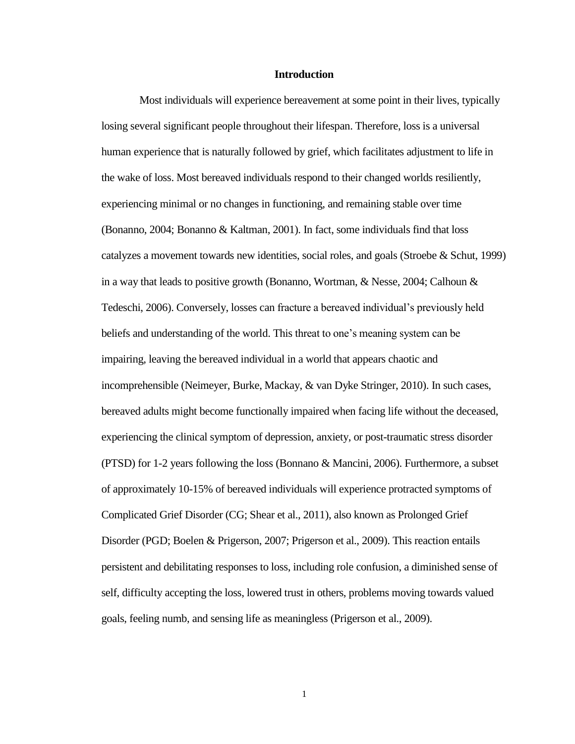# Introduction

Most individuals will experience bereavement at some point in their lives, typically losing several significant people throughout their lifespan. Therefore, loss is a universal human experience that is naturally followed by grief, which facilitates adjustment to life in the wake of loss. Most bereaved individuals respond to their changed worlds resiliently, experiencing minimal or no changes in functioning, and remaining stable over time (Bonanno, 2004; Bonanno & Kaltman, 2001). In fact, some individuals find that loss catalyzes a movement towards new identities, social roles, and goals (Stroebe & Schut, 1999) in a way that leads to positive growth (Bonanno, Wortman, & Nesse, 2004; Calhoun & Tedeschi, 2006). Conversely, losses can fracture a bereaved individual's previously held beliefs and understanding of the world. This threat to one's meaning system can be impairing, leaving the bereaved individual in a world that appears chaotic and incomprehensible (Neimeyer, Burke, Mackay, & van Dyke Stringer, 2010). In such cases, bereaved adults might become functionally impaired when facing life without the deceased, experiencing the clinical symptom of depression, anxiety, or post-traumatic stress disorder (PTSD) for 1-2 years following the loss (Bonnano & Mancini, 2006). Furthermore, a subset of approximately 10-15% of bereaved individuals will experience protracted symptoms of Complicated Grief Disorder (CG; Shear et al., 2011), also known as Prolonged Grief Disorder (PGD; Boelen & Prigerson, 2007; Prigerson et al., 2009). This reaction entails persistent and debilitating responses to loss, including role confusion, a diminished sense of self, difficulty accepting the loss, lowered trust in others, problems moving towards valued goals, feeling numb, and sensing life as meaningless (Prigerson et al., 2009).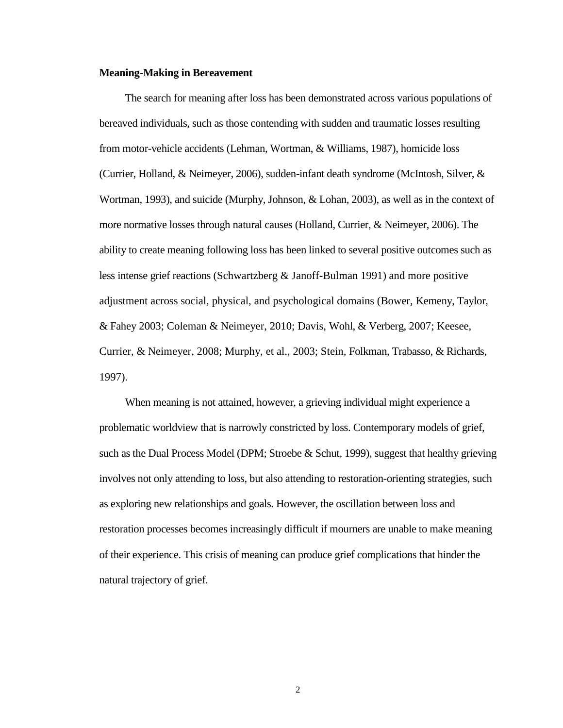**Meaning-Making in Bereavement**

The search for meaning after loss has been demonstrated across various populations of bereaved individuals, such as those contending with sudden and traumatic losses resulting from motor-vehicle accidents (Lehman, Wortman, & Williams, 1987), homicide loss (Currier, Holland, & Neimeyer, 2006), sudden-infant death syndrome (McIntosh, Silver, & Wortman, 1993), and suicide (Murphy, Johnson, & Lohan, 2003), as well as in the context of more normative losses through natural causes (Holland, Currier, & Neimeyer, 2006). The ability to create meaning following loss has been linked to several positive outcomes such as less intense grief reactions (Schwartzberg & Janoff-Bulman 1991) and more positive adjustment across social, physical, and psychological domains (Bower, Kemeny, Taylor, & Fahey 2003; Coleman & Neimeyer, 2010; Davis, Wohl, & Verberg, 2007; Keesee, Currier, & Neimeyer, 2008; Murphy, et al., 2003; Stein, Folkman, Trabasso, & Richards, 1997).

When meaning is not attained, however, a grieving individual might experience a problematic worldview that is narrowly constricted by loss. Contemporary models of grief, such as the Dual Process Model (DPM; Stroebe & Schut, 1999), suggest that healthy grieving involves not only attending to loss, but also attending to restoration-orienting strategies, such as exploring new relationships and goals. However, the oscillation between loss and restoration processes becomes increasingly difficult if mourners are unable to make meaning of their experience. This crisis of meaning can produce grief complications that hinder the natural trajectory of grief.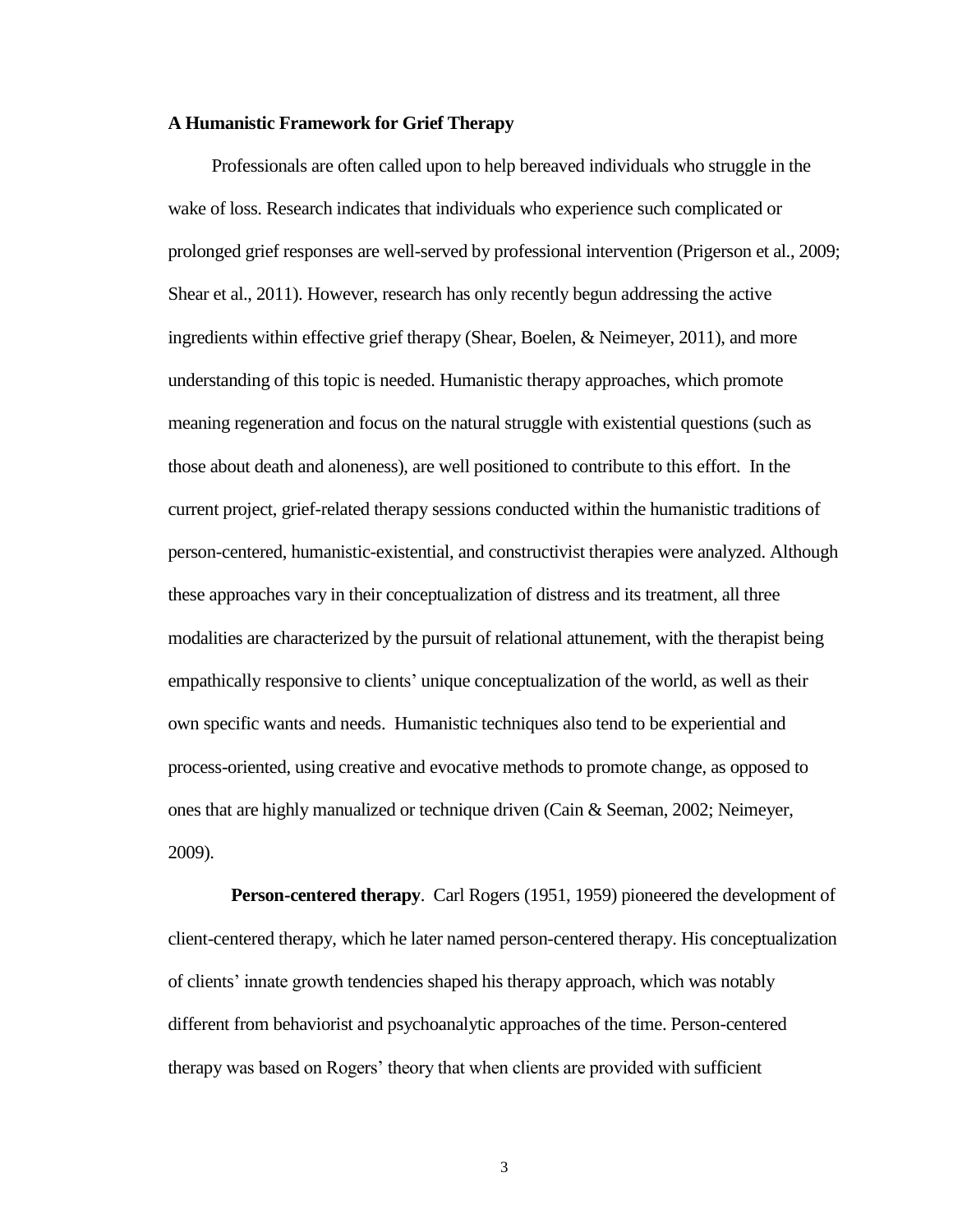**A Humanistic Framework for Grief Therapy**

Professionals are often called upon to help bereaved individuals who struggle in the wake of loss. Research indicates that individuals who experience such complicated or prolonged grief responses are well-served by professional intervention (Prigerson et al., 2009; Shear et al., 2011). However, research has only recently begun addressing the active ingredients within effective grief therapy (Shear, Boelen, & Neimeyer, 2011), and more understanding of this topic is needed. Humanistic therapy approaches, which promote meaning regeneration and focus on the natural struggle with existential questions (such as those about death and aloneness), are well positioned to contribute to this effort. In the current project, grief-related therapy sessions conducted within the humanistic traditions of person-centered, humanistic-existential, and constructivist therapies were analyzed. Although these approaches vary in their conceptualization of distress and its treatment, all three modalities are characterized by the pursuit of relational attunement, with the therapist being empathically responsive to clients' unique conceptualization of the world, as well as their own specific wants and needs. Humanistic techniques also tend to be experiential and process-oriented, using creative and evocative methods to promote change, as opposed to ones that are highly manualized or technique driven (Cain & Seeman, 2002; Neimeyer, 2009).

**Person-centered therapy**. Carl Rogers (1951, 1959) pioneered the development of client-centered therapy, which he later named person-centered therapy. His conceptualization of clients' innate growth tendencies shaped his therapy approach, which was notably different from behaviorist and psychoanalytic approaches of the time. Person-centered therapy was based on Rogers' theory that when clients are provided with sufficient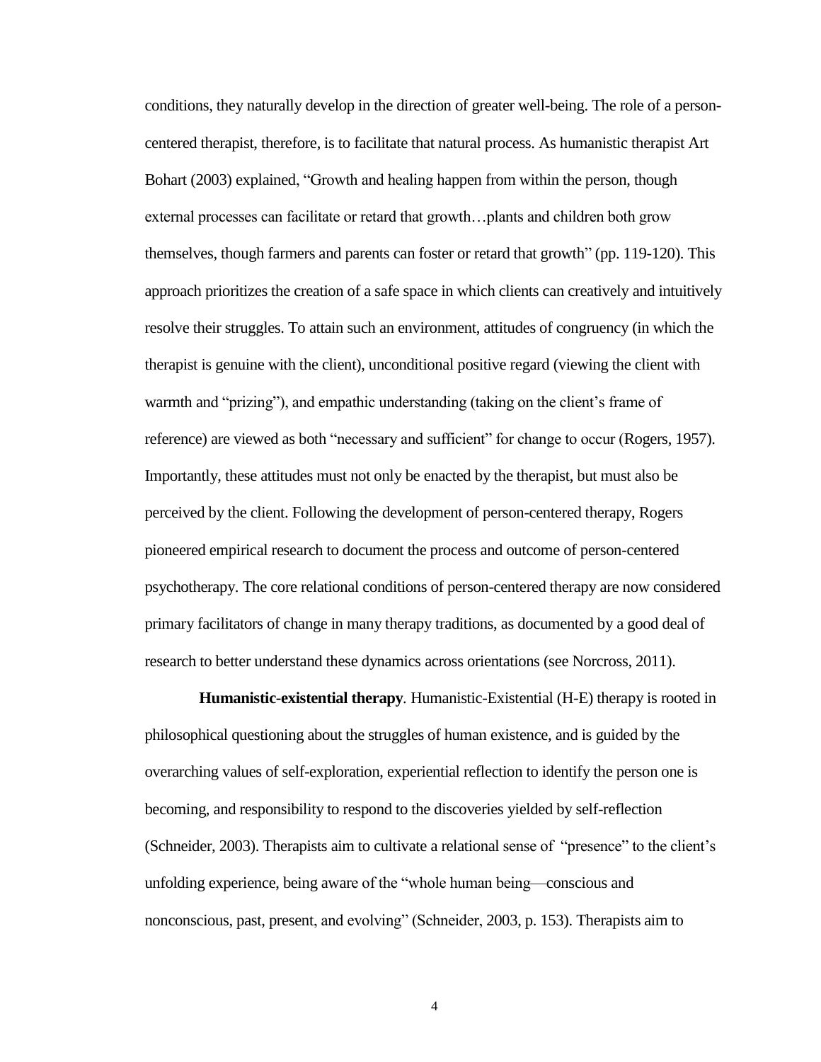conditions, they naturally develop in the direction of greater well-being. The role of a person-centered therapist, therefore, is to facilitate that natural process. As humanistic therapist Art Bohart (2003) explained, "Growth and healing happen from within the person, though external processes can facilitate or retard that growth…plants and children both grow themselves, though farmers and parents can foster or retard that growth" (pp. 119-120). This approach prioritizes the creation of a safe space in which clients can creatively and intuitively resolve their struggles. To attain such an environment, attitudes of congruency (in which the therapist is genuine with the client), unconditional positive regard (viewing the client with warmth and "prizing"), and empathic understanding (taking on the client's frame of reference) are viewed as both "necessary and sufficient" for change to occur (Rogers, 1957). Importantly, these attitudes must not only be enacted by the therapist, but must also be perceived by the client. Following the development of person-centered therapy, Rogers pioneered empirical research to document the process and outcome of person-centered psychotherapy. The core relational conditions of person-centered therapy are now considered primary facilitators of change in many therapy traditions, as documented by a good deal of research to better understand these dynamics across orientations (see Norcross, 2011).

**Humanistic-existential therapy**. Humanistic-Existential (H-E) therapy is rooted in philosophical questioning about the struggles of human existence, and is guided by the overarching values of self-exploration, experiential reflection to identify the person one is becoming, and responsibility to respond to the discoveries yielded by self-reflection (Schneider, 2003). Therapists aim to cultivate a relational sense of "presence" to the client's unfolding experience, being aware of the "whole human being—conscious and nonconscious, past, present, and evolving" (Schneider, 2003, p. 153). Therapists aim to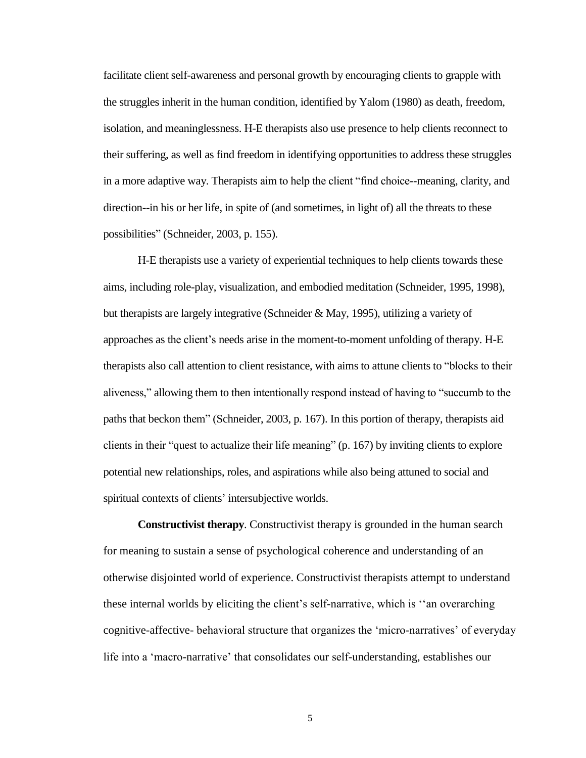facilitate client self-awareness and personal growth by encouraging clients to grapple with the struggles inherit in the human condition, identified by Yalom (1980) as death, freedom, isolation, and meaninglessness. H-E therapists also use presence to help clients reconnect to their suffering, as well as find freedom in identifying opportunities to address these struggles in a more adaptive way. Therapists aim to help the client "find choice--meaning, clarity, and direction--in his or her life, in spite of (and sometimes, in light of) all the threats to these possibilities" (Schneider, 2003, p. 155).

H-E therapists use a variety of experiential techniques to help clients towards these aims, including role-play, visualization, and embodied meditation (Schneider, 1995, 1998), but therapists are largely integrative (Schneider & May, 1995), utilizing a variety of approaches as the client's needs arise in the moment-to-moment unfolding of therapy. H-E therapists also call attention to client resistance, with aims to attune clients to "blocks to their aliveness," allowing them to then intentionally respond instead of having to "succumb to the paths that beckon them" (Schneider, 2003, p. 167). In this portion of therapy, therapists aid clients in their "quest to actualize their life meaning" (p. 167) by inviting clients to explore potential new relationships, roles, and aspirations while also being attuned to social and spiritual contexts of clients' intersubjective worlds.

**Constructivist therapy**. Constructivist therapy is grounded in the human search for meaning to sustain a sense of psychological coherence and understanding of an otherwise disjointed world of experience. Constructivist therapists attempt to understand these internal worlds by eliciting the client's self-narrative, which is ''an overarching cognitive-affective- behavioral structure that organizes the 'micro-narratives' of everyday life into a 'macro-narrative' that consolidates our self-understanding, establishes our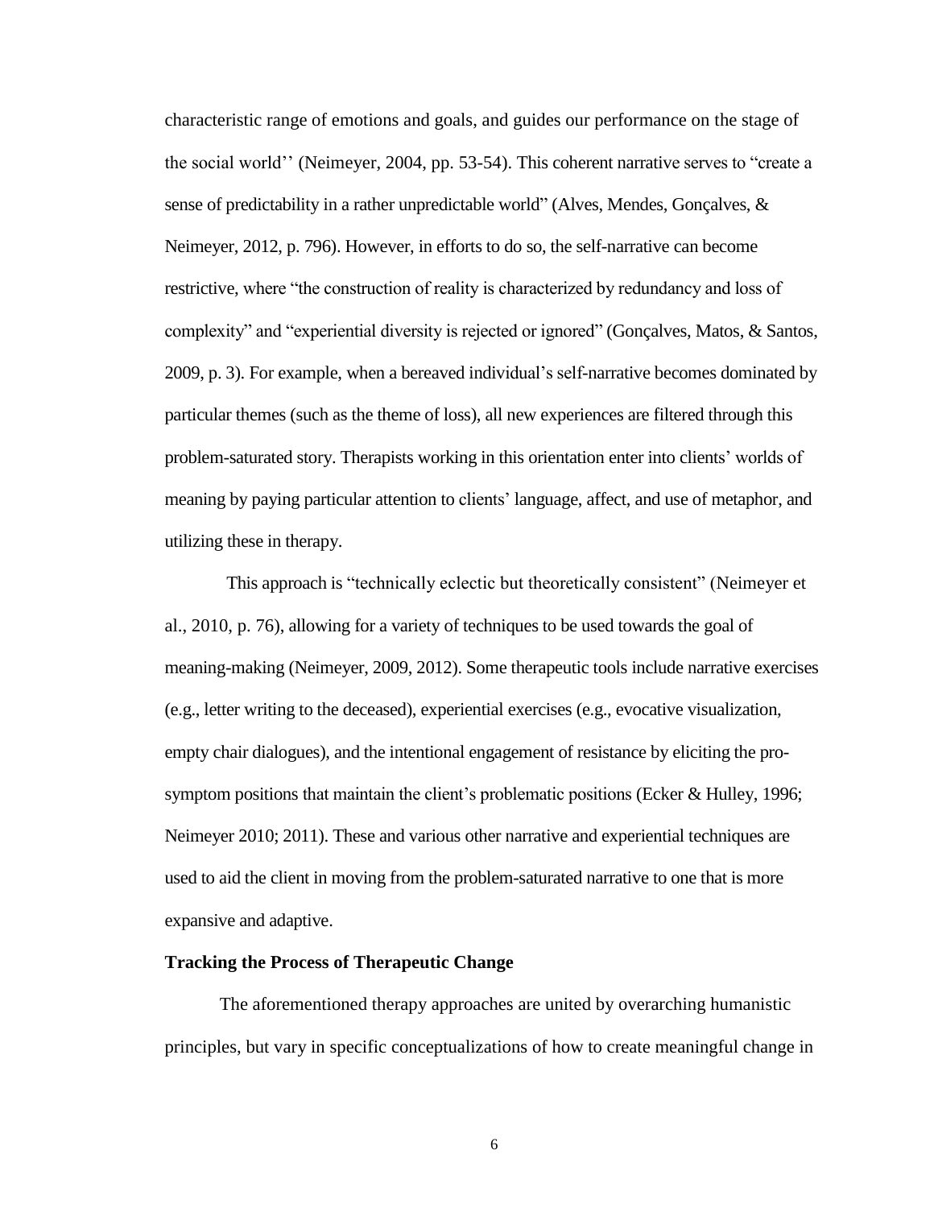characteristic range of emotions and goals, and guides our performance on the stage of the social world'' (Neimeyer, 2004, pp. 53-54). This coherent narrative serves to "create a sense of predictability in a rather unpredictable world" (Alves, Mendes, Gonçalves, & Neimeyer, 2012, p. 796). However, in efforts to do so, the self-narrative can become restrictive, where "the construction of reality is characterized by redundancy and loss of complexity" and "experiential diversity is rejected or ignored" (Gonçalves, Matos, & Santos, 2009, p. 3). For example, when a bereaved individual's self-narrative becomes dominated by particular themes (such as the theme of loss), all new experiences are filtered through this problem-saturated story. Therapists working in this orientation enter into clients' worlds of meaning by paying particular attention to clients' language, affect, and use of metaphor, and utilizing these in therapy.

This approach is "technically eclectic but theoretically consistent" (Neimeyer et al., 2010, p. 76), allowing for a variety of techniques to be used towards the goal of meaning-making (Neimeyer, 2009, 2012). Some therapeutic tools include narrative exercises (e.g., letter writing to the deceased), experiential exercises (e.g., evocative visualization, empty chair dialogues), and the intentional engagement of resistance by eliciting the pro-symptom positions that maintain the client's problematic positions (Ecker & Hulley, 1996; Neimeyer 2010; 2011). These and various other narrative and experiential techniques are used to aid the client in moving from the problem-saturated narrative to one that is more expansive and adaptive.

**Tracking the Process of Therapeutic Change**

The aforementioned therapy approaches are united by overarching humanistic principles, but vary in specific conceptualizations of how to create meaningful change in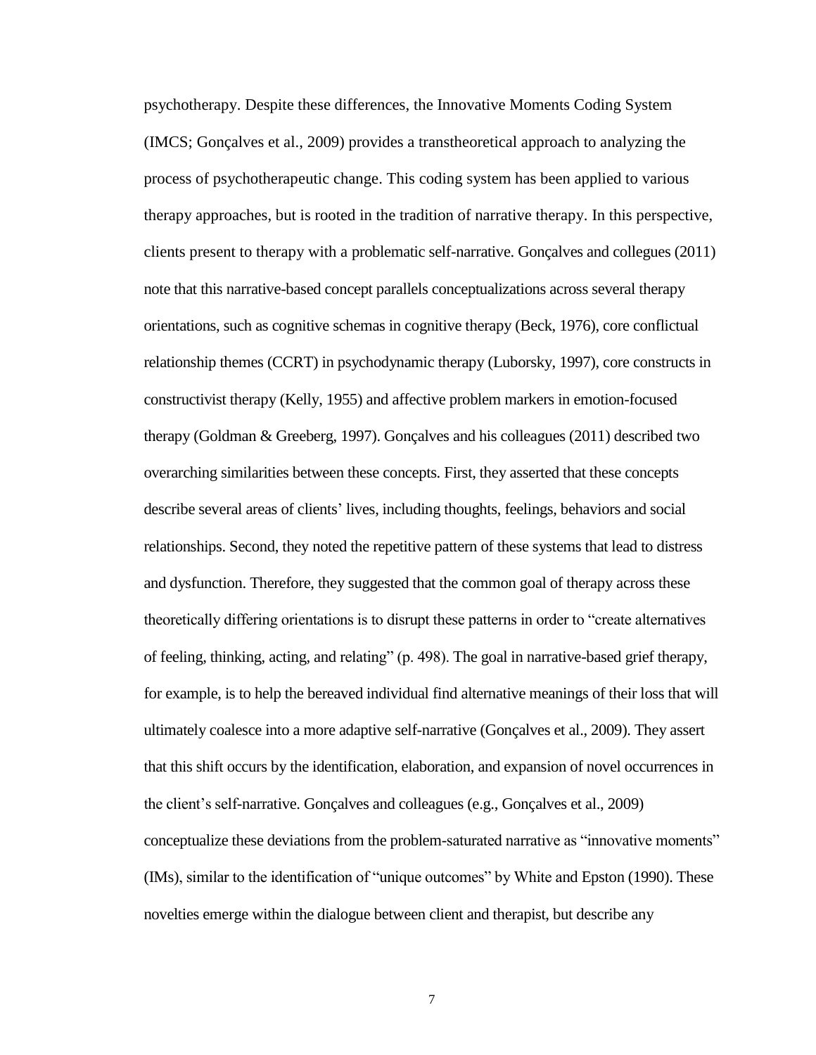psychotherapy. Despite these differences, the Innovative Moments Coding System (IMCS; Gonçalves et al., 2009) provides a transtheoretical approach to analyzing the process of psychotherapeutic change. This coding system has been applied to various therapy approaches, but is rooted in the tradition of narrative therapy. In this perspective, clients present to therapy with a problematic self-narrative. Gonçalves and collegues (2011) note that this narrative-based concept parallels conceptualizations across several therapy orientations, such as cognitive schemas in cognitive therapy (Beck, 1976), core conflictual relationship themes (CCRT) in psychodynamic therapy (Luborsky, 1997), core constructs in constructivist therapy (Kelly, 1955) and affective problem markers in emotion-focused therapy (Goldman & Greeberg, 1997). Gonçalves and his colleagues (2011) described two overarching similarities between these concepts. First, they asserted that these concepts describe several areas of clients' lives, including thoughts, feelings, behaviors and social relationships. Second, they noted the repetitive pattern of these systems that lead to distress and dysfunction. Therefore, they suggested that the common goal of therapy across these theoretically differing orientations is to disrupt these patterns in order to "create alternatives of feeling, thinking, acting, and relating" (p. 498). The goal in narrative-based grief therapy, for example, is to help the bereaved individual find alternative meanings of their loss that will ultimately coalesce into a more adaptive self-narrative (Gonçalves et al., 2009). They assert that this shift occurs by the identification, elaboration, and expansion of novel occurrences in the client's self-narrative. Gonçalves and colleagues (e.g., Gonçalves et al., 2009) conceptualize these deviations from the problem-saturated narrative as "innovative moments" (IMs), similar to the identification of "unique outcomes" by White and Epston (1990). These novelties emerge within the dialogue between client and therapist, but describe any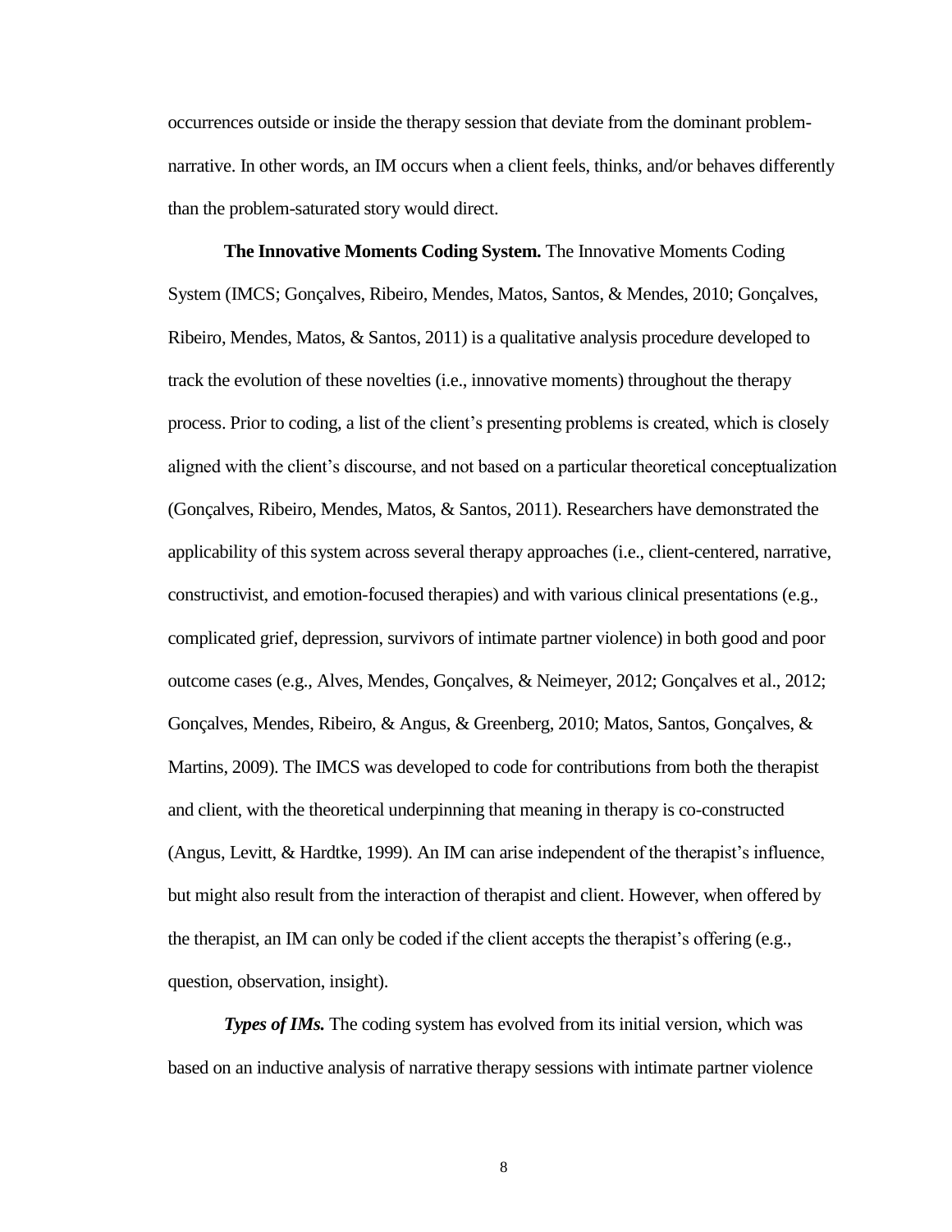occurrences outside or inside the therapy session that deviate from the dominant problem-narrative. In other words, an IM occurs when a client feels, thinks, and/or behaves differently than the problem-saturated story would direct.

**The Innovative Moments Coding System.** The Innovative Moments Coding System (IMCS; Gonçalves, Ribeiro, Mendes, Matos, Santos, & Mendes, 2010; Gonçalves, Ribeiro, Mendes, Matos, & Santos, 2011) is a qualitative analysis procedure developed to track the evolution of these novelties (i.e., innovative moments) throughout the therapy process. Prior to coding, a list of the client's presenting problems is created, which is closely aligned with the client's discourse, and not based on a particular theoretical conceptualization (Gonçalves, Ribeiro, Mendes, Matos, & Santos, 2011). Researchers have demonstrated the applicability of this system across several therapy approaches (i.e., client-centered, narrative, constructivist, and emotion-focused therapies) and with various clinical presentations (e.g., complicated grief, depression, survivors of intimate partner violence) in both good and poor outcome cases (e.g., Alves, Mendes, Gonçalves, & Neimeyer, 2012; Gonçalves et al., 2012; Gonçalves, Mendes, Ribeiro, & Angus, & Greenberg, 2010; Matos, Santos, Gonçalves, & Martins, 2009). The IMCS was developed to code for contributions from both the therapist and client, with the theoretical underpinning that meaning in therapy is co-constructed (Angus, Levitt, & Hardtke, 1999). An IM can arise independent of the therapist's influence, but might also result from the interaction of therapist and client. However, when offered by the therapist, an IM can only be coded if the client accepts the therapist's offering (e.g., question, observation, insight).

***Types of IMs.*** The coding system has evolved from its initial version, which was based on an inductive analysis of narrative therapy sessions with intimate partner violence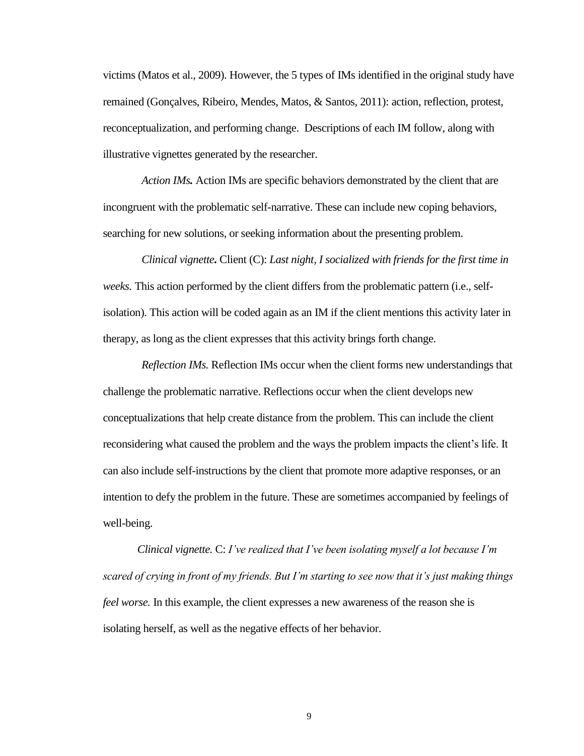victims (Matos et al., 2009). However, the 5 types of IMs identified in the original study have remained (Gonçalves, Ribeiro, Mendes, Matos, & Santos, 2011): action, reflection, protest, reconceptualization, and performing change. Descriptions of each IM follow, along with illustrative vignettes generated by the researcher.

*Action IMs.* Action IMs are specific behaviors demonstrated by the client that are incongruent with the problematic self-narrative. These can include new coping behaviors, searching for new solutions, or seeking information about the presenting problem.

*Clinical vignette.* Client (C): *Last night, I socialized with friends for the first time in weeks.* This action performed by the client differs from the problematic pattern (i.e., self-isolation). This action will be coded again as an IM if the client mentions this activity later in therapy, as long as the client expresses that this activity brings forth change.

*Reflection IMs.* Reflection IMs occur when the client forms new understandings that challenge the problematic narrative. Reflections occur when the client develops new conceptualizations that help create distance from the problem. This can include the client reconsidering what caused the problem and the ways the problem impacts the client's life. It can also include self-instructions by the client that promote more adaptive responses, or an intention to defy the problem in the future. These are sometimes accompanied by feelings of well-being.

*Clinical vignette.* C: *I've realized that I've been isolating myself a lot because I'm scared of crying in front of my friends. But I'm starting to see now that it's just making things feel worse.* In this example, the client expresses a new awareness of the reason she is isolating herself, as well as the negative effects of her behavior.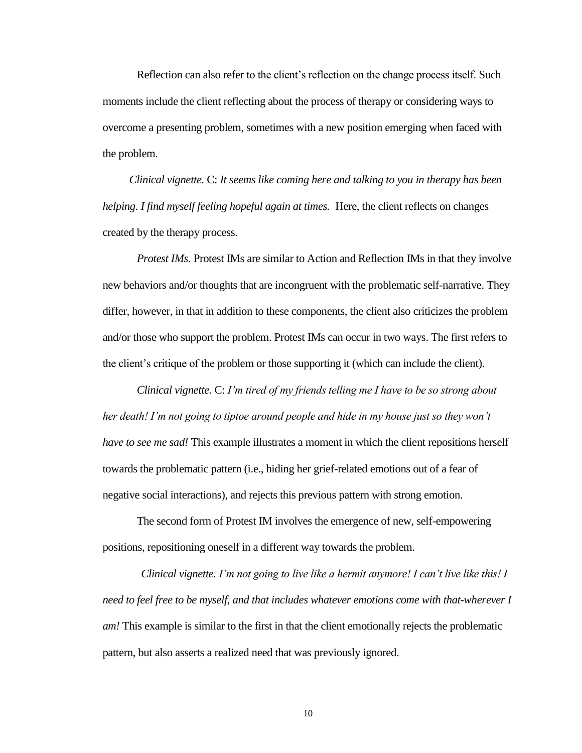Reflection can also refer to the client's reflection on the change process itself. Such moments include the client reflecting about the process of therapy or considering ways to overcome a presenting problem, sometimes with a new position emerging when faced with the problem.

*Clinical vignette.* C: *It seems like coming here and talking to you in therapy has been helping. I find myself feeling hopeful again at times.* Here, the client reflects on changes created by the therapy process.

*Protest IMs.* Protest IMs are similar to Action and Reflection IMs in that they involve new behaviors and/or thoughts that are incongruent with the problematic self-narrative. They differ, however, in that in addition to these components, the client also criticizes the problem and/or those who support the problem. Protest IMs can occur in two ways. The first refers to the client's critique of the problem or those supporting it (which can include the client).

*Clinical vignette.* C: *I'm tired of my friends telling me I have to be so strong about her death! I'm not going to tiptoe around people and hide in my house just so they won't have to see me sad!* This example illustrates a moment in which the client repositions herself towards the problematic pattern (i.e., hiding her grief-related emotions out of a fear of negative social interactions), and rejects this previous pattern with strong emotion.

The second form of Protest IM involves the emergence of new, self-empowering positions, repositioning oneself in a different way towards the problem.

*Clinical vignette. I'm not going to live like a hermit anymore! I can't live like this! I need to feel free to be myself, and that includes whatever emotions come with that-wherever I am!* This example is similar to the first in that the client emotionally rejects the problematic pattern, but also asserts a realized need that was previously ignored.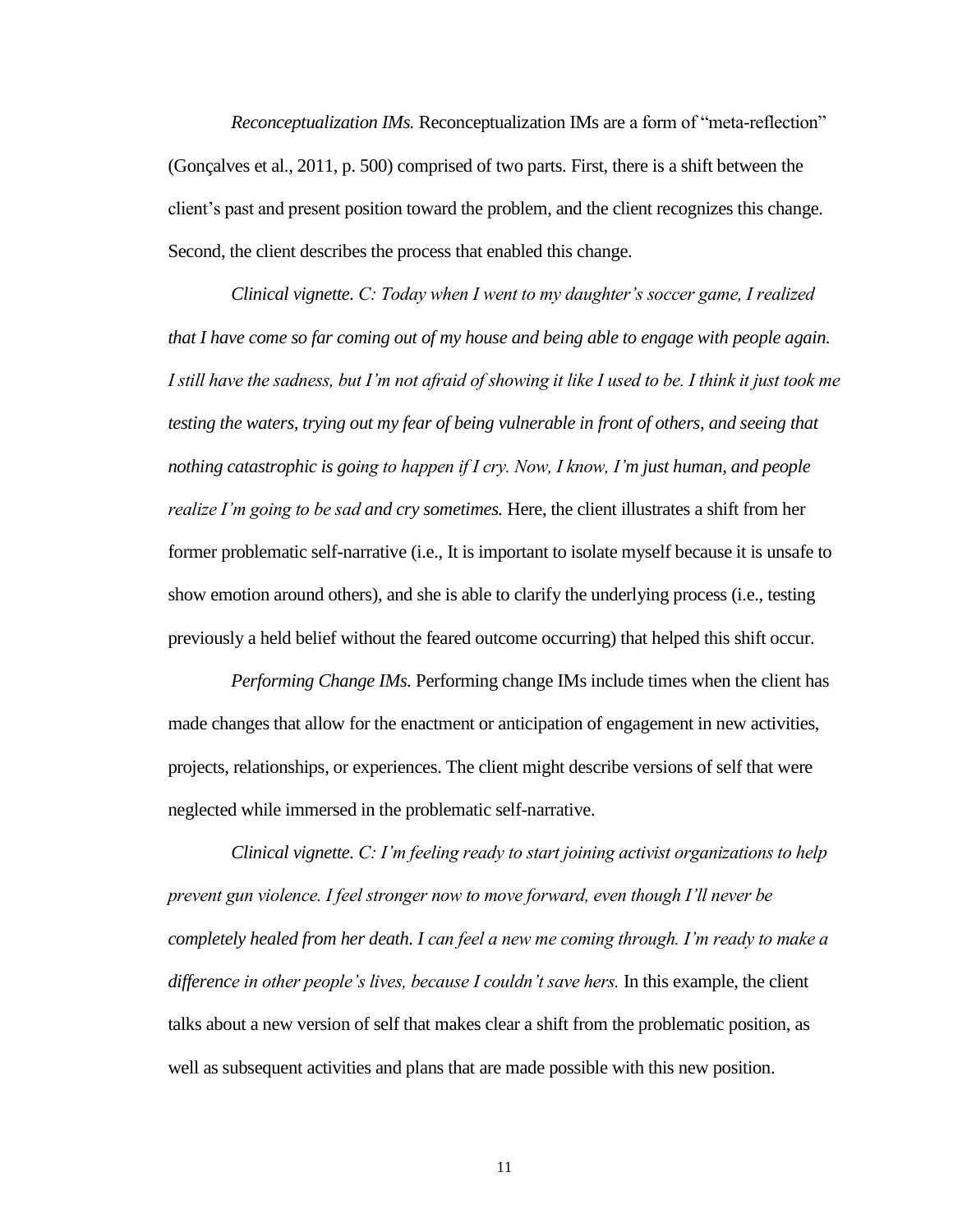*Reconceptualization IMs.* Reconceptualization IMs are a form of "meta-reflection" (Gonçalves et al., 2011, p. 500) comprised of two parts. First, there is a shift between the client's past and present position toward the problem, and the client recognizes this change. Second, the client describes the process that enabled this change.

*Clinical vignette. C: Today when I went to my daughter's soccer game, I realized that I have come so far coming out of my house and being able to engage with people again. I still have the sadness, but I'm not afraid of showing it like I used to be. I think it just took me testing the waters, trying out my fear of being vulnerable in front of others, and seeing that nothing catastrophic is going to happen if I cry. Now, I know, I'm just human, and people realize I'm going to be sad and cry sometimes.* Here, the client illustrates a shift from her former problematic self-narrative (i.e., It is important to isolate myself because it is unsafe to show emotion around others), and she is able to clarify the underlying process (i.e., testing previously a held belief without the feared outcome occurring) that helped this shift occur.

*Performing Change IMs.* Performing change IMs include times when the client has made changes that allow for the enactment or anticipation of engagement in new activities, projects, relationships, or experiences. The client might describe versions of self that were neglected while immersed in the problematic self-narrative.

*Clinical vignette. C: I'm feeling ready to start joining activist organizations to help prevent gun violence. I feel stronger now to move forward, even though I'll never be completely healed from her death. I can feel a new me coming through. I'm ready to make a difference in other people's lives, because I couldn't save hers.* In this example, the client talks about a new version of self that makes clear a shift from the problematic position, as well as subsequent activities and plans that are made possible with this new position.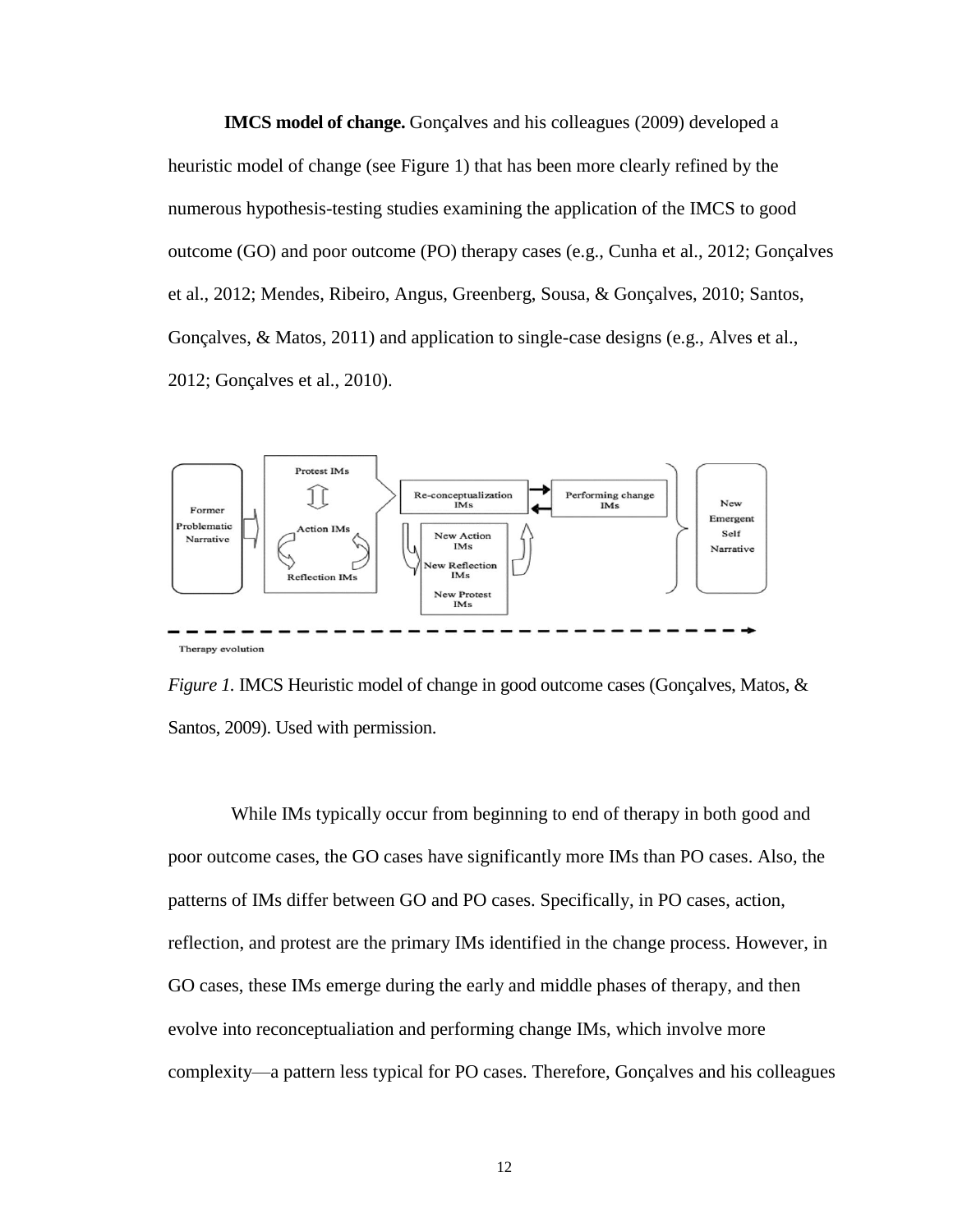**IMCS model of change.** Gonçalves and his colleagues (2009) developed a heuristic model of change (see Figure 1) that has been more clearly refined by the numerous hypothesis-testing studies examining the application of the IMCS to good outcome (GO) and poor outcome (PO) therapy cases (e.g., Cunha et al., 2012; Gonçalves et al., 2012; Mendes, Ribeiro, Angus, Greenberg, Sousa, & Gonçalves, 2010; Santos, Gonçalves, & Matos, 2011) and application to single-case designs (e.g., Alves et al., 2012; Gonçalves et al., 2010).

*Figure 1.* IMCS Heuristic model of change in good outcome cases (Gonçalves, Matos, & Santos, 2009). Used with permission.

While IMs typically occur from beginning to end of therapy in both good and poor outcome cases, the GO cases have significantly more IMs than PO cases. Also, the patterns of IMs differ between GO and PO cases. Specifically, in PO cases, action, reflection, and protest are the primary IMs identified in the change process. However, in GO cases, these IMs emerge during the early and middle phases of therapy, and then evolve into reconceptualiation and performing change IMs, which involve more complexity—a pattern less typical for PO cases. Therefore, Gonçalves and his colleagues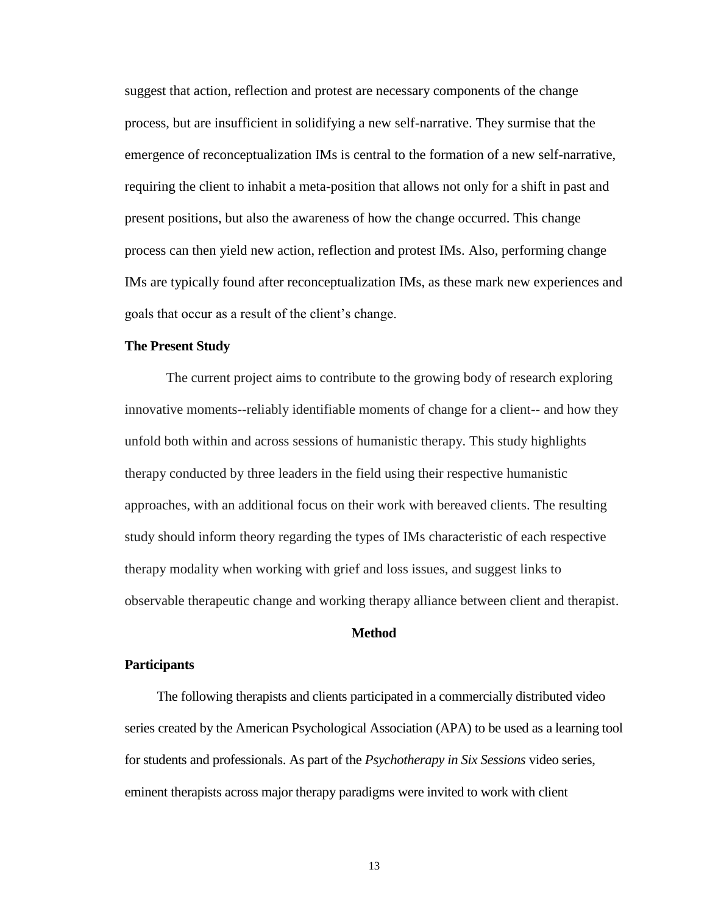suggest that action, reflection and protest are necessary components of the change process, but are insufficient in solidifying a new self-narrative. They surmise that the emergence of reconceptualization IMs is central to the formation of a new self-narrative, requiring the client to inhabit a meta-position that allows not only for a shift in past and present positions, but also the awareness of how the change occurred. This change process can then yield new action, reflection and protest IMs. Also, performing change IMs are typically found after reconceptualization IMs, as these mark new experiences and goals that occur as a result of the client's change.

### The Present Study

The current project aims to contribute to the growing body of research exploring innovative moments--reliably identifiable moments of change for a client-- and how they unfold both within and across sessions of humanistic therapy. This study highlights therapy conducted by three leaders in the field using their respective humanistic approaches, with an additional focus on their work with bereaved clients. The resulting study should inform theory regarding the types of IMs characteristic of each respective therapy modality when working with grief and loss issues, and suggest links to observable therapeutic change and working therapy alliance between client and therapist.

## Method

### Participants

The following therapists and clients participated in a commercially distributed video series created by the American Psychological Association (APA) to be used as a learning tool for students and professionals. As part of the *Psychotherapy in Six Sessions* video series, eminent therapists across major therapy paradigms were invited to work with client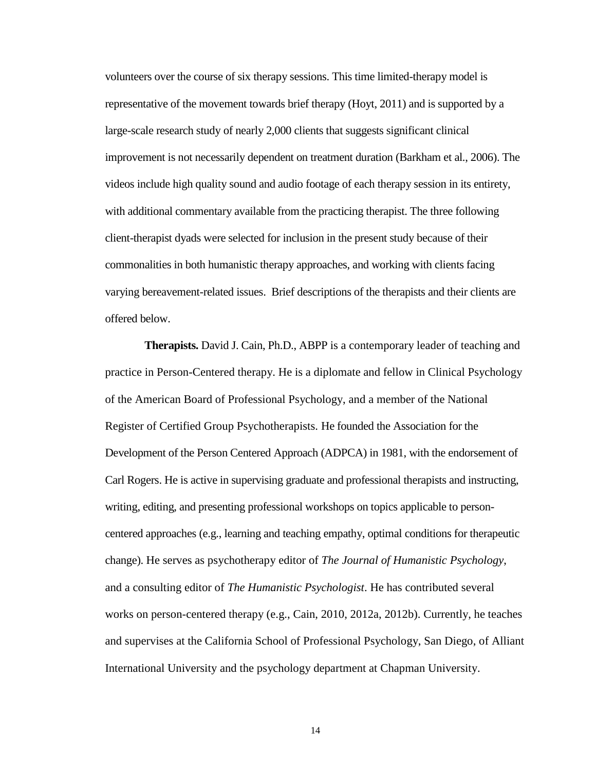volunteers over the course of six therapy sessions. This time limited-therapy model is representative of the movement towards brief therapy (Hoyt, 2011) and is supported by a large-scale research study of nearly 2,000 clients that suggests significant clinical improvement is not necessarily dependent on treatment duration (Barkham et al., 2006). The videos include high quality sound and audio footage of each therapy session in its entirety, with additional commentary available from the practicing therapist. The three following client-therapist dyads were selected for inclusion in the present study because of their commonalities in both humanistic therapy approaches, and working with clients facing varying bereavement-related issues. Brief descriptions of the therapists and their clients are offered below.

**Therapists.** David J. Cain, Ph.D., ABPP is a contemporary leader of teaching and practice in Person-Centered therapy. He is a diplomate and fellow in Clinical Psychology of the American Board of Professional Psychology, and a member of the National Register of Certified Group Psychotherapists. He founded the Association for the Development of the Person Centered Approach (ADPCA) in 1981, with the endorsement of Carl Rogers. He is active in supervising graduate and professional therapists and instructing, writing, editing, and presenting professional workshops on topics applicable to person-centered approaches (e.g., learning and teaching empathy, optimal conditions for therapeutic change). He serves as psychotherapy editor of *The Journal of Humanistic Psychology*, and a consulting editor of *The Humanistic Psychologist*. He has contributed several works on person-centered therapy (e.g., Cain, 2010, 2012a, 2012b). Currently, he teaches and supervises at the California School of Professional Psychology, San Diego, of Alliant International University and the psychology department at Chapman University.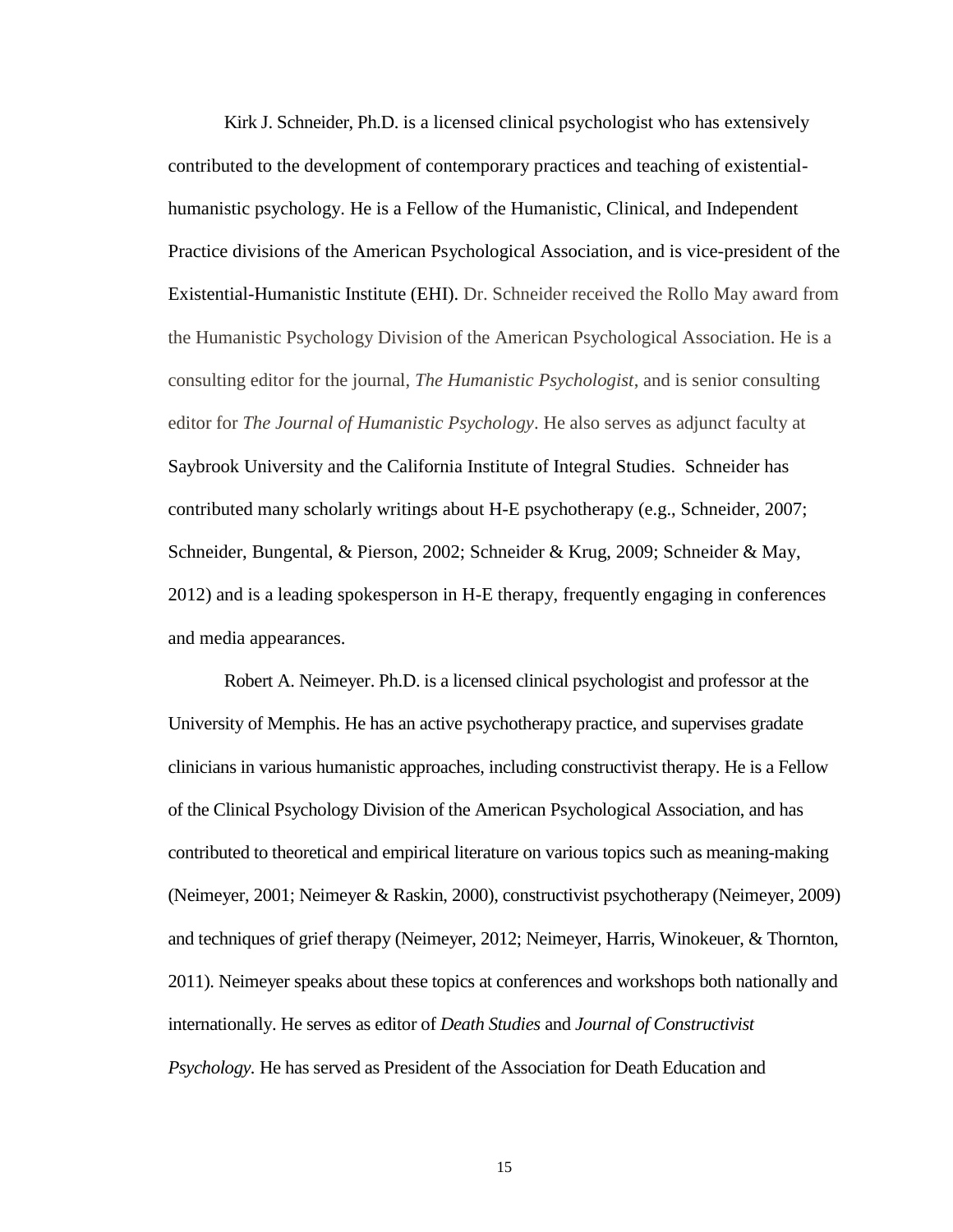Kirk J. Schneider, Ph.D. is a licensed clinical psychologist who has extensively contributed to the development of contemporary practices and teaching of existential-humanistic psychology. He is a Fellow of the Humanistic, Clinical, and Independent Practice divisions of the American Psychological Association, and is vice-president of the Existential-Humanistic Institute (EHI). Dr. Schneider received the Rollo May award from the Humanistic Psychology Division of the American Psychological Association. He is a consulting editor for the journal, *The Humanistic Psychologist*, and is senior consulting editor for *The Journal of Humanistic Psychology*. He also serves as adjunct faculty at Saybrook University and the California Institute of Integral Studies. Schneider has contributed many scholarly writings about H-E psychotherapy (e.g., Schneider, 2007; Schneider, Bungental, & Pierson, 2002; Schneider & Krug, 2009; Schneider & May, 2012) and is a leading spokesperson in H-E therapy, frequently engaging in conferences and media appearances.

Robert A. Neimeyer. Ph.D. is a licensed clinical psychologist and professor at the University of Memphis. He has an active psychotherapy practice, and supervises gradate clinicians in various humanistic approaches, including constructivist therapy. He is a Fellow of the Clinical Psychology Division of the American Psychological Association, and has contributed to theoretical and empirical literature on various topics such as meaning-making (Neimeyer, 2001; Neimeyer & Raskin, 2000), constructivist psychotherapy (Neimeyer, 2009) and techniques of grief therapy (Neimeyer, 2012; Neimeyer, Harris, Winokeuer, & Thornton, 2011). Neimeyer speaks about these topics at conferences and workshops both nationally and internationally. He serves as editor of *Death Studies* and *Journal of Constructivist Psychology.* He has served as President of the Association for Death Education and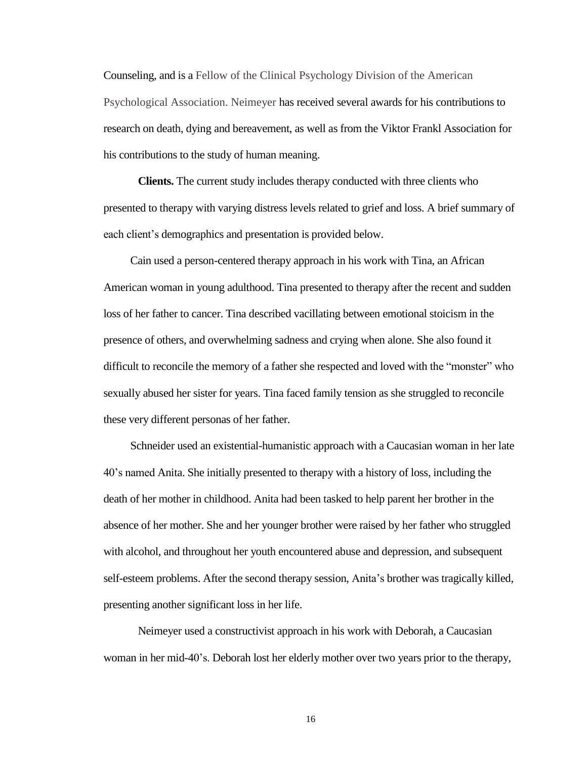Counseling, and is a Fellow of the Clinical Psychology Division of the American Psychological Association. Neimeyer has received several awards for his contributions to research on death, dying and bereavement, as well as from the Viktor Frankl Association for his contributions to the study of human meaning.

**Clients.** The current study includes therapy conducted with three clients who presented to therapy with varying distress levels related to grief and loss. A brief summary of each client's demographics and presentation is provided below.

Cain used a person-centered therapy approach in his work with Tina, an African American woman in young adulthood. Tina presented to therapy after the recent and sudden loss of her father to cancer. Tina described vacillating between emotional stoicism in the presence of others, and overwhelming sadness and crying when alone. She also found it difficult to reconcile the memory of a father she respected and loved with the "monster" who sexually abused her sister for years. Tina faced family tension as she struggled to reconcile these very different personas of her father.

Schneider used an existential-humanistic approach with a Caucasian woman in her late 40's named Anita. She initially presented to therapy with a history of loss, including the death of her mother in childhood. Anita had been tasked to help parent her brother in the absence of her mother. She and her younger brother were raised by her father who struggled with alcohol, and throughout her youth encountered abuse and depression, and subsequent self-esteem problems. After the second therapy session, Anita's brother was tragically killed, presenting another significant loss in her life.

Neimeyer used a constructivist approach in his work with Deborah, a Caucasian woman in her mid-40's. Deborah lost her elderly mother over two years prior to the therapy,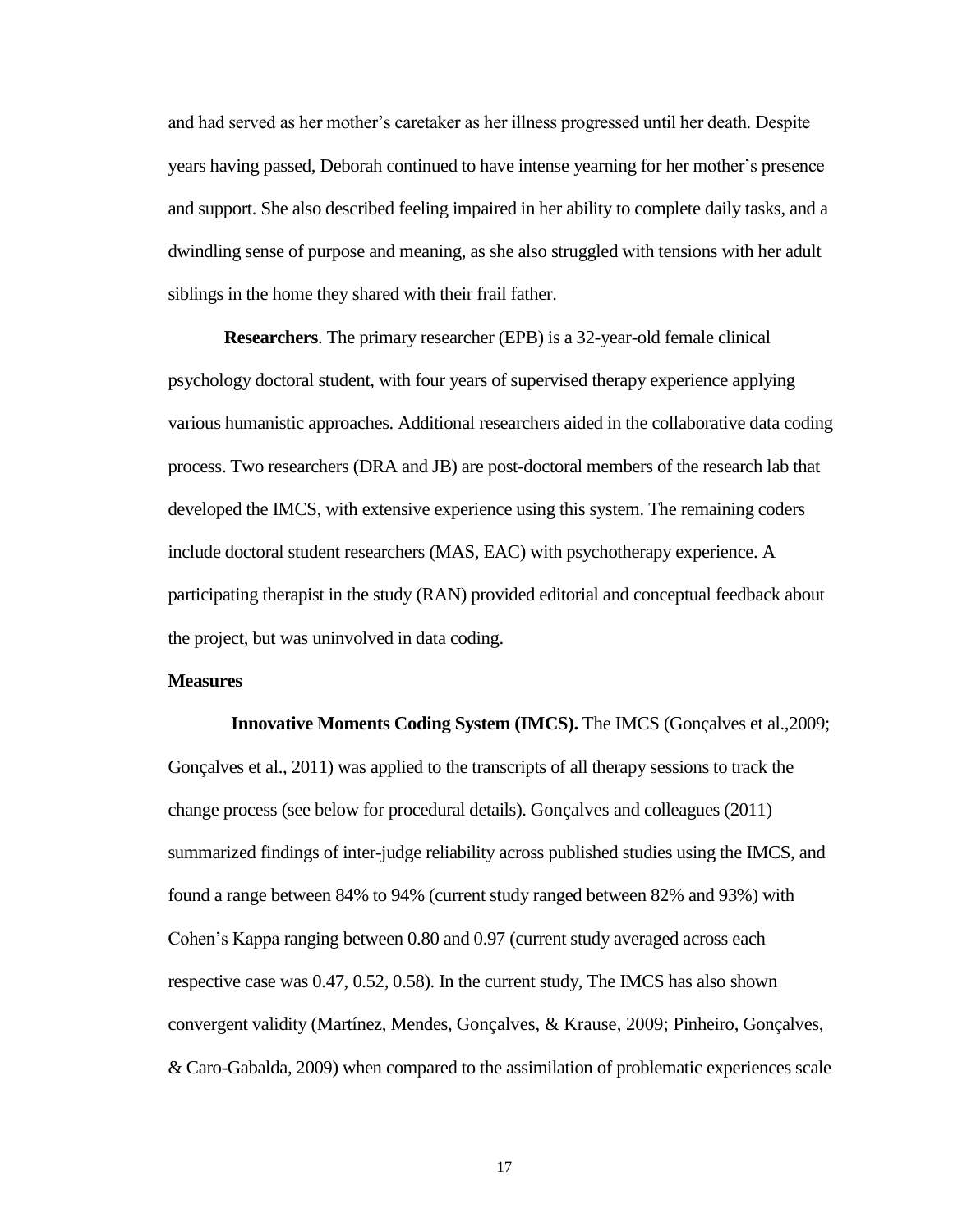and had served as her mother's caretaker as her illness progressed until her death. Despite years having passed, Deborah continued to have intense yearning for her mother's presence and support. She also described feeling impaired in her ability to complete daily tasks, and a dwindling sense of purpose and meaning, as she also struggled with tensions with her adult siblings in the home they shared with their frail father.

**Researchers**. The primary researcher (EPB) is a 32-year-old female clinical psychology doctoral student, with four years of supervised therapy experience applying various humanistic approaches. Additional researchers aided in the collaborative data coding process. Two researchers (DRA and JB) are post-doctoral members of the research lab that developed the IMCS, with extensive experience using this system. The remaining coders include doctoral student researchers (MAS, EAC) with psychotherapy experience. A participating therapist in the study (RAN) provided editorial and conceptual feedback about the project, but was uninvolved in data coding.

**Measures**

**Innovative Moments Coding System (IMCS).** The IMCS (Gonçalves et al.,2009; Gonçalves et al., 2011) was applied to the transcripts of all therapy sessions to track the change process (see below for procedural details). Gonçalves and colleagues (2011) summarized findings of inter-judge reliability across published studies using the IMCS, and found a range between 84% to 94% (current study ranged between 82% and 93%) with Cohen's Kappa ranging between 0.80 and 0.97 (current study averaged across each respective case was 0.47, 0.52, 0.58). In the current study, The IMCS has also shown convergent validity (Martínez, Mendes, Gonçalves, & Krause, 2009; Pinheiro, Gonçalves, & Caro-Gabalda, 2009) when compared to the assimilation of problematic experiences scale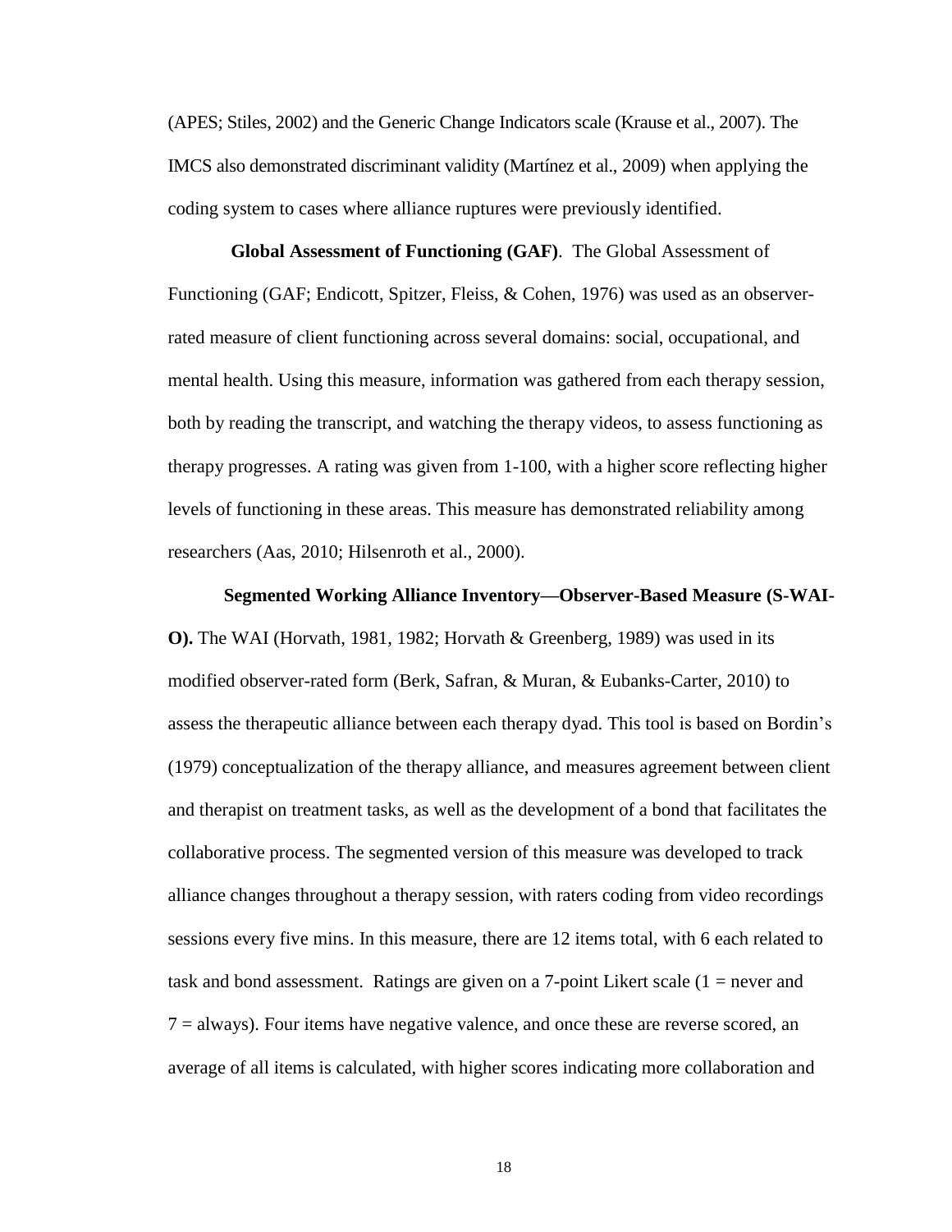(APES; Stiles, 2002) and the Generic Change Indicators scale (Krause et al., 2007). The IMCS also demonstrated discriminant validity (Martínez et al., 2009) when applying the coding system to cases where alliance ruptures were previously identified.

**Global Assessment of Functioning (GAF)**. The Global Assessment of Functioning (GAF; Endicott, Spitzer, Fleiss, & Cohen, 1976) was used as an observer-rated measure of client functioning across several domains: social, occupational, and mental health. Using this measure, information was gathered from each therapy session, both by reading the transcript, and watching the therapy videos, to assess functioning as therapy progresses. A rating was given from 1-100, with a higher score reflecting higher levels of functioning in these areas. This measure has demonstrated reliability among researchers (Aas, 2010; Hilsenroth et al., 2000).

**Segmented Working Alliance Inventory—Observer-Based Measure (S-WAI-O).** The WAI (Horvath, 1981, 1982; Horvath & Greenberg, 1989) was used in its modified observer-rated form (Berk, Safran, & Muran, & Eubanks-Carter, 2010) to assess the therapeutic alliance between each therapy dyad. This tool is based on Bordin's (1979) conceptualization of the therapy alliance, and measures agreement between client and therapist on treatment tasks, as well as the development of a bond that facilitates the collaborative process. The segmented version of this measure was developed to track alliance changes throughout a therapy session, with raters coding from video recordings sessions every five mins. In this measure, there are 12 items total, with 6 each related to task and bond assessment. Ratings are given on a 7-point Likert scale (1 = never and 7 = always). Four items have negative valence, and once these are reverse scored, an average of all items is calculated, with higher scores indicating more collaboration and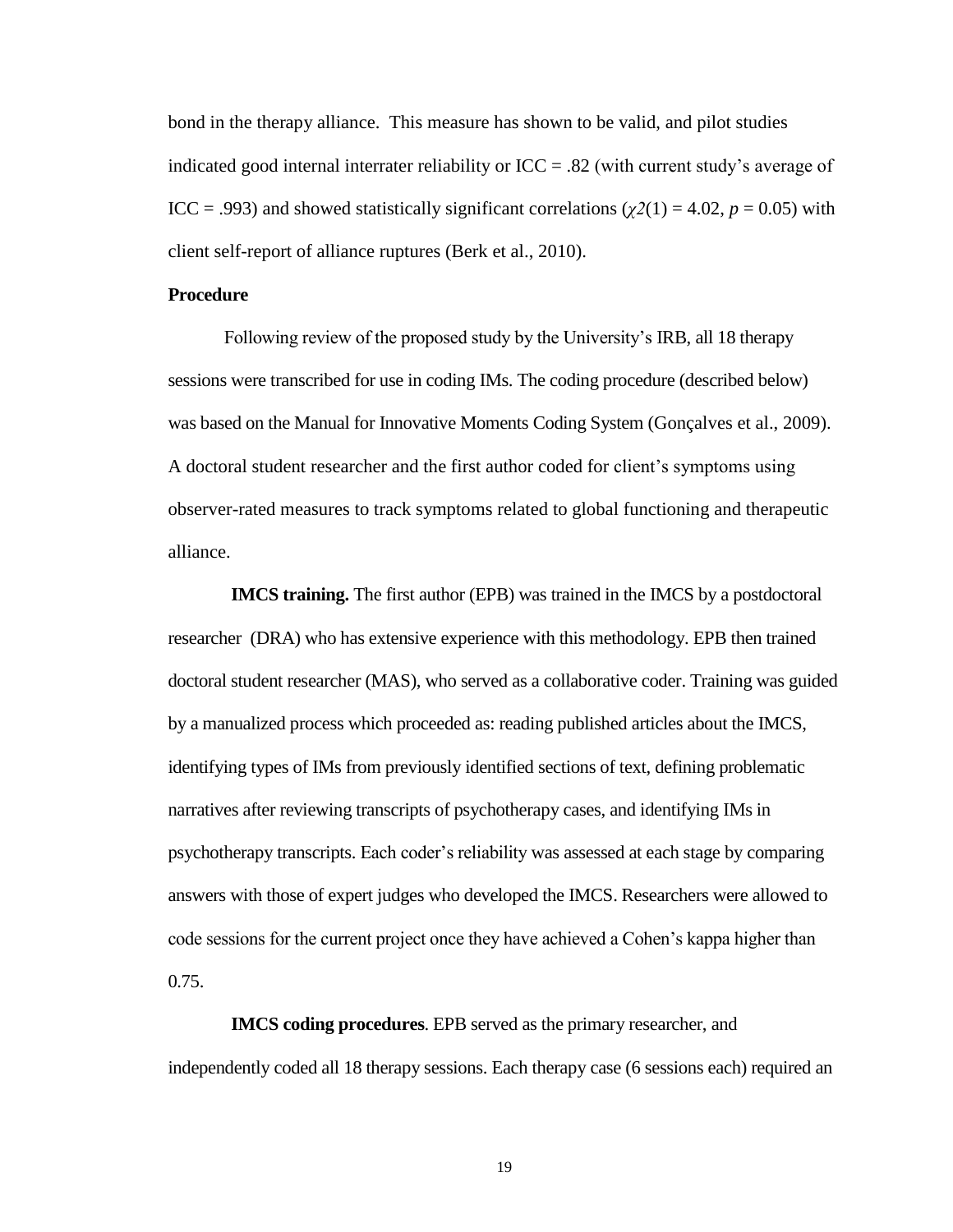bond in the therapy alliance. This measure has shown to be valid, and pilot studies indicated good internal interrater reliability or ICC = .82 (with current study's average of ICC = .993) and showed statistically significant correlations ($\chi 2(1) = 4.02$, $p = 0.05$) with client self-report of alliance ruptures (Berk et al., 2010).

### Procedure

Following review of the proposed study by the University's IRB, all 18 therapy sessions were transcribed for use in coding IMs. The coding procedure (described below) was based on the Manual for Innovative Moments Coding System (Gonçalves et al., 2009). A doctoral student researcher and the first author coded for client's symptoms using observer-rated measures to track symptoms related to global functioning and therapeutic alliance.

**IMCS training.** The first author (EPB) was trained in the IMCS by a postdoctoral researcher (DRA) who has extensive experience with this methodology. EPB then trained doctoral student researcher (MAS), who served as a collaborative coder. Training was guided by a manualized process which proceeded as: reading published articles about the IMCS, identifying types of IMs from previously identified sections of text, defining problematic narratives after reviewing transcripts of psychotherapy cases, and identifying IMs in psychotherapy transcripts. Each coder's reliability was assessed at each stage by comparing answers with those of expert judges who developed the IMCS. Researchers were allowed to code sessions for the current project once they have achieved a Cohen's kappa higher than 0.75.

**IMCS coding procedures**. EPB served as the primary researcher, and independently coded all 18 therapy sessions. Each therapy case (6 sessions each) required an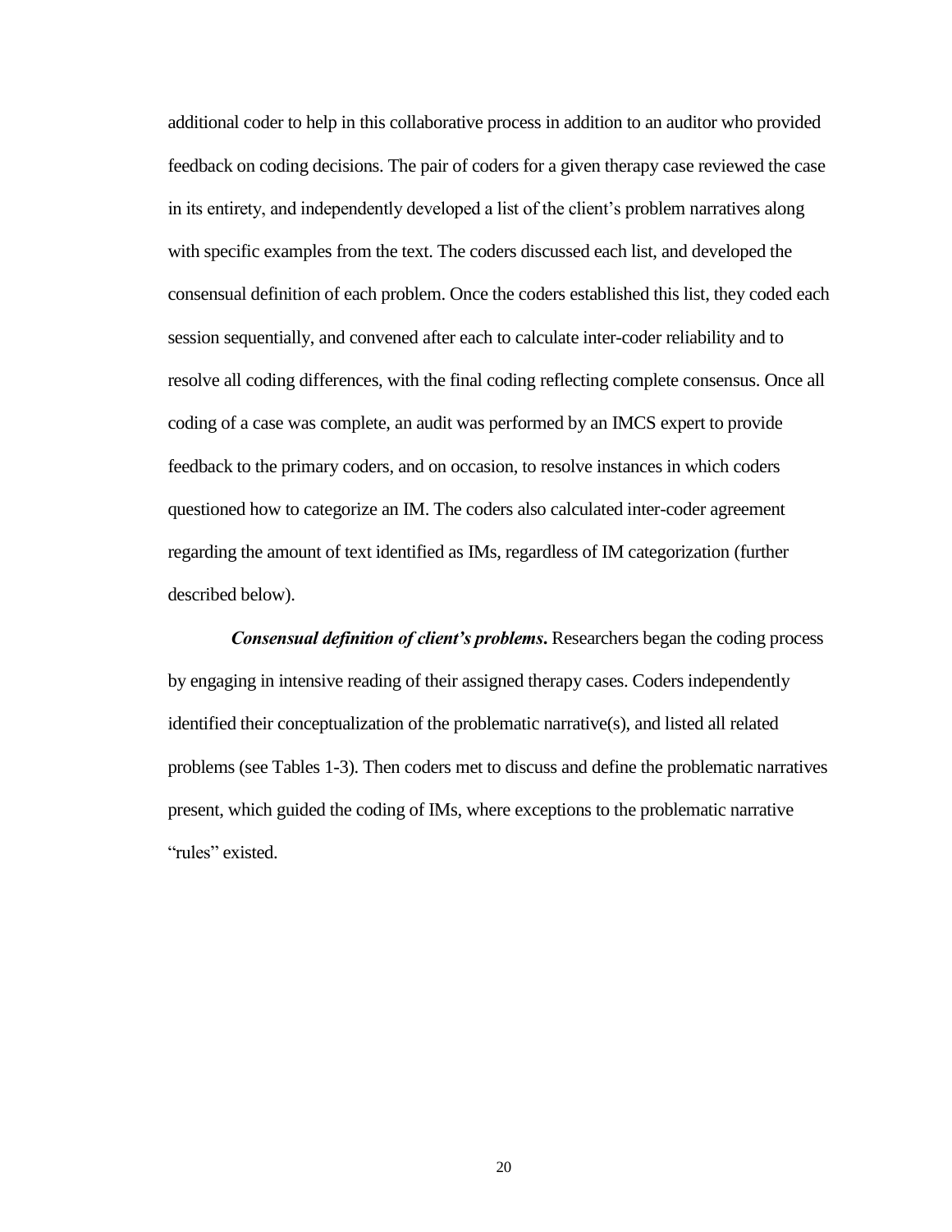additional coder to help in this collaborative process in addition to an auditor who provided feedback on coding decisions. The pair of coders for a given therapy case reviewed the case in its entirety, and independently developed a list of the client's problem narratives along with specific examples from the text. The coders discussed each list, and developed the consensual definition of each problem. Once the coders established this list, they coded each session sequentially, and convened after each to calculate inter-coder reliability and to resolve all coding differences, with the final coding reflecting complete consensus. Once all coding of a case was complete, an audit was performed by an IMCS expert to provide feedback to the primary coders, and on occasion, to resolve instances in which coders questioned how to categorize an IM. The coders also calculated inter-coder agreement regarding the amount of text identified as IMs, regardless of IM categorization (further described below).

***Consensual definition of client's problems.*** Researchers began the coding process by engaging in intensive reading of their assigned therapy cases. Coders independently identified their conceptualization of the problematic narrative(s), and listed all related problems (see Tables 1-3). Then coders met to discuss and define the problematic narratives present, which guided the coding of IMs, where exceptions to the problematic narrative "rules" existed.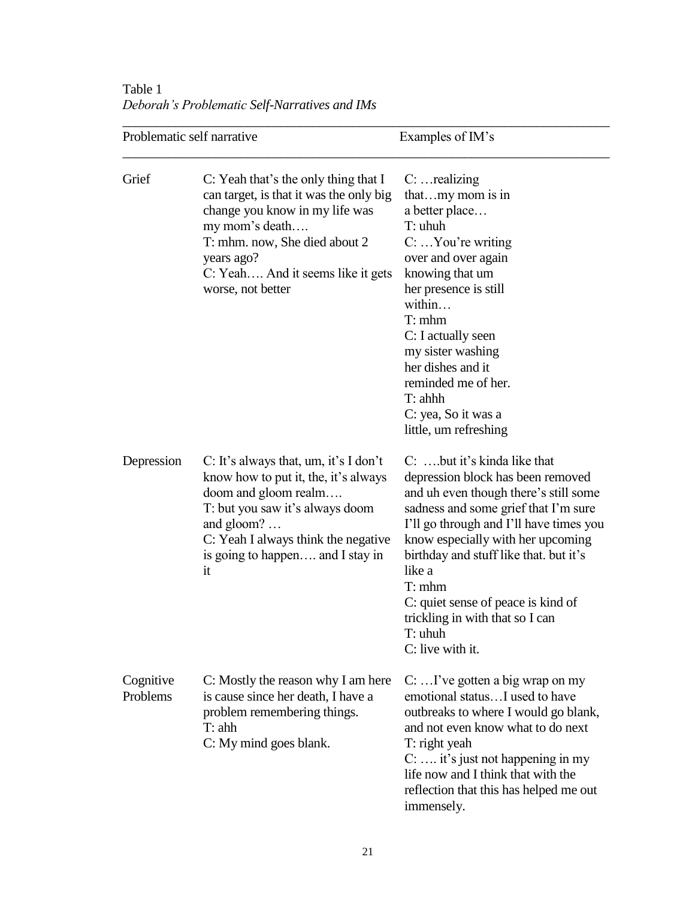Table 1
*Deborah's Problematic Self-Narratives and IMs*

| Problematic self narrative | | Examples of IM's |
|---|---|---|
| Grief | C: Yeah that's the only thing that I can target, is that it was the only big change you know in my life was my mom's death…. T: mhm. now, She died about 2 years ago? C: Yeah…. And it seems like it gets worse, not better | C: …realizing that…my mom is in a better place… T: uhuh C: …You're writing over and over again knowing that um her presence is still within… T: mhm C: I actually seen my sister washing her dishes and it reminded me of her. T: ahhh C: yea, So it was a little, um refreshing |
| Depression | C: It's always that, um, it's I don't know how to put it, the, it's always doom and gloom realm…. T: but you saw it's always doom and gloom? … C: Yeah I always think the negative is going to happen…. and I stay in it | C: ….but it's kinda like that depression block has been removed and uh even though there's still some sadness and some grief that I'm sure I'll go through and I'll have times you know especially with her upcoming birthday and stuff like that. but it's like a T: mhm C: quiet sense of peace is kind of trickling in with that so I can T: uhuh C: live with it. |
| Cognitive Problems | C: Mostly the reason why I am here is cause since her death, I have a problem remembering things. T: ahh C: My mind goes blank. | C: …I've gotten a big wrap on my emotional status…I used to have outbreaks to where I would go blank, and not even know what to do next T: right yeah C: …. it's just not happening in my life now and I think that with the reflection that this has helped me out immensely. |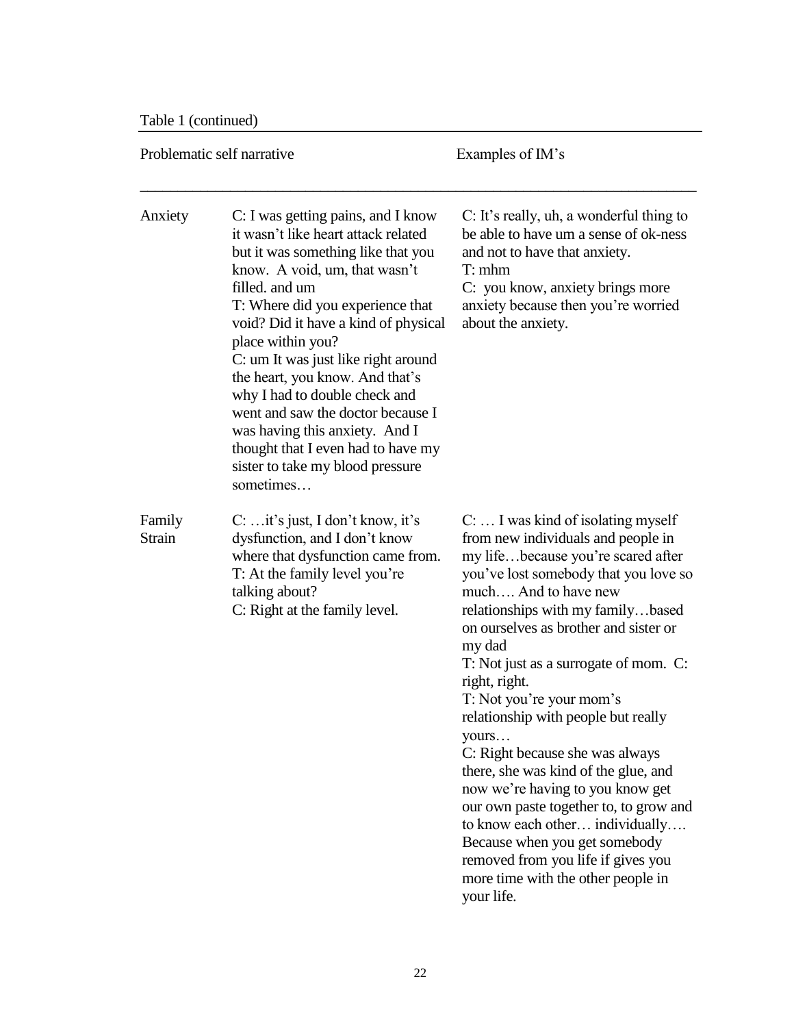Table 1 (continued)

| Problematic self narrative | | Examples of IM's |
|---|---|---|
| Anxiety | C: I was getting pains, and I know it wasn't like heart attack related but it was something like that you know. A void, um, that wasn't filled. and um<br>T: Where did you experience that void? Did it have a kind of physical place within you?<br>C: um It was just like right around the heart, you know. And that's why I had to double check and went and saw the doctor because I was having this anxiety. And I thought that I even had to have my sister to take my blood pressure sometimes… | C: It's really, uh, a wonderful thing to be able to have um a sense of ok-ness and not to have that anxiety.<br>T: mhm<br>C: you know, anxiety brings more anxiety because then you're worried about the anxiety. |
| Family Strain | C: …it's just, I don't know, it's dysfunction, and I don't know where that dysfunction came from.<br>T: At the family level you're talking about?<br>C: Right at the family level. | C: … I was kind of isolating myself from new individuals and people in my life…because you're scared after you've lost somebody that you love so much…. And to have new relationships with my family…based on ourselves as brother and sister or my dad<br>T: Not just as a surrogate of mom. C: right, right.<br>T: Not you're your mom's relationship with people but really yours…<br>C: Right because she was always there, she was kind of the glue, and now we're having to you know get our own paste together to, to grow and to know each other… individually…. Because when you get somebody removed from you life if gives you more time with the other people in your life. |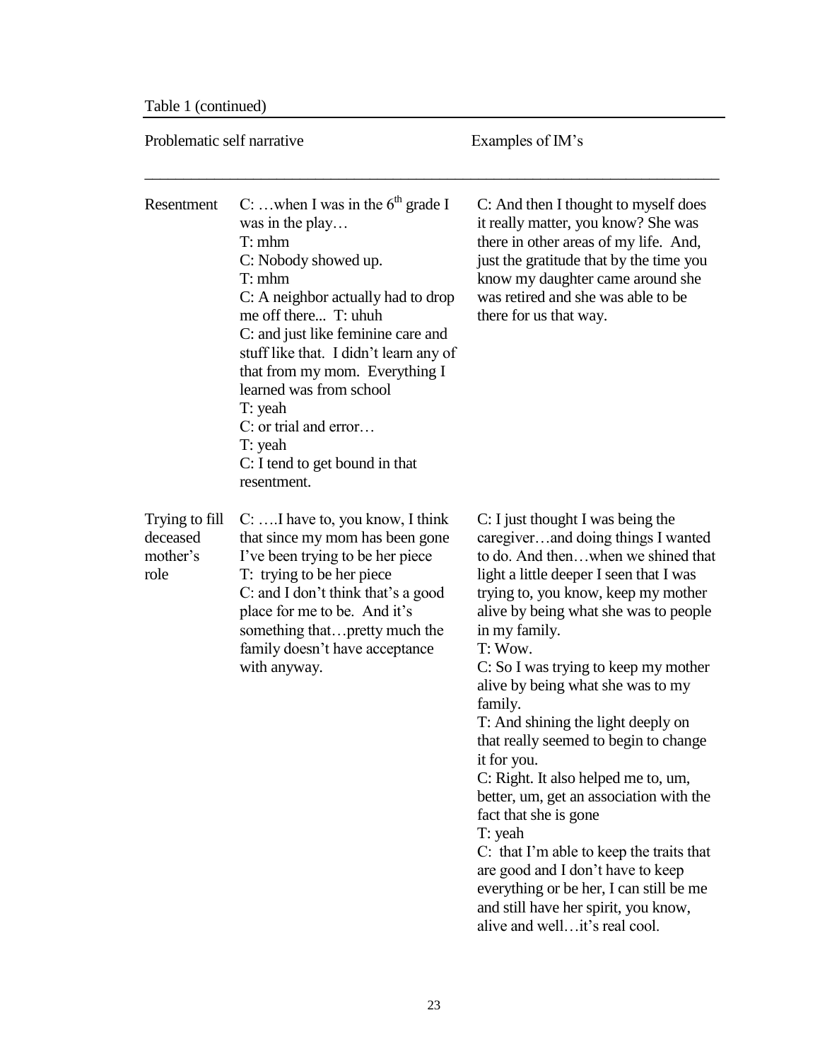Table 1 (continued)

| Problematic self narrative | | Examples of IM's |
|---|---|---|
| Resentment | C: …when I was in the 6th grade I was in the play… T: mhm C: Nobody showed up. T: mhm C: A neighbor actually had to drop me off there... T: uhuh C: and just like feminine care and stuff like that. I didn't learn any of that from my mom. Everything I learned was from school T: yeah C: or trial and error… T: yeah C: I tend to get bound in that resentment. | C: And then I thought to myself does it really matter, you know? She was there in other areas of my life. And, just the gratitude that by the time you know my daughter came around she was retired and she was able to be there for us that way. |
| Trying to fill deceased mother's role | C: ….I have to, you know, I think that since my mom has been gone I've been trying to be her piece T: trying to be her piece C: and I don't think that's a good place for me to be. And it's something that…pretty much the family doesn't have acceptance with anyway. | C: I just thought I was being the caregiver…and doing things I wanted to do. And then…when we shined that light a little deeper I seen that I was trying to, you know, keep my mother alive by being what she was to people in my family. T: Wow. C: So I was trying to keep my mother alive by being what she was to my family. T: And shining the light deeply on that really seemed to begin to change it for you. C: Right. It also helped me to, um, better, um, get an association with the fact that she is gone T: yeah C: that I'm able to keep the traits that are good and I don't have to keep everything or be her, I can still be me and still have her spirit, you know, alive and well…it's real cool. |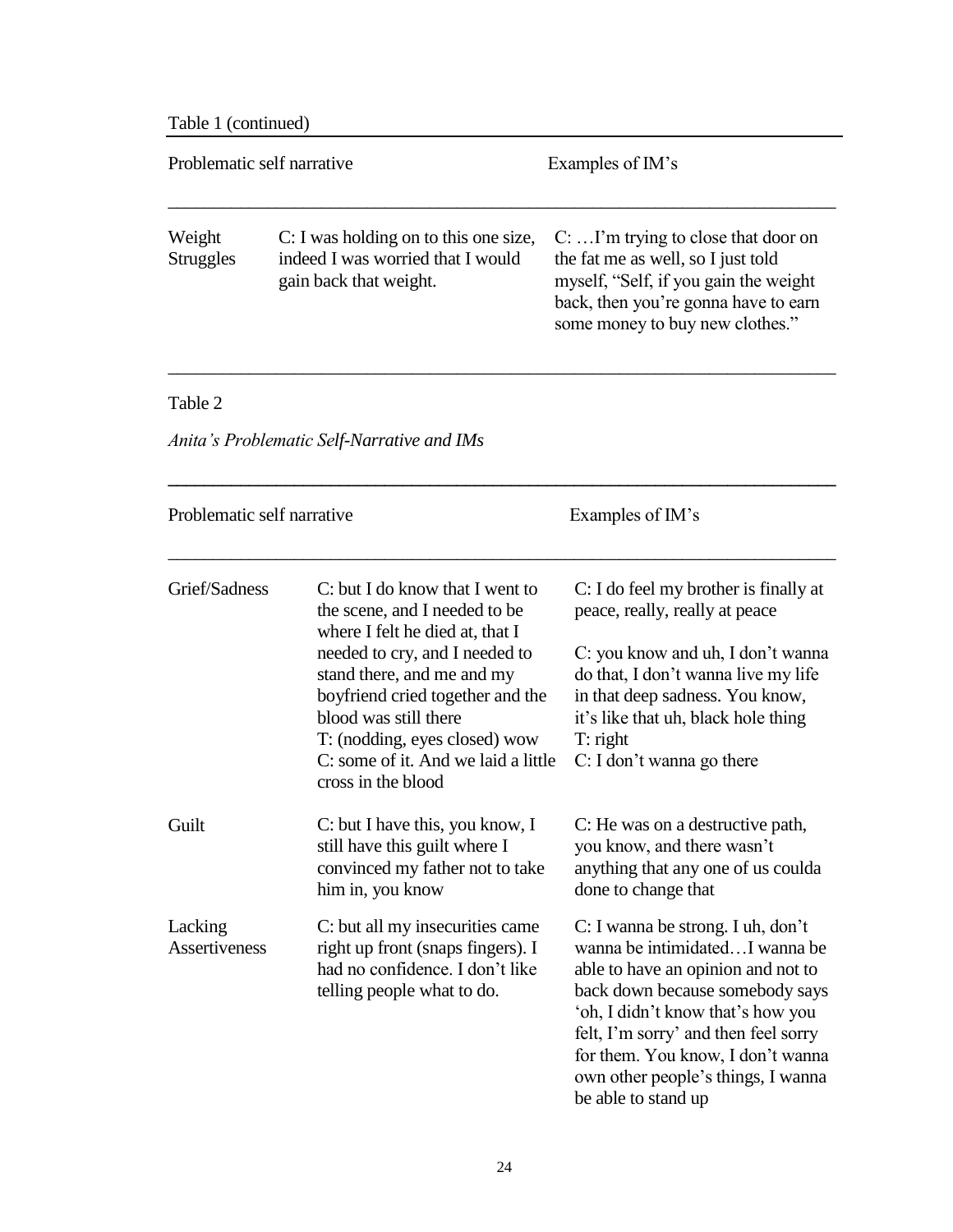Table 1 (continued)

| Problematic self narrative | | Examples of IM's |
|---|---|---|
| Weight Struggles | C: I was holding on to this one size, indeed I was worried that I would gain back that weight. | C: …I'm trying to close that door on the fat me as well, so I just told myself, "Self, if you gain the weight back, then you're gonna have to earn some money to buy new clothes." |

Table 2

*Anita's Problematic Self-Narrative and IMs*

| Problematic self narrative | | Examples of IM's |
|---|---|---|
| Grief/Sadness | C: but I do know that I went to the scene, and I needed to be where I felt he died at, that I needed to cry, and I needed to stand there, and me and my boyfriend cried together and the blood was still there<br>T: (nodding, eyes closed) wow<br>C: some of it. And we laid a little cross in the blood | C: I do feel my brother is finally at peace, really, really at peace<br><br>C: you know and uh, I don't wanna do that, I don't wanna live my life in that deep sadness. You know, it's like that uh, black hole thing<br>T: right<br>C: I don't wanna go there |
| Guilt | C: but I have this, you know, I still have this guilt where I convinced my father not to take him in, you know | C: He was on a destructive path, you know, and there wasn't anything that any one of us coulda done to change that |
| Lacking Assertiveness | C: but all my insecurities came right up front (snaps fingers). I had no confidence. I don't like telling people what to do. | C: I wanna be strong. I uh, don't wanna be intimidated…I wanna be able to have an opinion and not to back down because somebody says 'oh, I didn't know that's how you felt, I'm sorry' and then feel sorry for them. You know, I don't wanna own other people's things, I wanna be able to stand up |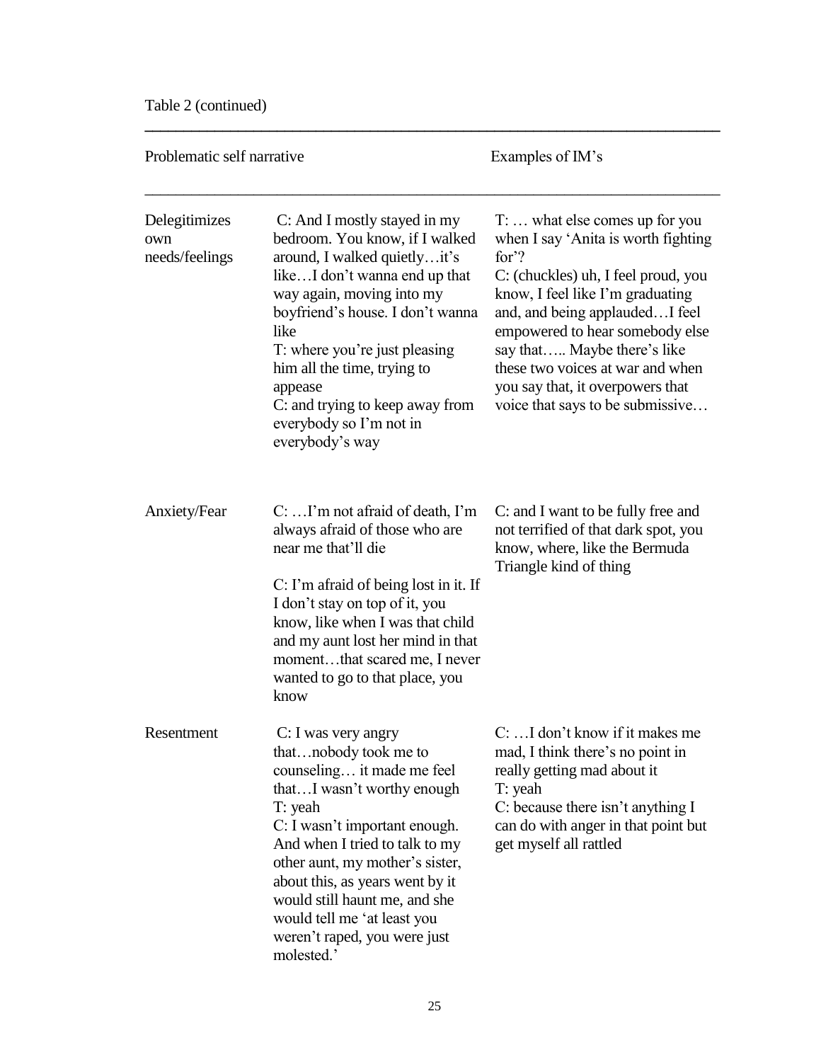Table 2 (continued)

| Problematic self narrative | | Examples of IM's |
|---|---|---|
| Delegitimizes own needs/feelings | C: And I mostly stayed in my bedroom. You know, if I walked around, I walked quietly…it's like…I don't wanna end up that way again, moving into my boyfriend's house. I don't wanna like<br>T: where you're just pleasing him all the time, trying to appease<br>C: and trying to keep away from everybody so I'm not in everybody's way | T: … what else comes up for you when I say 'Anita is worth fighting for'?<br>C: (chuckles) uh, I feel proud, you know, I feel like I'm graduating and, and being applauded…I feel empowered to hear somebody else say that….. Maybe there's like these two voices at war and when you say that, it overpowers that voice that says to be submissive… |
| Anxiety/Fear | C: …I'm not afraid of death, I'm always afraid of those who are near me that'll die<br><br>C: I'm afraid of being lost in it. If I don't stay on top of it, you know, like when I was that child and my aunt lost her mind in that moment…that scared me, I never wanted to go to that place, you know | C: and I want to be fully free and not terrified of that dark spot, you know, where, like the Bermuda Triangle kind of thing |
| Resentment | C: I was very angry that…nobody took me to counseling… it made me feel that…I wasn't worthy enough<br>T: yeah<br>C: I wasn't important enough. And when I tried to talk to my other aunt, my mother's sister, about this, as years went by it would still haunt me, and she would tell me 'at least you weren't raped, you were just molested.' | C: …I don't know if it makes me mad, I think there's no point in really getting mad about it<br>T: yeah<br>C: because there isn't anything I can do with anger in that point but get myself all rattled |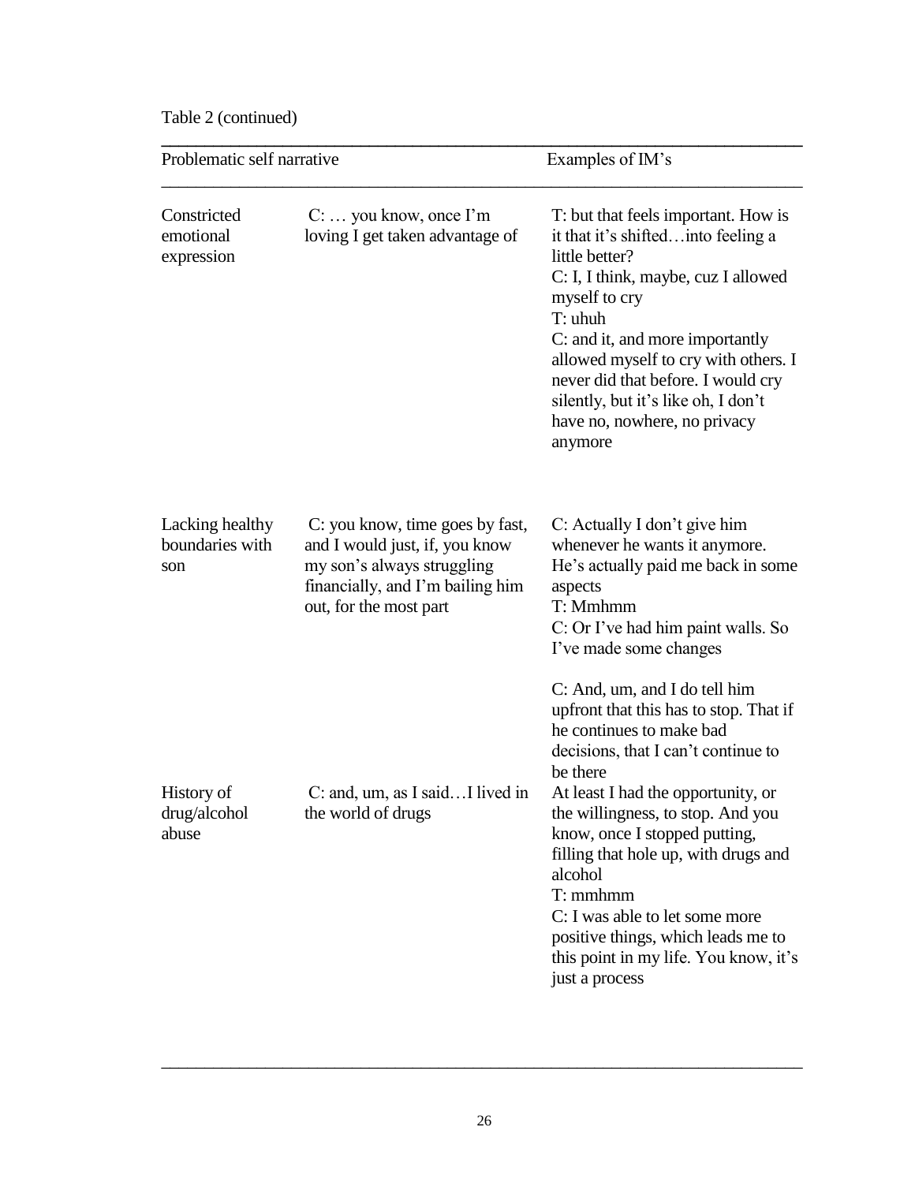Table 2 (continued)

| Problematic self narrative | | Examples of IM's |
|---|---|---|
| Constricted emotional expression | C: … you know, once I'm loving I get taken advantage of | T: but that feels important. How is it that it's shifted…into feeling a little better?<br>C: I, I think, maybe, cuz I allowed myself to cry<br>T: uhuh<br>C: and it, and more importantly allowed myself to cry with others. I never did that before. I would cry silently, but it's like oh, I don't have no, nowhere, no privacy anymore |
| Lacking healthy boundaries with son | C: you know, time goes by fast, and I would just, if, you know my son's always struggling financially, and I'm bailing him out, for the most part | C: Actually I don't give him whenever he wants it anymore. He's actually paid me back in some aspects<br>T: Mmhmm<br>C: Or I've had him paint walls. So I've made some changes<br><br>C: And, um, and I do tell him upfront that this has to stop. That if he continues to make bad decisions, that I can't continue to be there |
| History of drug/alcohol abuse | C: and, um, as I said…I lived in the world of drugs | At least I had the opportunity, or the willingness, to stop. And you know, once I stopped putting, filling that hole up, with drugs and alcohol<br>T: mmhmm<br>C: I was able to let some more positive things, which leads me to this point in my life. You know, it's just a process |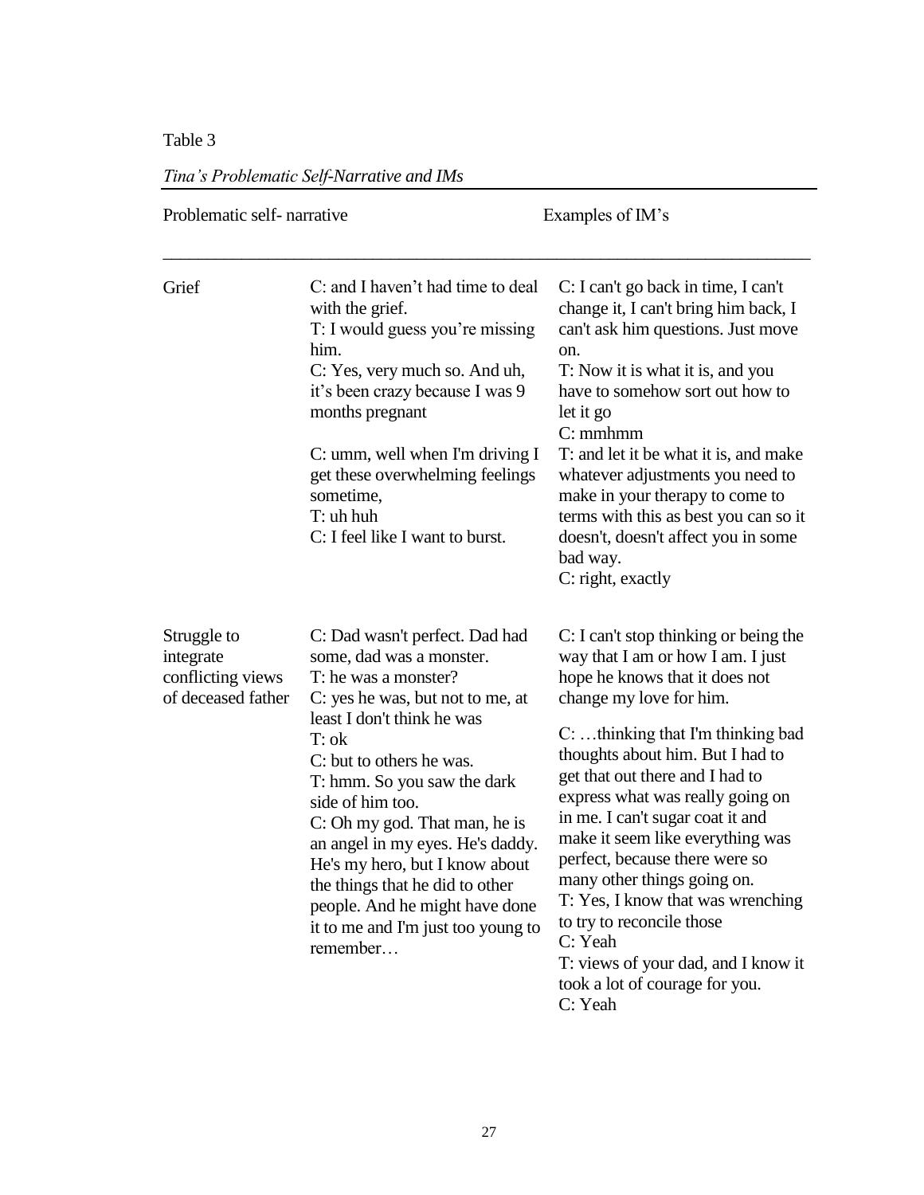Table 3

*Tina's Problematic Self-Narrative and IMs*

| Problematic self- narrative | | Examples of IM's |
|---|---|---|
| Grief | C: and I haven't had time to deal with the grief.<br>T: I would guess you're missing him.<br>C: Yes, very much so. And uh, it's been crazy because I was 9 months pregnant<br><br>C: umm, well when I'm driving I get these overwhelming feelings sometime,<br>T: uh huh<br>C: I feel like I want to burst. | C: I can't go back in time, I can't change it, I can't bring him back, I can't ask him questions. Just move on.<br>T: Now it is what it is, and you have to somehow sort out how to let it go<br>C: mmhmm<br>T: and let it be what it is, and make whatever adjustments you need to make in your therapy to come to terms with this as best you can so it doesn't, doesn't affect you in some bad way.<br>C: right, exactly |
| Struggle to integrate conflicting views of deceased father | C: Dad wasn't perfect. Dad had some, dad was a monster.<br>T: he was a monster?<br>C: yes he was, but not to me, at least I don't think he was<br>T: ok<br>C: but to others he was.<br>T: hmm. So you saw the dark side of him too.<br>C: Oh my god. That man, he is an angel in my eyes. He's daddy. He's my hero, but I know about the things that he did to other people. And he might have done it to me and I'm just too young to remember… | C: I can't stop thinking or being the way that I am or how I am. I just hope he knows that it does not change my love for him.<br><br>C: …thinking that I'm thinking bad thoughts about him. But I had to get that out there and I had to express what was really going on in me. I can't sugar coat it and make it seem like everything was perfect, because there were so many other things going on.<br>T: Yes, I know that was wrenching to try to reconcile those<br>C: Yeah<br>T: views of your dad, and I know it took a lot of courage for you.<br>C: Yeah |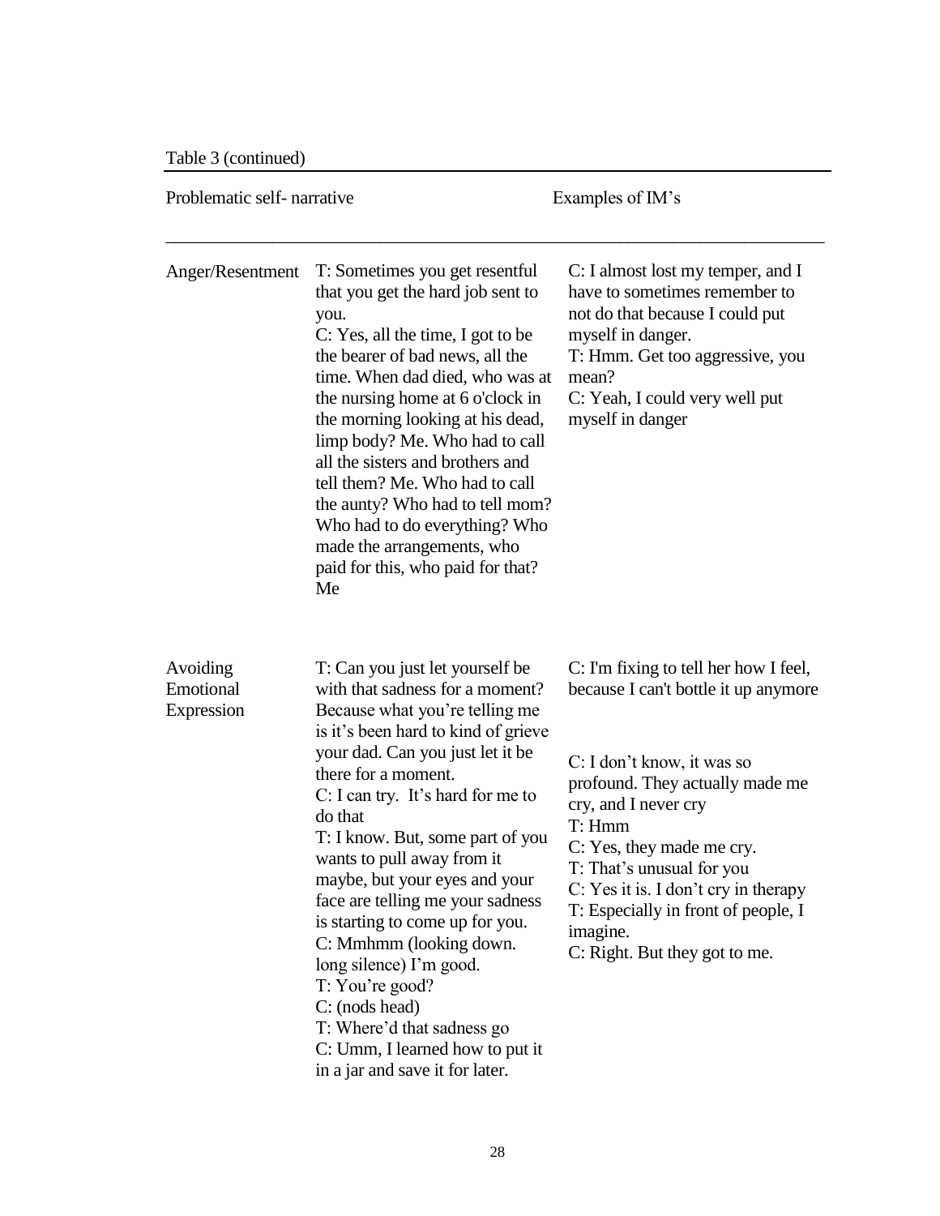Table 3 (continued)

| Problematic self- narrative | | Examples of IM's |
|---|---|---|
| Anger/Resentment | T: Sometimes you get resentful that you get the hard job sent to you.<br>C: Yes, all the time, I got to be the bearer of bad news, all the time. When dad died, who was at the nursing home at 6 o'clock in the morning looking at his dead, limp body? Me. Who had to call all the sisters and brothers and tell them? Me. Who had to call the aunty? Who had to tell mom? Who had to do everything? Who made the arrangements, who paid for this, who paid for that? Me | C: I almost lost my temper, and I have to sometimes remember to not do that because I could put myself in danger.<br>T: Hmm. Get too aggressive, you mean?<br>C: Yeah, I could very well put myself in danger |
| Avoiding Emotional Expression | T: Can you just let yourself be with that sadness for a moment? Because what you're telling me is it's been hard to kind of grieve your dad. Can you just let it be there for a moment.<br>C: I can try. It's hard for me to do that<br>T: I know. But, some part of you wants to pull away from it maybe, but your eyes and your face are telling me your sadness is starting to come up for you.<br>C: Mmhmm (looking down. long silence) I'm good.<br>T: You're good?<br>C: (nods head)<br>T: Where'd that sadness go<br>C: Umm, I learned how to put it in a jar and save it for later. | C: I'm fixing to tell her how I feel, because I can't bottle it up anymore<br><br>C: I don't know, it was so profound. They actually made me cry, and I never cry<br>T: Hmm<br>C: Yes, they made me cry.<br>T: That's unusual for you<br>C: Yes it is. I don't cry in therapy<br>T: Especially in front of people, I imagine.<br>C: Right. But they got to me. |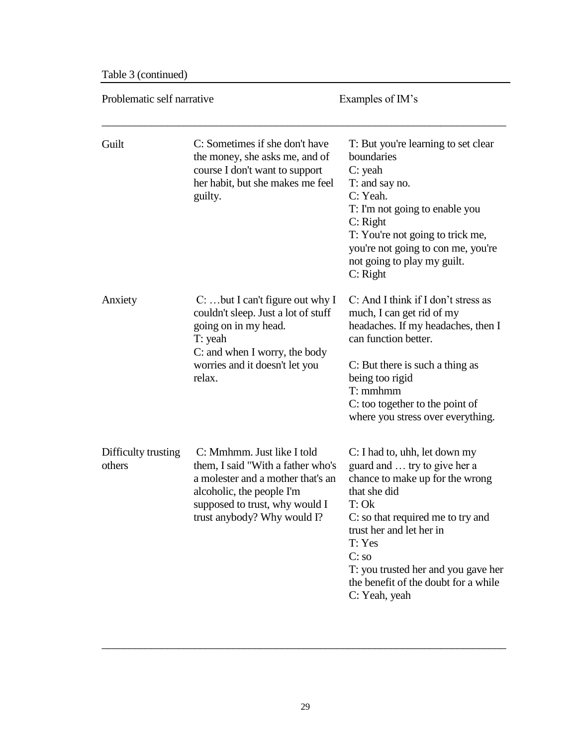Table 3 (continued)

| Problematic self narrative | | Examples of IM's |
|---|---|---|
| Guilt | C: Sometimes if she don't have the money, she asks me, and of course I don't want to support her habit, but she makes me feel guilty. | T: But you're learning to set clear boundaries<br>C: yeah<br>T: and say no.<br>C: Yeah.<br>T: I'm not going to enable you<br>C: Right<br>T: You're not going to trick me, you're not going to con me, you're not going to play my guilt.<br>C: Right |
| Anxiety | C: …but I can't figure out why I couldn't sleep. Just a lot of stuff going on in my head.<br>T: yeah<br>C: and when I worry, the body worries and it doesn't let you relax. | C: And I think if I don't stress as much, I can get rid of my headaches. If my headaches, then I can function better.<br><br>C: But there is such a thing as being too rigid<br>T: mmhmm<br>C: too together to the point of where you stress over everything. |
| Difficulty trusting others | C: Mmhmm. Just like I told them, I said "With a father who's a molester and a mother that's an alcoholic, the people I'm supposed to trust, why would I trust anybody? Why would I? | C: I had to, uhh, let down my guard and … try to give her a chance to make up for the wrong that she did<br>T: Ok<br>C: so that required me to try and trust her and let her in<br>T: Yes<br>C: so<br>T: you trusted her and you gave her the benefit of the doubt for a while<br>C: Yeah, yeah |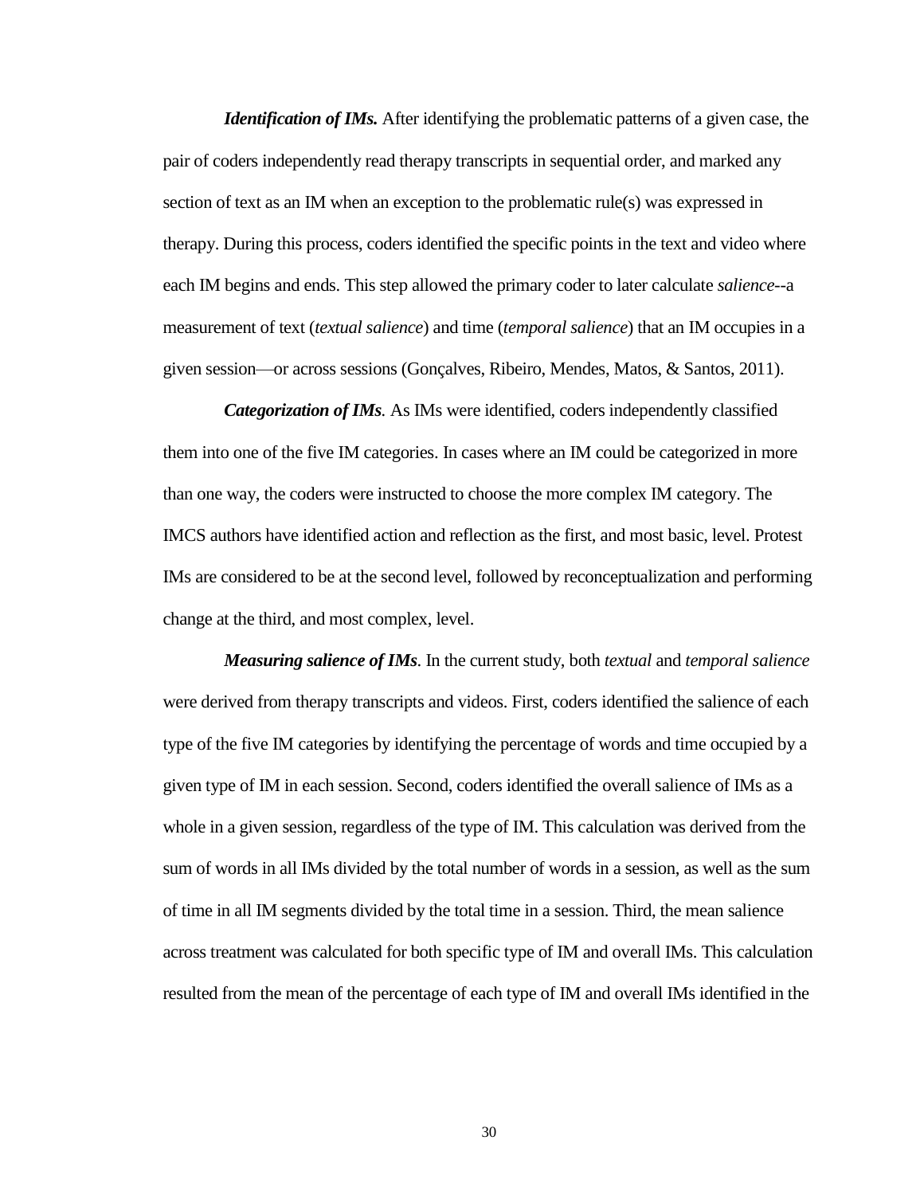***Identification of IMs.*** After identifying the problematic patterns of a given case, the pair of coders independently read therapy transcripts in sequential order, and marked any section of text as an IM when an exception to the problematic rule(s) was expressed in therapy. During this process, coders identified the specific points in the text and video where each IM begins and ends. This step allowed the primary coder to later calculate *salience*--a measurement of text (*textual salience*) and time (*temporal salience*) that an IM occupies in a given session—or across sessions (Gonçalves, Ribeiro, Mendes, Matos, & Santos, 2011).

***Categorization of IMs***. As IMs were identified, coders independently classified them into one of the five IM categories. In cases where an IM could be categorized in more than one way, the coders were instructed to choose the more complex IM category. The IMCS authors have identified action and reflection as the first, and most basic, level. Protest IMs are considered to be at the second level, followed by reconceptualization and performing change at the third, and most complex, level.

***Measuring salience of IMs***. In the current study, both *textual* and *temporal salience* were derived from therapy transcripts and videos. First, coders identified the salience of each type of the five IM categories by identifying the percentage of words and time occupied by a given type of IM in each session. Second, coders identified the overall salience of IMs as a whole in a given session, regardless of the type of IM. This calculation was derived from the sum of words in all IMs divided by the total number of words in a session, as well as the sum of time in all IM segments divided by the total time in a session. Third, the mean salience across treatment was calculated for both specific type of IM and overall IMs. This calculation resulted from the mean of the percentage of each type of IM and overall IMs identified in the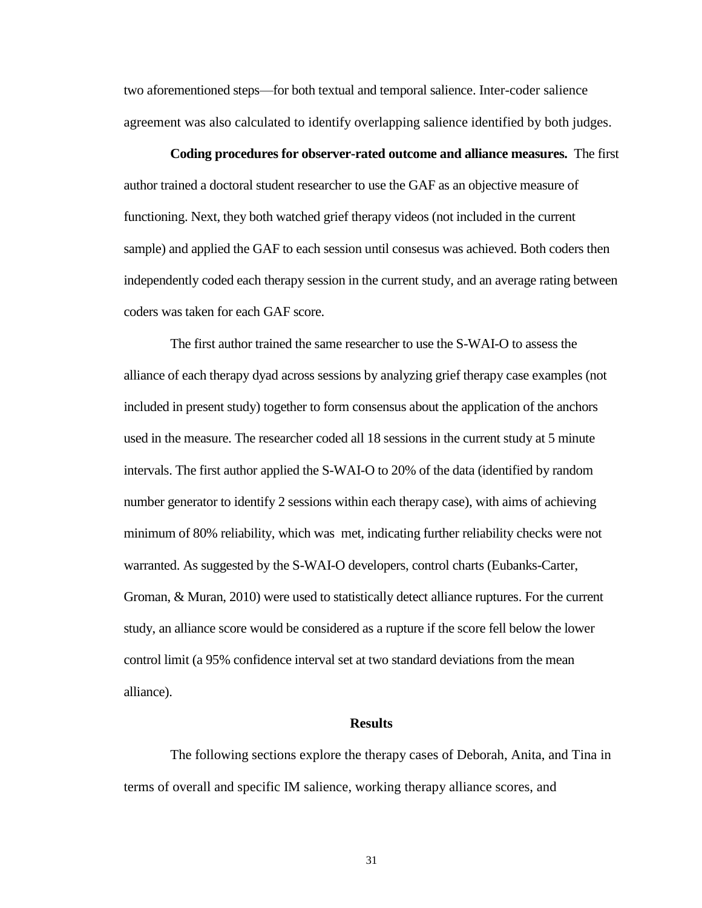two aforementioned steps—for both textual and temporal salience. Inter-coder salience agreement was also calculated to identify overlapping salience identified by both judges.

**Coding procedures for observer-rated outcome and alliance measures.** The first author trained a doctoral student researcher to use the GAF as an objective measure of functioning. Next, they both watched grief therapy videos (not included in the current sample) and applied the GAF to each session until consesus was achieved. Both coders then independently coded each therapy session in the current study, and an average rating between coders was taken for each GAF score.

The first author trained the same researcher to use the S-WAI-O to assess the alliance of each therapy dyad across sessions by analyzing grief therapy case examples (not included in present study) together to form consensus about the application of the anchors used in the measure. The researcher coded all 18 sessions in the current study at 5 minute intervals. The first author applied the S-WAI-O to 20% of the data (identified by random number generator to identify 2 sessions within each therapy case), with aims of achieving minimum of 80% reliability, which was met, indicating further reliability checks were not warranted. As suggested by the S-WAI-O developers, control charts (Eubanks-Carter, Groman, & Muran, 2010) were used to statistically detect alliance ruptures. For the current study, an alliance score would be considered as a rupture if the score fell below the lower control limit (a 95% confidence interval set at two standard deviations from the mean alliance).

## Results

The following sections explore the therapy cases of Deborah, Anita, and Tina in terms of overall and specific IM salience, working therapy alliance scores, and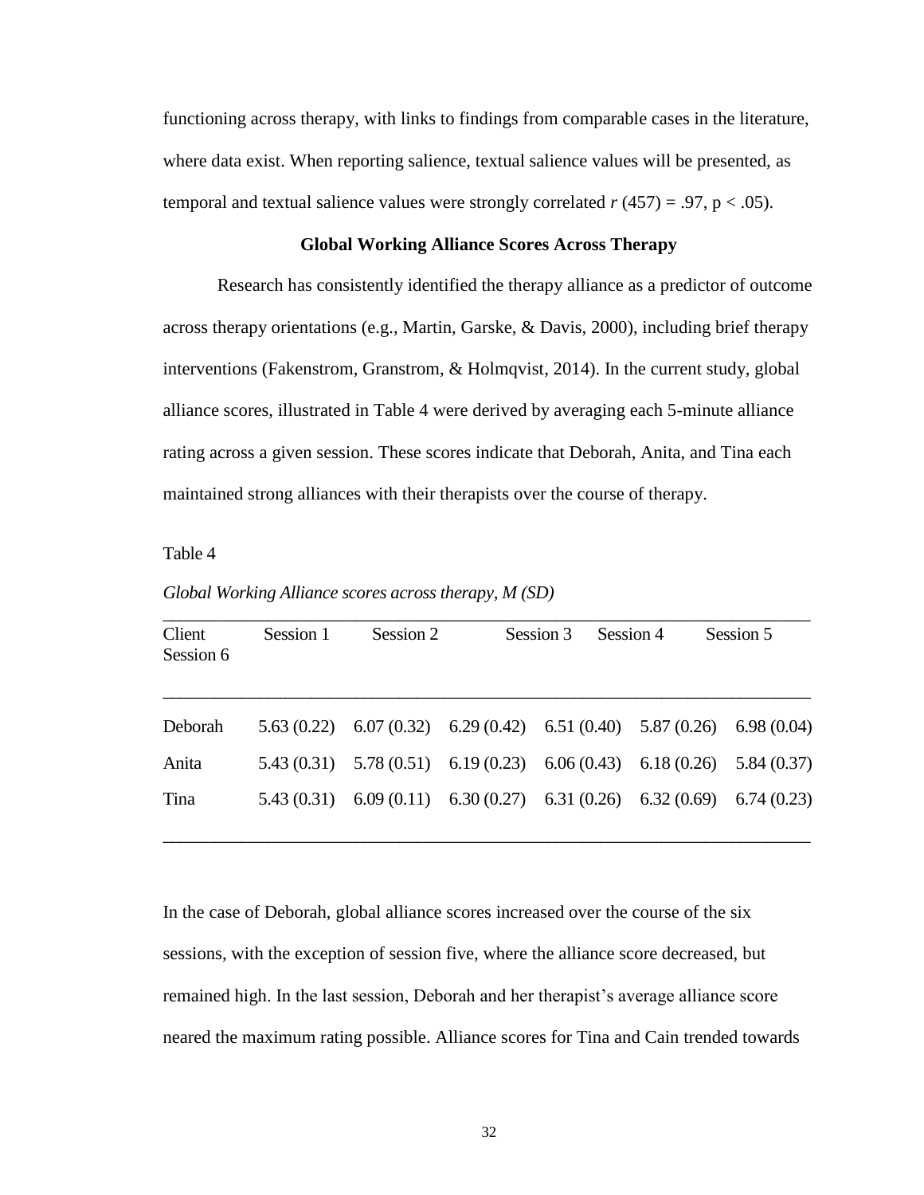functioning across therapy, with links to findings from comparable cases in the literature, where data exist. When reporting salience, textual salience values will be presented, as temporal and textual salience values were strongly correlated $r$ (457) = .97, p < .05).

### Global Working Alliance Scores Across Therapy

Research has consistently identified the therapy alliance as a predictor of outcome across therapy orientations (e.g., Martin, Garske, & Davis, 2000), including brief therapy interventions (Fakenstrom, Granstrom, & Holmqvist, 2014). In the current study, global alliance scores, illustrated in Table 4 were derived by averaging each 5-minute alliance rating across a given session. These scores indicate that Deborah, Anita, and Tina each maintained strong alliances with their therapists over the course of therapy.

Table 4

*Global Working Alliance scores across therapy, M (SD)*

| Client | Session 1 | Session 2 | Session 3 | Session 4 | Session 5 | Session 6 |
|---|---|---|---|---|---|---|
| Deborah | 5.63 (0.22) | 6.07 (0.32) | 6.29 (0.42) | 6.51 (0.40) | 5.87 (0.26) | 6.98 (0.04) |
| Anita | 5.43 (0.31) | 5.78 (0.51) | 6.19 (0.23) | 6.06 (0.43) | 6.18 (0.26) | 5.84 (0.37) |
| Tina | 5.43 (0.31) | 6.09 (0.11) | 6.30 (0.27) | 6.31 (0.26) | 6.32 (0.69) | 6.74 (0.23) |

In the case of Deborah, global alliance scores increased over the course of the six sessions, with the exception of session five, where the alliance score decreased, but remained high. In the last session, Deborah and her therapist's average alliance score neared the maximum rating possible. Alliance scores for Tina and Cain trended towards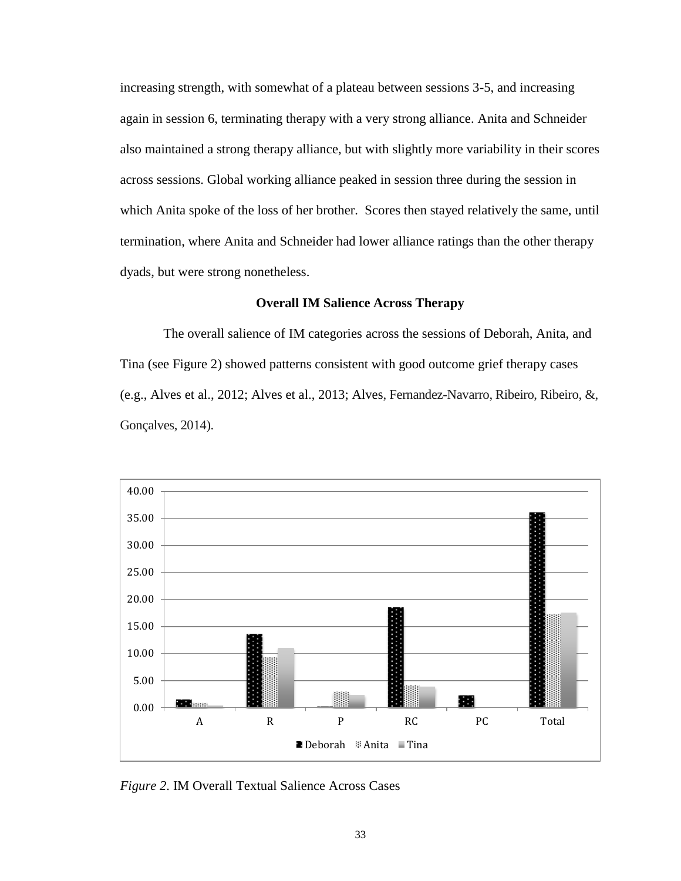increasing strength, with somewhat of a plateau between sessions 3-5, and increasing again in session 6, terminating therapy with a very strong alliance. Anita and Schneider also maintained a strong therapy alliance, but with slightly more variability in their scores across sessions. Global working alliance peaked in session three during the session in which Anita spoke of the loss of her brother. Scores then stayed relatively the same, until termination, where Anita and Schneider had lower alliance ratings than the other therapy dyads, but were strong nonetheless.

### Overall IM Salience Across Therapy

The overall salience of IM categories across the sessions of Deborah, Anita, and Tina (see Figure 2) showed patterns consistent with good outcome grief therapy cases (e.g., Alves et al., 2012; Alves et al., 2013; Alves, Fernandez-Navarro, Ribeiro, Ribeiro, &, Gonçalves, 2014).

*Figure 2*. IM Overall Textual Salience Across Cases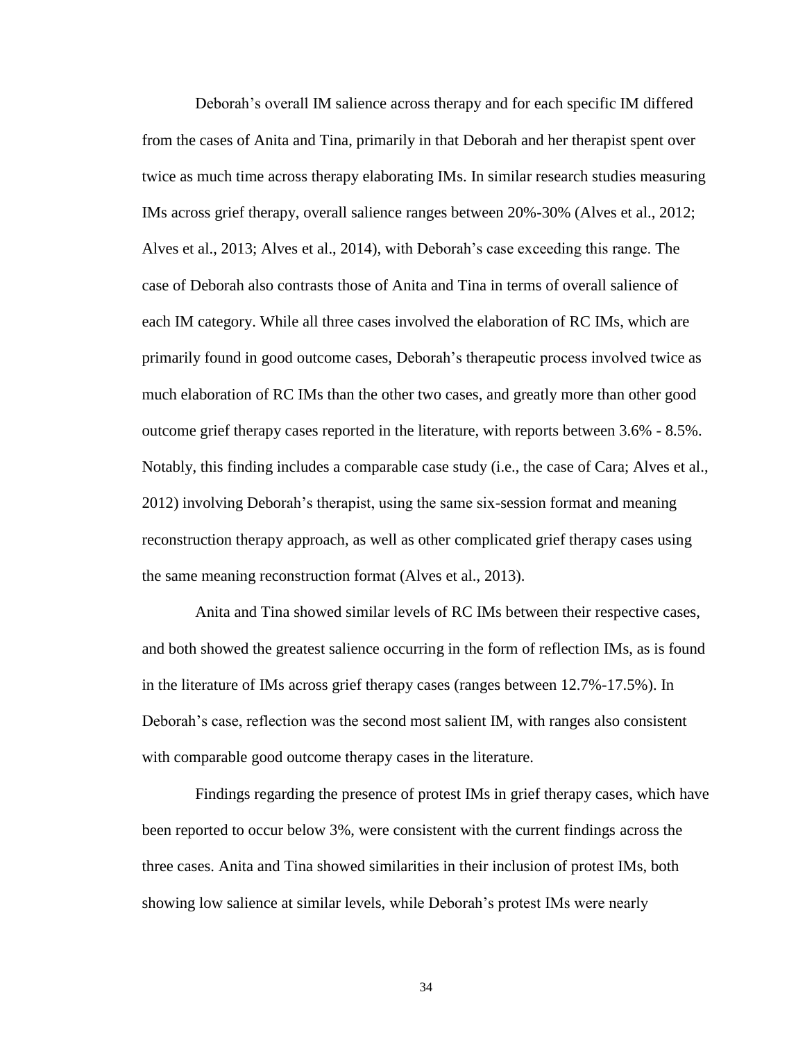Deborah's overall IM salience across therapy and for each specific IM differed from the cases of Anita and Tina, primarily in that Deborah and her therapist spent over twice as much time across therapy elaborating IMs. In similar research studies measuring IMs across grief therapy, overall salience ranges between 20%-30% (Alves et al., 2012; Alves et al., 2013; Alves et al., 2014), with Deborah's case exceeding this range. The case of Deborah also contrasts those of Anita and Tina in terms of overall salience of each IM category. While all three cases involved the elaboration of RC IMs, which are primarily found in good outcome cases, Deborah's therapeutic process involved twice as much elaboration of RC IMs than the other two cases, and greatly more than other good outcome grief therapy cases reported in the literature, with reports between 3.6% - 8.5%. Notably, this finding includes a comparable case study (i.e., the case of Cara; Alves et al., 2012) involving Deborah's therapist, using the same six-session format and meaning reconstruction therapy approach, as well as other complicated grief therapy cases using the same meaning reconstruction format (Alves et al., 2013).

Anita and Tina showed similar levels of RC IMs between their respective cases, and both showed the greatest salience occurring in the form of reflection IMs, as is found in the literature of IMs across grief therapy cases (ranges between 12.7%-17.5%). In Deborah's case, reflection was the second most salient IM, with ranges also consistent with comparable good outcome therapy cases in the literature.

Findings regarding the presence of protest IMs in grief therapy cases, which have been reported to occur below 3%, were consistent with the current findings across the three cases. Anita and Tina showed similarities in their inclusion of protest IMs, both showing low salience at similar levels, while Deborah's protest IMs were nearly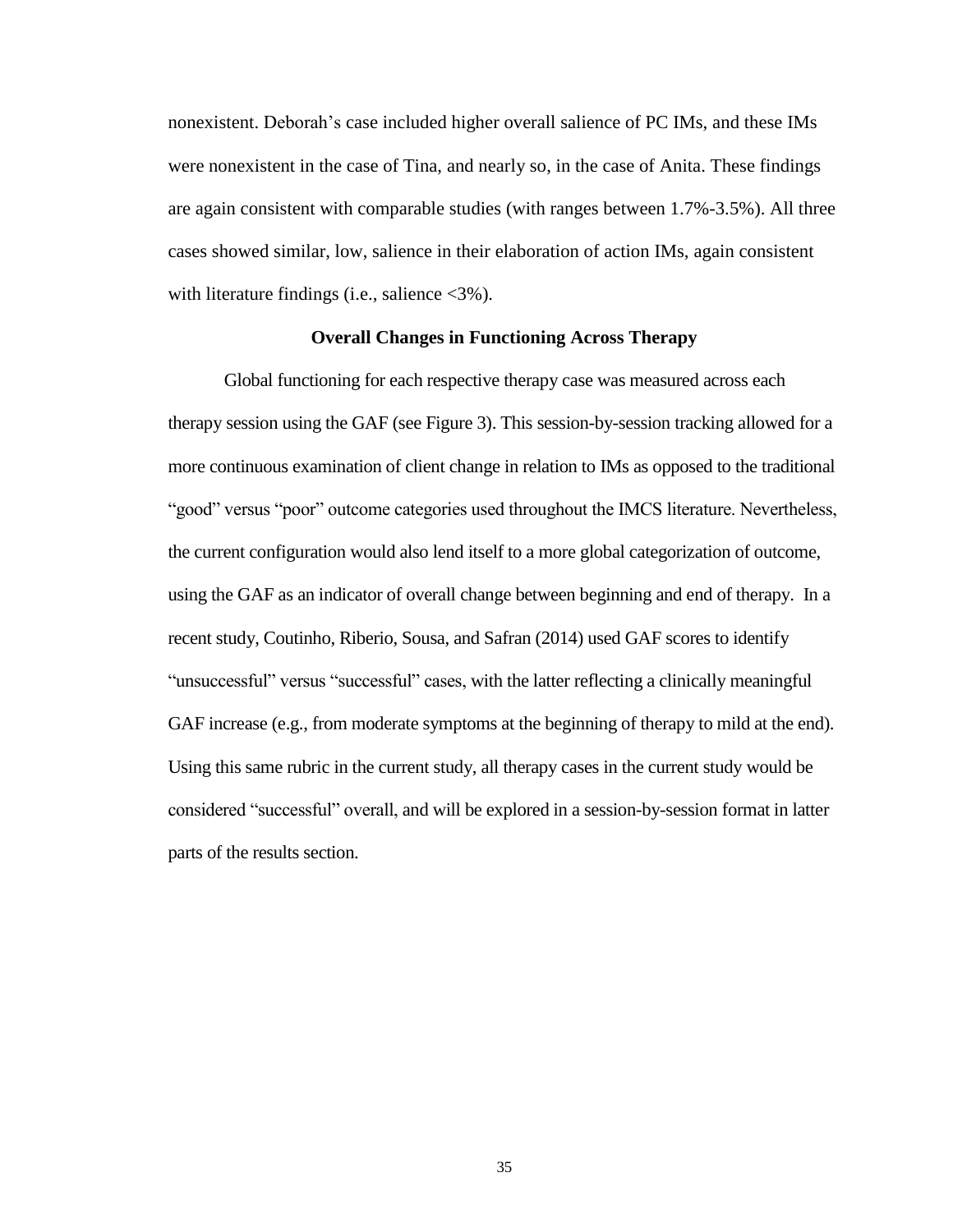nonexistent. Deborah's case included higher overall salience of PC IMs, and these IMs were nonexistent in the case of Tina, and nearly so, in the case of Anita. These findings are again consistent with comparable studies (with ranges between 1.7%-3.5%). All three cases showed similar, low, salience in their elaboration of action IMs, again consistent with literature findings (i.e., salience <3%).

## Overall Changes in Functioning Across Therapy

Global functioning for each respective therapy case was measured across each therapy session using the GAF (see Figure 3). This session-by-session tracking allowed for a more continuous examination of client change in relation to IMs as opposed to the traditional "good" versus "poor" outcome categories used throughout the IMCS literature. Nevertheless, the current configuration would also lend itself to a more global categorization of outcome, using the GAF as an indicator of overall change between beginning and end of therapy. In a recent study, Coutinho, Riberio, Sousa, and Safran (2014) used GAF scores to identify "unsuccessful" versus "successful" cases, with the latter reflecting a clinically meaningful GAF increase (e.g., from moderate symptoms at the beginning of therapy to mild at the end). Using this same rubric in the current study, all therapy cases in the current study would be considered "successful" overall, and will be explored in a session-by-session format in latter parts of the results section.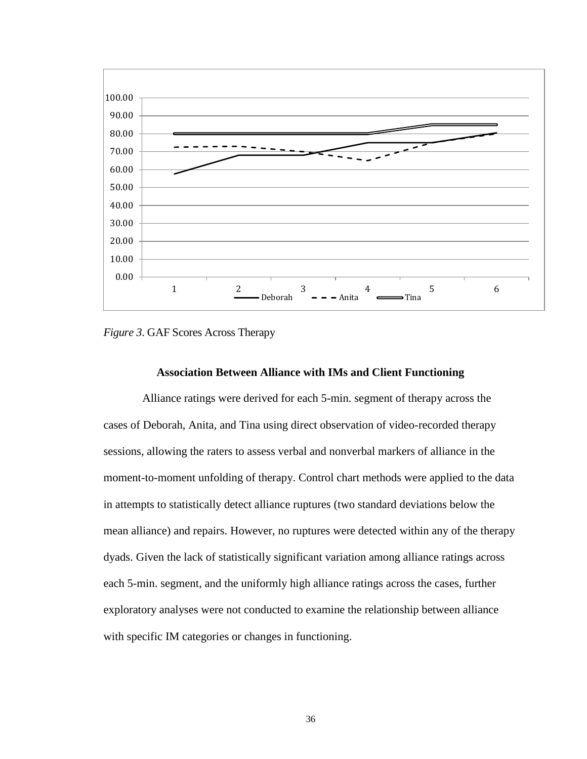*Figure 3*. GAF Scores Across Therapy

### Association Between Alliance with IMs and Client Functioning

Alliance ratings were derived for each 5-min. segment of therapy across the cases of Deborah, Anita, and Tina using direct observation of video-recorded therapy sessions, allowing the raters to assess verbal and nonverbal markers of alliance in the moment-to-moment unfolding of therapy. Control chart methods were applied to the data in attempts to statistically detect alliance ruptures (two standard deviations below the mean alliance) and repairs. However, no ruptures were detected within any of the therapy dyads. Given the lack of statistically significant variation among alliance ratings across each 5-min. segment, and the uniformly high alliance ratings across the cases, further exploratory analyses were not conducted to examine the relationship between alliance with specific IM categories or changes in functioning.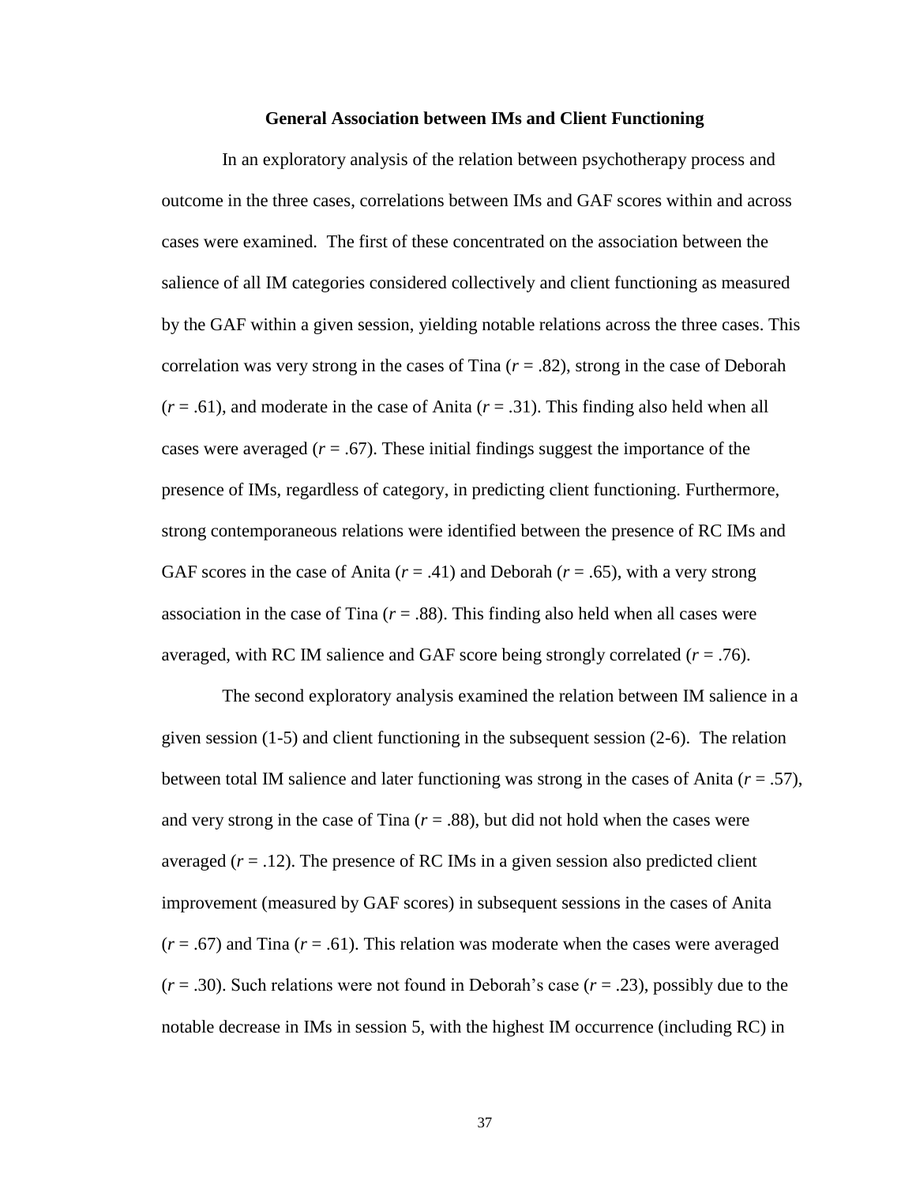### General Association between IMs and Client Functioning

In an exploratory analysis of the relation between psychotherapy process and outcome in the three cases, correlations between IMs and GAF scores within and across cases were examined. The first of these concentrated on the association between the salience of all IM categories considered collectively and client functioning as measured by the GAF within a given session, yielding notable relations across the three cases. This correlation was very strong in the cases of Tina ($r$ = .82), strong in the case of Deborah ($r$ = .61), and moderate in the case of Anita ($r$ = .31). This finding also held when all cases were averaged ($r$ = .67). These initial findings suggest the importance of the presence of IMs, regardless of category, in predicting client functioning. Furthermore, strong contemporaneous relations were identified between the presence of RC IMs and GAF scores in the case of Anita ($r$ = .41) and Deborah ($r$ = .65), with a very strong association in the case of Tina ($r$ = .88). This finding also held when all cases were averaged, with RC IM salience and GAF score being strongly correlated ($r$ = .76).

The second exploratory analysis examined the relation between IM salience in a given session (1-5) and client functioning in the subsequent session (2-6). The relation between total IM salience and later functioning was strong in the cases of Anita ($r$ = .57), and very strong in the case of Tina ($r$ = .88), but did not hold when the cases were averaged ($r$ = .12). The presence of RC IMs in a given session also predicted client improvement (measured by GAF scores) in subsequent sessions in the cases of Anita ($r$ = .67) and Tina ($r$ = .61). This relation was moderate when the cases were averaged ($r$ = .30). Such relations were not found in Deborah's case ($r$ = .23), possibly due to the notable decrease in IMs in session 5, with the highest IM occurrence (including RC) in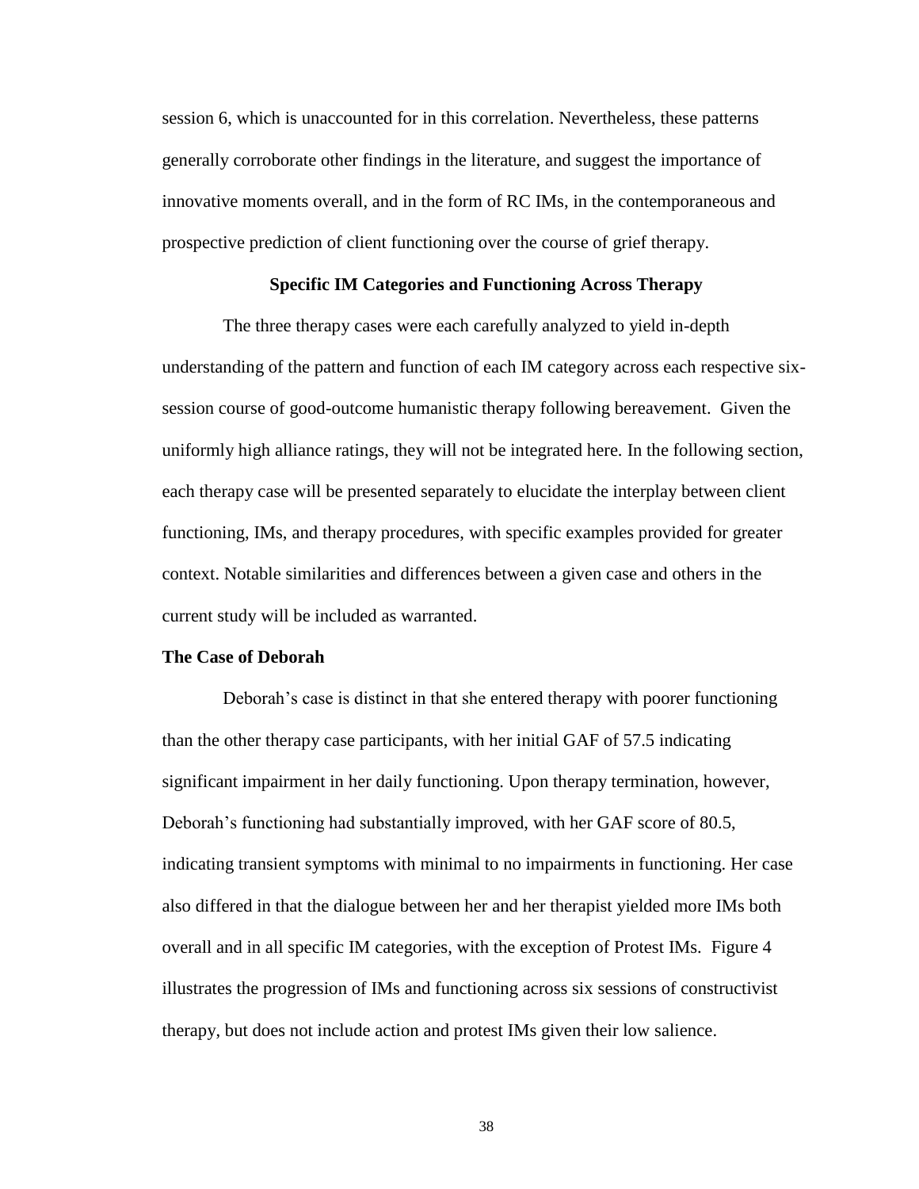session 6, which is unaccounted for in this correlation. Nevertheless, these patterns generally corroborate other findings in the literature, and suggest the importance of innovative moments overall, and in the form of RC IMs, in the contemporaneous and prospective prediction of client functioning over the course of grief therapy.

## Specific IM Categories and Functioning Across Therapy

The three therapy cases were each carefully analyzed to yield in-depth understanding of the pattern and function of each IM category across each respective six-session course of good-outcome humanistic therapy following bereavement. Given the uniformly high alliance ratings, they will not be integrated here. In the following section, each therapy case will be presented separately to elucidate the interplay between client functioning, IMs, and therapy procedures, with specific examples provided for greater context. Notable similarities and differences between a given case and others in the current study will be included as warranted.

### The Case of Deborah

Deborah's case is distinct in that she entered therapy with poorer functioning than the other therapy case participants, with her initial GAF of 57.5 indicating significant impairment in her daily functioning. Upon therapy termination, however, Deborah's functioning had substantially improved, with her GAF score of 80.5, indicating transient symptoms with minimal to no impairments in functioning. Her case also differed in that the dialogue between her and her therapist yielded more IMs both overall and in all specific IM categories, with the exception of Protest IMs. Figure 4 illustrates the progression of IMs and functioning across six sessions of constructivist therapy, but does not include action and protest IMs given their low salience.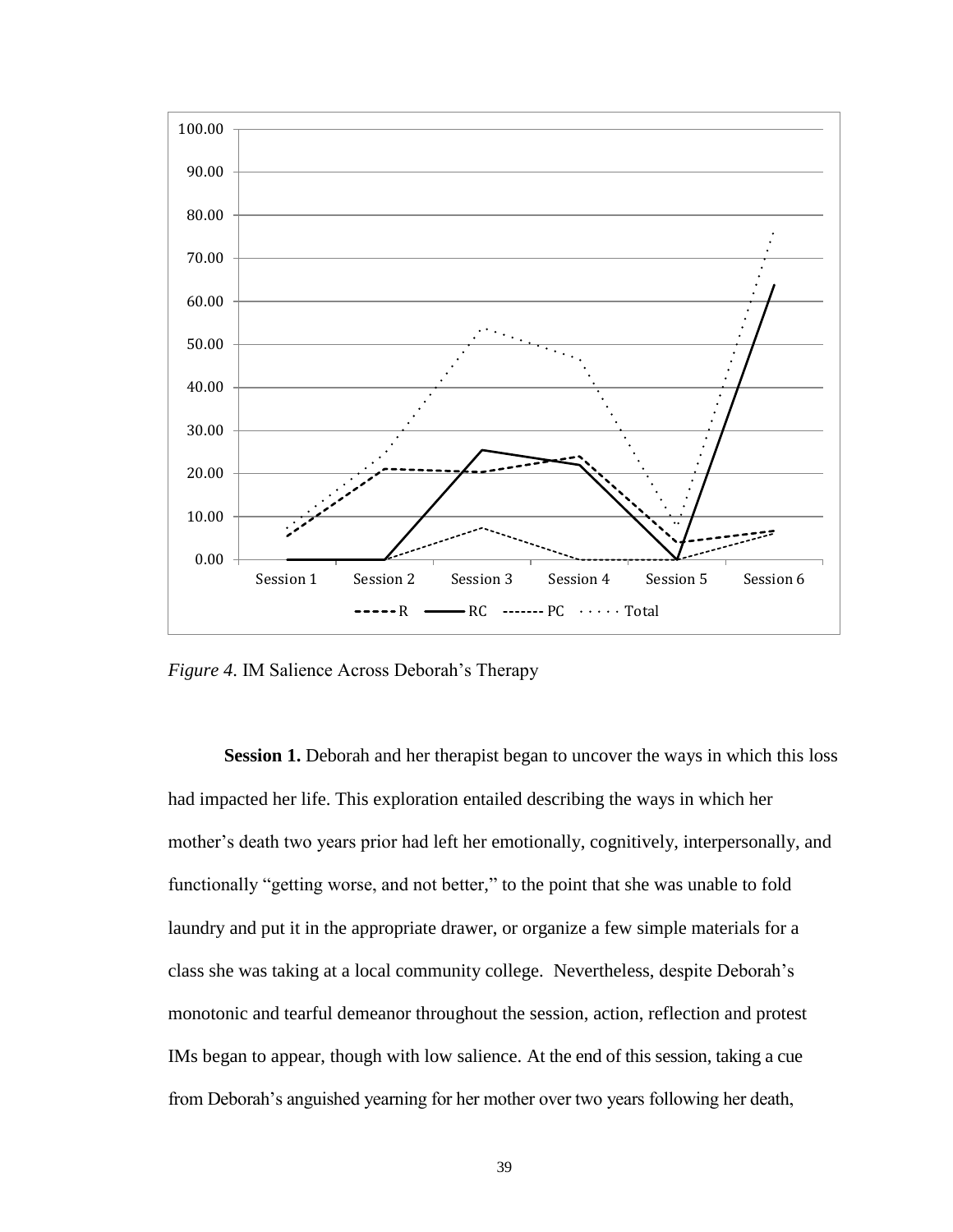*Figure 4.* IM Salience Across Deborah's Therapy

**Session 1.** Deborah and her therapist began to uncover the ways in which this loss had impacted her life. This exploration entailed describing the ways in which her mother's death two years prior had left her emotionally, cognitively, interpersonally, and functionally "getting worse, and not better," to the point that she was unable to fold laundry and put it in the appropriate drawer, or organize a few simple materials for a class she was taking at a local community college. Nevertheless, despite Deborah's monotonic and tearful demeanor throughout the session, action, reflection and protest IMs began to appear, though with low salience. At the end of this session, taking a cue from Deborah's anguished yearning for her mother over two years following her death,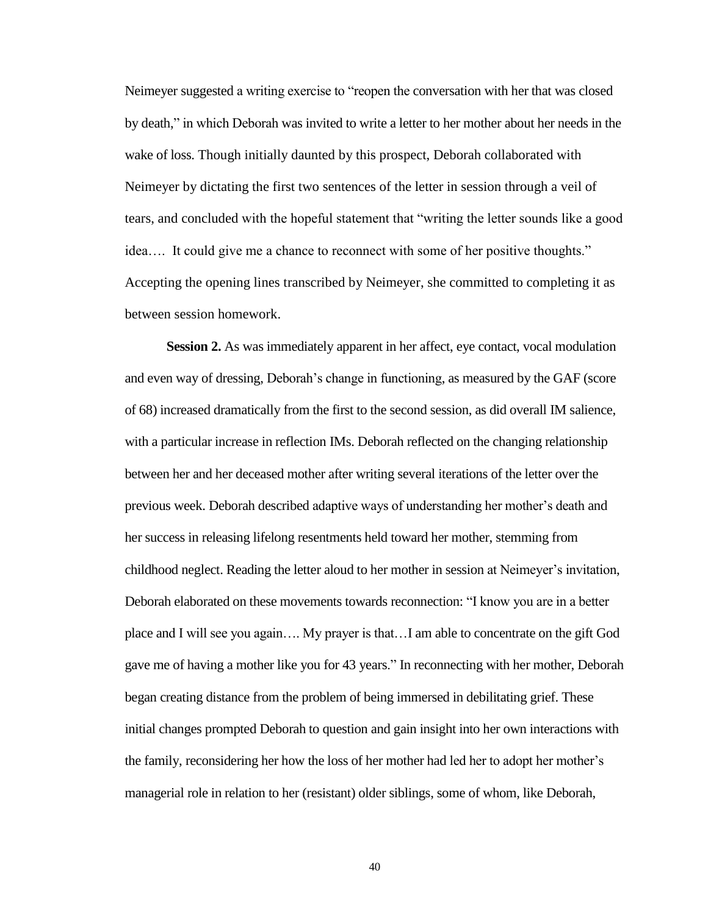Neimeyer suggested a writing exercise to "reopen the conversation with her that was closed by death," in which Deborah was invited to write a letter to her mother about her needs in the wake of loss. Though initially daunted by this prospect, Deborah collaborated with Neimeyer by dictating the first two sentences of the letter in session through a veil of tears, and concluded with the hopeful statement that "writing the letter sounds like a good idea…. It could give me a chance to reconnect with some of her positive thoughts." Accepting the opening lines transcribed by Neimeyer, she committed to completing it as between session homework.

**Session 2.** As was immediately apparent in her affect, eye contact, vocal modulation and even way of dressing, Deborah's change in functioning, as measured by the GAF (score of 68) increased dramatically from the first to the second session, as did overall IM salience, with a particular increase in reflection IMs. Deborah reflected on the changing relationship between her and her deceased mother after writing several iterations of the letter over the previous week. Deborah described adaptive ways of understanding her mother's death and her success in releasing lifelong resentments held toward her mother, stemming from childhood neglect. Reading the letter aloud to her mother in session at Neimeyer's invitation, Deborah elaborated on these movements towards reconnection: "I know you are in a better place and I will see you again…. My prayer is that…I am able to concentrate on the gift God gave me of having a mother like you for 43 years." In reconnecting with her mother, Deborah began creating distance from the problem of being immersed in debilitating grief. These initial changes prompted Deborah to question and gain insight into her own interactions with the family, reconsidering her how the loss of her mother had led her to adopt her mother's managerial role in relation to her (resistant) older siblings, some of whom, like Deborah,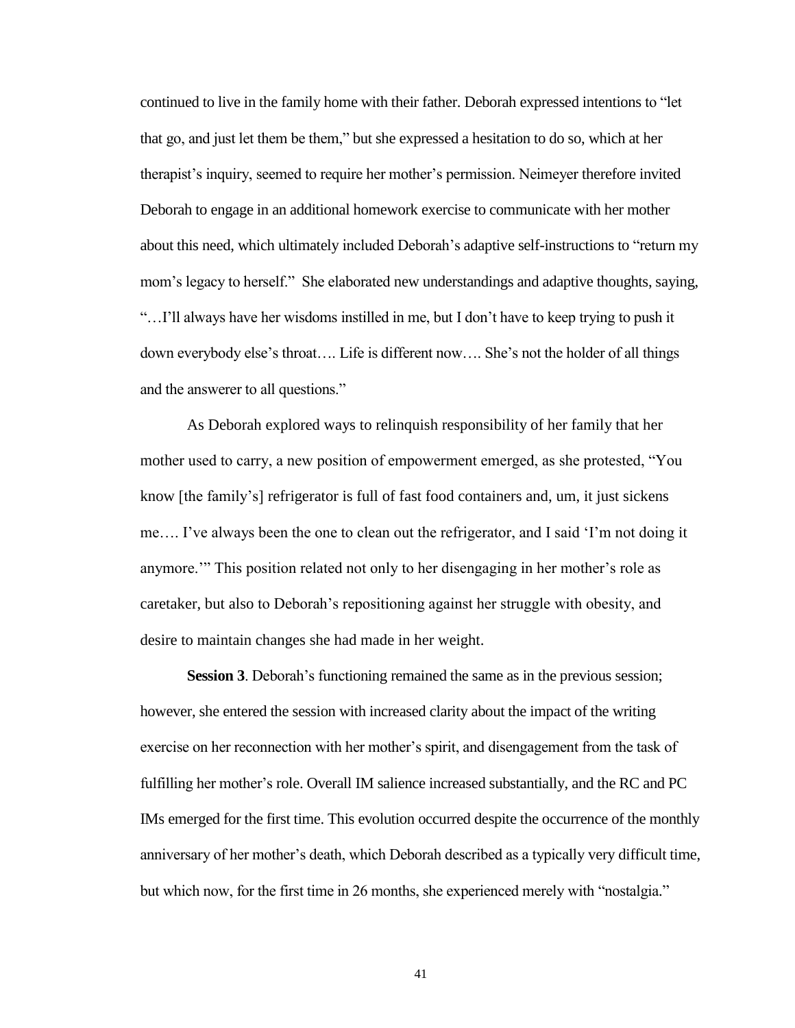continued to live in the family home with their father. Deborah expressed intentions to "let that go, and just let them be them," but she expressed a hesitation to do so, which at her therapist's inquiry, seemed to require her mother's permission. Neimeyer therefore invited Deborah to engage in an additional homework exercise to communicate with her mother about this need, which ultimately included Deborah's adaptive self-instructions to "return my mom's legacy to herself." She elaborated new understandings and adaptive thoughts, saying, "…I'll always have her wisdoms instilled in me, but I don't have to keep trying to push it down everybody else's throat…. Life is different now…. She's not the holder of all things and the answerer to all questions."

As Deborah explored ways to relinquish responsibility of her family that her mother used to carry, a new position of empowerment emerged, as she protested, "You know [the family's] refrigerator is full of fast food containers and, um, it just sickens me…. I've always been the one to clean out the refrigerator, and I said 'I'm not doing it anymore.'" This position related not only to her disengaging in her mother's role as caretaker, but also to Deborah's repositioning against her struggle with obesity, and desire to maintain changes she had made in her weight.

**Session 3**. Deborah's functioning remained the same as in the previous session; however, she entered the session with increased clarity about the impact of the writing exercise on her reconnection with her mother's spirit, and disengagement from the task of fulfilling her mother's role. Overall IM salience increased substantially, and the RC and PC IMs emerged for the first time. This evolution occurred despite the occurrence of the monthly anniversary of her mother's death, which Deborah described as a typically very difficult time, but which now, for the first time in 26 months, she experienced merely with "nostalgia."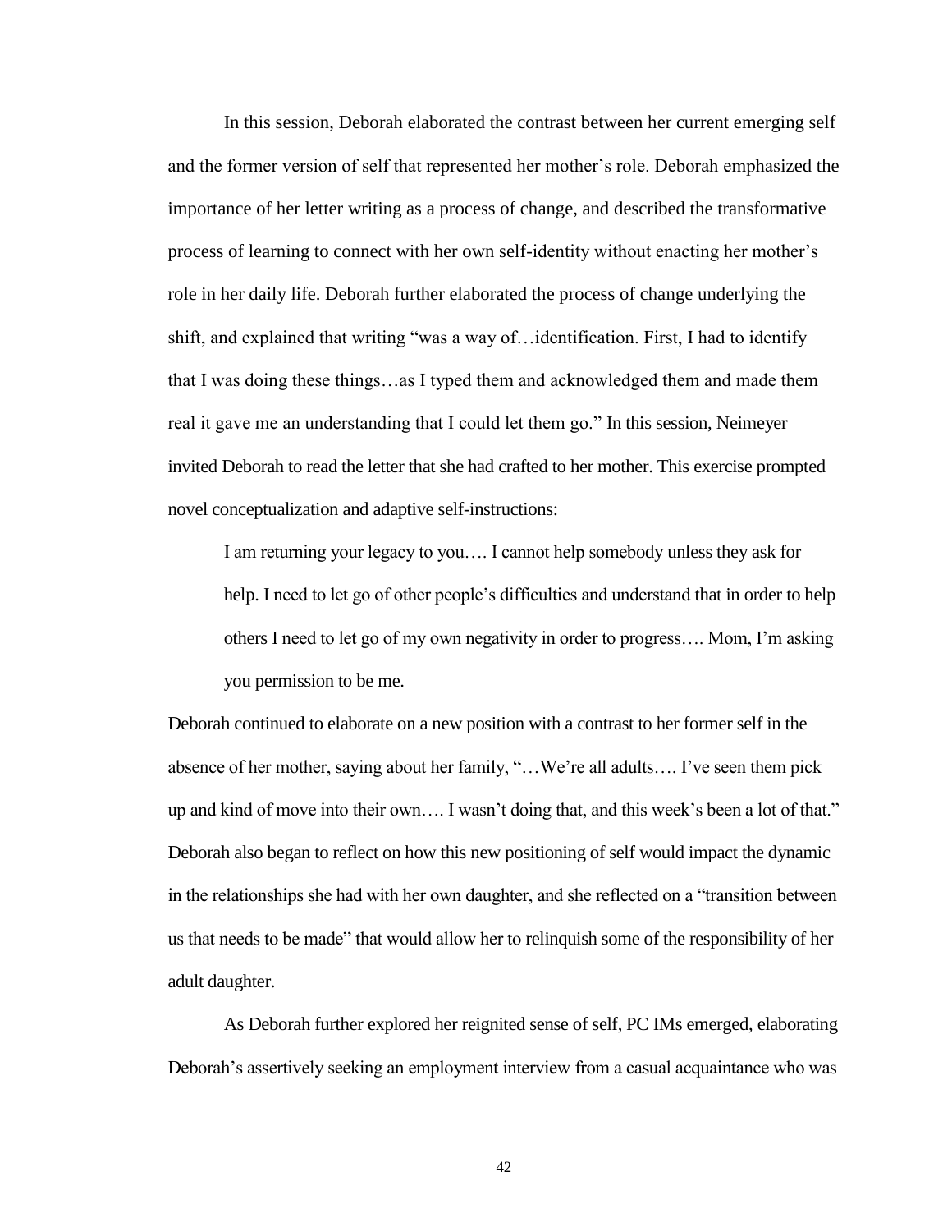In this session, Deborah elaborated the contrast between her current emerging self and the former version of self that represented her mother's role. Deborah emphasized the importance of her letter writing as a process of change, and described the transformative process of learning to connect with her own self-identity without enacting her mother's role in her daily life. Deborah further elaborated the process of change underlying the shift, and explained that writing "was a way of…identification. First, I had to identify that I was doing these things…as I typed them and acknowledged them and made them real it gave me an understanding that I could let them go." In this session, Neimeyer invited Deborah to read the letter that she had crafted to her mother. This exercise prompted novel conceptualization and adaptive self-instructions:

> I am returning your legacy to you…. I cannot help somebody unless they ask for help. I need to let go of other people's difficulties and understand that in order to help others I need to let go of my own negativity in order to progress…. Mom, I'm asking you permission to be me.

Deborah continued to elaborate on a new position with a contrast to her former self in the absence of her mother, saying about her family, "…We're all adults…. I've seen them pick up and kind of move into their own…. I wasn't doing that, and this week's been a lot of that." Deborah also began to reflect on how this new positioning of self would impact the dynamic in the relationships she had with her own daughter, and she reflected on a "transition between us that needs to be made" that would allow her to relinquish some of the responsibility of her adult daughter.

As Deborah further explored her reignited sense of self, PC IMs emerged, elaborating Deborah's assertively seeking an employment interview from a casual acquaintance who was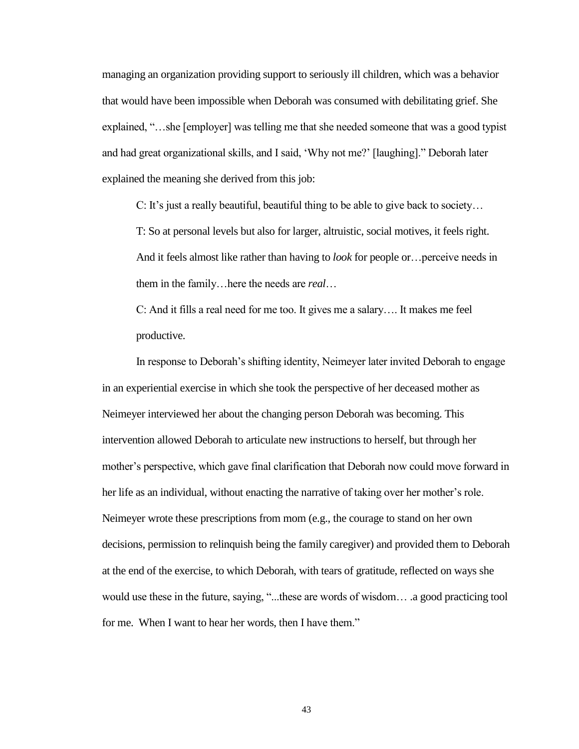managing an organization providing support to seriously ill children, which was a behavior that would have been impossible when Deborah was consumed with debilitating grief. She explained, "…she [employer] was telling me that she needed someone that was a good typist and had great organizational skills, and I said, 'Why not me?' [laughing]." Deborah later explained the meaning she derived from this job:

> C: It's just a really beautiful, beautiful thing to be able to give back to society…
>
> T: So at personal levels but also for larger, altruistic, social motives, it feels right. And it feels almost like rather than having to *look* for people or…perceive needs in them in the family…here the needs are *real*…
>
> C: And it fills a real need for me too. It gives me a salary…. It makes me feel productive.

In response to Deborah's shifting identity, Neimeyer later invited Deborah to engage in an experiential exercise in which she took the perspective of her deceased mother as Neimeyer interviewed her about the changing person Deborah was becoming. This intervention allowed Deborah to articulate new instructions to herself, but through her mother's perspective, which gave final clarification that Deborah now could move forward in her life as an individual, without enacting the narrative of taking over her mother's role. Neimeyer wrote these prescriptions from mom (e.g., the courage to stand on her own decisions, permission to relinquish being the family caregiver) and provided them to Deborah at the end of the exercise, to which Deborah, with tears of gratitude, reflected on ways she would use these in the future, saying, "...these are words of wisdom… .a good practicing tool for me. When I want to hear her words, then I have them."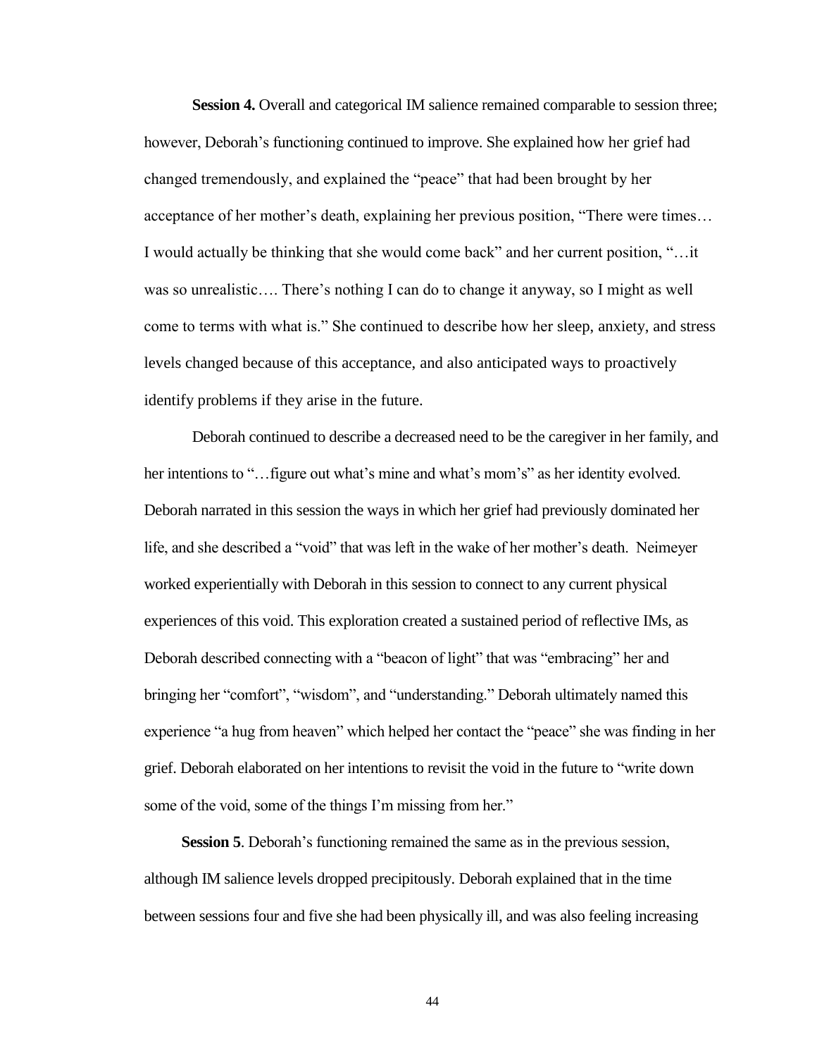**Session 4.** Overall and categorical IM salience remained comparable to session three; however, Deborah's functioning continued to improve. She explained how her grief had changed tremendously, and explained the "peace" that had been brought by her acceptance of her mother's death, explaining her previous position, "There were times… I would actually be thinking that she would come back" and her current position, "…it was so unrealistic…. There's nothing I can do to change it anyway, so I might as well come to terms with what is." She continued to describe how her sleep, anxiety, and stress levels changed because of this acceptance, and also anticipated ways to proactively identify problems if they arise in the future.

Deborah continued to describe a decreased need to be the caregiver in her family, and her intentions to "…figure out what's mine and what's mom's" as her identity evolved. Deborah narrated in this session the ways in which her grief had previously dominated her life, and she described a "void" that was left in the wake of her mother's death. Neimeyer worked experientially with Deborah in this session to connect to any current physical experiences of this void. This exploration created a sustained period of reflective IMs, as Deborah described connecting with a "beacon of light" that was "embracing" her and bringing her "comfort", "wisdom", and "understanding." Deborah ultimately named this experience "a hug from heaven" which helped her contact the "peace" she was finding in her grief. Deborah elaborated on her intentions to revisit the void in the future to "write down some of the void, some of the things I'm missing from her."

**Session 5**. Deborah's functioning remained the same as in the previous session, although IM salience levels dropped precipitously. Deborah explained that in the time between sessions four and five she had been physically ill, and was also feeling increasing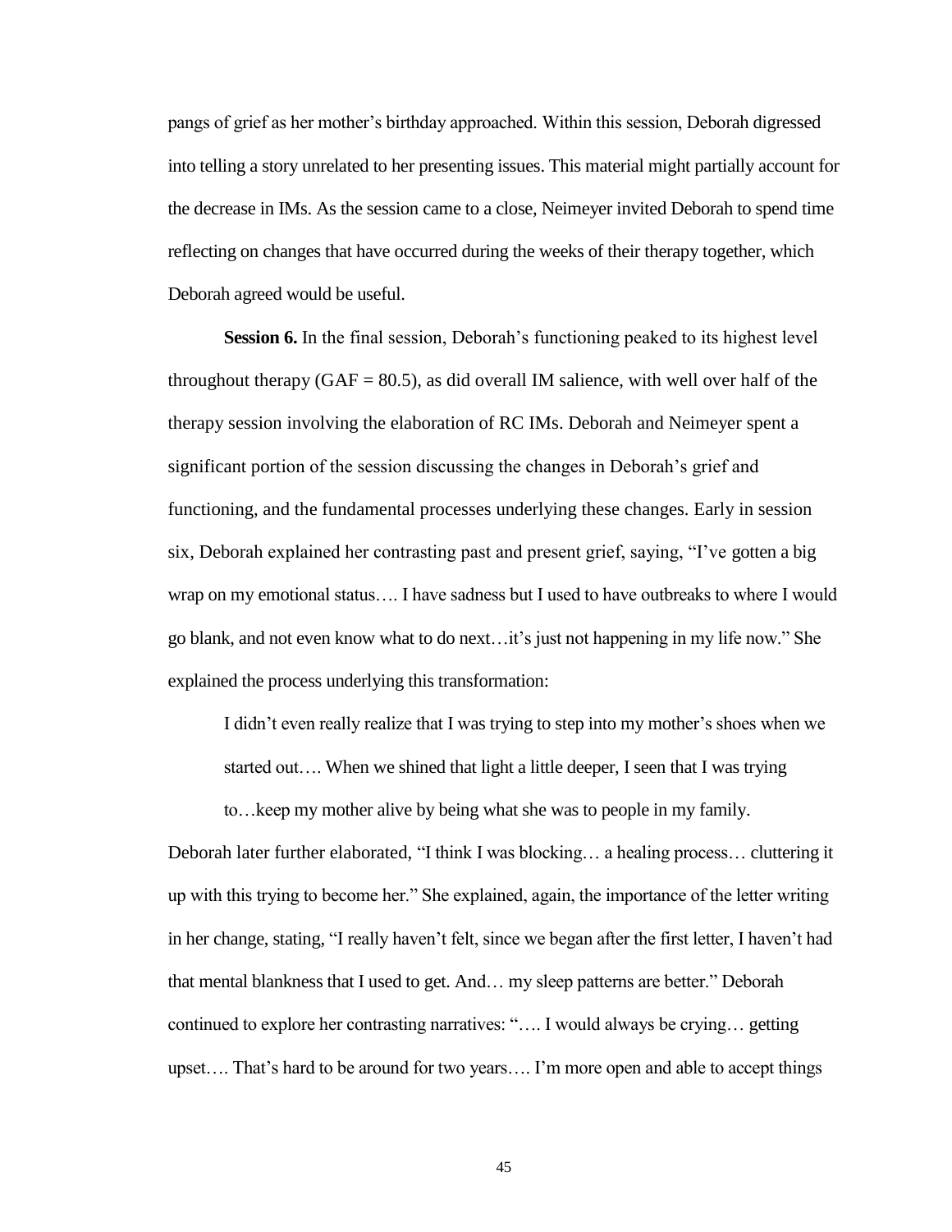pangs of grief as her mother's birthday approached. Within this session, Deborah digressed into telling a story unrelated to her presenting issues. This material might partially account for the decrease in IMs. As the session came to a close, Neimeyer invited Deborah to spend time reflecting on changes that have occurred during the weeks of their therapy together, which Deborah agreed would be useful.

**Session 6.** In the final session, Deborah's functioning peaked to its highest level throughout therapy (GAF = 80.5), as did overall IM salience, with well over half of the therapy session involving the elaboration of RC IMs. Deborah and Neimeyer spent a significant portion of the session discussing the changes in Deborah's grief and functioning, and the fundamental processes underlying these changes. Early in session six, Deborah explained her contrasting past and present grief, saying, "I've gotten a big wrap on my emotional status…. I have sadness but I used to have outbreaks to where I would go blank, and not even know what to do next…it's just not happening in my life now." She explained the process underlying this transformation:

> I didn't even really realize that I was trying to step into my mother's shoes when we started out…. When we shined that light a little deeper, I seen that I was trying to…keep my mother alive by being what she was to people in my family.

Deborah later further elaborated, "I think I was blocking… a healing process… cluttering it up with this trying to become her." She explained, again, the importance of the letter writing in her change, stating, "I really haven't felt, since we began after the first letter, I haven't had that mental blankness that I used to get. And… my sleep patterns are better." Deborah continued to explore her contrasting narratives: "…. I would always be crying… getting upset…. That's hard to be around for two years…. I'm more open and able to accept things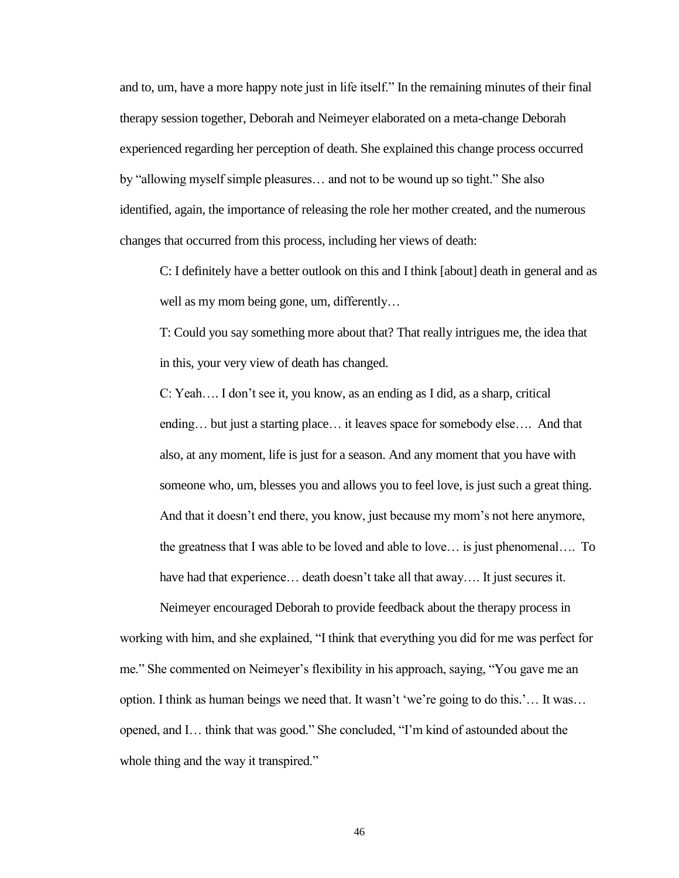and to, um, have a more happy note just in life itself." In the remaining minutes of their final therapy session together, Deborah and Neimeyer elaborated on a meta-change Deborah experienced regarding her perception of death. She explained this change process occurred by "allowing myself simple pleasures… and not to be wound up so tight." She also identified, again, the importance of releasing the role her mother created, and the numerous changes that occurred from this process, including her views of death:

> C: I definitely have a better outlook on this and I think [about] death in general and as well as my mom being gone, um, differently…
>
> T: Could you say something more about that? That really intrigues me, the idea that in this, your very view of death has changed.
>
> C: Yeah…. I don't see it, you know, as an ending as I did, as a sharp, critical ending… but just a starting place… it leaves space for somebody else…. And that also, at any moment, life is just for a season. And any moment that you have with someone who, um, blesses you and allows you to feel love, is just such a great thing. And that it doesn't end there, you know, just because my mom's not here anymore, the greatness that I was able to be loved and able to love… is just phenomenal…. To have had that experience… death doesn't take all that away…. It just secures it.

Neimeyer encouraged Deborah to provide feedback about the therapy process in working with him, and she explained, "I think that everything you did for me was perfect for me." She commented on Neimeyer's flexibility in his approach, saying, "You gave me an option. I think as human beings we need that. It wasn't 'we're going to do this.'… It was… opened, and I… think that was good." She concluded, "I'm kind of astounded about the whole thing and the way it transpired."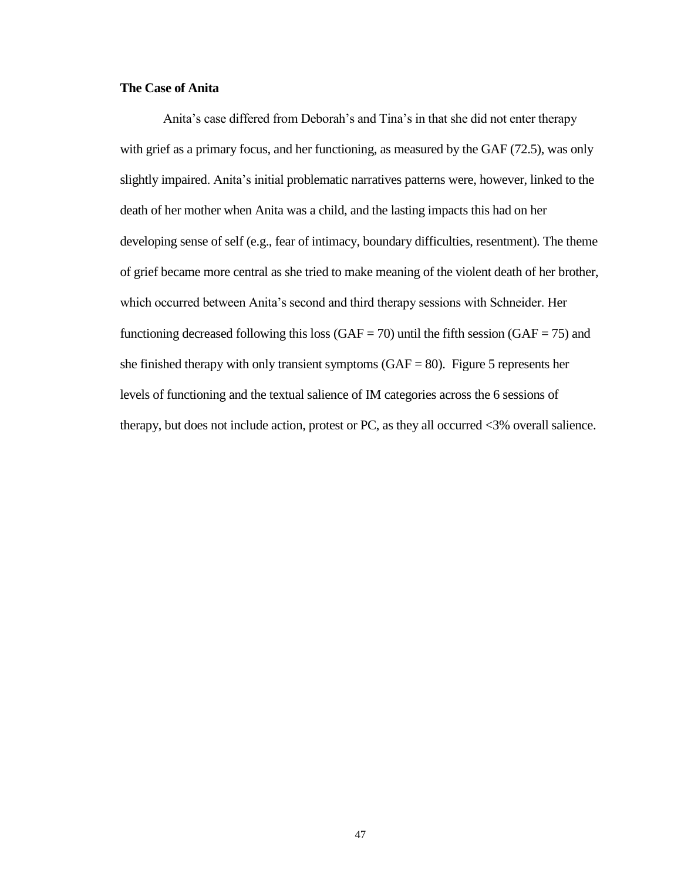### The Case of Anita

Anita's case differed from Deborah's and Tina's in that she did not enter therapy with grief as a primary focus, and her functioning, as measured by the GAF (72.5), was only slightly impaired. Anita's initial problematic narratives patterns were, however, linked to the death of her mother when Anita was a child, and the lasting impacts this had on her developing sense of self (e.g., fear of intimacy, boundary difficulties, resentment). The theme of grief became more central as she tried to make meaning of the violent death of her brother, which occurred between Anita's second and third therapy sessions with Schneider. Her functioning decreased following this loss (GAF = 70) until the fifth session (GAF = 75) and she finished therapy with only transient symptoms (GAF = 80). Figure 5 represents her levels of functioning and the textual salience of IM categories across the 6 sessions of therapy, but does not include action, protest or PC, as they all occurred <3% overall salience.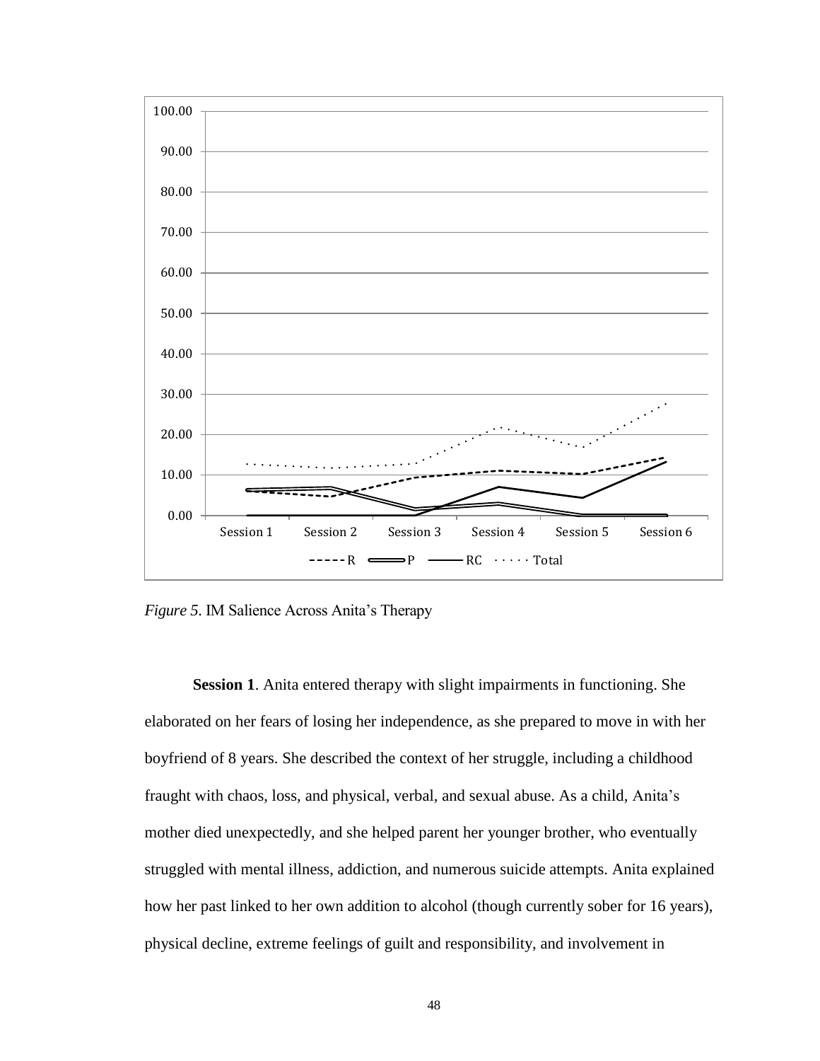*Figure 5*. IM Salience Across Anita's Therapy

**Session 1**. Anita entered therapy with slight impairments in functioning. She elaborated on her fears of losing her independence, as she prepared to move in with her boyfriend of 8 years. She described the context of her struggle, including a childhood fraught with chaos, loss, and physical, verbal, and sexual abuse. As a child, Anita's mother died unexpectedly, and she helped parent her younger brother, who eventually struggled with mental illness, addiction, and numerous suicide attempts. Anita explained how her past linked to her own addition to alcohol (though currently sober for 16 years), physical decline, extreme feelings of guilt and responsibility, and involvement in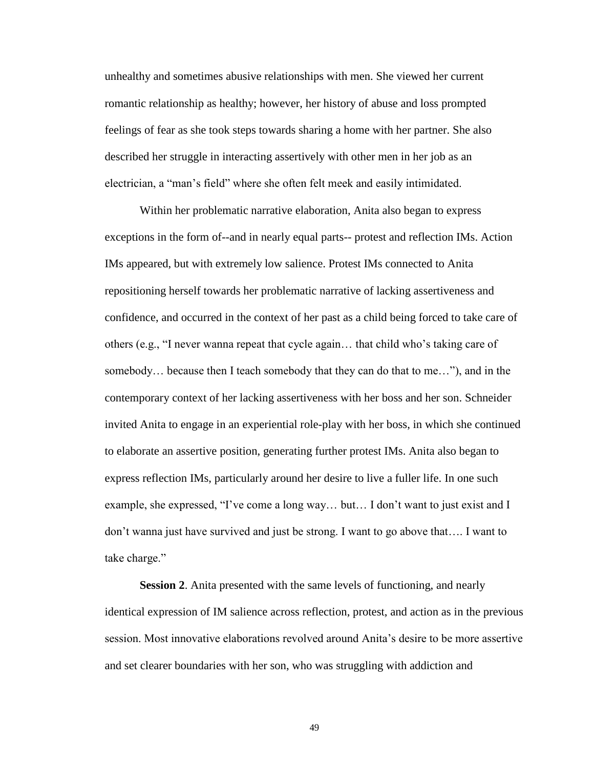unhealthy and sometimes abusive relationships with men. She viewed her current romantic relationship as healthy; however, her history of abuse and loss prompted feelings of fear as she took steps towards sharing a home with her partner. She also described her struggle in interacting assertively with other men in her job as an electrician, a "man's field" where she often felt meek and easily intimidated.

Within her problematic narrative elaboration, Anita also began to express exceptions in the form of--and in nearly equal parts-- protest and reflection IMs. Action IMs appeared, but with extremely low salience. Protest IMs connected to Anita repositioning herself towards her problematic narrative of lacking assertiveness and confidence, and occurred in the context of her past as a child being forced to take care of others (e.g., "I never wanna repeat that cycle again… that child who's taking care of somebody… because then I teach somebody that they can do that to me…"), and in the contemporary context of her lacking assertiveness with her boss and her son. Schneider invited Anita to engage in an experiential role-play with her boss, in which she continued to elaborate an assertive position, generating further protest IMs. Anita also began to express reflection IMs, particularly around her desire to live a fuller life. In one such example, she expressed, "I've come a long way… but… I don't want to just exist and I don't wanna just have survived and just be strong. I want to go above that…. I want to take charge."

**Session 2**. Anita presented with the same levels of functioning, and nearly identical expression of IM salience across reflection, protest, and action as in the previous session. Most innovative elaborations revolved around Anita's desire to be more assertive and set clearer boundaries with her son, who was struggling with addiction and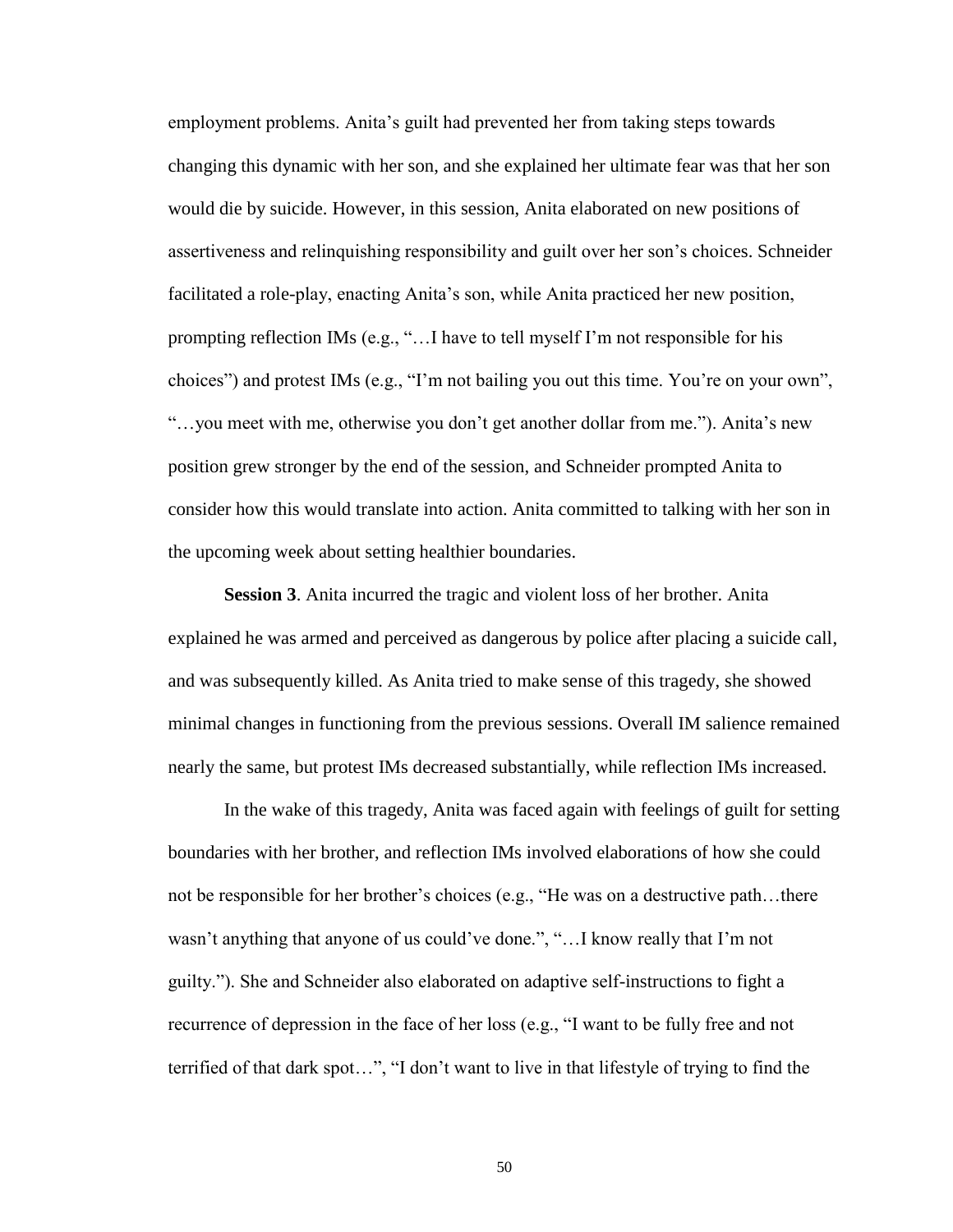employment problems. Anita's guilt had prevented her from taking steps towards changing this dynamic with her son, and she explained her ultimate fear was that her son would die by suicide. However, in this session, Anita elaborated on new positions of assertiveness and relinquishing responsibility and guilt over her son's choices. Schneider facilitated a role-play, enacting Anita's son, while Anita practiced her new position, prompting reflection IMs (e.g., "…I have to tell myself I'm not responsible for his choices") and protest IMs (e.g., "I'm not bailing you out this time. You're on your own", "…you meet with me, otherwise you don't get another dollar from me."). Anita's new position grew stronger by the end of the session, and Schneider prompted Anita to consider how this would translate into action. Anita committed to talking with her son in the upcoming week about setting healthier boundaries.

**Session 3**. Anita incurred the tragic and violent loss of her brother. Anita explained he was armed and perceived as dangerous by police after placing a suicide call, and was subsequently killed. As Anita tried to make sense of this tragedy, she showed minimal changes in functioning from the previous sessions. Overall IM salience remained nearly the same, but protest IMs decreased substantially, while reflection IMs increased.

In the wake of this tragedy, Anita was faced again with feelings of guilt for setting boundaries with her brother, and reflection IMs involved elaborations of how she could not be responsible for her brother's choices (e.g., "He was on a destructive path…there wasn't anything that anyone of us could've done.", "…I know really that I'm not guilty."). She and Schneider also elaborated on adaptive self-instructions to fight a recurrence of depression in the face of her loss (e.g., "I want to be fully free and not terrified of that dark spot…", "I don't want to live in that lifestyle of trying to find the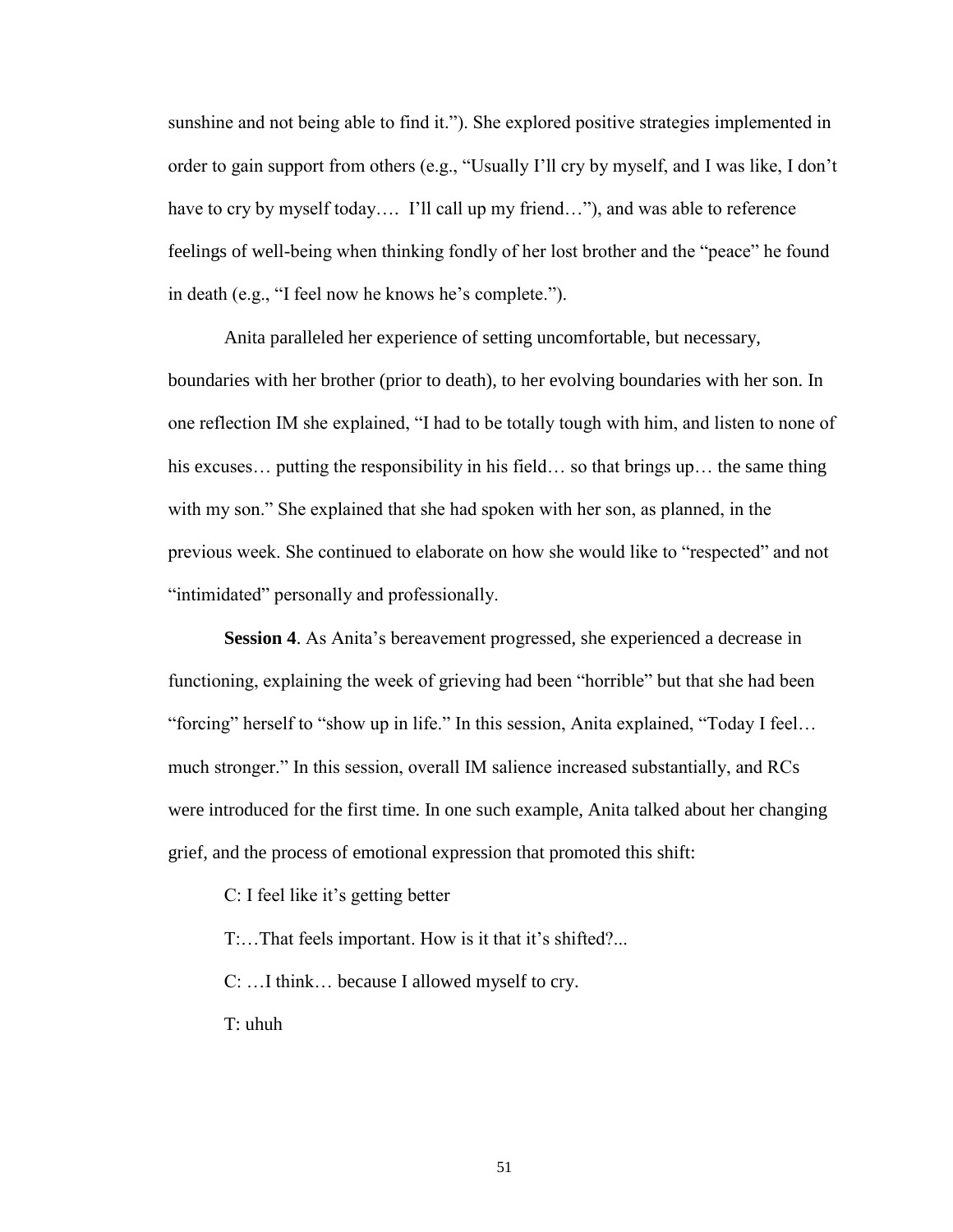sunshine and not being able to find it."). She explored positive strategies implemented in order to gain support from others (e.g., "Usually I'll cry by myself, and I was like, I don't have to cry by myself today…. I'll call up my friend…"), and was able to reference feelings of well-being when thinking fondly of her lost brother and the "peace" he found in death (e.g., "I feel now he knows he's complete.").

Anita paralleled her experience of setting uncomfortable, but necessary, boundaries with her brother (prior to death), to her evolving boundaries with her son. In one reflection IM she explained, "I had to be totally tough with him, and listen to none of his excuses… putting the responsibility in his field… so that brings up… the same thing with my son." She explained that she had spoken with her son, as planned, in the previous week. She continued to elaborate on how she would like to "respected" and not "intimidated" personally and professionally.

**Session 4**. As Anita's bereavement progressed, she experienced a decrease in functioning, explaining the week of grieving had been "horrible" but that she had been "forcing" herself to "show up in life." In this session, Anita explained, "Today I feel… much stronger." In this session, overall IM salience increased substantially, and RCs were introduced for the first time. In one such example, Anita talked about her changing grief, and the process of emotional expression that promoted this shift:

C: I feel like it's getting better

T:…That feels important. How is it that it's shifted?...

C: …I think… because I allowed myself to cry.

T: uhuh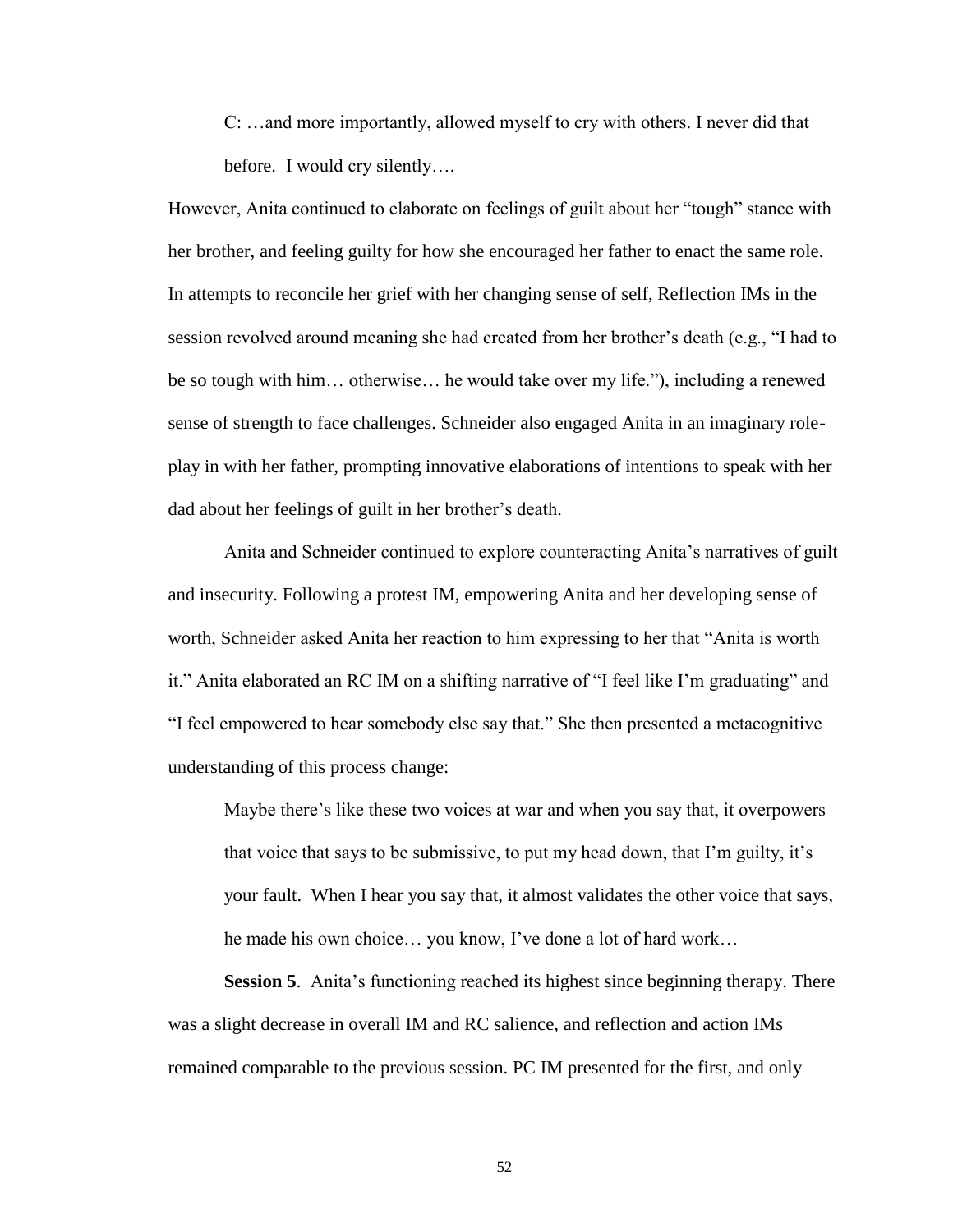C: …and more importantly, allowed myself to cry with others. I never did that before. I would cry silently….

However, Anita continued to elaborate on feelings of guilt about her "tough" stance with her brother, and feeling guilty for how she encouraged her father to enact the same role. In attempts to reconcile her grief with her changing sense of self, Reflection IMs in the session revolved around meaning she had created from her brother's death (e.g., "I had to be so tough with him… otherwise… he would take over my life."), including a renewed sense of strength to face challenges. Schneider also engaged Anita in an imaginary role-play in with her father, prompting innovative elaborations of intentions to speak with her dad about her feelings of guilt in her brother's death.

Anita and Schneider continued to explore counteracting Anita's narratives of guilt and insecurity. Following a protest IM, empowering Anita and her developing sense of worth, Schneider asked Anita her reaction to him expressing to her that "Anita is worth it." Anita elaborated an RC IM on a shifting narrative of "I feel like I'm graduating" and "I feel empowered to hear somebody else say that." She then presented a metacognitive understanding of this process change:

> Maybe there's like these two voices at war and when you say that, it overpowers that voice that says to be submissive, to put my head down, that I'm guilty, it's your fault. When I hear you say that, it almost validates the other voice that says, he made his own choice… you know, I've done a lot of hard work…

**Session 5**. Anita's functioning reached its highest since beginning therapy. There was a slight decrease in overall IM and RC salience, and reflection and action IMs remained comparable to the previous session. PC IM presented for the first, and only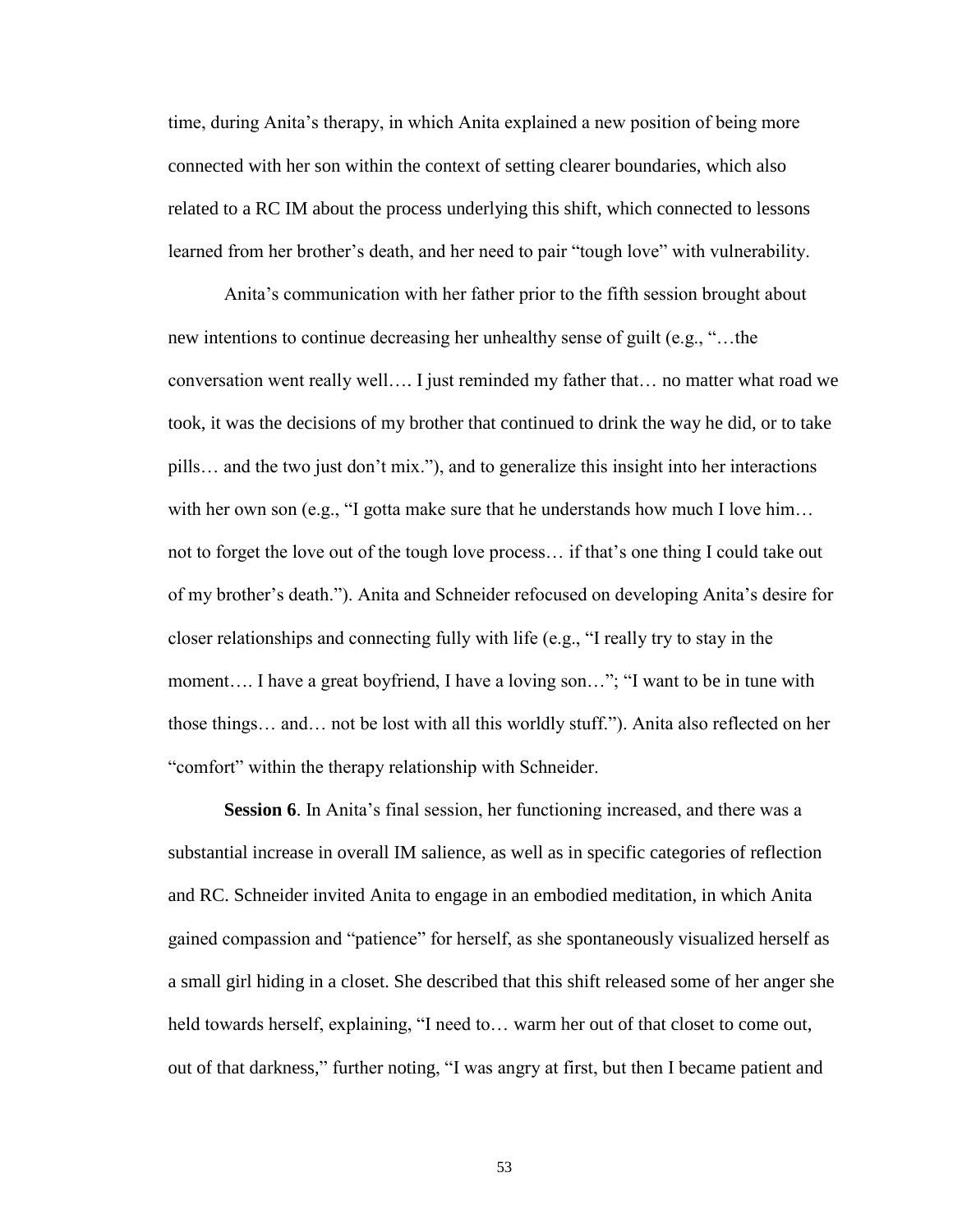time, during Anita's therapy, in which Anita explained a new position of being more connected with her son within the context of setting clearer boundaries, which also related to a RC IM about the process underlying this shift, which connected to lessons learned from her brother's death, and her need to pair "tough love" with vulnerability.

Anita's communication with her father prior to the fifth session brought about new intentions to continue decreasing her unhealthy sense of guilt (e.g., "…the conversation went really well…. I just reminded my father that… no matter what road we took, it was the decisions of my brother that continued to drink the way he did, or to take pills… and the two just don't mix."), and to generalize this insight into her interactions with her own son (e.g., "I gotta make sure that he understands how much I love him… not to forget the love out of the tough love process… if that's one thing I could take out of my brother's death."). Anita and Schneider refocused on developing Anita's desire for closer relationships and connecting fully with life (e.g., "I really try to stay in the moment…. I have a great boyfriend, I have a loving son…"; "I want to be in tune with those things… and… not be lost with all this worldly stuff."). Anita also reflected on her "comfort" within the therapy relationship with Schneider.

**Session 6**. In Anita's final session, her functioning increased, and there was a substantial increase in overall IM salience, as well as in specific categories of reflection and RC. Schneider invited Anita to engage in an embodied meditation, in which Anita gained compassion and "patience" for herself, as she spontaneously visualized herself as a small girl hiding in a closet. She described that this shift released some of her anger she held towards herself, explaining, "I need to… warm her out of that closet to come out, out of that darkness," further noting, "I was angry at first, but then I became patient and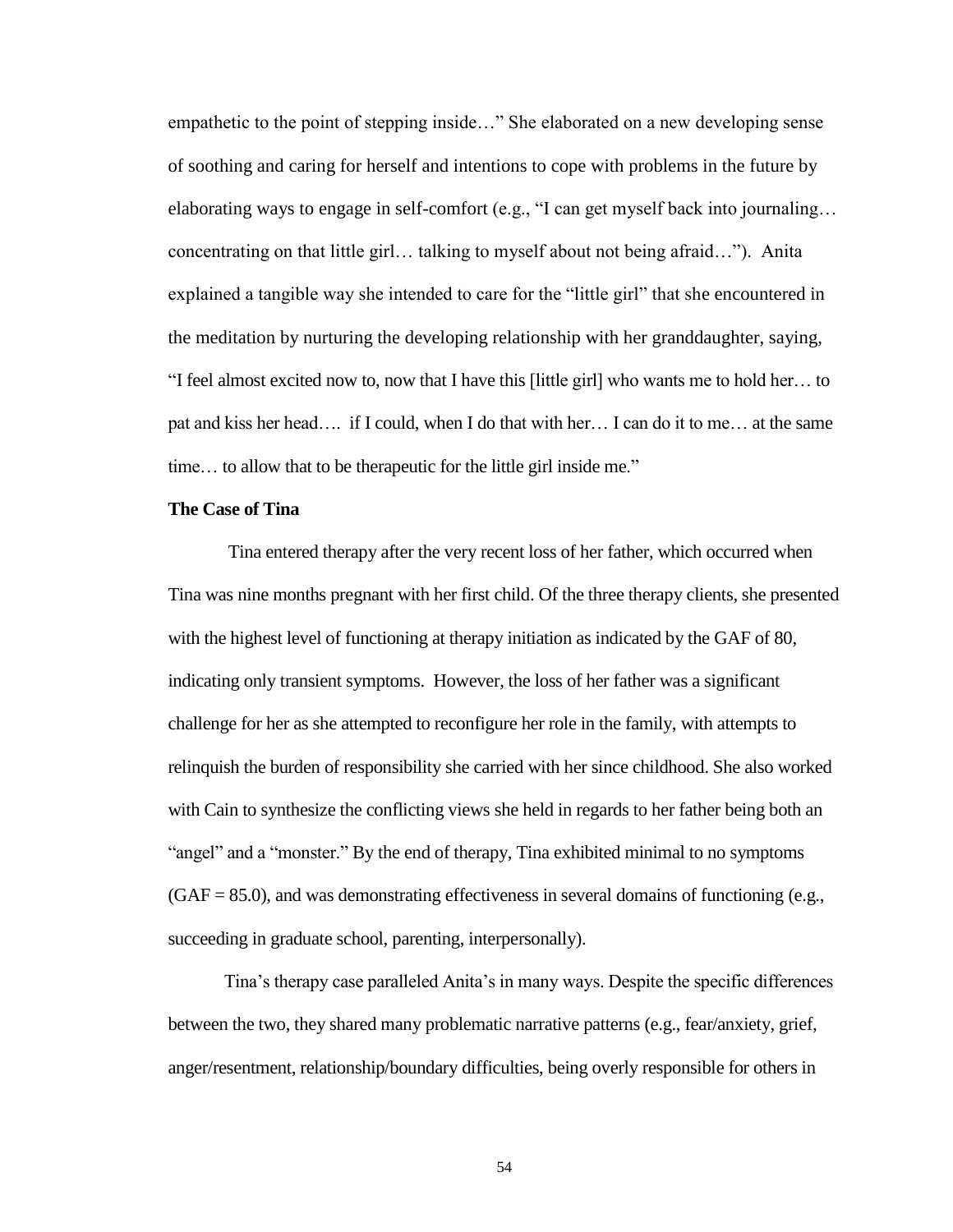empathetic to the point of stepping inside…" She elaborated on a new developing sense of soothing and caring for herself and intentions to cope with problems in the future by elaborating ways to engage in self-comfort (e.g., "I can get myself back into journaling… concentrating on that little girl… talking to myself about not being afraid…"). Anita explained a tangible way she intended to care for the "little girl" that she encountered in the meditation by nurturing the developing relationship with her granddaughter, saying, "I feel almost excited now to, now that I have this [little girl] who wants me to hold her… to pat and kiss her head…. if I could, when I do that with her… I can do it to me… at the same time… to allow that to be therapeutic for the little girl inside me."

**The Case of Tina**

Tina entered therapy after the very recent loss of her father, which occurred when Tina was nine months pregnant with her first child. Of the three therapy clients, she presented with the highest level of functioning at therapy initiation as indicated by the GAF of 80, indicating only transient symptoms. However, the loss of her father was a significant challenge for her as she attempted to reconfigure her role in the family, with attempts to relinquish the burden of responsibility she carried with her since childhood. She also worked with Cain to synthesize the conflicting views she held in regards to her father being both an "angel" and a "monster." By the end of therapy, Tina exhibited minimal to no symptoms (GAF = 85.0), and was demonstrating effectiveness in several domains of functioning (e.g., succeeding in graduate school, parenting, interpersonally).

Tina's therapy case paralleled Anita's in many ways. Despite the specific differences between the two, they shared many problematic narrative patterns (e.g., fear/anxiety, grief, anger/resentment, relationship/boundary difficulties, being overly responsible for others in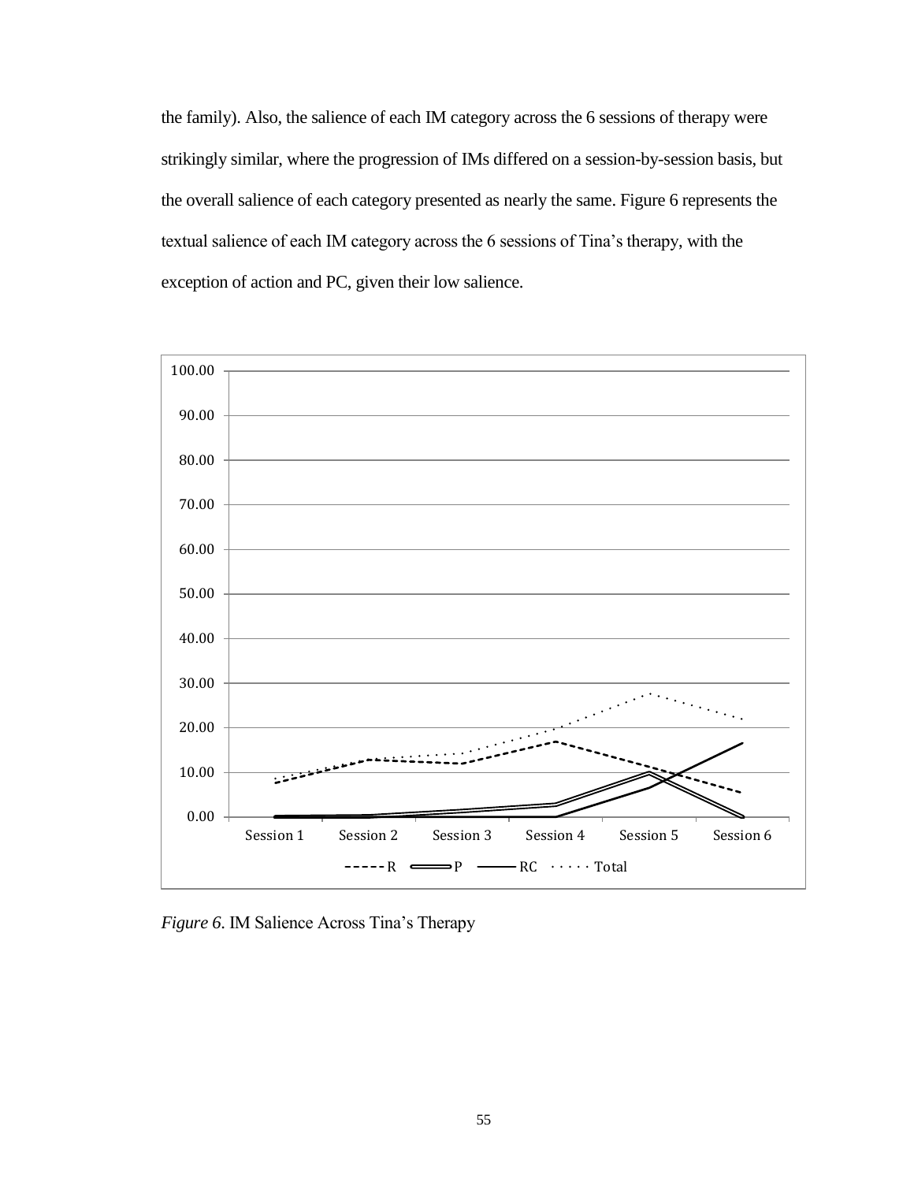the family). Also, the salience of each IM category across the 6 sessions of therapy were strikingly similar, where the progression of IMs differed on a session-by-session basis, but the overall salience of each category presented as nearly the same. Figure 6 represents the textual salience of each IM category across the 6 sessions of Tina's therapy, with the exception of action and PC, given their low salience.

*Figure 6*. IM Salience Across Tina's Therapy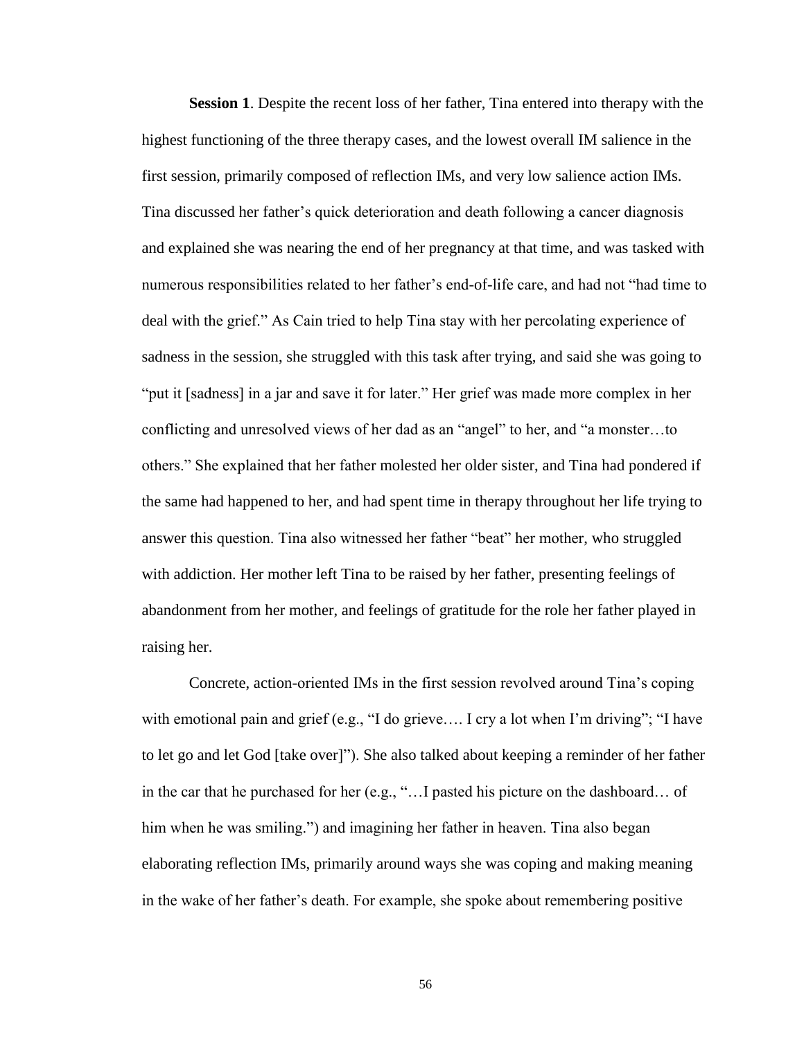**Session 1**. Despite the recent loss of her father, Tina entered into therapy with the highest functioning of the three therapy cases, and the lowest overall IM salience in the first session, primarily composed of reflection IMs, and very low salience action IMs. Tina discussed her father's quick deterioration and death following a cancer diagnosis and explained she was nearing the end of her pregnancy at that time, and was tasked with numerous responsibilities related to her father's end-of-life care, and had not "had time to deal with the grief." As Cain tried to help Tina stay with her percolating experience of sadness in the session, she struggled with this task after trying, and said she was going to "put it [sadness] in a jar and save it for later." Her grief was made more complex in her conflicting and unresolved views of her dad as an "angel" to her, and "a monster…to others." She explained that her father molested her older sister, and Tina had pondered if the same had happened to her, and had spent time in therapy throughout her life trying to answer this question. Tina also witnessed her father "beat" her mother, who struggled with addiction. Her mother left Tina to be raised by her father, presenting feelings of abandonment from her mother, and feelings of gratitude for the role her father played in raising her.

Concrete, action-oriented IMs in the first session revolved around Tina's coping with emotional pain and grief (e.g., "I do grieve…. I cry a lot when I'm driving"; "I have to let go and let God [take over]"). She also talked about keeping a reminder of her father in the car that he purchased for her (e.g., "…I pasted his picture on the dashboard… of him when he was smiling.") and imagining her father in heaven. Tina also began elaborating reflection IMs, primarily around ways she was coping and making meaning in the wake of her father's death. For example, she spoke about remembering positive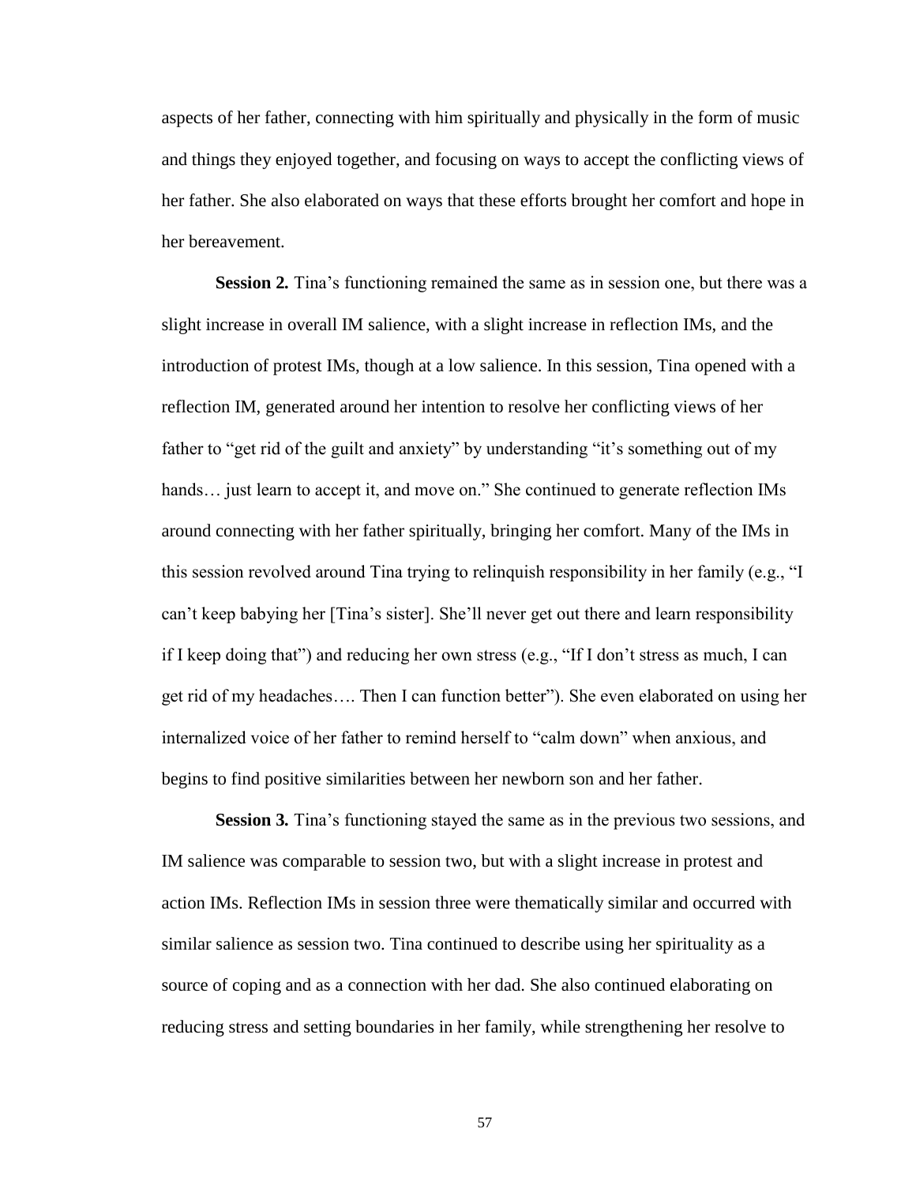aspects of her father, connecting with him spiritually and physically in the form of music and things they enjoyed together, and focusing on ways to accept the conflicting views of her father. She also elaborated on ways that these efforts brought her comfort and hope in her bereavement.

**Session 2.** Tina's functioning remained the same as in session one, but there was a slight increase in overall IM salience, with a slight increase in reflection IMs, and the introduction of protest IMs, though at a low salience. In this session, Tina opened with a reflection IM, generated around her intention to resolve her conflicting views of her father to "get rid of the guilt and anxiety" by understanding "it's something out of my hands… just learn to accept it, and move on." She continued to generate reflection IMs around connecting with her father spiritually, bringing her comfort. Many of the IMs in this session revolved around Tina trying to relinquish responsibility in her family (e.g., "I can't keep babying her [Tina's sister]. She'll never get out there and learn responsibility if I keep doing that") and reducing her own stress (e.g., "If I don't stress as much, I can get rid of my headaches…. Then I can function better"). She even elaborated on using her internalized voice of her father to remind herself to "calm down" when anxious, and begins to find positive similarities between her newborn son and her father.

**Session 3.** Tina's functioning stayed the same as in the previous two sessions, and IM salience was comparable to session two, but with a slight increase in protest and action IMs. Reflection IMs in session three were thematically similar and occurred with similar salience as session two. Tina continued to describe using her spirituality as a source of coping and as a connection with her dad. She also continued elaborating on reducing stress and setting boundaries in her family, while strengthening her resolve to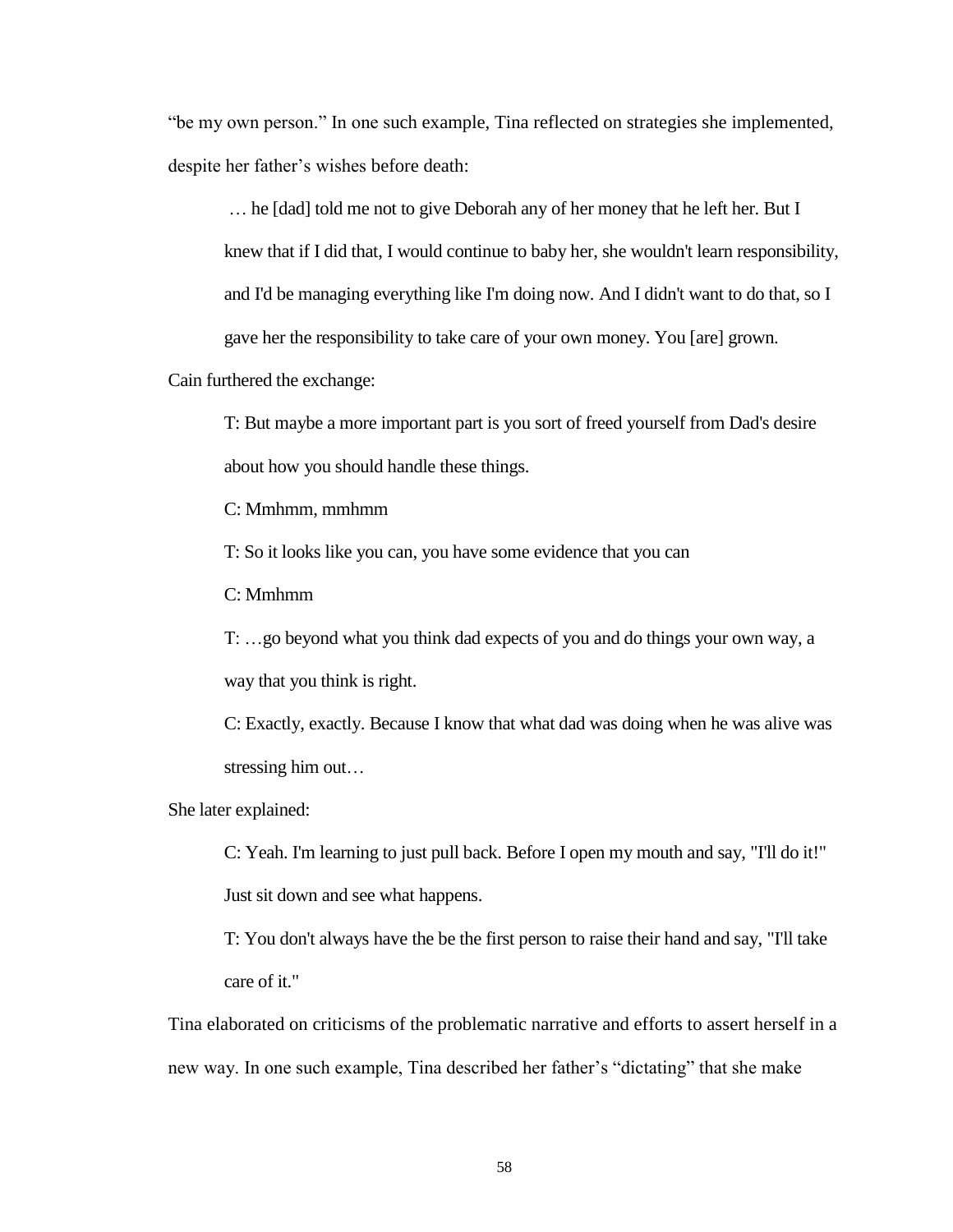"be my own person." In one such example, Tina reflected on strategies she implemented, despite her father's wishes before death:

> … he [dad] told me not to give Deborah any of her money that he left her. But I knew that if I did that, I would continue to baby her, she wouldn't learn responsibility, and I'd be managing everything like I'm doing now. And I didn't want to do that, so I gave her the responsibility to take care of your own money. You [are] grown.

Cain furthered the exchange:

> T: But maybe a more important part is you sort of freed yourself from Dad's desire about how you should handle these things.
>
> C: Mmhmm, mmhmm
>
> T: So it looks like you can, you have some evidence that you can
>
> C: Mmhmm
>
> T: …go beyond what you think dad expects of you and do things your own way, a way that you think is right.
>
> C: Exactly, exactly. Because I know that what dad was doing when he was alive was stressing him out…

She later explained:

> C: Yeah. I'm learning to just pull back. Before I open my mouth and say, "I'll do it!" Just sit down and see what happens.
>
> T: You don't always have the be the first person to raise their hand and say, "I'll take care of it."

Tina elaborated on criticisms of the problematic narrative and efforts to assert herself in a new way. In one such example, Tina described her father's "dictating" that she make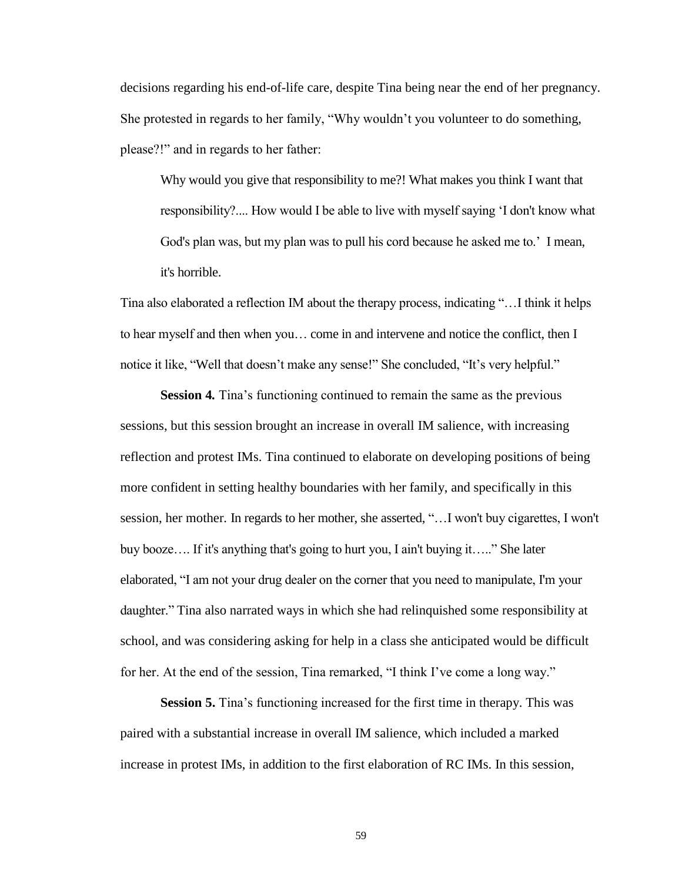decisions regarding his end-of-life care, despite Tina being near the end of her pregnancy. She protested in regards to her family, "Why wouldn't you volunteer to do something, please?!" and in regards to her father:

> Why would you give that responsibility to me?! What makes you think I want that responsibility?.... How would I be able to live with myself saying 'I don't know what God's plan was, but my plan was to pull his cord because he asked me to.' I mean, it's horrible.

Tina also elaborated a reflection IM about the therapy process, indicating "…I think it helps to hear myself and then when you… come in and intervene and notice the conflict, then I notice it like, "Well that doesn't make any sense!" She concluded, "It's very helpful."

**Session 4.** Tina's functioning continued to remain the same as the previous sessions, but this session brought an increase in overall IM salience, with increasing reflection and protest IMs. Tina continued to elaborate on developing positions of being more confident in setting healthy boundaries with her family, and specifically in this session, her mother. In regards to her mother, she asserted, "…I won't buy cigarettes, I won't buy booze…. If it's anything that's going to hurt you, I ain't buying it….." She later elaborated, "I am not your drug dealer on the corner that you need to manipulate, I'm your daughter." Tina also narrated ways in which she had relinquished some responsibility at school, and was considering asking for help in a class she anticipated would be difficult for her. At the end of the session, Tina remarked, "I think I've come a long way."

**Session 5.** Tina's functioning increased for the first time in therapy. This was paired with a substantial increase in overall IM salience, which included a marked increase in protest IMs, in addition to the first elaboration of RC IMs. In this session,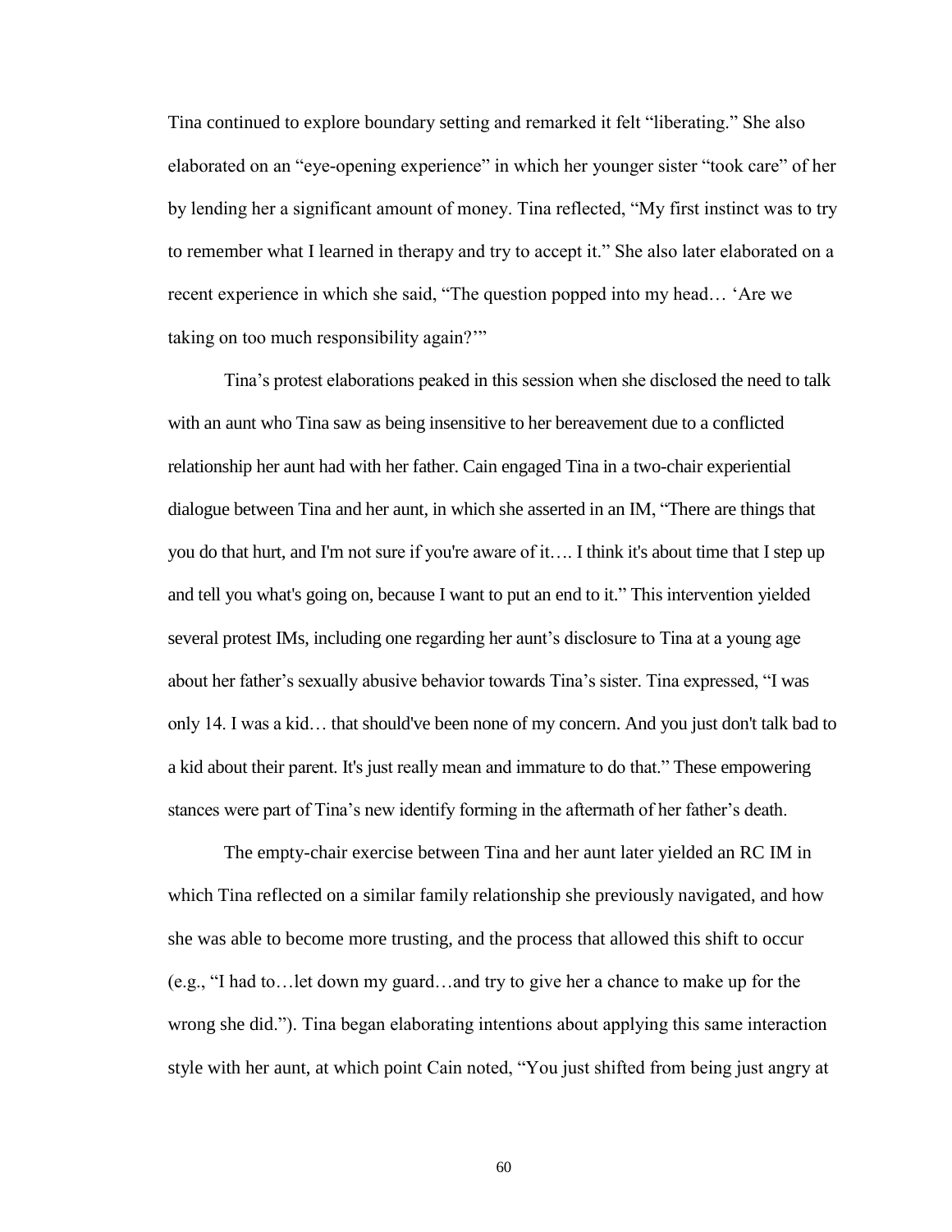Tina continued to explore boundary setting and remarked it felt "liberating." She also elaborated on an "eye-opening experience" in which her younger sister "took care" of her by lending her a significant amount of money. Tina reflected, "My first instinct was to try to remember what I learned in therapy and try to accept it." She also later elaborated on a recent experience in which she said, "The question popped into my head… 'Are we taking on too much responsibility again?'"

Tina's protest elaborations peaked in this session when she disclosed the need to talk with an aunt who Tina saw as being insensitive to her bereavement due to a conflicted relationship her aunt had with her father. Cain engaged Tina in a two-chair experiential dialogue between Tina and her aunt, in which she asserted in an IM, "There are things that you do that hurt, and I'm not sure if you're aware of it…. I think it's about time that I step up and tell you what's going on, because I want to put an end to it." This intervention yielded several protest IMs, including one regarding her aunt's disclosure to Tina at a young age about her father's sexually abusive behavior towards Tina's sister. Tina expressed, "I was only 14. I was a kid… that should've been none of my concern. And you just don't talk bad to a kid about their parent. It's just really mean and immature to do that." These empowering stances were part of Tina's new identify forming in the aftermath of her father's death.

The empty-chair exercise between Tina and her aunt later yielded an RC IM in which Tina reflected on a similar family relationship she previously navigated, and how she was able to become more trusting, and the process that allowed this shift to occur (e.g., "I had to…let down my guard…and try to give her a chance to make up for the wrong she did."). Tina began elaborating intentions about applying this same interaction style with her aunt, at which point Cain noted, "You just shifted from being just angry at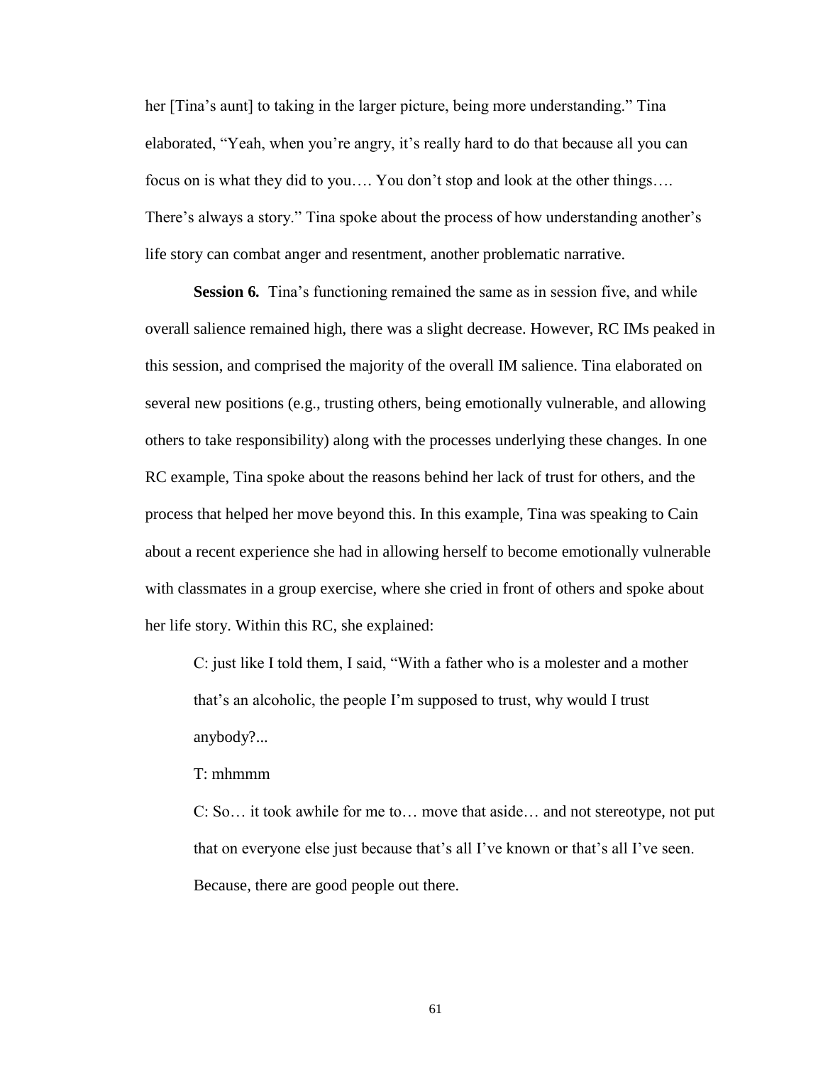her [Tina's aunt] to taking in the larger picture, being more understanding." Tina elaborated, "Yeah, when you're angry, it's really hard to do that because all you can focus on is what they did to you…. You don't stop and look at the other things…. There's always a story." Tina spoke about the process of how understanding another's life story can combat anger and resentment, another problematic narrative.

**Session 6.** Tina's functioning remained the same as in session five, and while overall salience remained high, there was a slight decrease. However, RC IMs peaked in this session, and comprised the majority of the overall IM salience. Tina elaborated on several new positions (e.g., trusting others, being emotionally vulnerable, and allowing others to take responsibility) along with the processes underlying these changes. In one RC example, Tina spoke about the reasons behind her lack of trust for others, and the process that helped her move beyond this. In this example, Tina was speaking to Cain about a recent experience she had in allowing herself to become emotionally vulnerable with classmates in a group exercise, where she cried in front of others and spoke about her life story. Within this RC, she explained:

> C: just like I told them, I said, "With a father who is a molester and a mother that's an alcoholic, the people I'm supposed to trust, why would I trust anybody?...
>
> T: mhmmm
>
> C: So… it took awhile for me to… move that aside… and not stereotype, not put that on everyone else just because that's all I've known or that's all I've seen. Because, there are good people out there.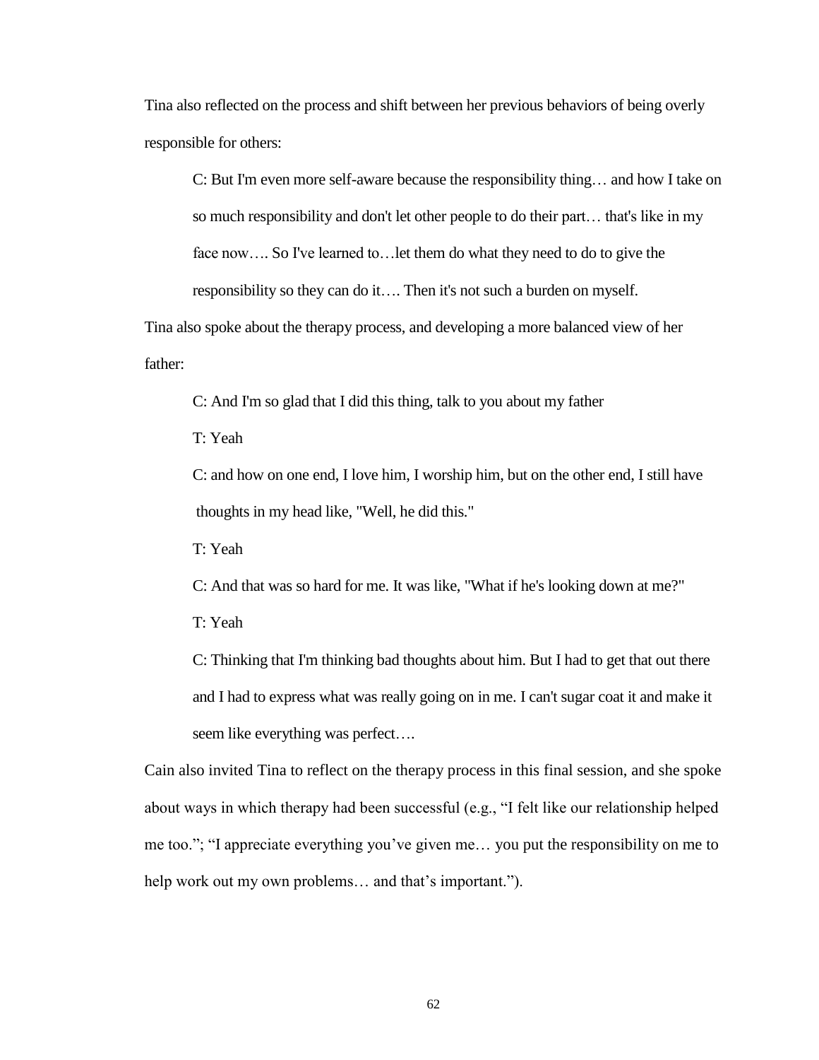Tina also reflected on the process and shift between her previous behaviors of being overly responsible for others:

> C: But I'm even more self-aware because the responsibility thing… and how I take on so much responsibility and don't let other people to do their part… that's like in my face now…. So I've learned to…let them do what they need to do to give the responsibility so they can do it…. Then it's not such a burden on myself.

Tina also spoke about the therapy process, and developing a more balanced view of her father:

> C: And I'm so glad that I did this thing, talk to you about my father
>
> T: Yeah
>
> C: and how on one end, I love him, I worship him, but on the other end, I still have thoughts in my head like, "Well, he did this."
>
> T: Yeah
>
> C: And that was so hard for me. It was like, "What if he's looking down at me?"
>
> T: Yeah
>
> C: Thinking that I'm thinking bad thoughts about him. But I had to get that out there and I had to express what was really going on in me. I can't sugar coat it and make it seem like everything was perfect….

Cain also invited Tina to reflect on the therapy process in this final session, and she spoke about ways in which therapy had been successful (e.g., "I felt like our relationship helped me too."; "I appreciate everything you've given me… you put the responsibility on me to help work out my own problems… and that's important.").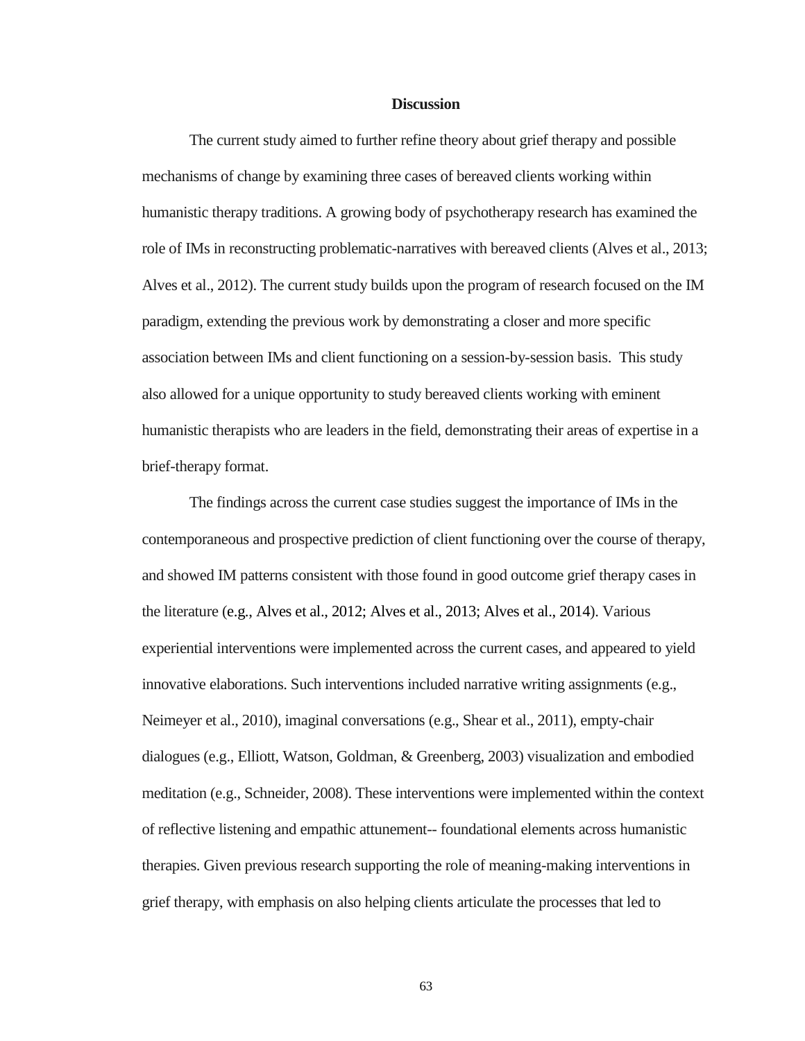## Discussion

The current study aimed to further refine theory about grief therapy and possible mechanisms of change by examining three cases of bereaved clients working within humanistic therapy traditions. A growing body of psychotherapy research has examined the role of IMs in reconstructing problematic-narratives with bereaved clients (Alves et al., 2013; Alves et al., 2012). The current study builds upon the program of research focused on the IM paradigm, extending the previous work by demonstrating a closer and more specific association between IMs and client functioning on a session-by-session basis. This study also allowed for a unique opportunity to study bereaved clients working with eminent humanistic therapists who are leaders in the field, demonstrating their areas of expertise in a brief-therapy format.

The findings across the current case studies suggest the importance of IMs in the contemporaneous and prospective prediction of client functioning over the course of therapy, and showed IM patterns consistent with those found in good outcome grief therapy cases in the literature (e.g., Alves et al., 2012; Alves et al., 2013; Alves et al., 2014). Various experiential interventions were implemented across the current cases, and appeared to yield innovative elaborations. Such interventions included narrative writing assignments (e.g., Neimeyer et al., 2010), imaginal conversations (e.g., Shear et al., 2011), empty-chair dialogues (e.g., Elliott, Watson, Goldman, & Greenberg, 2003) visualization and embodied meditation (e.g., Schneider, 2008). These interventions were implemented within the context of reflective listening and empathic attunement-- foundational elements across humanistic therapies. Given previous research supporting the role of meaning-making interventions in grief therapy, with emphasis on also helping clients articulate the processes that led to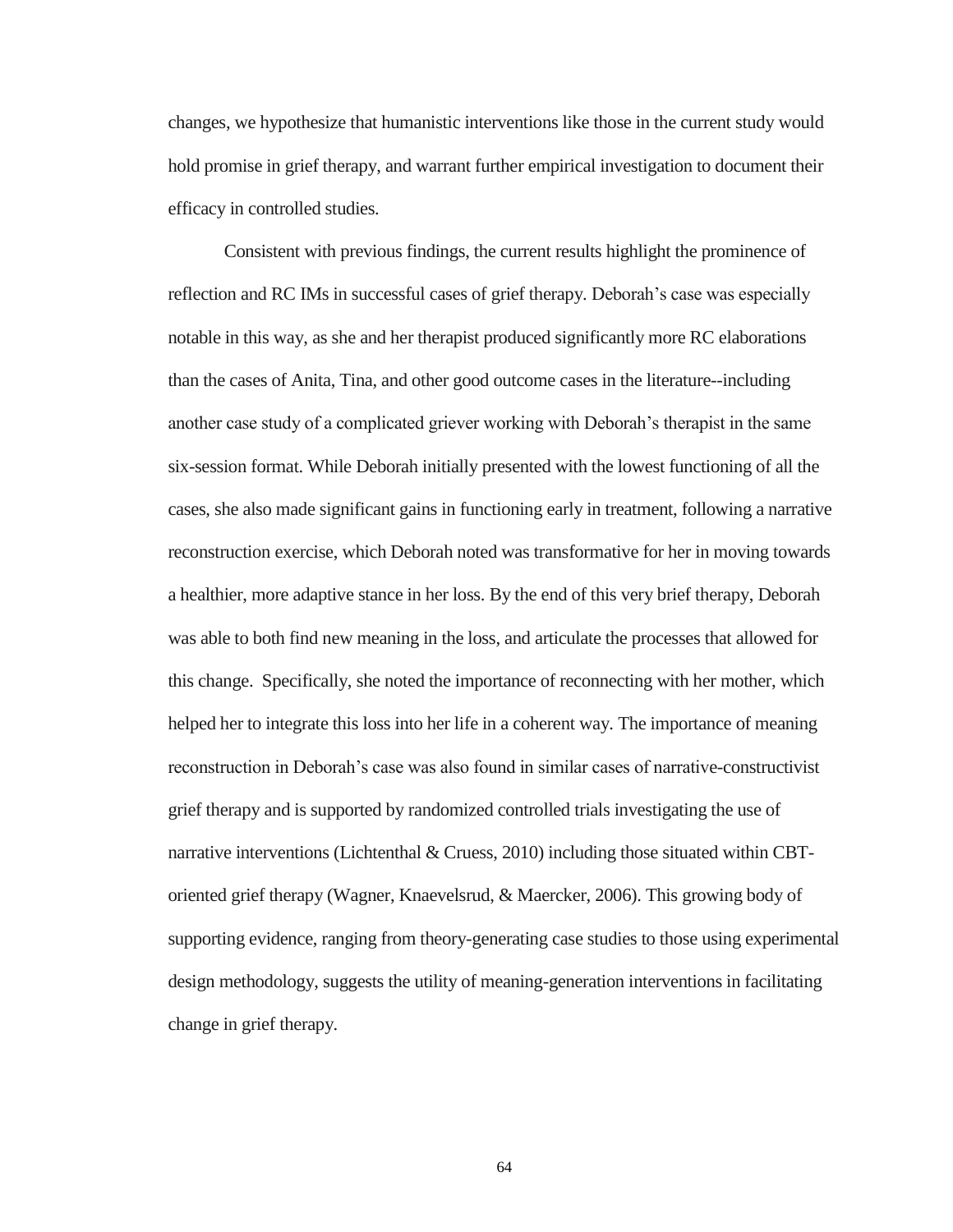changes, we hypothesize that humanistic interventions like those in the current study would hold promise in grief therapy, and warrant further empirical investigation to document their efficacy in controlled studies.

Consistent with previous findings, the current results highlight the prominence of reflection and RC IMs in successful cases of grief therapy. Deborah's case was especially notable in this way, as she and her therapist produced significantly more RC elaborations than the cases of Anita, Tina, and other good outcome cases in the literature--including another case study of a complicated griever working with Deborah's therapist in the same six-session format. While Deborah initially presented with the lowest functioning of all the cases, she also made significant gains in functioning early in treatment, following a narrative reconstruction exercise, which Deborah noted was transformative for her in moving towards a healthier, more adaptive stance in her loss. By the end of this very brief therapy, Deborah was able to both find new meaning in the loss, and articulate the processes that allowed for this change. Specifically, she noted the importance of reconnecting with her mother, which helped her to integrate this loss into her life in a coherent way. The importance of meaning reconstruction in Deborah's case was also found in similar cases of narrative-constructivist grief therapy and is supported by randomized controlled trials investigating the use of narrative interventions (Lichtenthal & Cruess, 2010) including those situated within CBT-oriented grief therapy (Wagner, Knaevelsrud, & Maercker, 2006). This growing body of supporting evidence, ranging from theory-generating case studies to those using experimental design methodology, suggests the utility of meaning-generation interventions in facilitating change in grief therapy.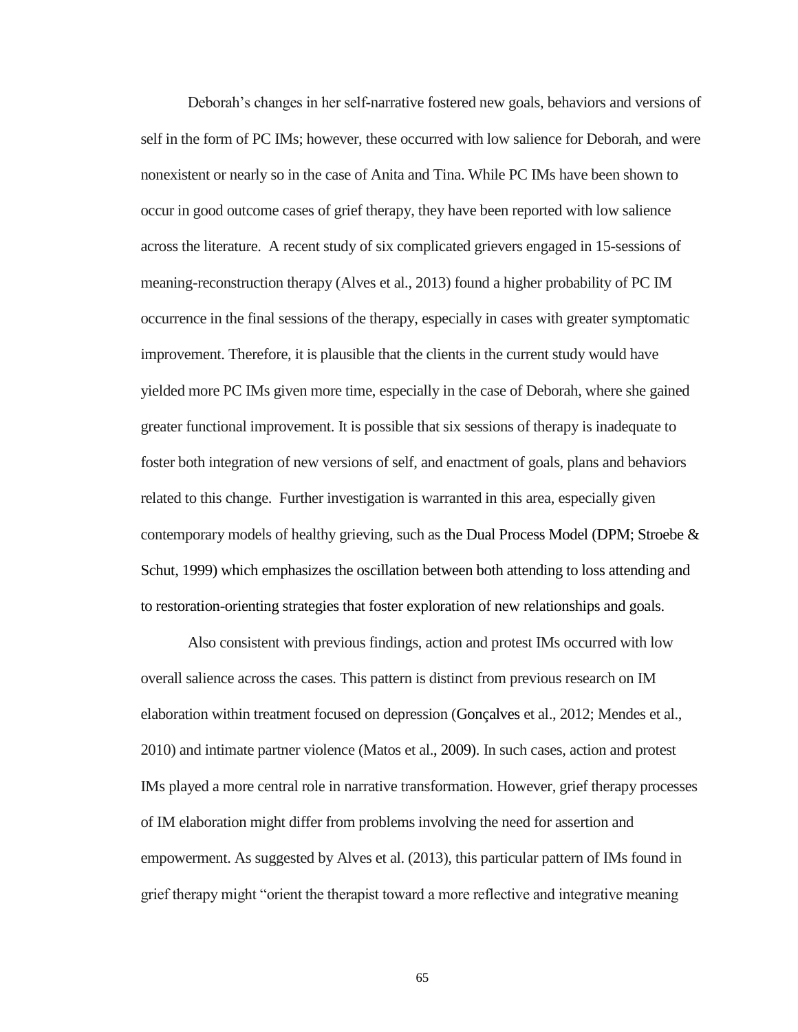Deborah's changes in her self-narrative fostered new goals, behaviors and versions of self in the form of PC IMs; however, these occurred with low salience for Deborah, and were nonexistent or nearly so in the case of Anita and Tina. While PC IMs have been shown to occur in good outcome cases of grief therapy, they have been reported with low salience across the literature. A recent study of six complicated grievers engaged in 15-sessions of meaning-reconstruction therapy (Alves et al., 2013) found a higher probability of PC IM occurrence in the final sessions of the therapy, especially in cases with greater symptomatic improvement. Therefore, it is plausible that the clients in the current study would have yielded more PC IMs given more time, especially in the case of Deborah, where she gained greater functional improvement. It is possible that six sessions of therapy is inadequate to foster both integration of new versions of self, and enactment of goals, plans and behaviors related to this change. Further investigation is warranted in this area, especially given contemporary models of healthy grieving, such as the Dual Process Model (DPM; Stroebe & Schut, 1999) which emphasizes the oscillation between both attending to loss attending and to restoration-orienting strategies that foster exploration of new relationships and goals.

Also consistent with previous findings, action and protest IMs occurred with low overall salience across the cases. This pattern is distinct from previous research on IM elaboration within treatment focused on depression (Gonçalves et al., 2012; Mendes et al., 2010) and intimate partner violence (Matos et al., 2009). In such cases, action and protest IMs played a more central role in narrative transformation. However, grief therapy processes of IM elaboration might differ from problems involving the need for assertion and empowerment. As suggested by Alves et al. (2013), this particular pattern of IMs found in grief therapy might "orient the therapist toward a more reflective and integrative meaning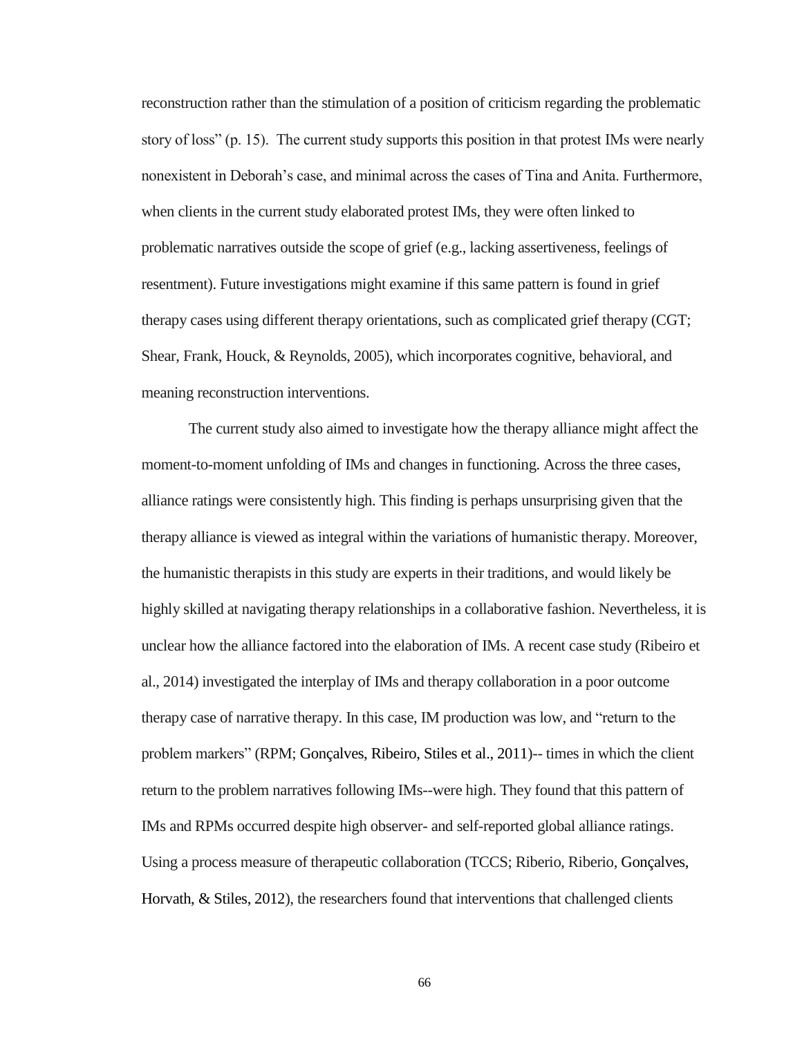reconstruction rather than the stimulation of a position of criticism regarding the problematic story of loss" (p. 15). The current study supports this position in that protest IMs were nearly nonexistent in Deborah's case, and minimal across the cases of Tina and Anita. Furthermore, when clients in the current study elaborated protest IMs, they were often linked to problematic narratives outside the scope of grief (e.g., lacking assertiveness, feelings of resentment). Future investigations might examine if this same pattern is found in grief therapy cases using different therapy orientations, such as complicated grief therapy (CGT; Shear, Frank, Houck, & Reynolds, 2005), which incorporates cognitive, behavioral, and meaning reconstruction interventions.

The current study also aimed to investigate how the therapy alliance might affect the moment-to-moment unfolding of IMs and changes in functioning. Across the three cases, alliance ratings were consistently high. This finding is perhaps unsurprising given that the therapy alliance is viewed as integral within the variations of humanistic therapy. Moreover, the humanistic therapists in this study are experts in their traditions, and would likely be highly skilled at navigating therapy relationships in a collaborative fashion. Nevertheless, it is unclear how the alliance factored into the elaboration of IMs. A recent case study (Ribeiro et al., 2014) investigated the interplay of IMs and therapy collaboration in a poor outcome therapy case of narrative therapy. In this case, IM production was low, and "return to the problem markers" (RPM; Gonçalves, Ribeiro, Stiles et al., 2011)-- times in which the client return to the problem narratives following IMs--were high. They found that this pattern of IMs and RPMs occurred despite high observer- and self-reported global alliance ratings. Using a process measure of therapeutic collaboration (TCCS; Riberio, Riberio, Gonçalves, Horvath, & Stiles, 2012), the researchers found that interventions that challenged clients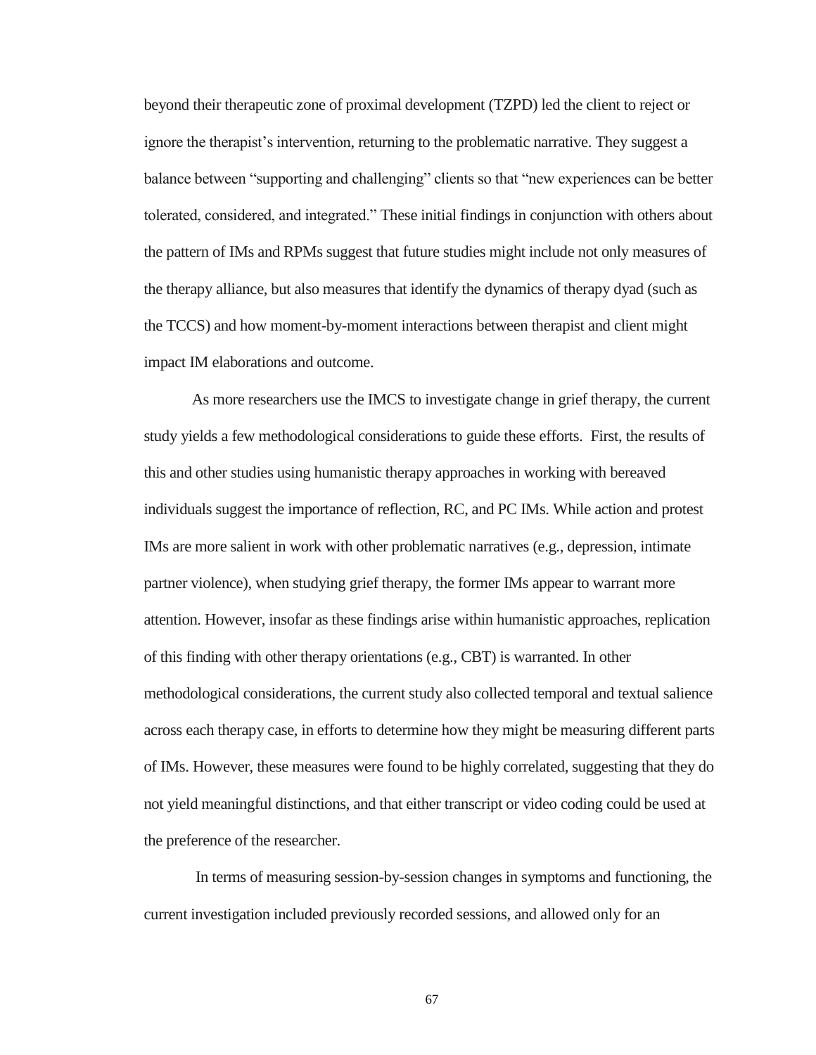beyond their therapeutic zone of proximal development (TZPD) led the client to reject or ignore the therapist's intervention, returning to the problematic narrative. They suggest a balance between "supporting and challenging" clients so that "new experiences can be better tolerated, considered, and integrated." These initial findings in conjunction with others about the pattern of IMs and RPMs suggest that future studies might include not only measures of the therapy alliance, but also measures that identify the dynamics of therapy dyad (such as the TCCS) and how moment-by-moment interactions between therapist and client might impact IM elaborations and outcome.

As more researchers use the IMCS to investigate change in grief therapy, the current study yields a few methodological considerations to guide these efforts. First, the results of this and other studies using humanistic therapy approaches in working with bereaved individuals suggest the importance of reflection, RC, and PC IMs. While action and protest IMs are more salient in work with other problematic narratives (e.g., depression, intimate partner violence), when studying grief therapy, the former IMs appear to warrant more attention. However, insofar as these findings arise within humanistic approaches, replication of this finding with other therapy orientations (e.g., CBT) is warranted. In other methodological considerations, the current study also collected temporal and textual salience across each therapy case, in efforts to determine how they might be measuring different parts of IMs. However, these measures were found to be highly correlated, suggesting that they do not yield meaningful distinctions, and that either transcript or video coding could be used at the preference of the researcher.

In terms of measuring session-by-session changes in symptoms and functioning, the current investigation included previously recorded sessions, and allowed only for an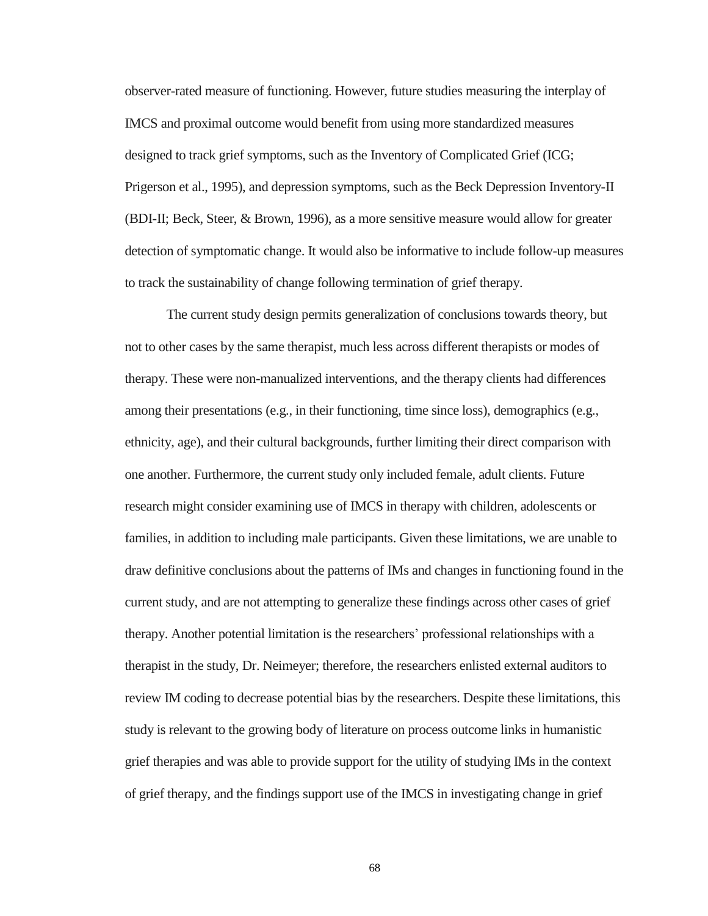observer-rated measure of functioning. However, future studies measuring the interplay of IMCS and proximal outcome would benefit from using more standardized measures designed to track grief symptoms, such as the Inventory of Complicated Grief (ICG; Prigerson et al., 1995), and depression symptoms, such as the Beck Depression Inventory-II (BDI-II; Beck, Steer, & Brown, 1996), as a more sensitive measure would allow for greater detection of symptomatic change. It would also be informative to include follow-up measures to track the sustainability of change following termination of grief therapy.

The current study design permits generalization of conclusions towards theory, but not to other cases by the same therapist, much less across different therapists or modes of therapy. These were non-manualized interventions, and the therapy clients had differences among their presentations (e.g., in their functioning, time since loss), demographics (e.g., ethnicity, age), and their cultural backgrounds, further limiting their direct comparison with one another. Furthermore, the current study only included female, adult clients. Future research might consider examining use of IMCS in therapy with children, adolescents or families, in addition to including male participants. Given these limitations, we are unable to draw definitive conclusions about the patterns of IMs and changes in functioning found in the current study, and are not attempting to generalize these findings across other cases of grief therapy. Another potential limitation is the researchers' professional relationships with a therapist in the study, Dr. Neimeyer; therefore, the researchers enlisted external auditors to review IM coding to decrease potential bias by the researchers. Despite these limitations, this study is relevant to the growing body of literature on process outcome links in humanistic grief therapies and was able to provide support for the utility of studying IMs in the context of grief therapy, and the findings support use of the IMCS in investigating change in grief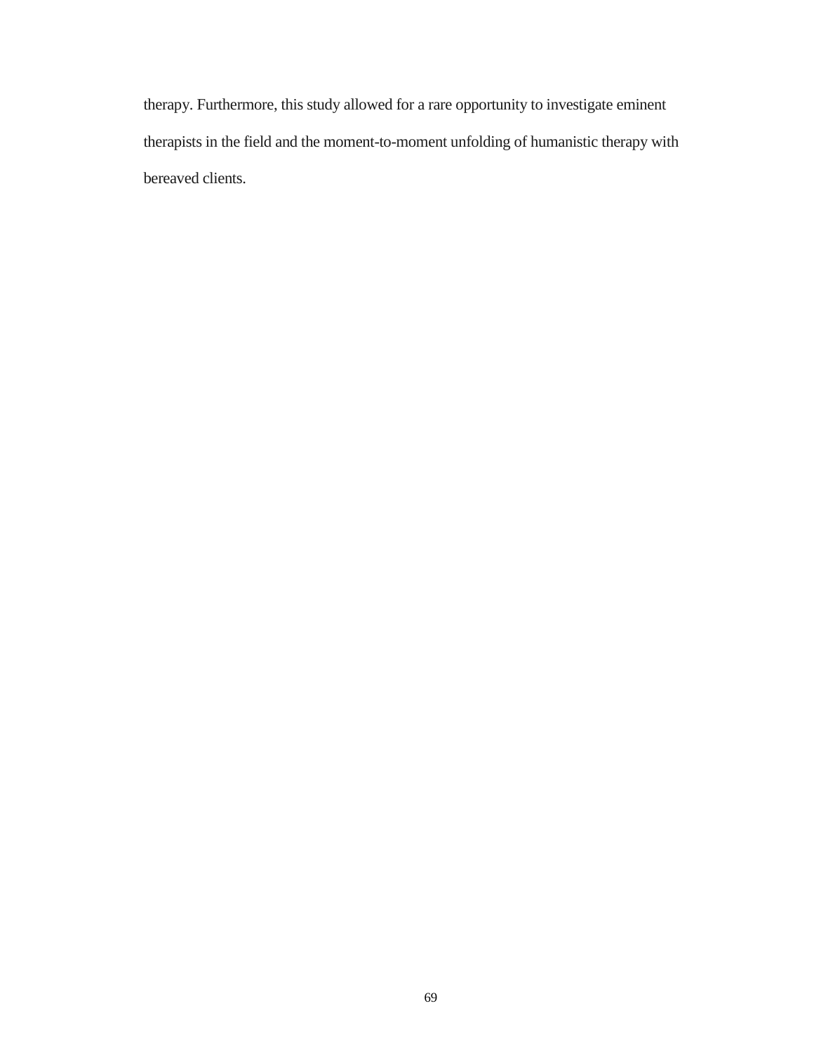therapy. Furthermore, this study allowed for a rare opportunity to investigate eminent therapists in the field and the moment-to-moment unfolding of humanistic therapy with bereaved clients.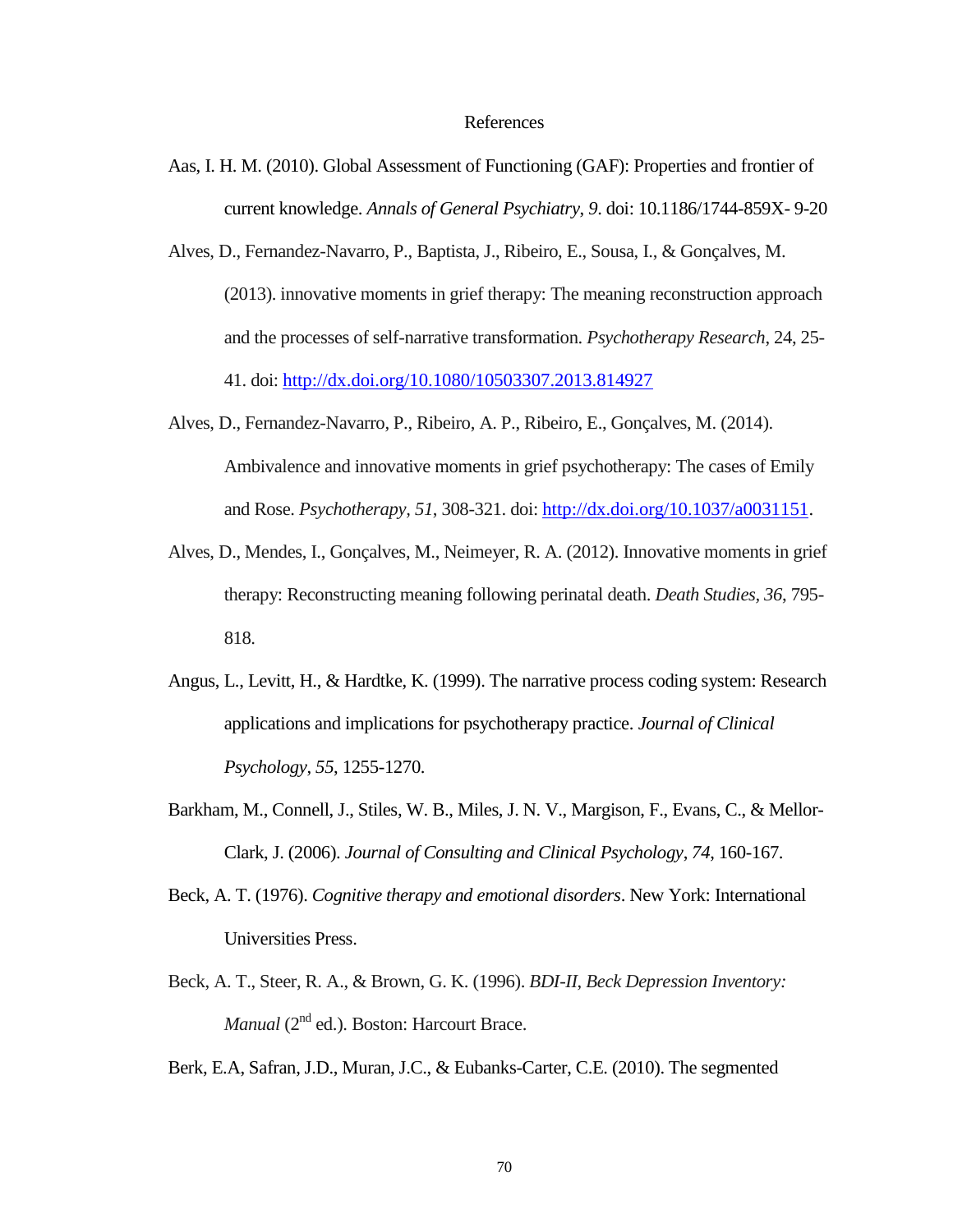# References

Aas, I. H. M. (2010). Global Assessment of Functioning (GAF): Properties and frontier of current knowledge. *Annals of General Psychiatry*, *9*. doi: 10.1186/1744-859X- 9-20

Alves, D., Fernandez-Navarro, P., Baptista, J., Ribeiro, E., Sousa, I., & Gonçalves, M. (2013). innovative moments in grief therapy: The meaning reconstruction approach and the processes of self-narrative transformation. *Psychotherapy Research*, 24, 25-41. doi: http://dx.doi.org/10.1080/10503307.2013.814927

Alves, D., Fernandez-Navarro, P., Ribeiro, A. P., Ribeiro, E., Gonçalves, M. (2014). Ambivalence and innovative moments in grief psychotherapy: The cases of Emily and Rose. *Psychotherapy, 51*, 308-321. doi: http://dx.doi.org/10.1037/a0031151.

Alves, D., Mendes, I., Gonçalves, M., Neimeyer, R. A. (2012). Innovative moments in grief therapy: Reconstructing meaning following perinatal death. *Death Studies*, *36*, 795-818.

Angus, L., Levitt, H., & Hardtke, K. (1999). The narrative process coding system: Research applications and implications for psychotherapy practice. *Journal of Clinical Psychology*, *55*, 1255-1270.

Barkham, M., Connell, J., Stiles, W. B., Miles, J. N. V., Margison, F., Evans, C., & Mellor-Clark, J. (2006). *Journal of Consulting and Clinical Psychology*, *74*, 160-167.

Beck, A. T. (1976). *Cognitive therapy and emotional disorders*. New York: International Universities Press.

Beck, A. T., Steer, R. A., & Brown, G. K. (1996). *BDI-II, Beck Depression Inventory: Manual* (2nd ed.). Boston: Harcourt Brace.

Berk, E.A, Safran, J.D., Muran, J.C., & Eubanks-Carter, C.E. (2010). The segmented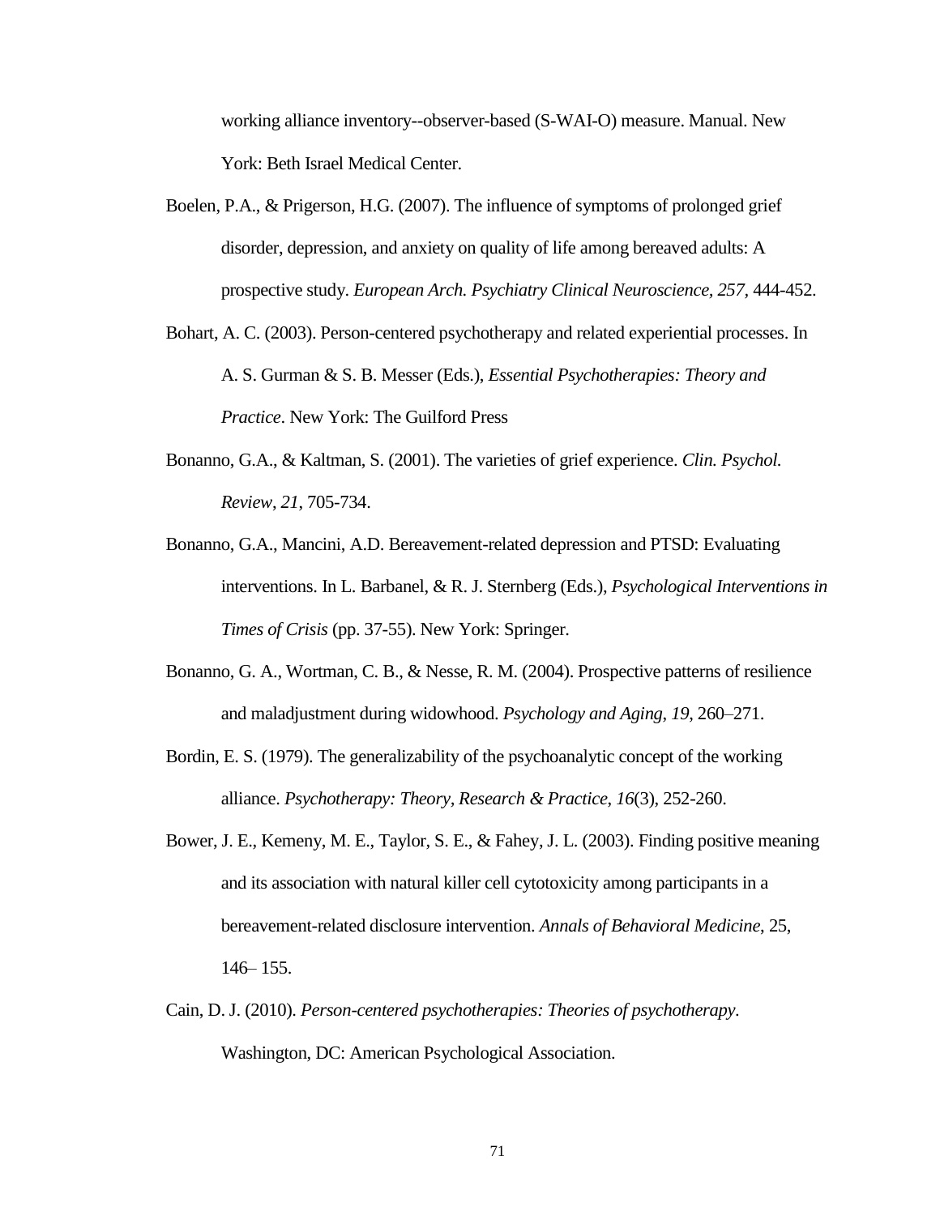working alliance inventory--observer-based (S-WAI-O) measure. Manual. New York: Beth Israel Medical Center.

Boelen, P.A., & Prigerson, H.G. (2007). The influence of symptoms of prolonged grief disorder, depression, and anxiety on quality of life among bereaved adults: A prospective study. *European Arch. Psychiatry Clinical Neuroscience, 257*, 444-452.

Bohart, A. C. (2003). Person-centered psychotherapy and related experiential processes. In A. S. Gurman & S. B. Messer (Eds.), *Essential Psychotherapies: Theory and Practice*. New York: The Guilford Press

Bonanno, G.A., & Kaltman, S. (2001). The varieties of grief experience. *Clin. Psychol. Review*, *21*, 705-734.

Bonanno, G.A., Mancini, A.D. Bereavement-related depression and PTSD: Evaluating interventions. In L. Barbanel, & R. J. Sternberg (Eds.), *Psychological Interventions in Times of Crisis* (pp. 37-55). New York: Springer.

Bonanno, G. A., Wortman, C. B., & Nesse, R. M. (2004). Prospective patterns of resilience and maladjustment during widowhood. *Psychology and Aging*, *19*, 260–271.

Bordin, E. S. (1979). The generalizability of the psychoanalytic concept of the working alliance. *Psychotherapy: Theory, Research & Practice*, *16*(3), 252-260.

Bower, J. E., Kemeny, M. E., Taylor, S. E., & Fahey, J. L. (2003). Finding positive meaning and its association with natural killer cell cytotoxicity among participants in a bereavement-related disclosure intervention. *Annals of Behavioral Medicine*, 25, 146– 155.

Cain, D. J. (2010). *Person-centered psychotherapies: Theories of psychotherapy*. Washington, DC: American Psychological Association.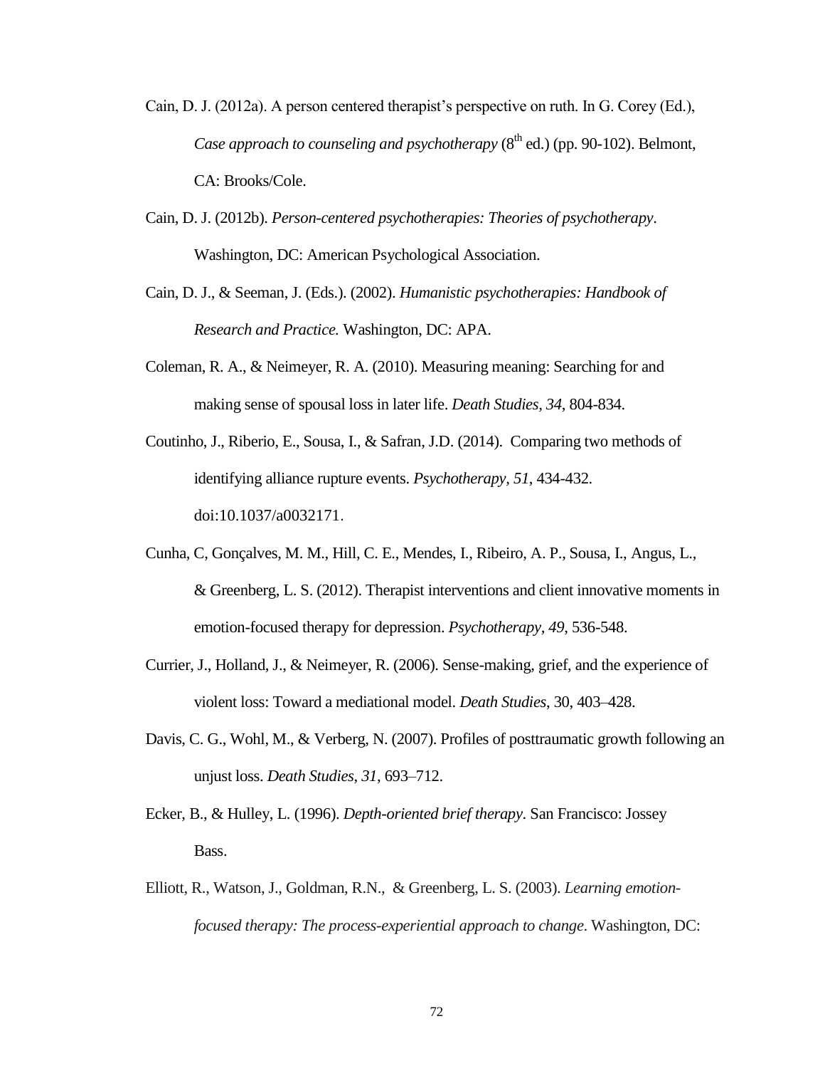Cain, D. J. (2012a). A person centered therapist's perspective on ruth. In G. Corey (Ed.), *Case approach to counseling and psychotherapy* (8th ed.) (pp. 90-102). Belmont, CA: Brooks/Cole.

Cain, D. J. (2012b). *Person-centered psychotherapies: Theories of psychotherapy*. Washington, DC: American Psychological Association.

Cain, D. J., & Seeman, J. (Eds.). (2002). *Humanistic psychotherapies: Handbook of Research and Practice.* Washington, DC: APA.

Coleman, R. A., & Neimeyer, R. A. (2010). Measuring meaning: Searching for and making sense of spousal loss in later life. *Death Studies, 34*, 804-834.

Coutinho, J., Riberio, E., Sousa, I., & Safran, J.D. (2014). Comparing two methods of identifying alliance rupture events. *Psychotherapy, 51*, 434-432. doi:10.1037/a0032171.

Cunha, C, Gonçalves, M. M., Hill, C. E., Mendes, I., Ribeiro, A. P., Sousa, I., Angus, L., & Greenberg, L. S. (2012). Therapist interventions and client innovative moments in emotion-focused therapy for depression. *Psychotherapy, 49*, 536-548.

Currier, J., Holland, J., & Neimeyer, R. (2006). Sense-making, grief, and the experience of violent loss: Toward a mediational model. *Death Studies*, 30, 403–428.

Davis, C. G., Wohl, M., & Verberg, N. (2007). Profiles of posttraumatic growth following an unjust loss. *Death Studies*, *31*, 693–712.

Ecker, B., & Hulley, L. (1996). *Depth-oriented brief therapy*. San Francisco: Jossey Bass.

Elliott, R., Watson, J., Goldman, R.N., & Greenberg, L. S. (2003). *Learning emotion-focused therapy: The process-experiential approach to change*. Washington, DC: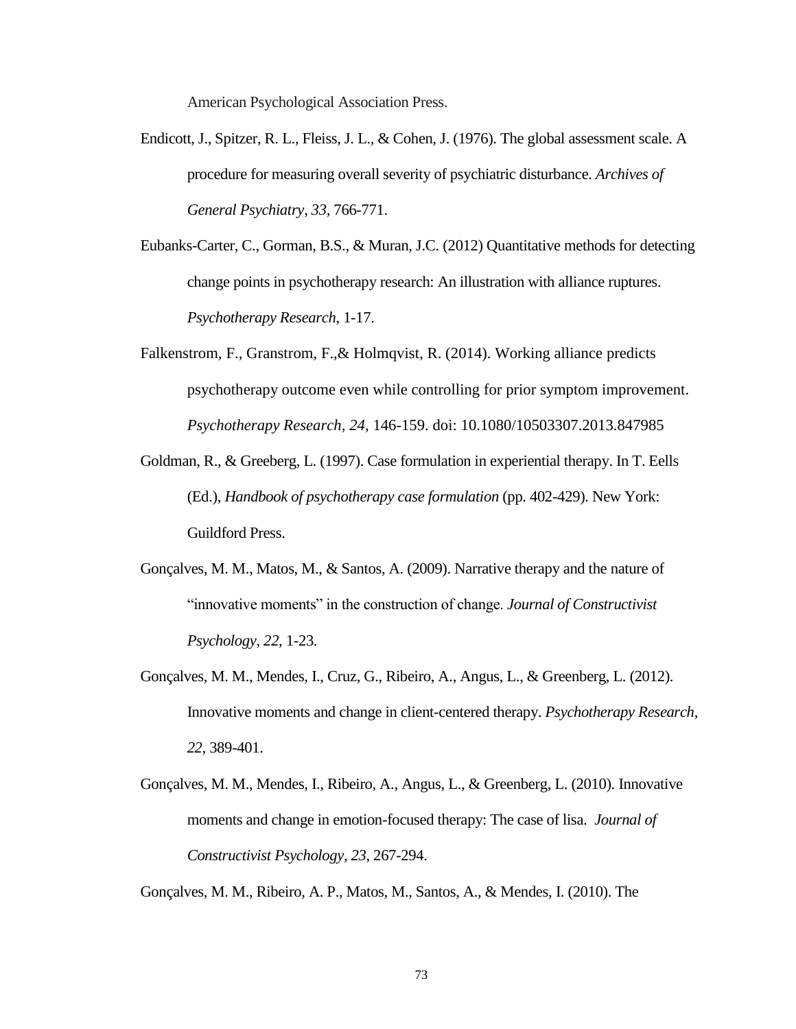American Psychological Association Press.

Endicott, J., Spitzer, R. L., Fleiss, J. L., & Cohen, J. (1976). The global assessment scale. A procedure for measuring overall severity of psychiatric disturbance. *Archives of General Psychiatry*, *33*, 766-771.

Eubanks-Carter, C., Gorman, B.S., & Muran, J.C. (2012) Quantitative methods for detecting change points in psychotherapy research: An illustration with alliance ruptures. *Psychotherapy Research*, 1-17.

Falkenstrom, F., Granstrom, F.,& Holmqvist, R. (2014). Working alliance predicts psychotherapy outcome even while controlling for prior symptom improvement. *Psychotherapy Research, 24*, 146-159. doi: 10.1080/10503307.2013.847985

Goldman, R., & Greeberg, L. (1997). Case formulation in experiential therapy. In T. Eells (Ed.), *Handbook of psychotherapy case formulation* (pp. 402-429). New York: Guildford Press.

Gonçalves, M. M., Matos, M., & Santos, A. (2009). Narrative therapy and the nature of "innovative moments" in the construction of change. *Journal of Constructivist Psychology*, *22*, 1-23.

Gonçalves, M. M., Mendes, I., Cruz, G., Ribeiro, A., Angus, L., & Greenberg, L. (2012). Innovative moments and change in client-centered therapy. *Psychotherapy Research*, *22*, 389-401.

Gonçalves, M. M., Mendes, I., Ribeiro, A., Angus, L., & Greenberg, L. (2010). Innovative moments and change in emotion-focused therapy: The case of lisa. *Journal of Constructivist Psychology*, *23*, 267-294.

Gonçalves, M. M., Ribeiro, A. P., Matos, M., Santos, A., & Mendes, I. (2010). The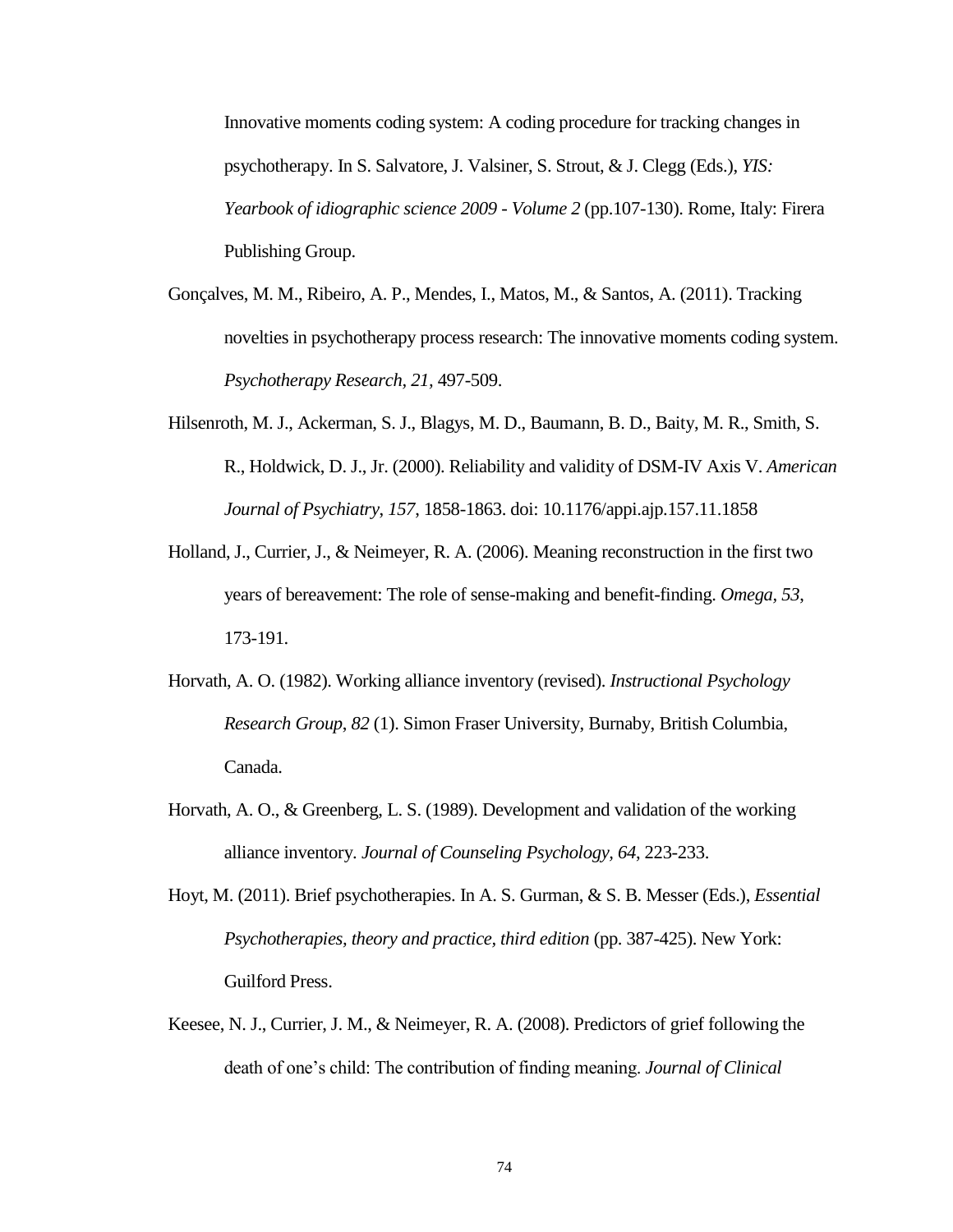Innovative moments coding system: A coding procedure for tracking changes in psychotherapy. In S. Salvatore, J. Valsiner, S. Strout, & J. Clegg (Eds.), *YIS: Yearbook of idiographic science 2009 - Volume 2* (pp.107-130). Rome, Italy: Firera Publishing Group.

Gonçalves, M. M., Ribeiro, A. P., Mendes, I., Matos, M., & Santos, A. (2011). Tracking novelties in psychotherapy process research: The innovative moments coding system. *Psychotherapy Research, 21,* 497-509.

Hilsenroth, M. J., Ackerman, S. J., Blagys, M. D., Baumann, B. D., Baity, M. R., Smith, S. R., Holdwick, D. J., Jr. (2000). Reliability and validity of DSM-IV Axis V. *American Journal of Psychiatry*, *157*, 1858-1863. doi: 10.1176/appi.ajp.157.11.1858

Holland, J., Currier, J., & Neimeyer, R. A. (2006). Meaning reconstruction in the first two years of bereavement: The role of sense-making and benefit-finding. *Omega, 53*, 173-191.

Horvath, A. O. (1982). Working alliance inventory (revised). *Instructional Psychology Research Group, 82* (1). Simon Fraser University, Burnaby, British Columbia, Canada.

Horvath, A. O., & Greenberg, L. S. (1989). Development and validation of the working alliance inventory. *Journal of Counseling Psychology, 64*, 223-233.

Hoyt, M. (2011). Brief psychotherapies. In A. S. Gurman, & S. B. Messer (Eds.), *Essential Psychotherapies, theory and practice, third edition* (pp. 387-425). New York: Guilford Press.

Keesee, N. J., Currier, J. M., & Neimeyer, R. A. (2008). Predictors of grief following the death of one's child: The contribution of finding meaning. *Journal of Clinical*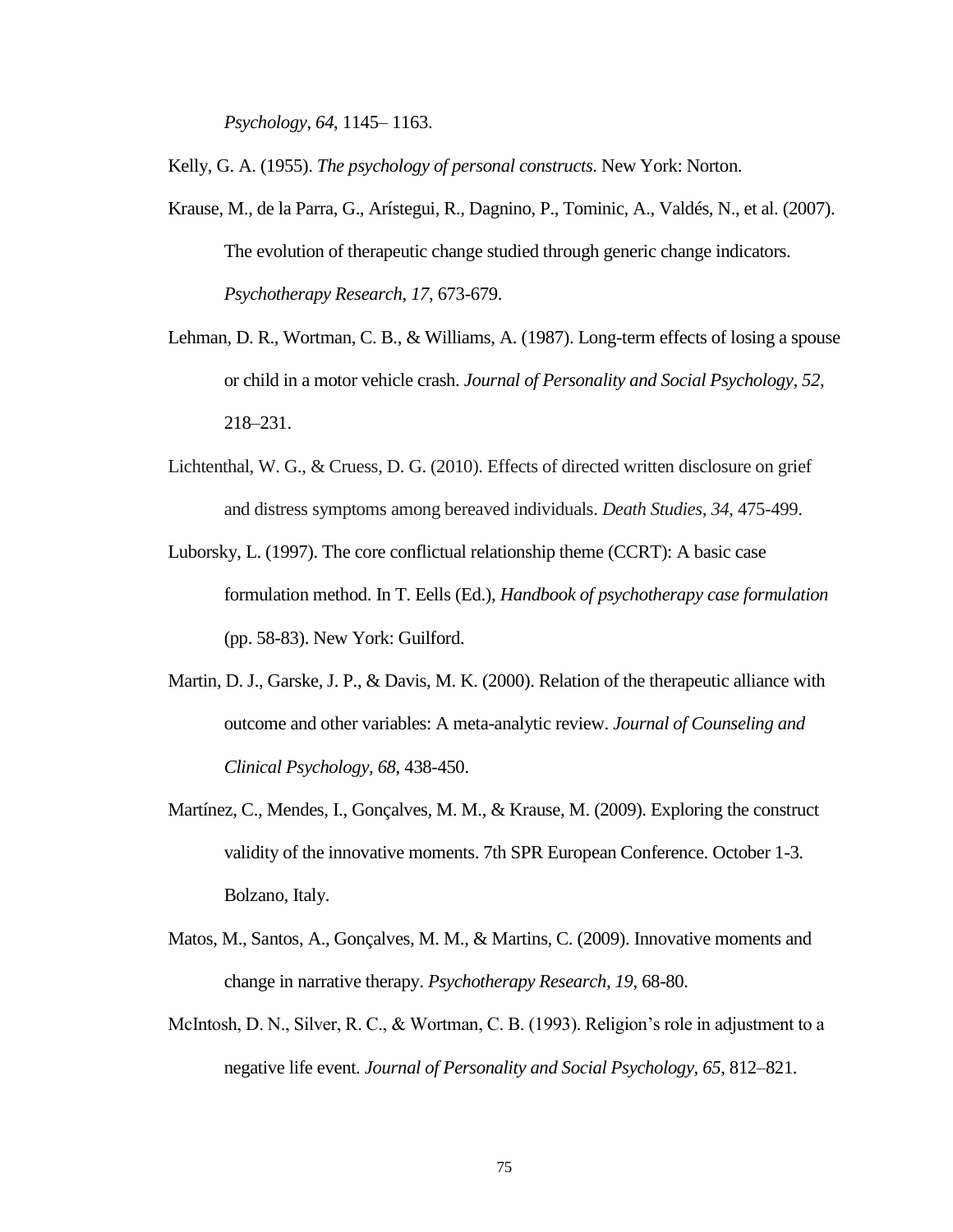*Psychology*, *64*, 1145– 1163.

Kelly, G. A. (1955). *The psychology of personal constructs*. New York: Norton.

Krause, M., de la Parra, G., Arístegui, R., Dagnino, P., Tominic, A., Valdés, N., et al. (2007). The evolution of therapeutic change studied through generic change indicators. *Psychotherapy Research, 17*, 673-679.

Lehman, D. R., Wortman, C. B., & Williams, A. (1987). Long-term effects of losing a spouse or child in a motor vehicle crash. *Journal of Personality and Social Psychology*, *52*, 218–231.

Lichtenthal, W. G., & Cruess, D. G. (2010). Effects of directed written disclosure on grief and distress symptoms among bereaved individuals. *Death Studies*, *34*, 475-499.

Luborsky, L. (1997). The core conflictual relationship theme (CCRT): A basic case formulation method. In T. Eells (Ed.), *Handbook of psychotherapy case formulation* (pp. 58-83). New York: Guilford.

Martin, D. J., Garske, J. P., & Davis, M. K. (2000). Relation of the therapeutic alliance with outcome and other variables: A meta-analytic review. *Journal of Counseling and Clinical Psychology, 68*, 438-450.

Martínez, C., Mendes, I., Gonçalves, M. M., & Krause, M. (2009). Exploring the construct validity of the innovative moments. 7th SPR European Conference. October 1-3. Bolzano, Italy.

Matos, M., Santos, A., Gonçalves, M. M., & Martins, C. (2009). Innovative moments and change in narrative therapy. *Psychotherapy Research, 19*, 68-80.

McIntosh, D. N., Silver, R. C., & Wortman, C. B. (1993). Religion's role in adjustment to a negative life event. *Journal of Personality and Social Psychology, 65*, 812–821.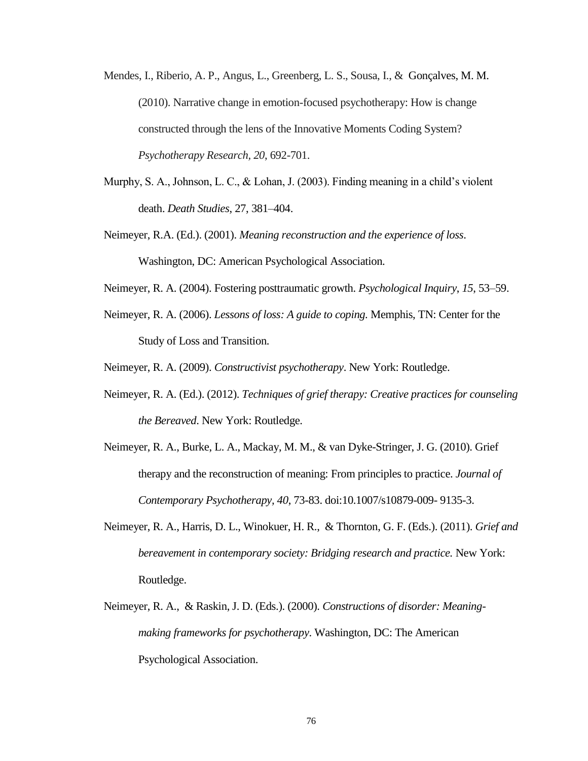Mendes, I., Riberio, A. P., Angus, L., Greenberg, L. S., Sousa, I., & Gonçalves, M. M. (2010). Narrative change in emotion-focused psychotherapy: How is change constructed through the lens of the Innovative Moments Coding System? *Psychotherapy Research, 20*, 692-701.

Murphy, S. A., Johnson, L. C., & Lohan, J. (2003). Finding meaning in a child's violent death. *Death Studies*, 27, 381–404.

Neimeyer, R.A. (Ed.). (2001). *Meaning reconstruction and the experience of loss*. Washington, DC: American Psychological Association.

Neimeyer, R. A. (2004). Fostering posttraumatic growth. *Psychological Inquiry, 15*, 53–59.

Neimeyer, R. A. (2006). *Lessons of loss: A guide to coping*. Memphis, TN: Center for the Study of Loss and Transition.

Neimeyer, R. A. (2009). *Constructivist psychotherapy*. New York: Routledge.

Neimeyer, R. A. (Ed.). (2012). *Techniques of grief therapy: Creative practices for counseling the Bereaved*. New York: Routledge.

Neimeyer, R. A., Burke, L. A., Mackay, M. M., & van Dyke-Stringer, J. G. (2010). Grief therapy and the reconstruction of meaning: From principles to practice. *Journal of Contemporary Psychotherapy, 40*, 73-83. doi:10.1007/s10879-009- 9135-3.

Neimeyer, R. A., Harris, D. L., Winokuer, H. R., & Thornton, G. F. (Eds.). (2011). *Grief and bereavement in contemporary society: Bridging research and practice.* New York: Routledge.

Neimeyer, R. A., & Raskin, J. D. (Eds.). (2000). *Constructions of disorder: Meaning-making frameworks for psychotherapy*. Washington, DC: The American Psychological Association.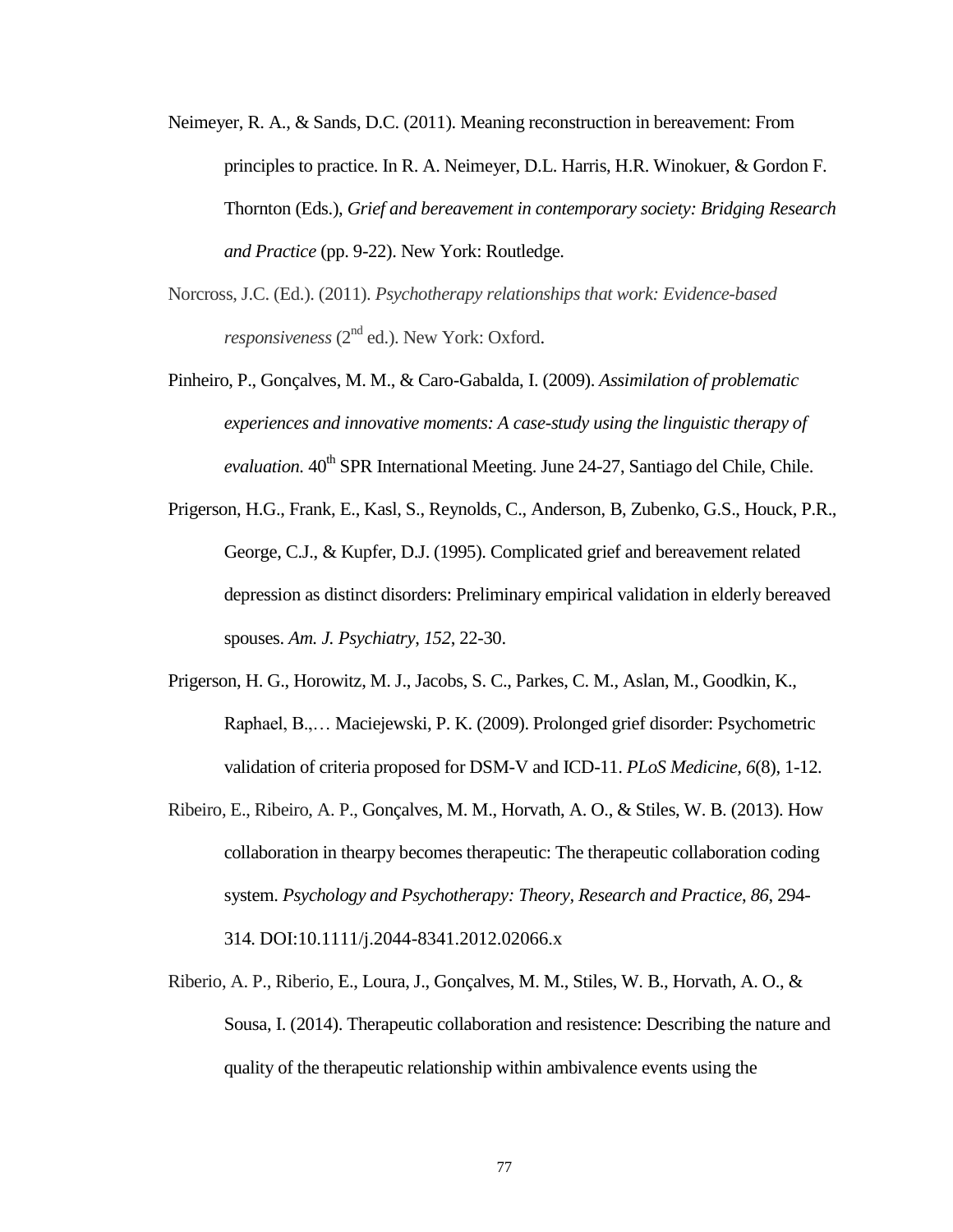Neimeyer, R. A., & Sands, D.C. (2011). Meaning reconstruction in bereavement: From principles to practice. In R. A. Neimeyer, D.L. Harris, H.R. Winokuer, & Gordon F. Thornton (Eds.), *Grief and bereavement in contemporary society: Bridging Research and Practice* (pp. 9-22). New York: Routledge.

Norcross, J.C. (Ed.). (2011). *Psychotherapy relationships that work: Evidence-based responsiveness* (2nd ed.). New York: Oxford.

Pinheiro, P., Gonçalves, M. M., & Caro-Gabalda, I. (2009). *Assimilation of problematic experiences and innovative moments: A case-study using the linguistic therapy of evaluation.* 40th SPR International Meeting. June 24-27, Santiago del Chile, Chile.

Prigerson, H.G., Frank, E., Kasl, S., Reynolds, C., Anderson, B, Zubenko, G.S., Houck, P.R., George, C.J., & Kupfer, D.J. (1995). Complicated grief and bereavement related depression as distinct disorders: Preliminary empirical validation in elderly bereaved spouses. *Am. J. Psychiatry, 152*, 22-30.

Prigerson, H. G., Horowitz, M. J., Jacobs, S. C., Parkes, C. M., Aslan, M., Goodkin, K., Raphael, B.,… Maciejewski, P. K. (2009). Prolonged grief disorder: Psychometric validation of criteria proposed for DSM-V and ICD-11. *PLoS Medicine, 6*(8), 1-12.

Ribeiro, E., Ribeiro, A. P., Gonçalves, M. M., Horvath, A. O., & Stiles, W. B. (2013). How collaboration in thearpy becomes therapeutic: The therapeutic collaboration coding system. *Psychology and Psychotherapy: Theory, Research and Practice, 86*, 294-314. DOI:10.1111/j.2044-8341.2012.02066.x

Riberio, A. P., Riberio, E., Loura, J., Gonçalves, M. M., Stiles, W. B., Horvath, A. O., & Sousa, I. (2014). Therapeutic collaboration and resistence: Describing the nature and quality of the therapeutic relationship within ambivalence events using the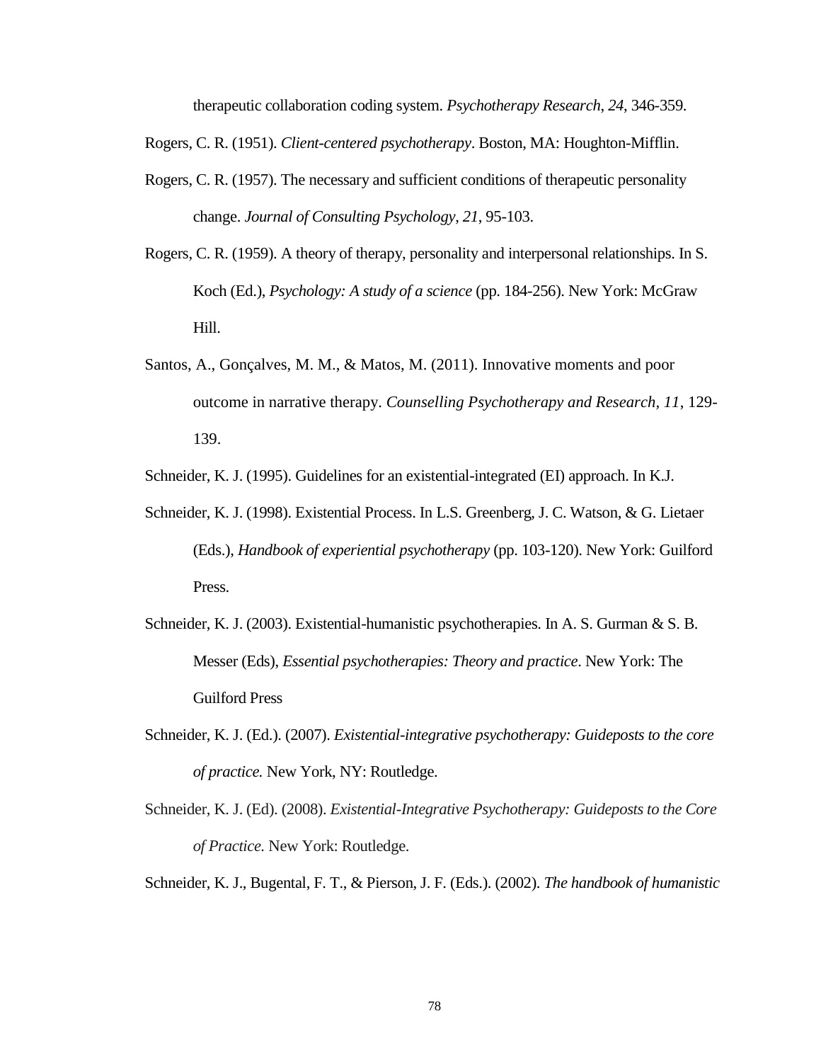therapeutic collaboration coding system. *Psychotherapy Research*, *24*, 346-359.

Rogers, C. R. (1951). *Client-centered psychotherapy*. Boston, MA: Houghton-Mifflin.

Rogers, C. R. (1957). The necessary and sufficient conditions of therapeutic personality change. *Journal of Consulting Psychology*, *21*, 95-103.

Rogers, C. R. (1959). A theory of therapy, personality and interpersonal relationships. In S. Koch (Ed.), *Psychology: A study of a science* (pp. 184-256). New York: McGraw Hill.

Santos, A., Gonçalves, M. M., & Matos, M. (2011). Innovative moments and poor outcome in narrative therapy. *Counselling Psychotherapy and Research, 11*, 129-139.

Schneider, K. J. (1995). Guidelines for an existential-integrated (EI) approach. In K.J.

Schneider, K. J. (1998). Existential Process. In L.S. Greenberg, J. C. Watson, & G. Lietaer (Eds.), *Handbook of experiential psychotherapy* (pp. 103-120). New York: Guilford Press.

Schneider, K. J. (2003). Existential-humanistic psychotherapies. In A. S. Gurman & S. B. Messer (Eds), *Essential psychotherapies: Theory and practice*. New York: The Guilford Press

Schneider, K. J. (Ed.). (2007). *Existential-integrative psychotherapy: Guideposts to the core of practice.* New York, NY: Routledge.

Schneider, K. J. (Ed). (2008). *Existential-Integrative Psychotherapy: Guideposts to the Core of Practice.* New York: Routledge.

Schneider, K. J., Bugental, F. T., & Pierson, J. F. (Eds.). (2002). *The handbook of humanistic*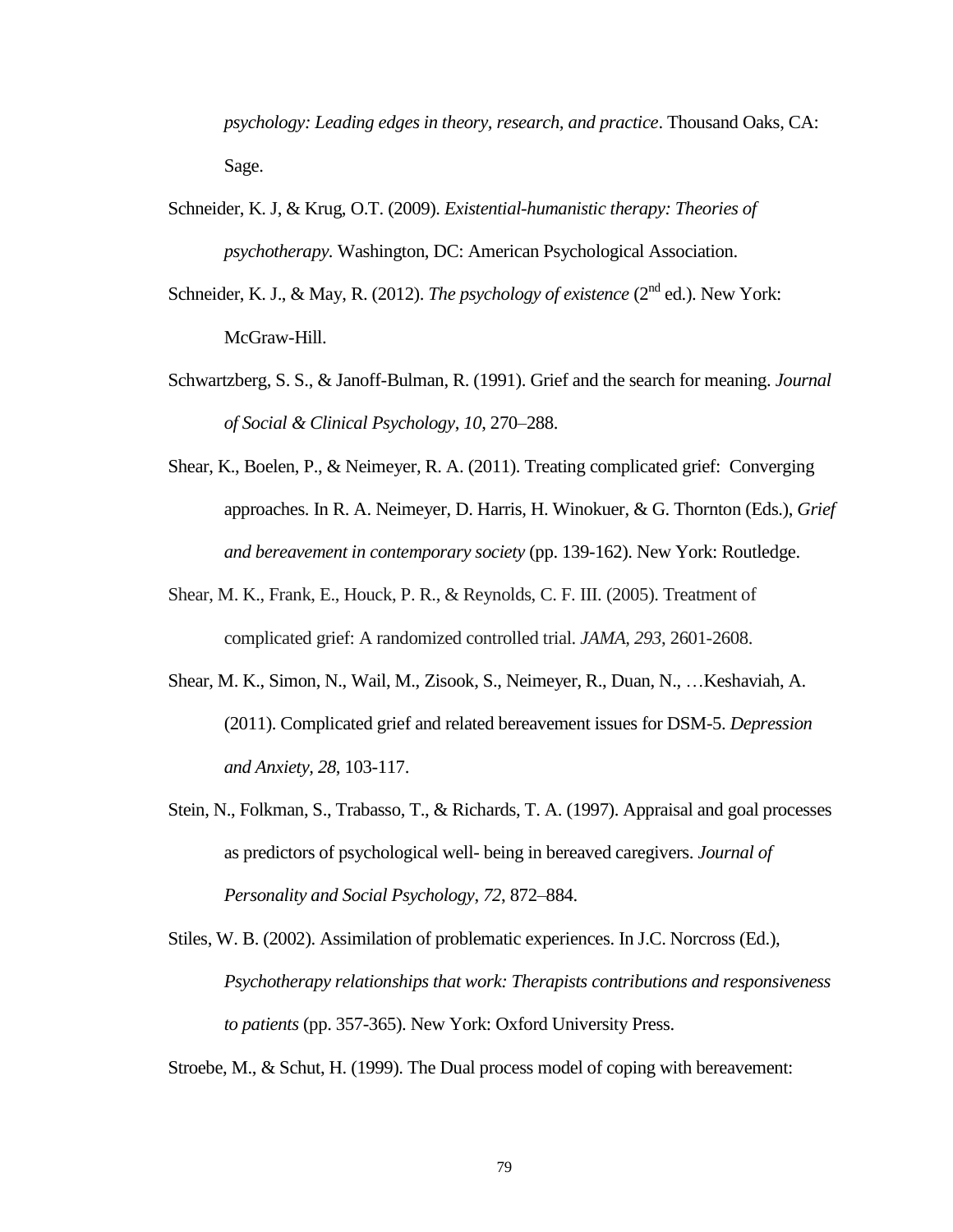*psychology: Leading edges in theory, research, and practice*. Thousand Oaks, CA: Sage.

Schneider, K. J, & Krug, O.T. (2009). *Existential-humanistic therapy: Theories of psychotherapy*. Washington, DC: American Psychological Association.

Schneider, K. J., & May, R. (2012). *The psychology of existence* (2nd ed.). New York: McGraw-Hill.

Schwartzberg, S. S., & Janoff-Bulman, R. (1991). Grief and the search for meaning. *Journal of Social & Clinical Psychology, 10*, 270–288.

Shear, K., Boelen, P., & Neimeyer, R. A. (2011). Treating complicated grief: Converging approaches. In R. A. Neimeyer, D. Harris, H. Winokuer, & G. Thornton (Eds.), *Grief and bereavement in contemporary society* (pp. 139-162). New York: Routledge.

Shear, M. K., Frank, E., Houck, P. R., & Reynolds, C. F. III. (2005). Treatment of complicated grief: A randomized controlled trial. *JAMA, 293*, 2601-2608.

Shear, M. K., Simon, N., Wail, M., Zisook, S., Neimeyer, R., Duan, N., …Keshaviah, A. (2011). Complicated grief and related bereavement issues for DSM-5. *Depression and Anxiety, 28*, 103-117.

Stein, N., Folkman, S., Trabasso, T., & Richards, T. A. (1997). Appraisal and goal processes as predictors of psychological well- being in bereaved caregivers. *Journal of Personality and Social Psychology, 72*, 872–884.

Stiles, W. B. (2002). Assimilation of problematic experiences. In J.C. Norcross (Ed.), *Psychotherapy relationships that work: Therapists contributions and responsiveness to patients* (pp. 357-365). New York: Oxford University Press.

Stroebe, M., & Schut, H. (1999). The Dual process model of coping with bereavement: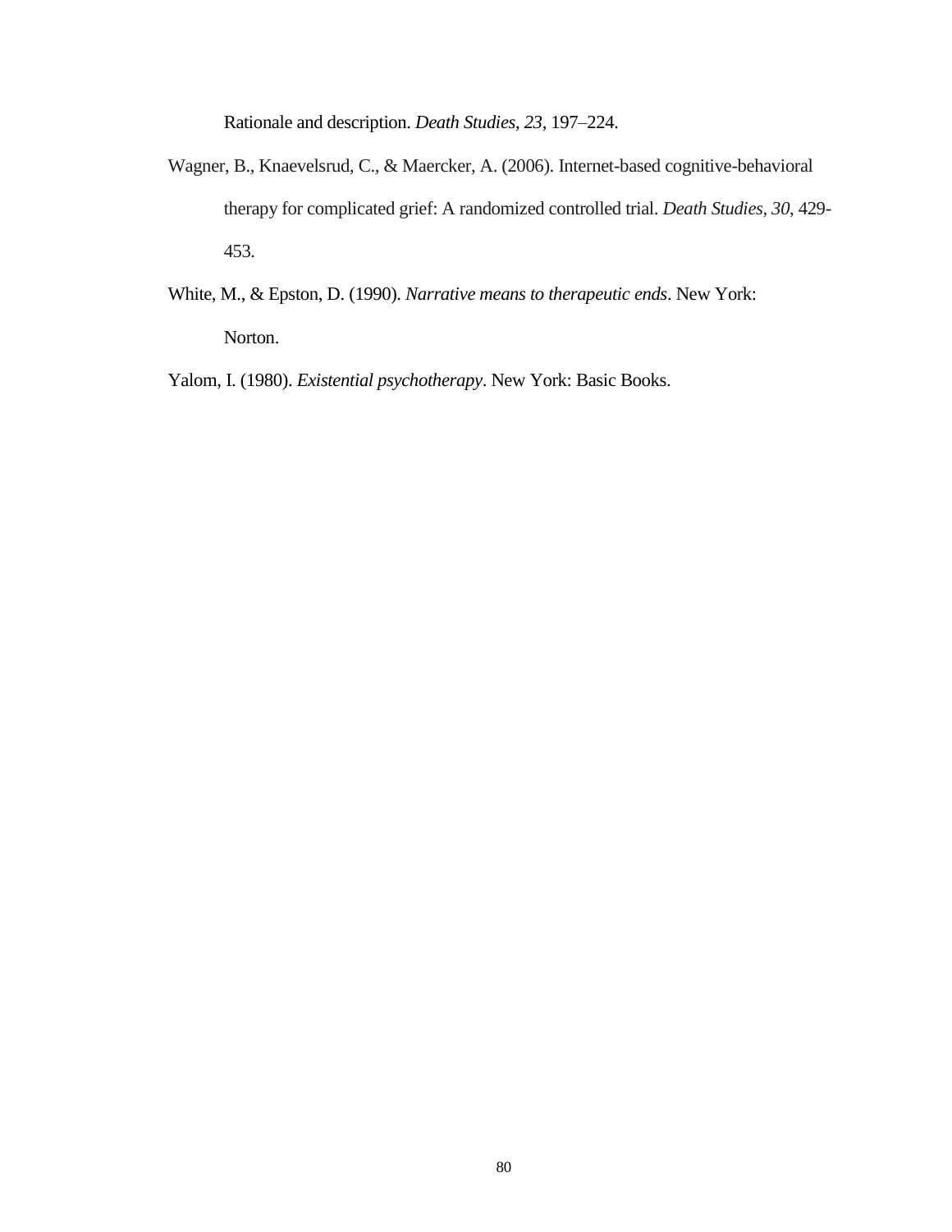Rationale and description. *Death Studies*, *23*, 197–224.

Wagner, B., Knaevelsrud, C., & Maercker, A. (2006). Internet-based cognitive-behavioral therapy for complicated grief: A randomized controlled trial. *Death Studies, 30*, 429-453.

White, M., & Epston, D. (1990). *Narrative means to therapeutic ends*. New York: Norton.

Yalom, I. (1980). *Existential psychotherapy*. New York: Basic Books.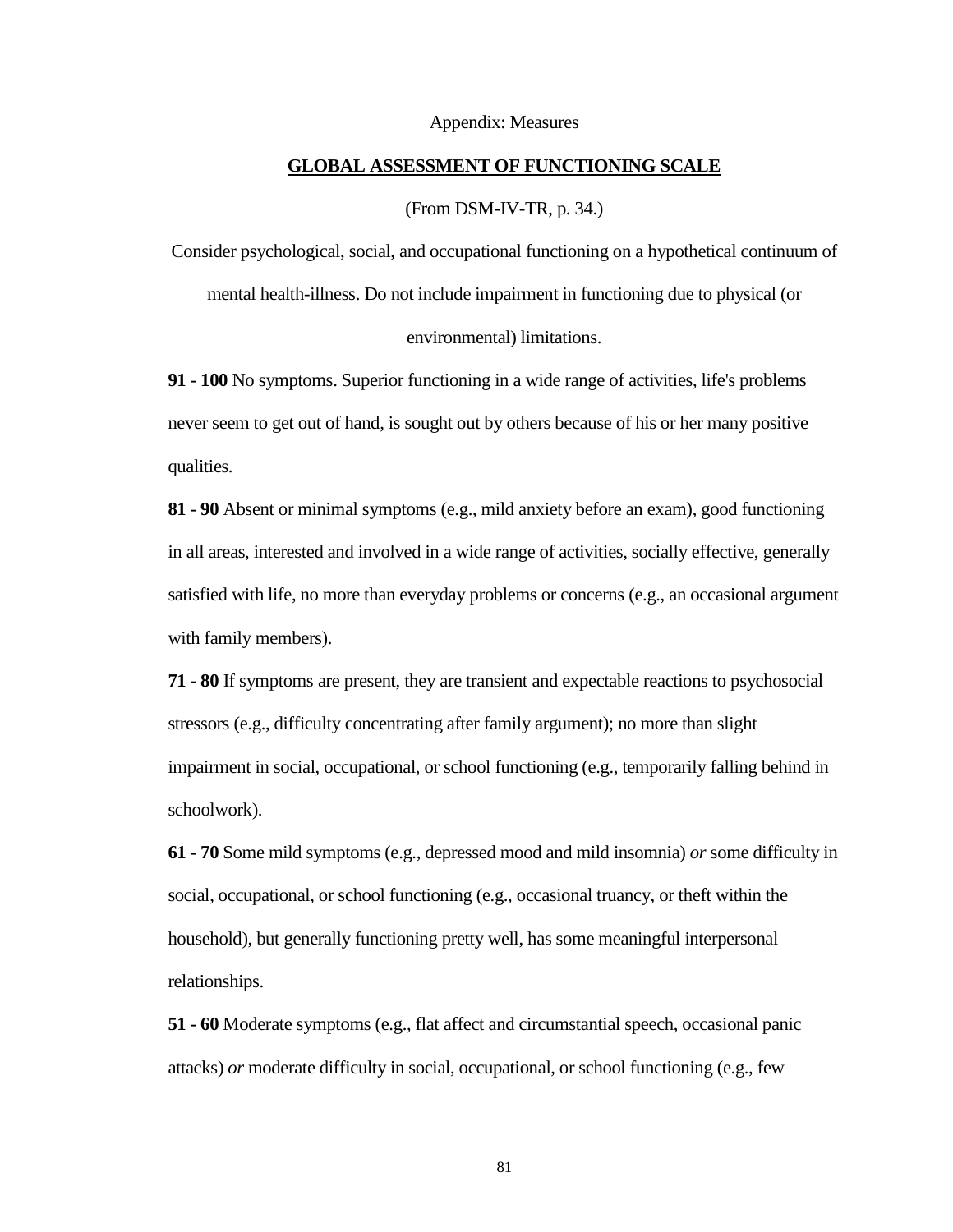Appendix: Measures

## GLOBAL ASSESSMENT OF FUNCTIONING SCALE

(From DSM-IV-TR, p. 34.)

Consider psychological, social, and occupational functioning on a hypothetical continuum of mental health-illness. Do not include impairment in functioning due to physical (or environmental) limitations.

**91 - 100** No symptoms. Superior functioning in a wide range of activities, life's problems never seem to get out of hand, is sought out by others because of his or her many positive qualities.

**81 - 90** Absent or minimal symptoms (e.g., mild anxiety before an exam), good functioning in all areas, interested and involved in a wide range of activities, socially effective, generally satisfied with life, no more than everyday problems or concerns (e.g., an occasional argument with family members).

**71 - 80** If symptoms are present, they are transient and expectable reactions to psychosocial stressors (e.g., difficulty concentrating after family argument); no more than slight impairment in social, occupational, or school functioning (e.g., temporarily falling behind in schoolwork).

**61 - 70** Some mild symptoms (e.g., depressed mood and mild insomnia) *or* some difficulty in social, occupational, or school functioning (e.g., occasional truancy, or theft within the household), but generally functioning pretty well, has some meaningful interpersonal relationships.

**51 - 60** Moderate symptoms (e.g., flat affect and circumstantial speech, occasional panic attacks) *or* moderate difficulty in social, occupational, or school functioning (e.g., few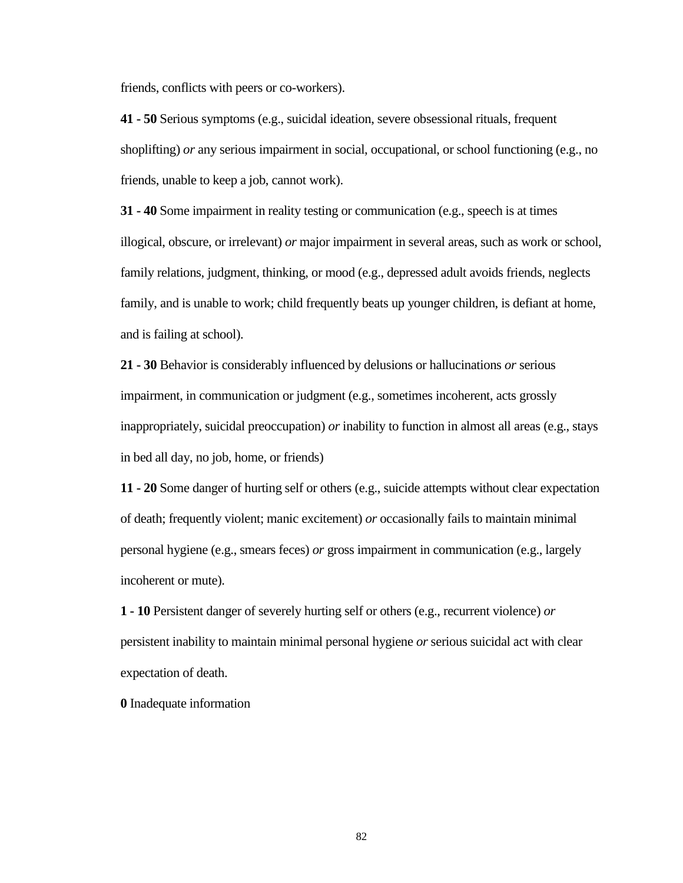friends, conflicts with peers or co-workers).

**41 - 50** Serious symptoms (e.g., suicidal ideation, severe obsessional rituals, frequent shoplifting) *or* any serious impairment in social, occupational, or school functioning (e.g., no friends, unable to keep a job, cannot work).

**31 - 40** Some impairment in reality testing or communication (e.g., speech is at times illogical, obscure, or irrelevant) *or* major impairment in several areas, such as work or school, family relations, judgment, thinking, or mood (e.g., depressed adult avoids friends, neglects family, and is unable to work; child frequently beats up younger children, is defiant at home, and is failing at school).

**21 - 30** Behavior is considerably influenced by delusions or hallucinations *or* serious impairment, in communication or judgment (e.g., sometimes incoherent, acts grossly inappropriately, suicidal preoccupation) *or* inability to function in almost all areas (e.g., stays in bed all day, no job, home, or friends)

**11 - 20** Some danger of hurting self or others (e.g., suicide attempts without clear expectation of death; frequently violent; manic excitement) *or* occasionally fails to maintain minimal personal hygiene (e.g., smears feces) *or* gross impairment in communication (e.g., largely incoherent or mute).

**1 - 10** Persistent danger of severely hurting self or others (e.g., recurrent violence) *or* persistent inability to maintain minimal personal hygiene *or* serious suicidal act with clear expectation of death.

**0** Inadequate information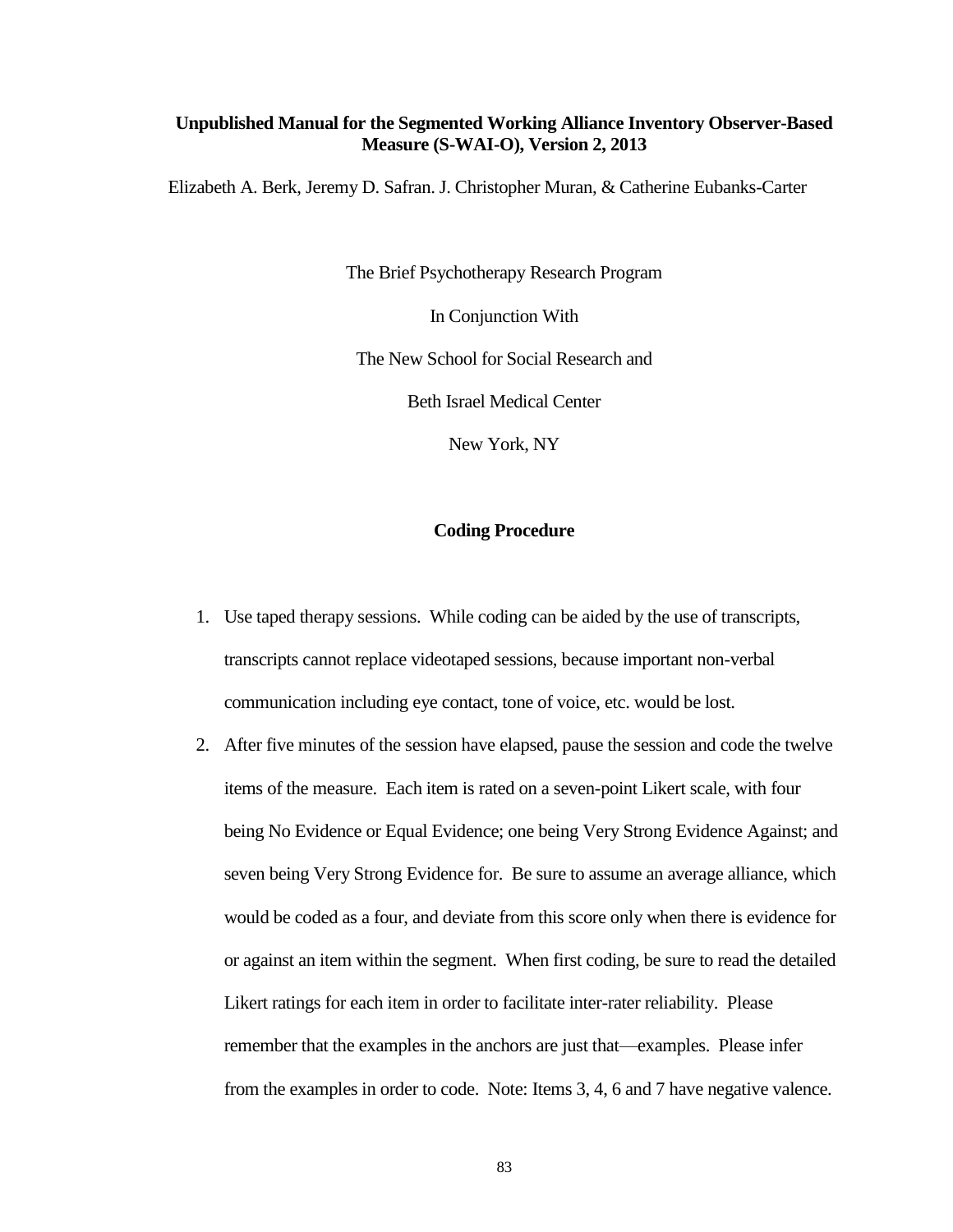**Unpublished Manual for the Segmented Working Alliance Inventory Observer-Based Measure (S-WAI-O), Version 2, 2013**

Elizabeth A. Berk, Jeremy D. Safran. J. Christopher Muran, & Catherine Eubanks-Carter

The Brief Psychotherapy Research Program

In Conjunction With

The New School for Social Research and

Beth Israel Medical Center

New York, NY

**Coding Procedure**

1. Use taped therapy sessions. While coding can be aided by the use of transcripts, transcripts cannot replace videotaped sessions, because important non-verbal communication including eye contact, tone of voice, etc. would be lost.
2. After five minutes of the session have elapsed, pause the session and code the twelve items of the measure. Each item is rated on a seven-point Likert scale, with four being No Evidence or Equal Evidence; one being Very Strong Evidence Against; and seven being Very Strong Evidence for. Be sure to assume an average alliance, which would be coded as a four, and deviate from this score only when there is evidence for or against an item within the segment. When first coding, be sure to read the detailed Likert ratings for each item in order to facilitate inter-rater reliability. Please remember that the examples in the anchors are just that—examples. Please infer from the examples in order to code. Note: Items 3, 4, 6 and 7 have negative valence.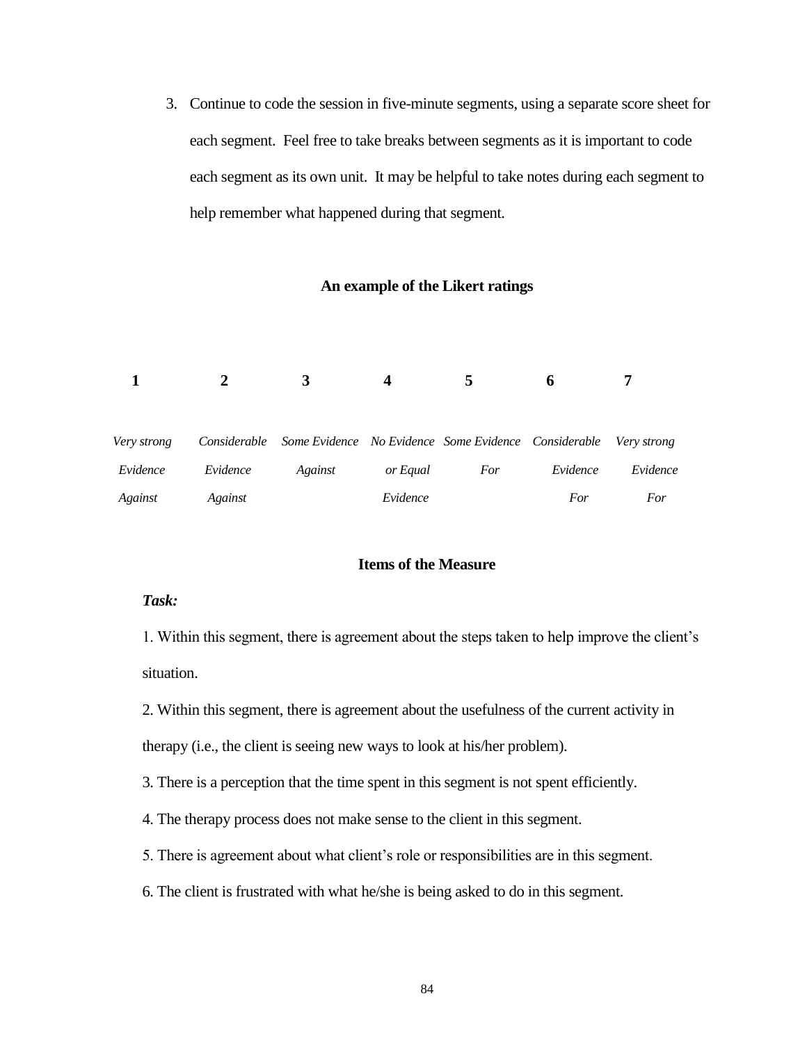3. Continue to code the session in five-minute segments, using a separate score sheet for each segment. Feel free to take breaks between segments as it is important to code each segment as its own unit. It may be helpful to take notes during each segment to help remember what happened during that segment.

**An example of the Likert ratings**

| **1** | **2** | **3** | **4** | **5** | **6** | **7** |
|---|---|---|---|---|---|---|
| *Very strong Evidence Against* | *Considerable Evidence Against* | *Some Evidence Against* | *No Evidence or Equal Evidence* | *Some Evidence For* | *Considerable Evidence For* | *Very strong Evidence For* |

**Items of the Measure**

***Task:***

1. Within this segment, there is agreement about the steps taken to help improve the client's situation.

2. Within this segment, there is agreement about the usefulness of the current activity in therapy (i.e., the client is seeing new ways to look at his/her problem).

3. There is a perception that the time spent in this segment is not spent efficiently.

4. The therapy process does not make sense to the client in this segment.

5. There is agreement about what client's role or responsibilities are in this segment.

6. The client is frustrated with what he/she is being asked to do in this segment.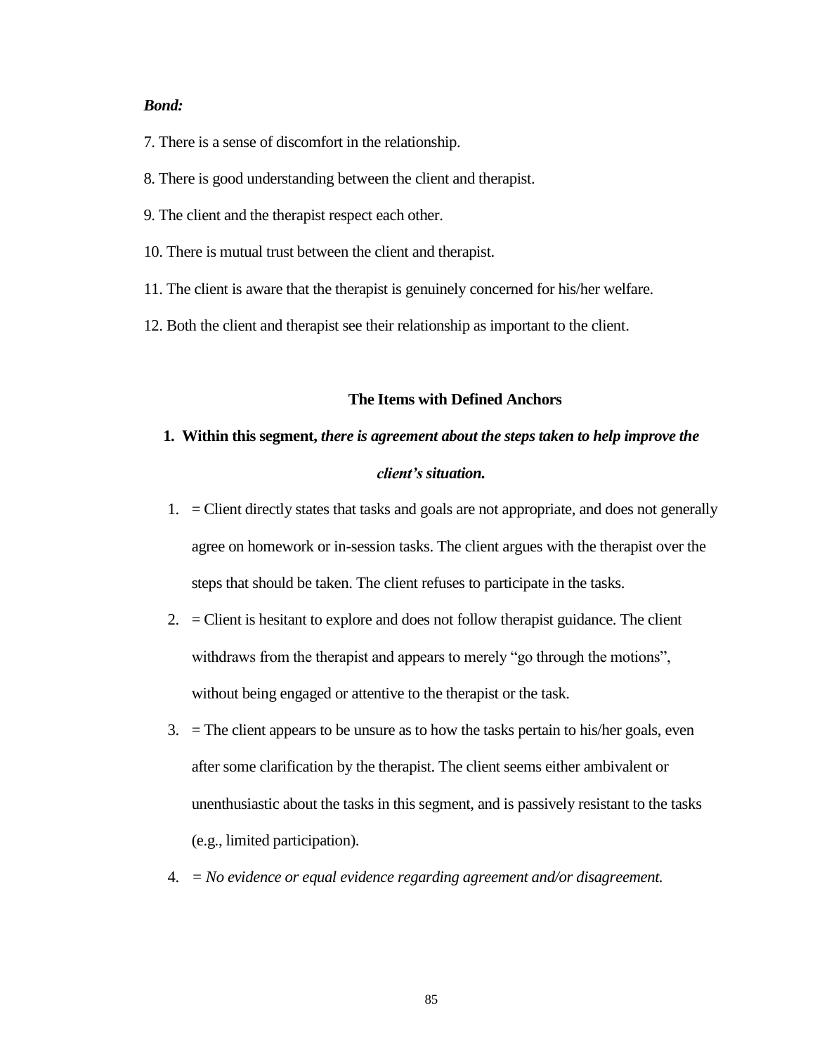***Bond:***

7. There is a sense of discomfort in the relationship.

8. There is good understanding between the client and therapist.

9. The client and the therapist respect each other.

10. There is mutual trust between the client and therapist.

11. The client is aware that the therapist is genuinely concerned for his/her welfare.

12. Both the client and therapist see their relationship as important to the client.

**The Items with Defined Anchors**

**1. Within this segment, *there is agreement about the steps taken to help improve the client's situation.***

1. = Client directly states that tasks and goals are not appropriate, and does not generally agree on homework or in-session tasks. The client argues with the therapist over the steps that should be taken. The client refuses to participate in the tasks.
2. = Client is hesitant to explore and does not follow therapist guidance. The client withdraws from the therapist and appears to merely "go through the motions", without being engaged or attentive to the therapist or the task.
3. = The client appears to be unsure as to how the tasks pertain to his/her goals, even after some clarification by the therapist. The client seems either ambivalent or unenthusiastic about the tasks in this segment, and is passively resistant to the tasks (e.g., limited participation).
4. *= No evidence or equal evidence regarding agreement and/or disagreement.*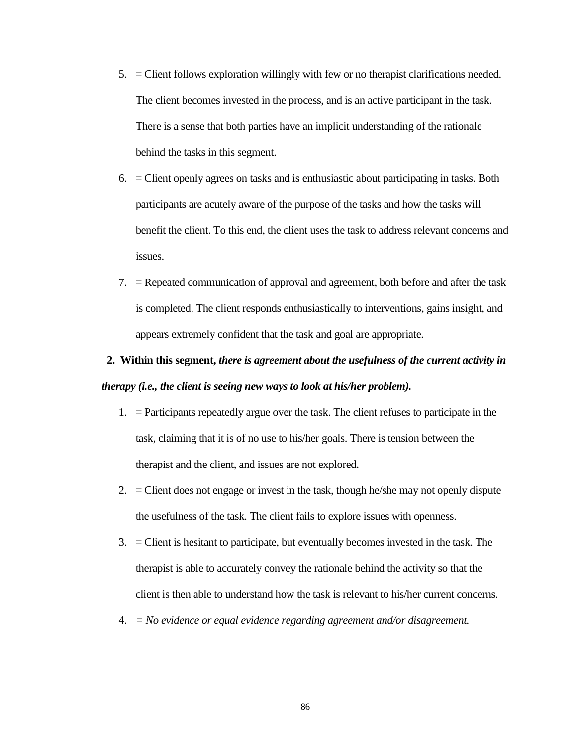5. = Client follows exploration willingly with few or no therapist clarifications needed. The client becomes invested in the process, and is an active participant in the task. There is a sense that both parties have an implicit understanding of the rationale behind the tasks in this segment.
6. = Client openly agrees on tasks and is enthusiastic about participating in tasks. Both participants are acutely aware of the purpose of the tasks and how the tasks will benefit the client. To this end, the client uses the task to address relevant concerns and issues.
7. = Repeated communication of approval and agreement, both before and after the task is completed. The client responds enthusiastically to interventions, gains insight, and appears extremely confident that the task and goal are appropriate.

**2. Within this segment,** ***there is agreement about the usefulness of the current activity in therapy (i.e., the client is seeing new ways to look at his/her problem).***

1. = Participants repeatedly argue over the task. The client refuses to participate in the task, claiming that it is of no use to his/her goals. There is tension between the therapist and the client, and issues are not explored.
2. = Client does not engage or invest in the task, though he/she may not openly dispute the usefulness of the task. The client fails to explore issues with openness.
3. = Client is hesitant to participate, but eventually becomes invested in the task. The therapist is able to accurately convey the rationale behind the activity so that the client is then able to understand how the task is relevant to his/her current concerns.
4. *= No evidence or equal evidence regarding agreement and/or disagreement.*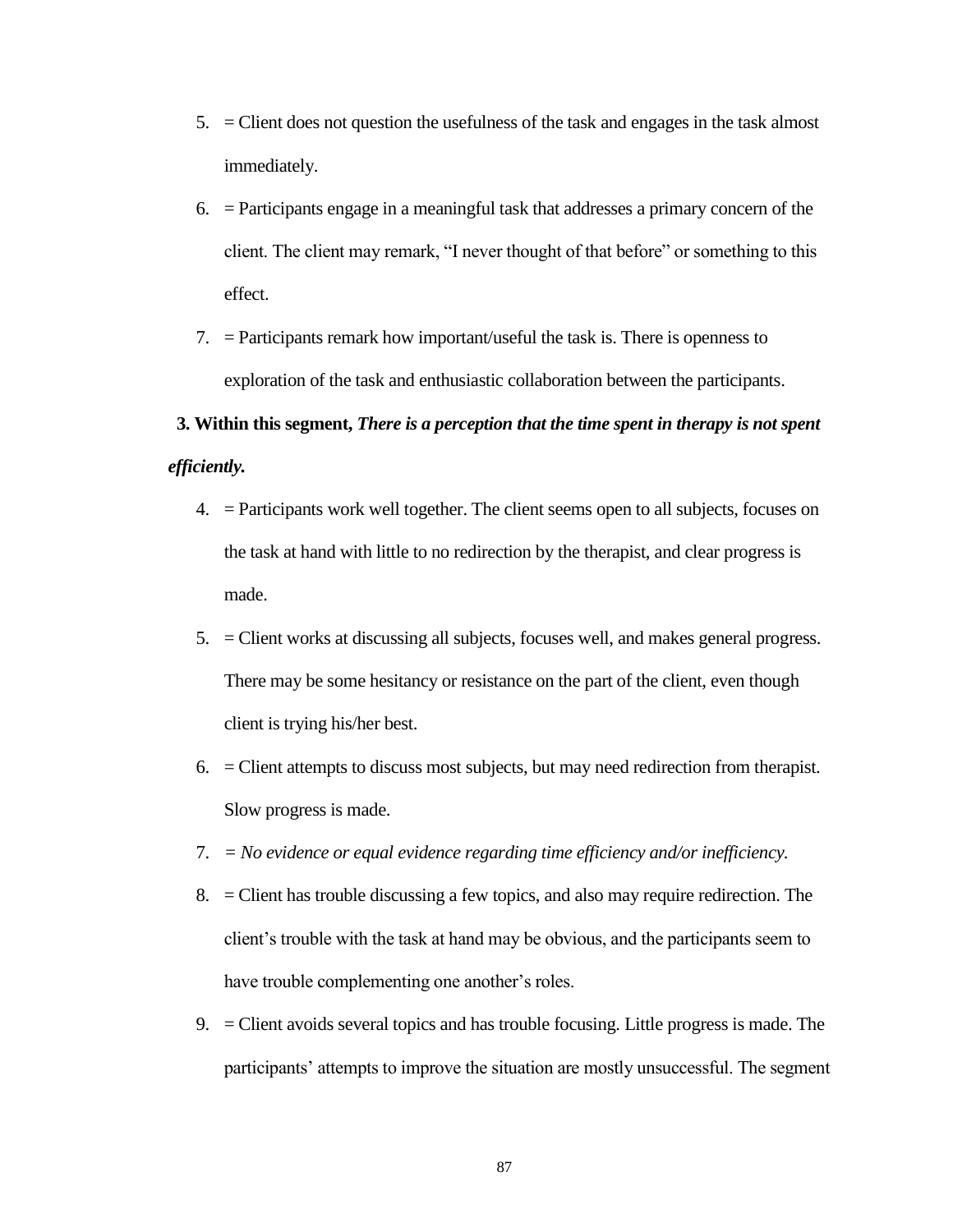5. = Client does not question the usefulness of the task and engages in the task almost immediately.

6. = Participants engage in a meaningful task that addresses a primary concern of the client. The client may remark, "I never thought of that before" or something to this effect.

7. = Participants remark how important/useful the task is. There is openness to exploration of the task and enthusiastic collaboration between the participants.

**3. Within this segment, *There is a perception that the time spent in therapy is not spent efficiently.***

4. = Participants work well together. The client seems open to all subjects, focuses on the task at hand with little to no redirection by the therapist, and clear progress is made.

5. = Client works at discussing all subjects, focuses well, and makes general progress. There may be some hesitancy or resistance on the part of the client, even though client is trying his/her best.

6. = Client attempts to discuss most subjects, but may need redirection from therapist. Slow progress is made.

7. *= No evidence or equal evidence regarding time efficiency and/or inefficiency.*

8. = Client has trouble discussing a few topics, and also may require redirection. The client's trouble with the task at hand may be obvious, and the participants seem to have trouble complementing one another's roles.

9. = Client avoids several topics and has trouble focusing. Little progress is made. The participants' attempts to improve the situation are mostly unsuccessful. The segment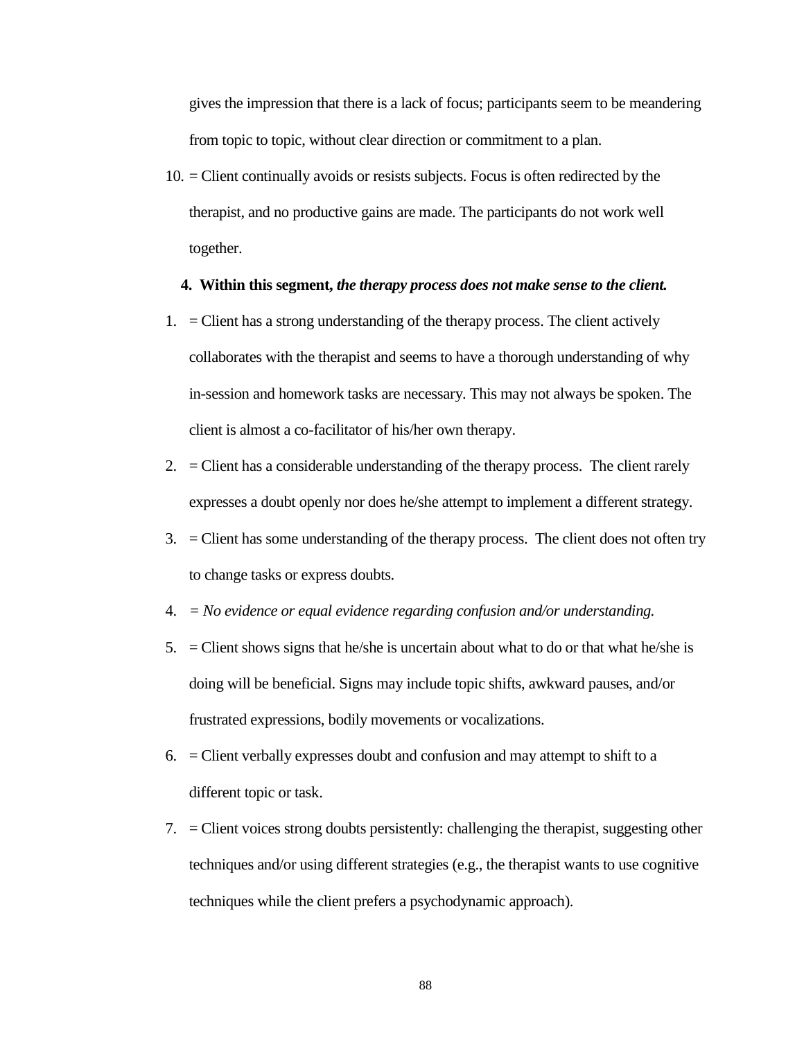gives the impression that there is a lack of focus; participants seem to be meandering from topic to topic, without clear direction or commitment to a plan.

10. = Client continually avoids or resists subjects. Focus is often redirected by the therapist, and no productive gains are made. The participants do not work well together.

**4. Within this segment, *the therapy process does not make sense to the client.***

1. = Client has a strong understanding of the therapy process. The client actively collaborates with the therapist and seems to have a thorough understanding of why in-session and homework tasks are necessary. This may not always be spoken. The client is almost a co-facilitator of his/her own therapy.
2. = Client has a considerable understanding of the therapy process. The client rarely expresses a doubt openly nor does he/she attempt to implement a different strategy.
3. = Client has some understanding of the therapy process. The client does not often try to change tasks or express doubts.
4. *= No evidence or equal evidence regarding confusion and/or understanding.*
5. = Client shows signs that he/she is uncertain about what to do or that what he/she is doing will be beneficial. Signs may include topic shifts, awkward pauses, and/or frustrated expressions, bodily movements or vocalizations.
6. = Client verbally expresses doubt and confusion and may attempt to shift to a different topic or task.
7. = Client voices strong doubts persistently: challenging the therapist, suggesting other techniques and/or using different strategies (e.g., the therapist wants to use cognitive techniques while the client prefers a psychodynamic approach).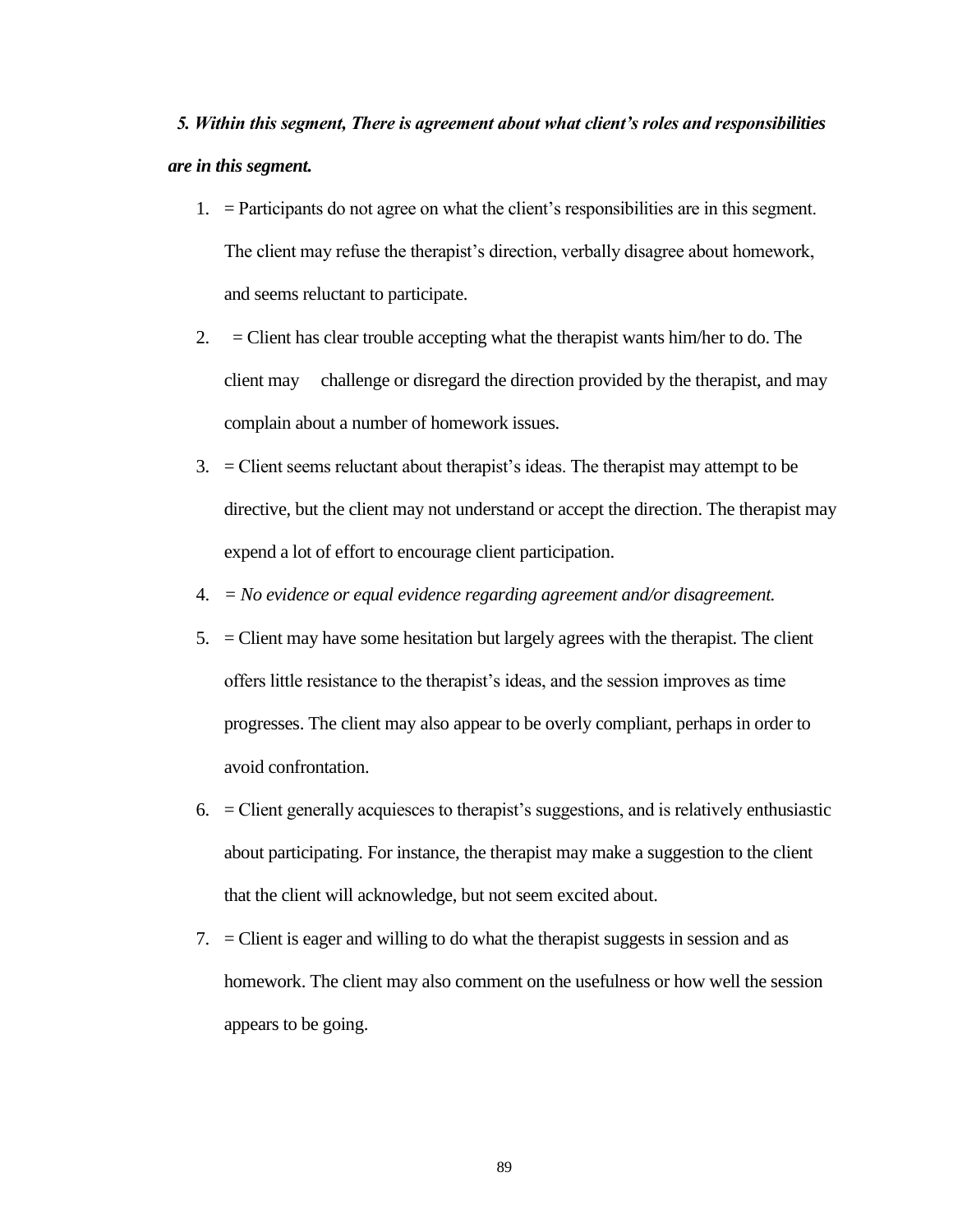***5. Within this segment, There is agreement about what client's roles and responsibilities are in this segment.***

1. = Participants do not agree on what the client's responsibilities are in this segment. The client may refuse the therapist's direction, verbally disagree about homework, and seems reluctant to participate.
2. = Client has clear trouble accepting what the therapist wants him/her to do. The client may challenge or disregard the direction provided by the therapist, and may complain about a number of homework issues.
3. = Client seems reluctant about therapist's ideas. The therapist may attempt to be directive, but the client may not understand or accept the direction. The therapist may expend a lot of effort to encourage client participation.
4. *= No evidence or equal evidence regarding agreement and/or disagreement.*
5. = Client may have some hesitation but largely agrees with the therapist. The client offers little resistance to the therapist's ideas, and the session improves as time progresses. The client may also appear to be overly compliant, perhaps in order to avoid confrontation.
6. = Client generally acquiesces to therapist's suggestions, and is relatively enthusiastic about participating. For instance, the therapist may make a suggestion to the client that the client will acknowledge, but not seem excited about.
7. = Client is eager and willing to do what the therapist suggests in session and as homework. The client may also comment on the usefulness or how well the session appears to be going.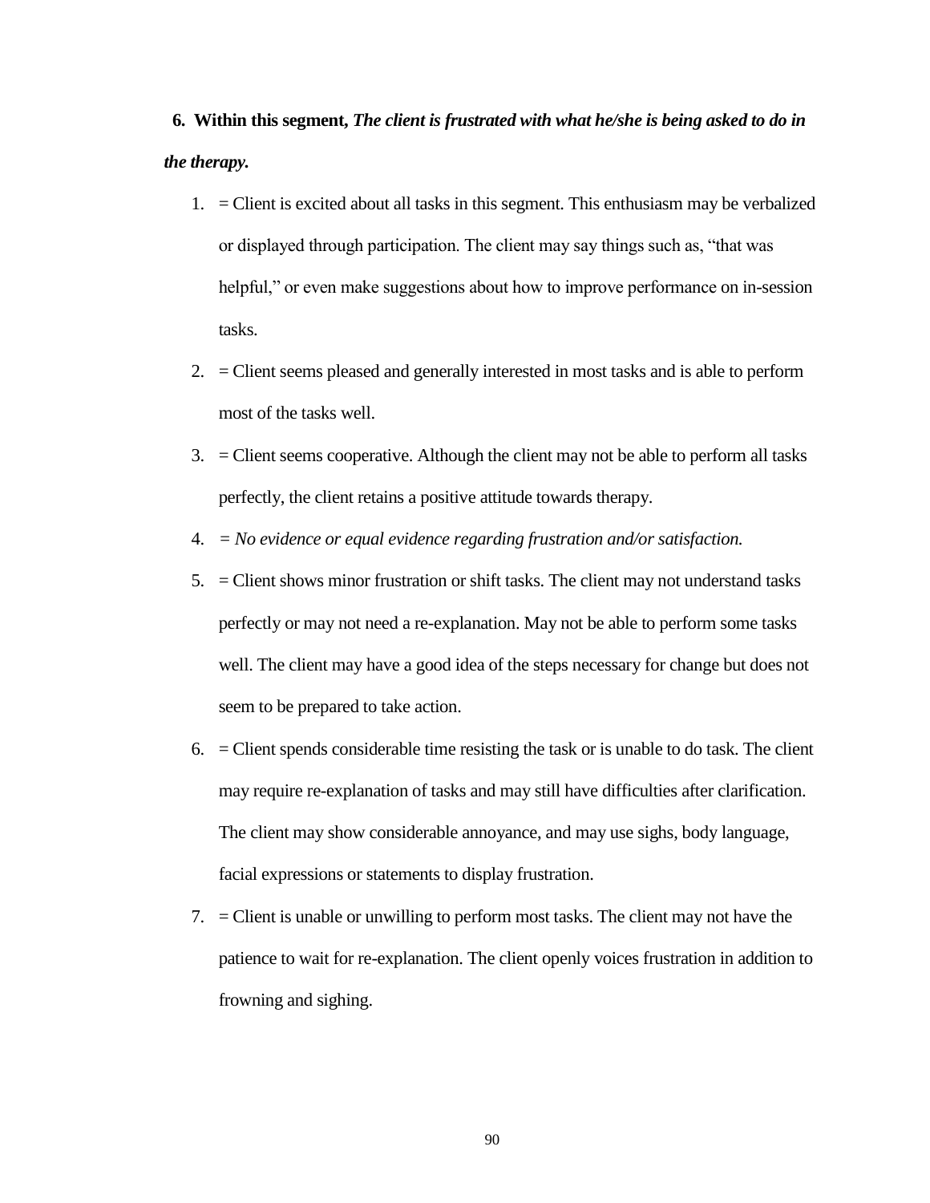**6. Within this segment, *The client is frustrated with what he/she is being asked to do in the therapy.***

1. = Client is excited about all tasks in this segment. This enthusiasm may be verbalized or displayed through participation. The client may say things such as, "that was helpful," or even make suggestions about how to improve performance on in-session tasks.
2. = Client seems pleased and generally interested in most tasks and is able to perform most of the tasks well.
3. = Client seems cooperative. Although the client may not be able to perform all tasks perfectly, the client retains a positive attitude towards therapy.
4. *= No evidence or equal evidence regarding frustration and/or satisfaction.*
5. = Client shows minor frustration or shift tasks. The client may not understand tasks perfectly or may not need a re-explanation. May not be able to perform some tasks well. The client may have a good idea of the steps necessary for change but does not seem to be prepared to take action.
6. = Client spends considerable time resisting the task or is unable to do task. The client may require re-explanation of tasks and may still have difficulties after clarification. The client may show considerable annoyance, and may use sighs, body language, facial expressions or statements to display frustration.
7. = Client is unable or unwilling to perform most tasks. The client may not have the patience to wait for re-explanation. The client openly voices frustration in addition to frowning and sighing.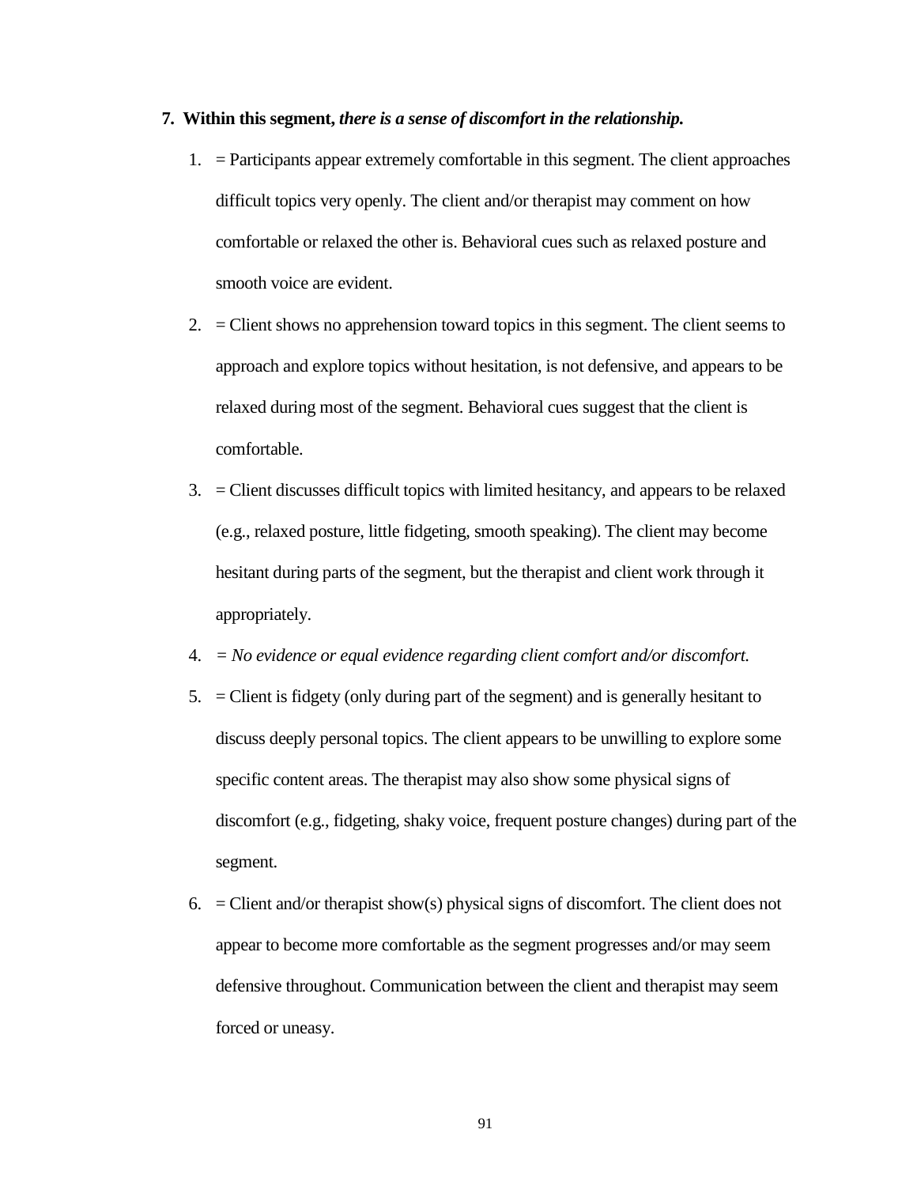**7. Within this segment, *there is a sense of discomfort in the relationship.***

1. = Participants appear extremely comfortable in this segment. The client approaches difficult topics very openly. The client and/or therapist may comment on how comfortable or relaxed the other is. Behavioral cues such as relaxed posture and smooth voice are evident.

2. = Client shows no apprehension toward topics in this segment. The client seems to approach and explore topics without hesitation, is not defensive, and appears to be relaxed during most of the segment. Behavioral cues suggest that the client is comfortable.

3. = Client discusses difficult topics with limited hesitancy, and appears to be relaxed (e.g., relaxed posture, little fidgeting, smooth speaking). The client may become hesitant during parts of the segment, but the therapist and client work through it appropriately.

4. *= No evidence or equal evidence regarding client comfort and/or discomfort.*

5. = Client is fidgety (only during part of the segment) and is generally hesitant to discuss deeply personal topics. The client appears to be unwilling to explore some specific content areas. The therapist may also show some physical signs of discomfort (e.g., fidgeting, shaky voice, frequent posture changes) during part of the segment.

6. = Client and/or therapist show(s) physical signs of discomfort. The client does not appear to become more comfortable as the segment progresses and/or may seem defensive throughout. Communication between the client and therapist may seem forced or uneasy.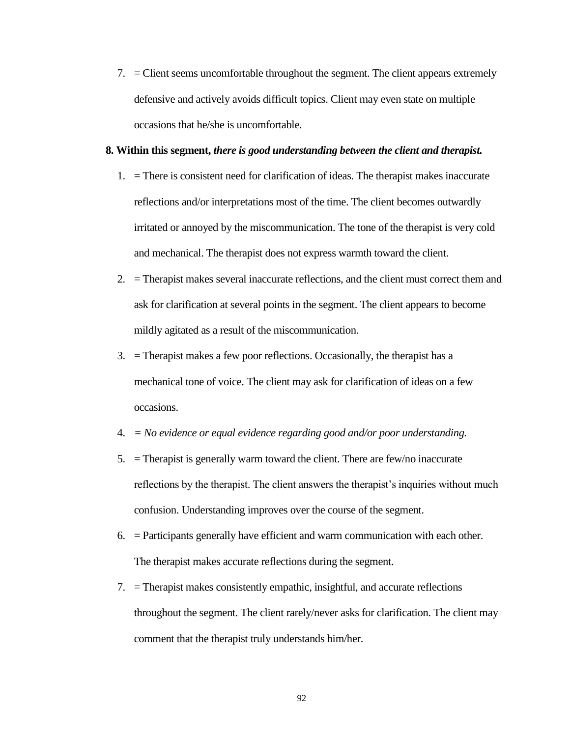7. = Client seems uncomfortable throughout the segment. The client appears extremely defensive and actively avoids difficult topics. Client may even state on multiple occasions that he/she is uncomfortable.

**8. Within this segment, *there is good understanding between the client and therapist.***

1. = There is consistent need for clarification of ideas. The therapist makes inaccurate reflections and/or interpretations most of the time. The client becomes outwardly irritated or annoyed by the miscommunication. The tone of the therapist is very cold and mechanical. The therapist does not express warmth toward the client.
2. = Therapist makes several inaccurate reflections, and the client must correct them and ask for clarification at several points in the segment. The client appears to become mildly agitated as a result of the miscommunication.
3. = Therapist makes a few poor reflections. Occasionally, the therapist has a mechanical tone of voice. The client may ask for clarification of ideas on a few occasions.
4. *= No evidence or equal evidence regarding good and/or poor understanding.*
5. = Therapist is generally warm toward the client. There are few/no inaccurate reflections by the therapist. The client answers the therapist's inquiries without much confusion. Understanding improves over the course of the segment.
6. = Participants generally have efficient and warm communication with each other. The therapist makes accurate reflections during the segment.
7. = Therapist makes consistently empathic, insightful, and accurate reflections throughout the segment. The client rarely/never asks for clarification. The client may comment that the therapist truly understands him/her.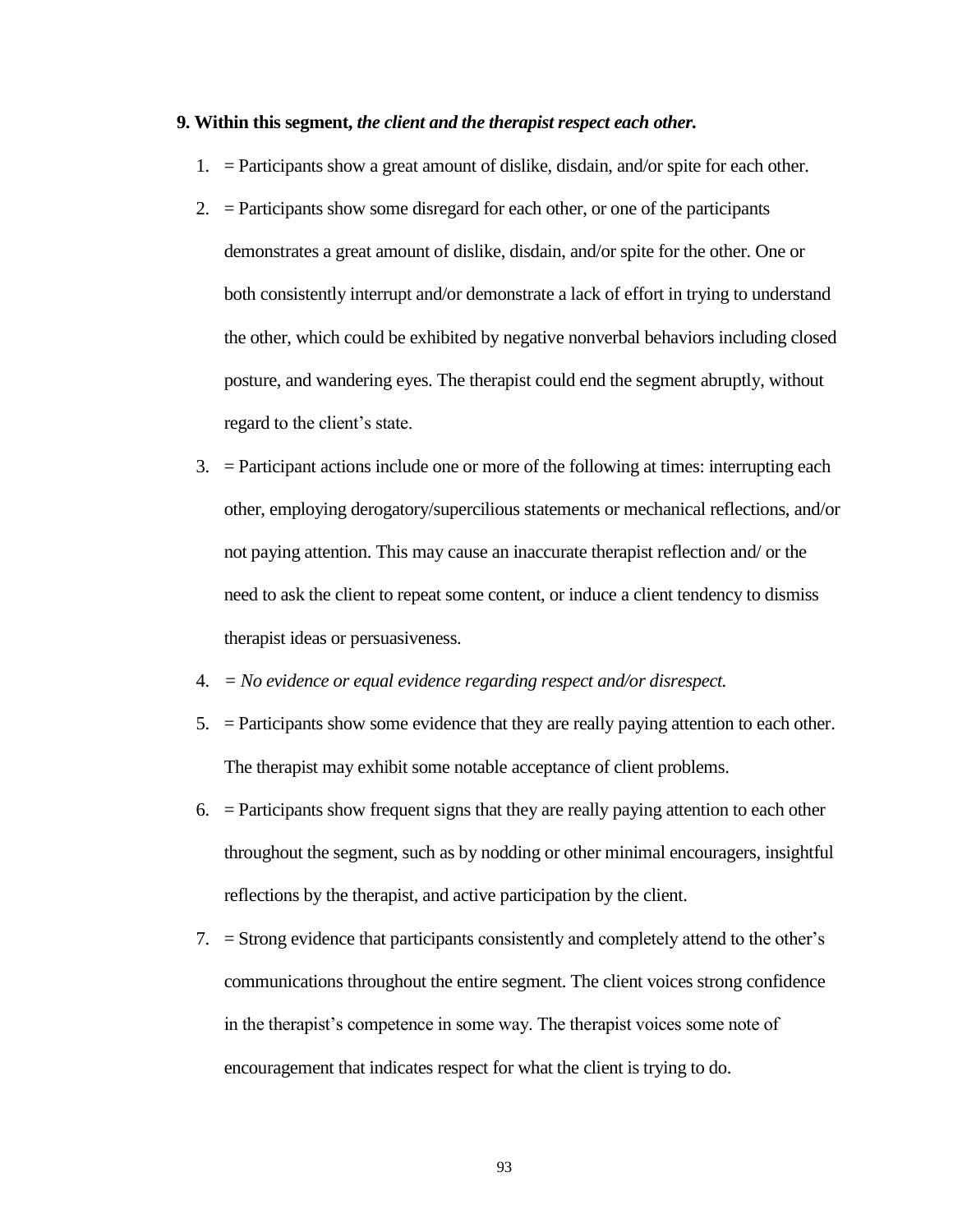**9. Within this segment, *the client and the therapist respect each other.***

1. = Participants show a great amount of dislike, disdain, and/or spite for each other.
2. = Participants show some disregard for each other, or one of the participants demonstrates a great amount of dislike, disdain, and/or spite for the other. One or both consistently interrupt and/or demonstrate a lack of effort in trying to understand the other, which could be exhibited by negative nonverbal behaviors including closed posture, and wandering eyes. The therapist could end the segment abruptly, without regard to the client's state.
3. = Participant actions include one or more of the following at times: interrupting each other, employing derogatory/supercilious statements or mechanical reflections, and/or not paying attention. This may cause an inaccurate therapist reflection and/ or the need to ask the client to repeat some content, or induce a client tendency to dismiss therapist ideas or persuasiveness.
4. *= No evidence or equal evidence regarding respect and/or disrespect.*
5. = Participants show some evidence that they are really paying attention to each other. The therapist may exhibit some notable acceptance of client problems.
6. = Participants show frequent signs that they are really paying attention to each other throughout the segment, such as by nodding or other minimal encouragers, insightful reflections by the therapist, and active participation by the client.
7. = Strong evidence that participants consistently and completely attend to the other's communications throughout the entire segment. The client voices strong confidence in the therapist's competence in some way. The therapist voices some note of encouragement that indicates respect for what the client is trying to do.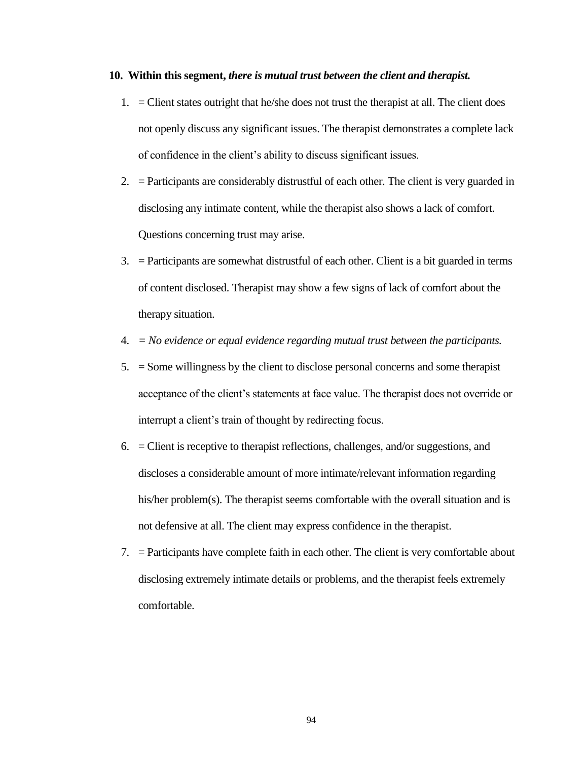**10. Within this segment,** ***there is mutual trust between the client and therapist.***

1. = Client states outright that he/she does not trust the therapist at all. The client does not openly discuss any significant issues. The therapist demonstrates a complete lack of confidence in the client's ability to discuss significant issues.
2. = Participants are considerably distrustful of each other. The client is very guarded in disclosing any intimate content, while the therapist also shows a lack of comfort. Questions concerning trust may arise.
3. = Participants are somewhat distrustful of each other. Client is a bit guarded in terms of content disclosed. Therapist may show a few signs of lack of comfort about the therapy situation.
4. *= No evidence or equal evidence regarding mutual trust between the participants.*
5. = Some willingness by the client to disclose personal concerns and some therapist acceptance of the client's statements at face value. The therapist does not override or interrupt a client's train of thought by redirecting focus.
6. = Client is receptive to therapist reflections, challenges, and/or suggestions, and discloses a considerable amount of more intimate/relevant information regarding his/her problem(s). The therapist seems comfortable with the overall situation and is not defensive at all. The client may express confidence in the therapist.
7. = Participants have complete faith in each other. The client is very comfortable about disclosing extremely intimate details or problems, and the therapist feels extremely comfortable.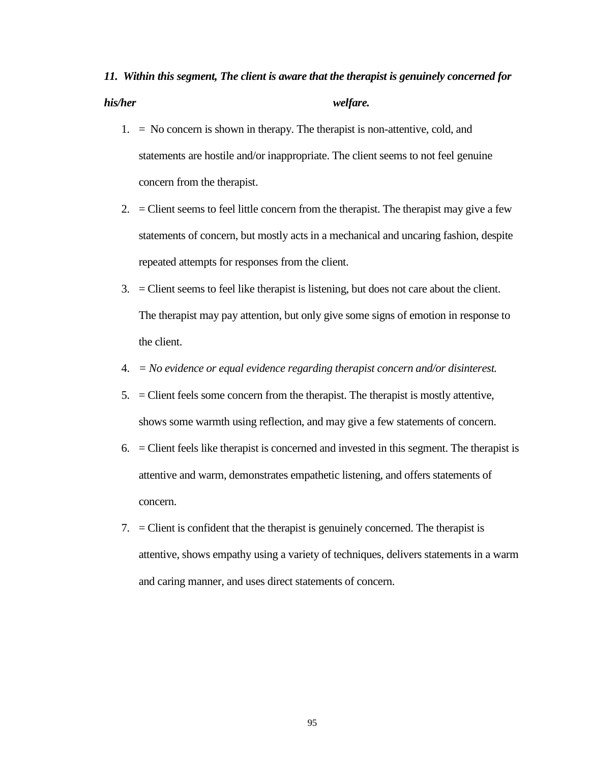***11. Within this segment, The client is aware that the therapist is genuinely concerned for his/her welfare.***

1. = No concern is shown in therapy. The therapist is non-attentive, cold, and statements are hostile and/or inappropriate. The client seems to not feel genuine concern from the therapist.
2. = Client seems to feel little concern from the therapist. The therapist may give a few statements of concern, but mostly acts in a mechanical and uncaring fashion, despite repeated attempts for responses from the client.
3. = Client seems to feel like therapist is listening, but does not care about the client. The therapist may pay attention, but only give some signs of emotion in response to the client.
4. *= No evidence or equal evidence regarding therapist concern and/or disinterest.*
5. = Client feels some concern from the therapist. The therapist is mostly attentive, shows some warmth using reflection, and may give a few statements of concern.
6. = Client feels like therapist is concerned and invested in this segment. The therapist is attentive and warm, demonstrates empathetic listening, and offers statements of concern.
7. = Client is confident that the therapist is genuinely concerned. The therapist is attentive, shows empathy using a variety of techniques, delivers statements in a warm and caring manner, and uses direct statements of concern.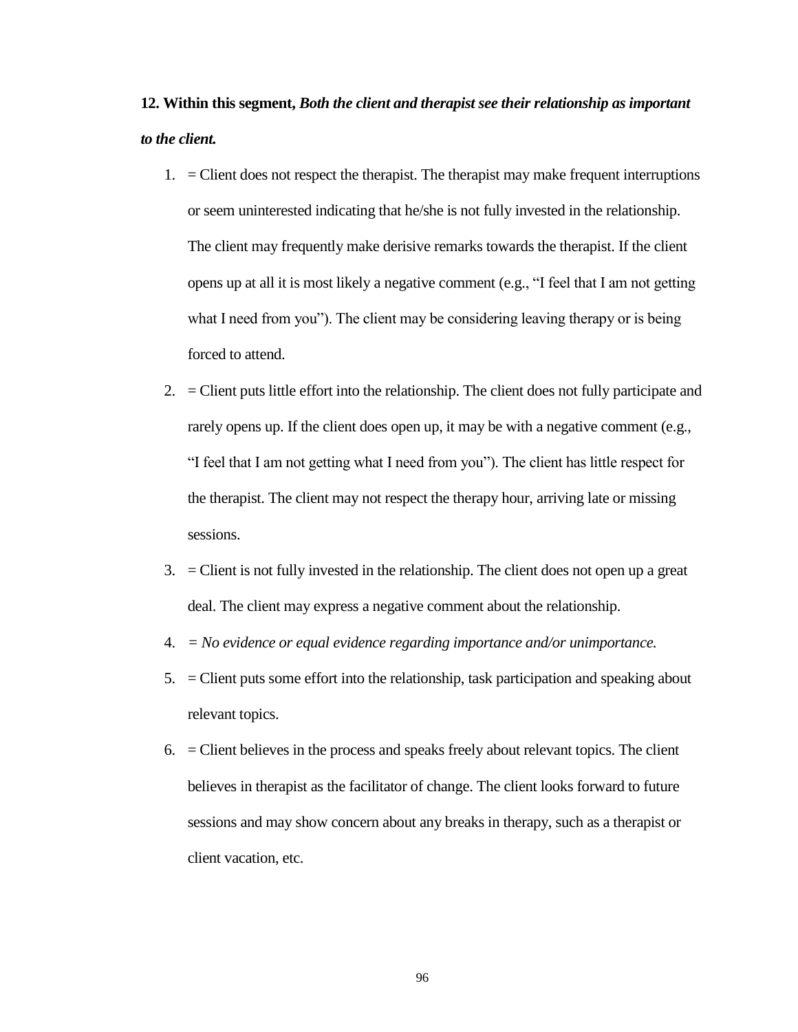**12. Within this segment, *Both the client and therapist see their relationship as important to the client.***

1. = Client does not respect the therapist. The therapist may make frequent interruptions or seem uninterested indicating that he/she is not fully invested in the relationship. The client may frequently make derisive remarks towards the therapist. If the client opens up at all it is most likely a negative comment (e.g., “I feel that I am not getting what I need from you”). The client may be considering leaving therapy or is being forced to attend.
2. = Client puts little effort into the relationship. The client does not fully participate and rarely opens up. If the client does open up, it may be with a negative comment (e.g., “I feel that I am not getting what I need from you”). The client has little respect for the therapist. The client may not respect the therapy hour, arriving late or missing sessions.
3. = Client is not fully invested in the relationship. The client does not open up a great deal. The client may express a negative comment about the relationship.
4. *= No evidence or equal evidence regarding importance and/or unimportance.*
5. = Client puts some effort into the relationship, task participation and speaking about relevant topics.
6. = Client believes in the process and speaks freely about relevant topics. The client believes in therapist as the facilitator of change. The client looks forward to future sessions and may show concern about any breaks in therapy, such as a therapist or client vacation, etc.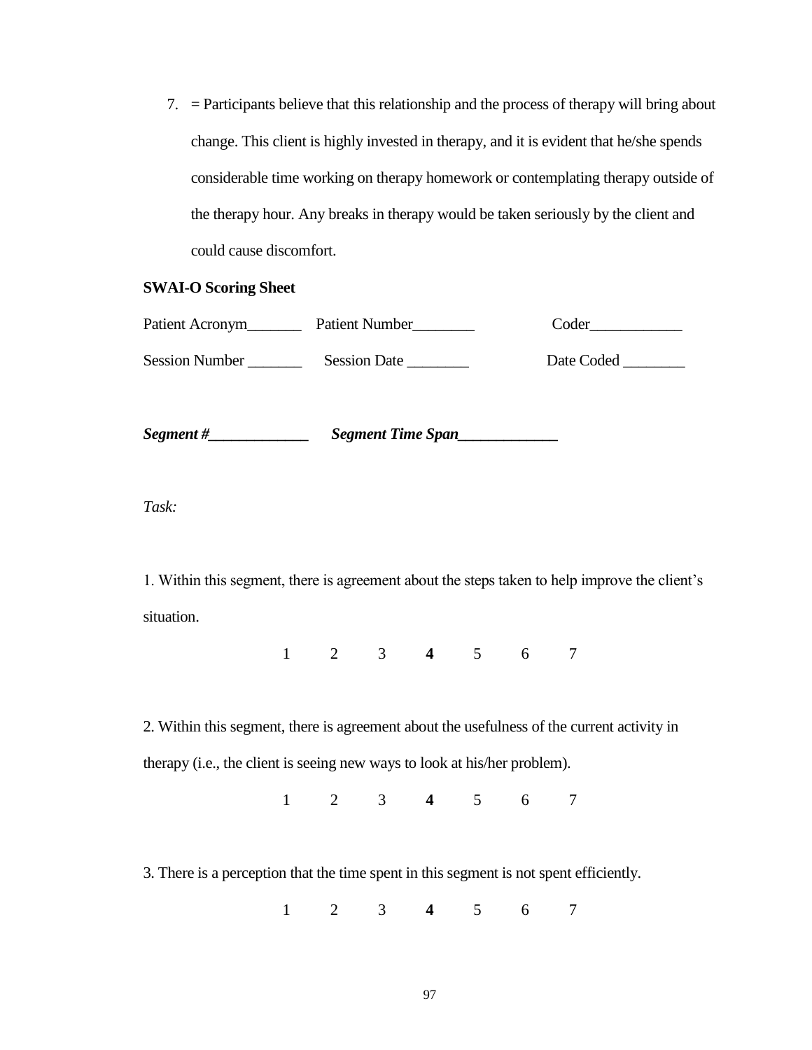7. = Participants believe that this relationship and the process of therapy will bring about change. This client is highly invested in therapy, and it is evident that he/she spends considerable time working on therapy homework or contemplating therapy outside of the therapy hour. Any breaks in therapy would be taken seriously by the client and could cause discomfort.

**SWAI-O Scoring Sheet**

Patient Acronym_______ Patient Number________ Coder____________

Session Number _______ Session Date ________ Date Coded ________

***Segment #_____________*** ***Segment Time Span_____________***

*Task:*

1. Within this segment, there is agreement about the steps taken to help improve the client's situation.

1 2 3 **4** 5 6 7

2. Within this segment, there is agreement about the usefulness of the current activity in therapy (i.e., the client is seeing new ways to look at his/her problem).

1 2 3 **4** 5 6 7

3. There is a perception that the time spent in this segment is not spent efficiently.

1 2 3 **4** 5 6 7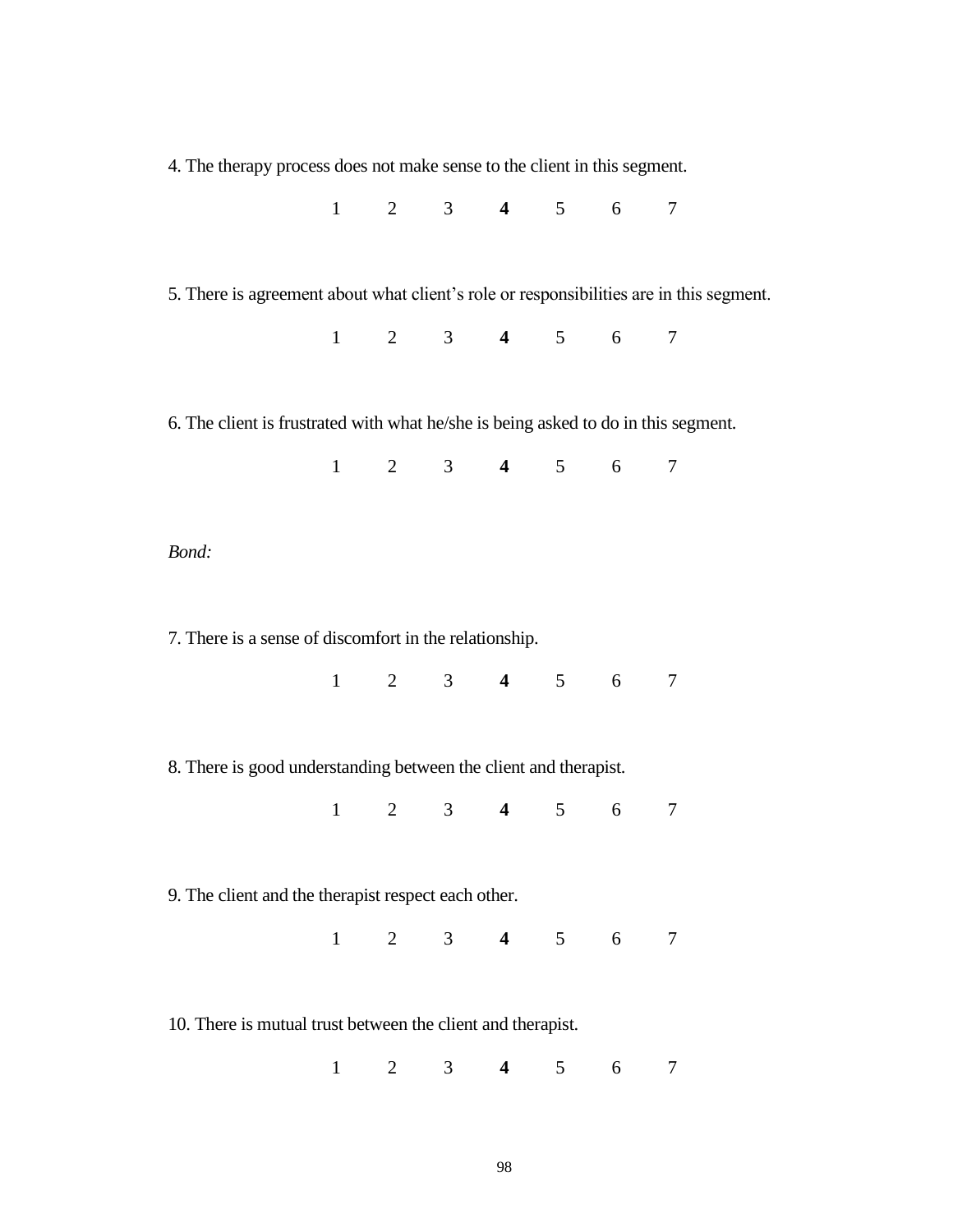4. The therapy process does not make sense to the client in this segment.

1 2 3 **4** 5 6 7

5. There is agreement about what client's role or responsibilities are in this segment.

1 2 3 **4** 5 6 7

6. The client is frustrated with what he/she is being asked to do in this segment.

1 2 3 **4** 5 6 7

*Bond:*

7. There is a sense of discomfort in the relationship.

1 2 3 **4** 5 6 7

8. There is good understanding between the client and therapist.

1 2 3 **4** 5 6 7

9. The client and the therapist respect each other.

1 2 3 **4** 5 6 7

10. There is mutual trust between the client and therapist.

1 2 3 **4** 5 6 7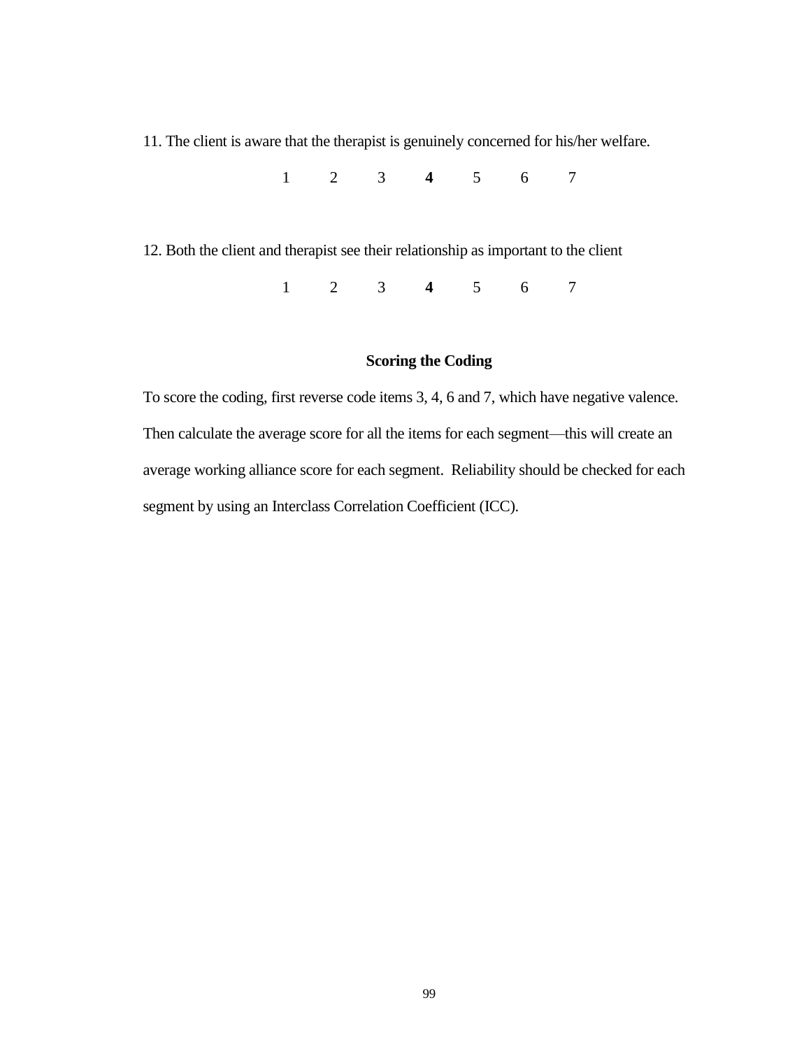11. The client is aware that the therapist is genuinely concerned for his/her welfare.

1 2 3 **4** 5 6 7

12. Both the client and therapist see their relationship as important to the client

1 2 3 **4** 5 6 7

**Scoring the Coding**

To score the coding, first reverse code items 3, 4, 6 and 7, which have negative valence. Then calculate the average score for all the items for each segment—this will create an average working alliance score for each segment. Reliability should be checked for each segment by using an Interclass Correlation Coefficient (ICC).